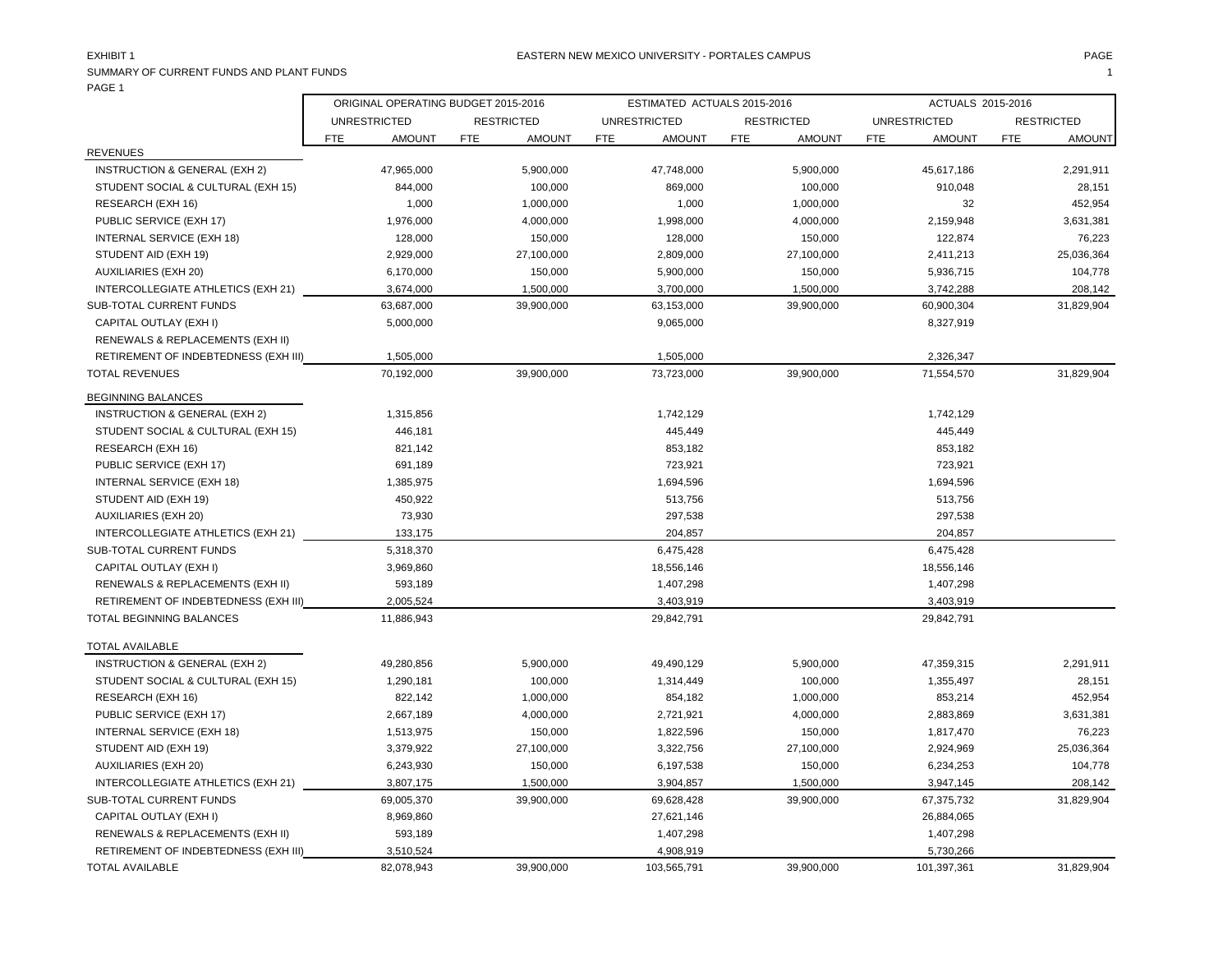EXHIBIT 1

SUMMARY OF CURRENT FUNDS AND PLANT FUNDS

PAGE 1

# EASTERN NEW MEXICO UNIVERSITY - PORTALES CAMPUS

| | ORIGINAL OPERATING BUDGET 2015-2016 | | | | ESTIMATED ACTUALS 2015-2016 | | | | ACTUALS 2015-2016 | | | |
|---|---|---|---|---|---|---|---|---|---|---|---|---|
| | UNRESTRICTED | | RESTRICTED | | UNRESTRICTED | | RESTRICTED | | UNRESTRICTED | | RESTRICTED | |
| | FTE | AMOUNT | FTE | AMOUNT | FTE | AMOUNT | FTE | AMOUNT | FTE | AMOUNT | FTE | AMOUNT |
| REVENUES | | | | | | | | | | | | |
| INSTRUCTION & GENERAL (EXH 2) | | 47,965,000 | | 5,900,000 | | 47,748,000 | | 5,900,000 | | 45,617,186 | | 2,291,911 |
| STUDENT SOCIAL & CULTURAL (EXH 15) | | 844,000 | | 100,000 | | 869,000 | | 100,000 | | 910,048 | | 28,151 |
| RESEARCH (EXH 16) | | 1,000 | | 1,000,000 | | 1,000 | | 1,000,000 | | 32 | | 452,954 |
| PUBLIC SERVICE (EXH 17) | | 1,976,000 | | 4,000,000 | | 1,998,000 | | 4,000,000 | | 2,159,948 | | 3,631,381 |
| INTERNAL SERVICE (EXH 18) | | 128,000 | | 150,000 | | 128,000 | | 150,000 | | 122,874 | | 76,223 |
| STUDENT AID (EXH 19) | | 2,929,000 | | 27,100,000 | | 2,809,000 | | 27,100,000 | | 2,411,213 | | 25,036,364 |
| AUXILIARIES (EXH 20) | | 6,170,000 | | 150,000 | | 5,900,000 | | 150,000 | | 5,936,715 | | 104,778 |
| INTERCOLLEGIATE ATHLETICS (EXH 21) | | 3,674,000 | | 1,500,000 | | 3,700,000 | | 1,500,000 | | 3,742,288 | | 208,142 |
| SUB-TOTAL CURRENT FUNDS | | 63,687,000 | | 39,900,000 | | 63,153,000 | | 39,900,000 | | 60,900,304 | | 31,829,904 |
| CAPITAL OUTLAY (EXH I) | | 5,000,000 | | | | 9,065,000 | | | | 8,327,919 | | |
| RENEWALS & REPLACEMENTS (EXH II) | | | | | | | | | | | | |
| RETIREMENT OF INDEBTEDNESS (EXH III) | | 1,505,000 | | | | 1,505,000 | | | | 2,326,347 | | |
| TOTAL REVENUES | | 70,192,000 | | 39,900,000 | | 73,723,000 | | 39,900,000 | | 71,554,570 | | 31,829,904 |
| BEGINNING BALANCES | | | | | | | | | | | | |
| INSTRUCTION & GENERAL (EXH 2) | | 1,315,856 | | | | 1,742,129 | | | | 1,742,129 | | |
| STUDENT SOCIAL & CULTURAL (EXH 15) | | 446,181 | | | | 445,449 | | | | 445,449 | | |
| RESEARCH (EXH 16) | | 821,142 | | | | 853,182 | | | | 853,182 | | |
| PUBLIC SERVICE (EXH 17) | | 691,189 | | | | 723,921 | | | | 723,921 | | |
| INTERNAL SERVICE (EXH 18) | | 1,385,975 | | | | 1,694,596 | | | | 1,694,596 | | |
| STUDENT AID (EXH 19) | | 450,922 | | | | 513,756 | | | | 513,756 | | |
| AUXILIARIES (EXH 20) | | 73,930 | | | | 297,538 | | | | 297,538 | | |
| INTERCOLLEGIATE ATHLETICS (EXH 21) | | 133,175 | | | | 204,857 | | | | 204,857 | | |
| SUB-TOTAL CURRENT FUNDS | | 5,318,370 | | | | 6,475,428 | | | | 6,475,428 | | |
| CAPITAL OUTLAY (EXH I) | | 3,969,860 | | | | 18,556,146 | | | | 18,556,146 | | |
| RENEWALS & REPLACEMENTS (EXH II) | | 593,189 | | | | 1,407,298 | | | | 1,407,298 | | |
| RETIREMENT OF INDEBTEDNESS (EXH III) | | 2,005,524 | | | | 3,403,919 | | | | 3,403,919 | | |
| TOTAL BEGINNING BALANCES | | 11,886,943 | | | | 29,842,791 | | | | 29,842,791 | | |
| TOTAL AVAILABLE | | | | | | | | | | | | |
| INSTRUCTION & GENERAL (EXH 2) | | 49,280,856 | | 5,900,000 | | 49,490,129 | | 5,900,000 | | 47,359,315 | | 2,291,911 |
| STUDENT SOCIAL & CULTURAL (EXH 15) | | 1,290,181 | | 100,000 | | 1,314,449 | | 100,000 | | 1,355,497 | | 28,151 |
| RESEARCH (EXH 16) | | 822,142 | | 1,000,000 | | 854,182 | | 1,000,000 | | 853,214 | | 452,954 |
| PUBLIC SERVICE (EXH 17) | | 2,667,189 | | 4,000,000 | | 2,721,921 | | 4,000,000 | | 2,883,869 | | 3,631,381 |
| INTERNAL SERVICE (EXH 18) | | 1,513,975 | | 150,000 | | 1,822,596 | | 150,000 | | 1,817,470 | | 76,223 |
| STUDENT AID (EXH 19) | | 3,379,922 | | 27,100,000 | | 3,322,756 | | 27,100,000 | | 2,924,969 | | 25,036,364 |
| AUXILIARIES (EXH 20) | | 6,243,930 | | 150,000 | | 6,197,538 | | 150,000 | | 6,234,253 | | 104,778 |
| INTERCOLLEGIATE ATHLETICS (EXH 21) | | 3,807,175 | | 1,500,000 | | 3,904,857 | | 1,500,000 | | 3,947,145 | | 208,142 |
| SUB-TOTAL CURRENT FUNDS | | 69,005,370 | | 39,900,000 | | 69,628,428 | | 39,900,000 | | 67,375,732 | | 31,829,904 |
| CAPITAL OUTLAY (EXH I) | | 8,969,860 | | | | 27,621,146 | | | | 26,884,065 | | |
| RENEWALS & REPLACEMENTS (EXH II) | | 593,189 | | | | 1,407,298 | | | | 1,407,298 | | |
| RETIREMENT OF INDEBTEDNESS (EXH III) | | 3,510,524 | | | | 4,908,919 | | | | 5,730,266 | | |
| TOTAL AVAILABLE | | 82,078,943 | | 39,900,000 | | 103,565,791 | | 39,900,000 | | 101,397,361 | | 31,829,904 |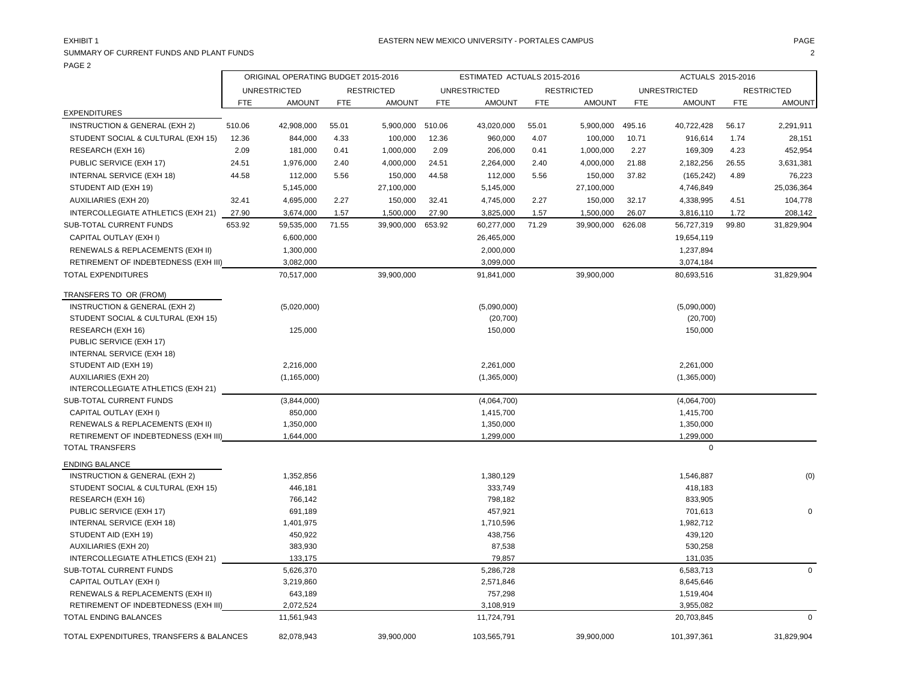EXHIBIT 1

EASTERN NEW MEXICO UNIVERSITY - PORTALES CAMPUS

SUMMARY OF CURRENT FUNDS AND PLANT FUNDS

PAGE 2

| | ORIGINAL OPERATING BUDGET 2015-2016 | | | | ESTIMATED ACTUALS 2015-2016 | | | | ACTUALS 2015-2016 | | | |
|---|---|---|---|---|---|---|---|---|---|---|---|---|
| | UNRESTRICTED | | RESTRICTED | | UNRESTRICTED | | RESTRICTED | | UNRESTRICTED | | RESTRICTED | |
| | FTE | AMOUNT | FTE | AMOUNT | FTE | AMOUNT | FTE | AMOUNT | FTE | AMOUNT | FTE | AMOUNT |
| EXPENDITURES | | | | | | | | | | | | |
| INSTRUCTION & GENERAL (EXH 2) | 510.06 | 42,908,000 | 55.01 | 5,900,000 | 510.06 | 43,020,000 | 55.01 | 5,900,000 | 495.16 | 40,722,428 | 56.17 | 2,291,911 |
| STUDENT SOCIAL & CULTURAL (EXH 15) | 12.36 | 844,000 | 4.33 | 100,000 | 12.36 | 960,000 | 4.07 | 100,000 | 10.71 | 916,614 | 1.74 | 28,151 |
| RESEARCH (EXH 16) | 2.09 | 181,000 | 0.41 | 1,000,000 | 2.09 | 206,000 | 0.41 | 1,000,000 | 2.27 | 169,309 | 4.23 | 452,954 |
| PUBLIC SERVICE (EXH 17) | 24.51 | 1,976,000 | 2.40 | 4,000,000 | 24.51 | 2,264,000 | 2.40 | 4,000,000 | 21.88 | 2,182,256 | 26.55 | 3,631,381 |
| INTERNAL SERVICE (EXH 18) | 44.58 | 112,000 | 5.56 | 150,000 | 44.58 | 112,000 | 5.56 | 150,000 | 37.82 | (165,242) | 4.89 | 76,223 |
| STUDENT AID (EXH 19) | | 5,145,000 | | 27,100,000 | | 5,145,000 | | 27,100,000 | | 4,746,849 | | 25,036,364 |
| AUXILIARIES (EXH 20) | 32.41 | 4,695,000 | 2.27 | 150,000 | 32.41 | 4,745,000 | 2.27 | 150,000 | 32.17 | 4,338,995 | 4.51 | 104,778 |
| INTERCOLLEGIATE ATHLETICS (EXH 21) | 27.90 | 3,674,000 | 1.57 | 1,500,000 | 27.90 | 3,825,000 | 1.57 | 1,500,000 | 26.07 | 3,816,110 | 1.72 | 208,142 |
| SUB-TOTAL CURRENT FUNDS | 653.92 | 59,535,000 | 71.55 | 39,900,000 | 653.92 | 60,277,000 | 71.29 | 39,900,000 | 626.08 | 56,727,319 | 99.80 | 31,829,904 |
| CAPITAL OUTLAY (EXH I) | | 6,600,000 | | | | 26,465,000 | | | | 19,654,119 | | |
| RENEWALS & REPLACEMENTS (EXH II) | | 1,300,000 | | | | 2,000,000 | | | | 1,237,894 | | |
| RETIREMENT OF INDEBTEDNESS (EXH III) | | 3,082,000 | | | | 3,099,000 | | | | 3,074,184 | | |
| TOTAL EXPENDITURES | | 70,517,000 | | 39,900,000 | | 91,841,000 | | 39,900,000 | | 80,693,516 | | 31,829,904 |
| TRANSFERS TO OR (FROM) | | | | | | | | | | | | |
| INSTRUCTION & GENERAL (EXH 2) | | (5,020,000) | | | | (5,090,000) | | | | (5,090,000) | | |
| STUDENT SOCIAL & CULTURAL (EXH 15) | | | | | | (20,700) | | | | (20,700) | | |
| RESEARCH (EXH 16) | | 125,000 | | | | 150,000 | | | | 150,000 | | |
| PUBLIC SERVICE (EXH 17) | | | | | | | | | | | | |
| INTERNAL SERVICE (EXH 18) | | | | | | | | | | | | |
| STUDENT AID (EXH 19) | | 2,216,000 | | | | 2,261,000 | | | | 2,261,000 | | |
| AUXILIARIES (EXH 20) | | (1,165,000) | | | | (1,365,000) | | | | (1,365,000) | | |
| INTERCOLLEGIATE ATHLETICS (EXH 21) | | | | | | | | | | | | |
| SUB-TOTAL CURRENT FUNDS | | (3,844,000) | | | | (4,064,700) | | | | (4,064,700) | | |
| CAPITAL OUTLAY (EXH I) | | 850,000 | | | | 1,415,700 | | | | 1,415,700 | | |
| RENEWALS & REPLACEMENTS (EXH II) | | 1,350,000 | | | | 1,350,000 | | | | 1,350,000 | | |
| RETIREMENT OF INDEBTEDNESS (EXH III) | | 1,644,000 | | | | 1,299,000 | | | | 1,299,000 | | |
| TOTAL TRANSFERS | | | | | | | | | | 0 | | |
| ENDING BALANCE | | | | | | | | | | | | |
| INSTRUCTION & GENERAL (EXH 2) | | 1,352,856 | | | | 1,380,129 | | | | 1,546,887 | | (0) |
| STUDENT SOCIAL & CULTURAL (EXH 15) | | 446,181 | | | | 333,749 | | | | 418,183 | | |
| RESEARCH (EXH 16) | | 766,142 | | | | 798,182 | | | | 833,905 | | |
| PUBLIC SERVICE (EXH 17) | | 691,189 | | | | 457,921 | | | | 701,613 | | 0 |
| INTERNAL SERVICE (EXH 18) | | 1,401,975 | | | | 1,710,596 | | | | 1,982,712 | | |
| STUDENT AID (EXH 19) | | 450,922 | | | | 438,756 | | | | 439,120 | | |
| AUXILIARIES (EXH 20) | | 383,930 | | | | 87,538 | | | | 530,258 | | |
| INTERCOLLEGIATE ATHLETICS (EXH 21) | | 133,175 | | | | 79,857 | | | | 131,035 | | |
| SUB-TOTAL CURRENT FUNDS | | 5,626,370 | | | | 5,286,728 | | | | 6,583,713 | | 0 |
| CAPITAL OUTLAY (EXH I) | | 3,219,860 | | | | 2,571,846 | | | | 8,645,646 | | |
| RENEWALS & REPLACEMENTS (EXH II) | | 643,189 | | | | 757,298 | | | | 1,519,404 | | |
| RETIREMENT OF INDEBTEDNESS (EXH III) | | 2,072,524 | | | | 3,108,919 | | | | 3,955,082 | | |
| TOTAL ENDING BALANCES | | 11,561,943 | | | | 11,724,791 | | | | 20,703,845 | | 0 |
| TOTAL EXPENDITURES, TRANSFERS & BALANCES | | 82,078,943 | | 39,900,000 | | 103,565,791 | | 39,900,000 | | 101,397,361 | | 31,829,904 |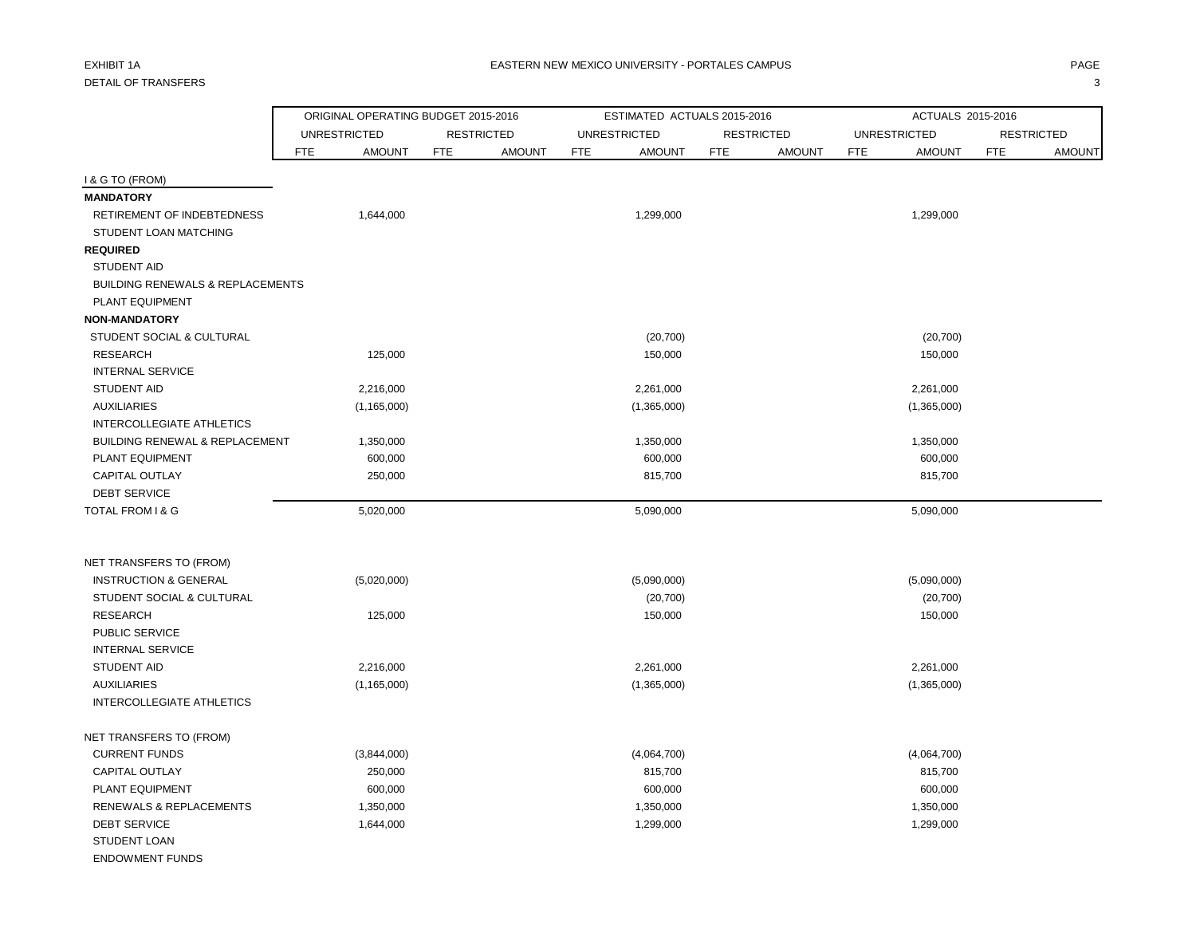EXHIBIT 1A

DETAIL OF TRANSFERS

EASTERN NEW MEXICO UNIVERSITY - PORTALES CAMPUS

| | ORIGINAL OPERATING BUDGET 2015-2016 | | | | ESTIMATED ACTUALS 2015-2016 | | | | ACTUALS 2015-2016 | | | |
|---|---|---|---|---|---|---|---|---|---|---|---|---|
| | UNRESTRICTED | | RESTRICTED | | UNRESTRICTED | | RESTRICTED | | UNRESTRICTED | | RESTRICTED | |
| | FTE | AMOUNT | FTE | AMOUNT | FTE | AMOUNT | FTE | AMOUNT | FTE | AMOUNT | FTE | AMOUNT |
| I & G TO (FROM) | | | | | | | | | | | | |
| **MANDATORY** | | | | | | | | | | | | |
| RETIREMENT OF INDEBTEDNESS | | 1,644,000 | | | | 1,299,000 | | | | 1,299,000 | | |
| STUDENT LOAN MATCHING | | | | | | | | | | | | |
| **REQUIRED** | | | | | | | | | | | | |
| STUDENT AID | | | | | | | | | | | | |
| BUILDING RENEWALS & REPLACEMENTS | | | | | | | | | | | | |
| PLANT EQUIPMENT | | | | | | | | | | | | |
| **NON-MANDATORY** | | | | | | | | | | | | |
| STUDENT SOCIAL & CULTURAL | | | | | | (20,700) | | | | (20,700) | | |
| RESEARCH | | 125,000 | | | | 150,000 | | | | 150,000 | | |
| INTERNAL SERVICE | | | | | | | | | | | | |
| STUDENT AID | | 2,216,000 | | | | 2,261,000 | | | | 2,261,000 | | |
| AUXILIARIES | | (1,165,000) | | | | (1,365,000) | | | | (1,365,000) | | |
| INTERCOLLEGIATE ATHLETICS | | | | | | | | | | | | |
| BUILDING RENEWAL & REPLACEMENT | | 1,350,000 | | | | 1,350,000 | | | | 1,350,000 | | |
| PLANT EQUIPMENT | | 600,000 | | | | 600,000 | | | | 600,000 | | |
| CAPITAL OUTLAY | | 250,000 | | | | 815,700 | | | | 815,700 | | |
| DEBT SERVICE | | | | | | | | | | | | |
| TOTAL FROM I & G | | 5,020,000 | | | | 5,090,000 | | | | 5,090,000 | | |
| | | | | | | | | | | | | |
| NET TRANSFERS TO (FROM) | | | | | | | | | | | | |
| INSTRUCTION & GENERAL | | (5,020,000) | | | | (5,090,000) | | | | (5,090,000) | | |
| STUDENT SOCIAL & CULTURAL | | | | | | (20,700) | | | | (20,700) | | |
| RESEARCH | | 125,000 | | | | 150,000 | | | | 150,000 | | |
| PUBLIC SERVICE | | | | | | | | | | | | |
| INTERNAL SERVICE | | | | | | | | | | | | |
| STUDENT AID | | 2,216,000 | | | | 2,261,000 | | | | 2,261,000 | | |
| AUXILIARIES | | (1,165,000) | | | | (1,365,000) | | | | (1,365,000) | | |
| INTERCOLLEGIATE ATHLETICS | | | | | | | | | | | | |
| | | | | | | | | | | | | |
| NET TRANSFERS TO (FROM) | | | | | | | | | | | | |
| CURRENT FUNDS | | (3,844,000) | | | | (4,064,700) | | | | (4,064,700) | | |
| CAPITAL OUTLAY | | 250,000 | | | | 815,700 | | | | 815,700 | | |
| PLANT EQUIPMENT | | 600,000 | | | | 600,000 | | | | 600,000 | | |
| RENEWALS & REPLACEMENTS | | 1,350,000 | | | | 1,350,000 | | | | 1,350,000 | | |
| DEBT SERVICE | | 1,644,000 | | | | 1,299,000 | | | | 1,299,000 | | |
| STUDENT LOAN | | | | | | | | | | | | |
| ENDOWMENT FUNDS | | | | | | | | | | | | |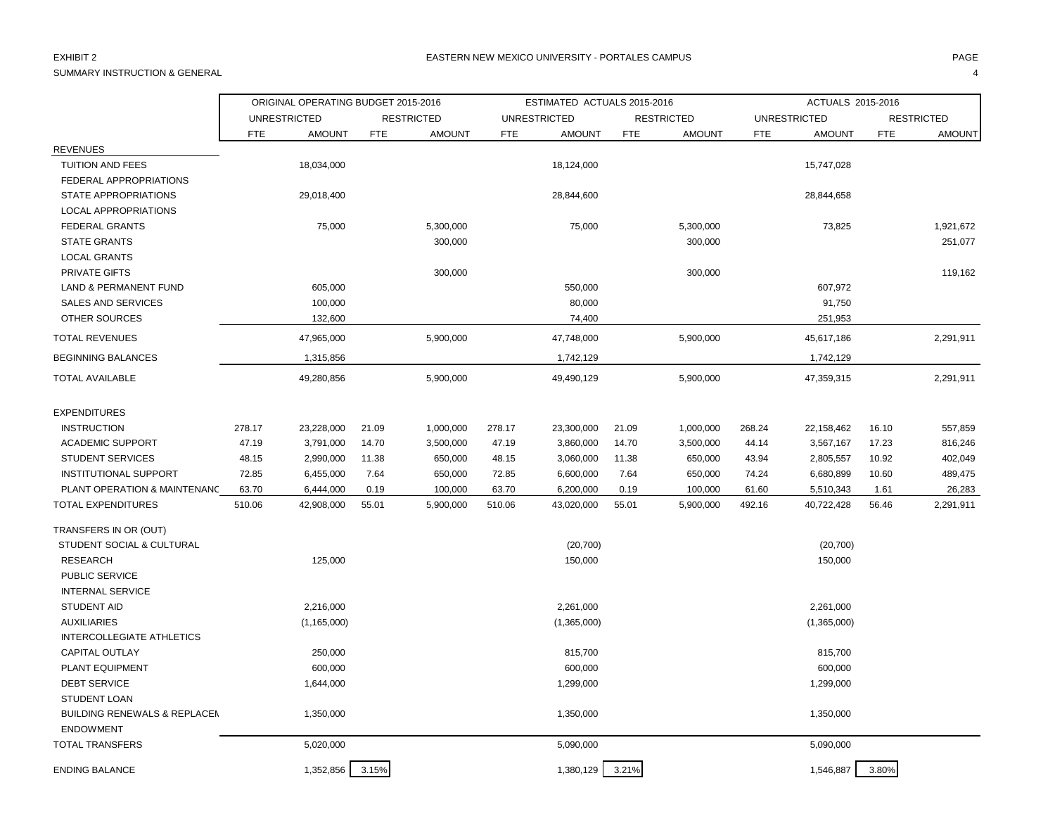EXHIBIT 2

EASTERN NEW MEXICO UNIVERSITY - PORTALES CAMPUS

SUMMARY INSTRUCTION & GENERAL

| | ORIGINAL OPERATING BUDGET 2015-2016 | | | | ESTIMATED ACTUALS 2015-2016 | | | | ACTUALS 2015-2016 | | | |
|---|---|---|---|---|---|---|---|---|---|---|---|---|
| | UNRESTRICTED | | RESTRICTED | | UNRESTRICTED | | RESTRICTED | | UNRESTRICTED | | RESTRICTED | |
| | FTE | AMOUNT | FTE | AMOUNT | FTE | AMOUNT | FTE | AMOUNT | FTE | AMOUNT | FTE | AMOUNT |
| REVENUES | | | | | | | | | | | | |
| TUITION AND FEES | | 18,034,000 | | | | 18,124,000 | | | | 15,747,028 | | |
| FEDERAL APPROPRIATIONS | | | | | | | | | | | | |
| STATE APPROPRIATIONS | | 29,018,400 | | | | 28,844,600 | | | | 28,844,658 | | |
| LOCAL APPROPRIATIONS | | | | | | | | | | | | |
| FEDERAL GRANTS | | 75,000 | | 5,300,000 | | 75,000 | | 5,300,000 | | 73,825 | | 1,921,672 |
| STATE GRANTS | | | | 300,000 | | | | 300,000 | | | | 251,077 |
| LOCAL GRANTS | | | | | | | | | | | | |
| PRIVATE GIFTS | | | | 300,000 | | | | 300,000 | | | | 119,162 |
| LAND & PERMANENT FUND | | 605,000 | | | | 550,000 | | | | 607,972 | | |
| SALES AND SERVICES | | 100,000 | | | | 80,000 | | | | 91,750 | | |
| OTHER SOURCES | | 132,600 | | | | 74,400 | | | | 251,953 | | |
| TOTAL REVENUES | | 47,965,000 | | 5,900,000 | | 47,748,000 | | 5,900,000 | | 45,617,186 | | 2,291,911 |
| BEGINNING BALANCES | | 1,315,856 | | | | 1,742,129 | | | | 1,742,129 | | |
| TOTAL AVAILABLE | | 49,280,856 | | 5,900,000 | | 49,490,129 | | 5,900,000 | | 47,359,315 | | 2,291,911 |
| EXPENDITURES | | | | | | | | | | | | |
| INSTRUCTION | 278.17 | 23,228,000 | 21.09 | 1,000,000 | 278.17 | 23,300,000 | 21.09 | 1,000,000 | 268.24 | 22,158,462 | 16.10 | 557,859 |
| ACADEMIC SUPPORT | 47.19 | 3,791,000 | 14.70 | 3,500,000 | 47.19 | 3,860,000 | 14.70 | 3,500,000 | 44.14 | 3,567,167 | 17.23 | 816,246 |
| STUDENT SERVICES | 48.15 | 2,990,000 | 11.38 | 650,000 | 48.15 | 3,060,000 | 11.38 | 650,000 | 43.94 | 2,805,557 | 10.92 | 402,049 |
| INSTITUTIONAL SUPPORT | 72.85 | 6,455,000 | 7.64 | 650,000 | 72.85 | 6,600,000 | 7.64 | 650,000 | 74.24 | 6,680,899 | 10.60 | 489,475 |
| PLANT OPERATION & MAINTENANC | 63.70 | 6,444,000 | 0.19 | 100,000 | 63.70 | 6,200,000 | 0.19 | 100,000 | 61.60 | 5,510,343 | 1.61 | 26,283 |
| TOTAL EXPENDITURES | 510.06 | 42,908,000 | 55.01 | 5,900,000 | 510.06 | 43,020,000 | 55.01 | 5,900,000 | 492.16 | 40,722,428 | 56.46 | 2,291,911 |
| TRANSFERS IN OR (OUT) | | | | | | | | | | | | |
| STUDENT SOCIAL & CULTURAL | | | | | | (20,700) | | | | (20,700) | | |
| RESEARCH | | 125,000 | | | | 150,000 | | | | 150,000 | | |
| PUBLIC SERVICE | | | | | | | | | | | | |
| INTERNAL SERVICE | | | | | | | | | | | | |
| STUDENT AID | | 2,216,000 | | | | 2,261,000 | | | | 2,261,000 | | |
| AUXILIARIES | | (1,165,000) | | | | (1,365,000) | | | | (1,365,000) | | |
| INTERCOLLEGIATE ATHLETICS | | | | | | | | | | | | |
| CAPITAL OUTLAY | | 250,000 | | | | 815,700 | | | | 815,700 | | |
| PLANT EQUIPMENT | | 600,000 | | | | 600,000 | | | | 600,000 | | |
| DEBT SERVICE | | 1,644,000 | | | | 1,299,000 | | | | 1,299,000 | | |
| STUDENT LOAN | | | | | | | | | | | | |
| BUILDING RENEWALS & REPLACEN | | 1,350,000 | | | | 1,350,000 | | | | 1,350,000 | | |
| ENDOWMENT | | | | | | | | | | | | |
| TOTAL TRANSFERS | | 5,020,000 | | | | 5,090,000 | | | | 5,090,000 | | |
| ENDING BALANCE | | 1,352,856 | 3.15% | | | 1,380,129 | 3.21% | | | 1,546,887 | 3.80% | |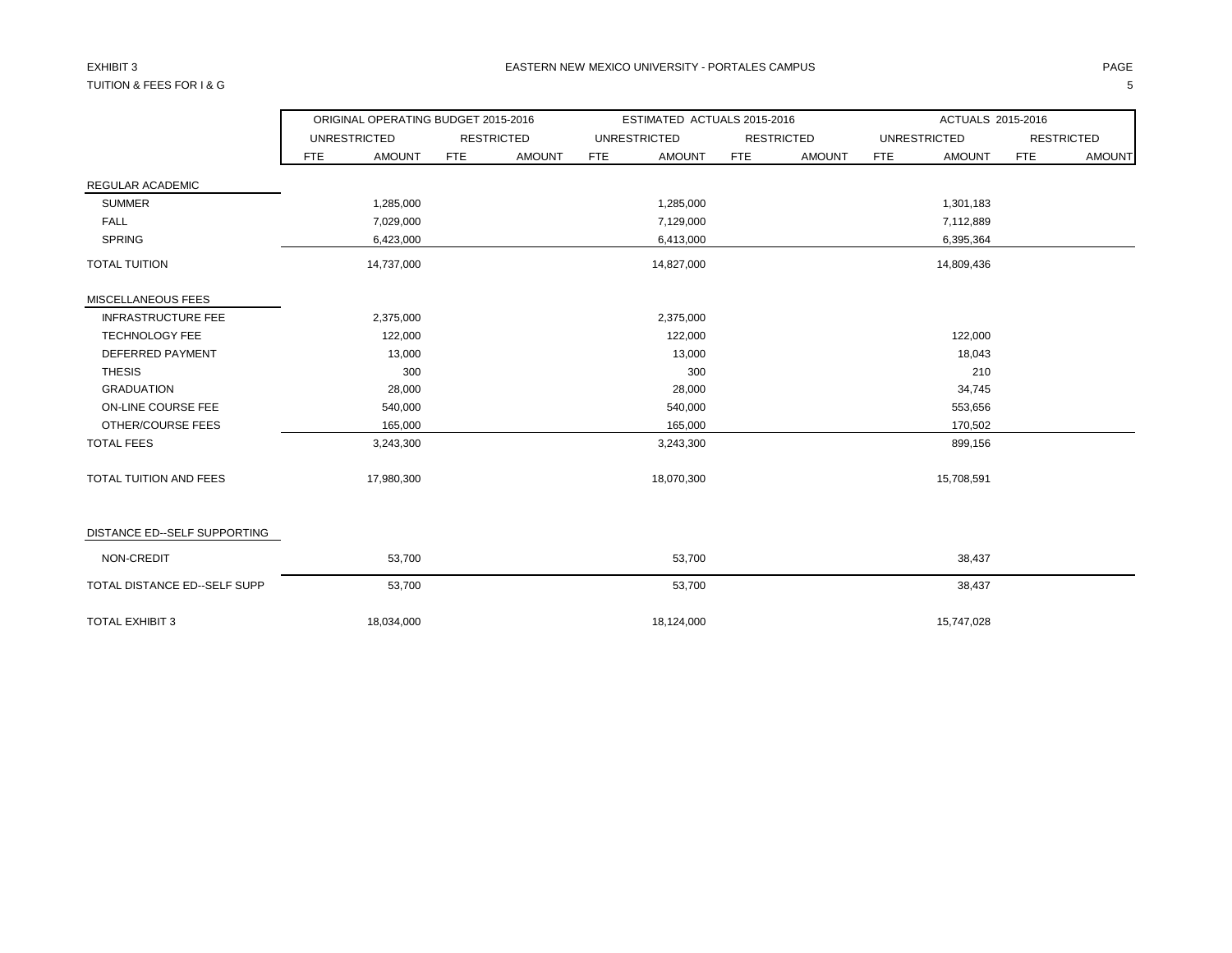EXHIBIT 3

TUITION & FEES FOR I & G

EASTERN NEW MEXICO UNIVERSITY - PORTALES CAMPUS

| | ORIGINAL OPERATING BUDGET 2015-2016 | | | | ESTIMATED ACTUALS 2015-2016 | | | | ACTUALS 2015-2016 | | | |
|---|---|---|---|---|---|---|---|---|---|---|---|---|
| | UNRESTRICTED | | RESTRICTED | | UNRESTRICTED | | RESTRICTED | | UNRESTRICTED | | RESTRICTED | |
| | FTE | AMOUNT | FTE | AMOUNT | FTE | AMOUNT | FTE | AMOUNT | FTE | AMOUNT | FTE | AMOUNT |
| REGULAR ACADEMIC | | | | | | | | | | | | |
| SUMMER | | 1,285,000 | | | | 1,285,000 | | | | 1,301,183 | | |
| FALL | | 7,029,000 | | | | 7,129,000 | | | | 7,112,889 | | |
| SPRING | | 6,423,000 | | | | 6,413,000 | | | | 6,395,364 | | |
| TOTAL TUITION | | 14,737,000 | | | | 14,827,000 | | | | 14,809,436 | | |
| MISCELLANEOUS FEES | | | | | | | | | | | | |
| INFRASTRUCTURE FEE | | 2,375,000 | | | | 2,375,000 | | | | | | |
| TECHNOLOGY FEE | | 122,000 | | | | 122,000 | | | | 122,000 | | |
| DEFERRED PAYMENT | | 13,000 | | | | 13,000 | | | | 18,043 | | |
| THESIS | | 300 | | | | 300 | | | | 210 | | |
| GRADUATION | | 28,000 | | | | 28,000 | | | | 34,745 | | |
| ON-LINE COURSE FEE | | 540,000 | | | | 540,000 | | | | 553,656 | | |
| OTHER/COURSE FEES | | 165,000 | | | | 165,000 | | | | 170,502 | | |
| TOTAL FEES | | 3,243,300 | | | | 3,243,300 | | | | 899,156 | | |
| TOTAL TUITION AND FEES | | 17,980,300 | | | | 18,070,300 | | | | 15,708,591 | | |
| DISTANCE ED--SELF SUPPORTING | | | | | | | | | | | | |
| NON-CREDIT | | 53,700 | | | | 53,700 | | | | 38,437 | | |
| TOTAL DISTANCE ED--SELF SUPP | | 53,700 | | | | 53,700 | | | | 38,437 | | |
| TOTAL EXHIBIT 3 | | 18,034,000 | | | | 18,124,000 | | | | 15,747,028 | | |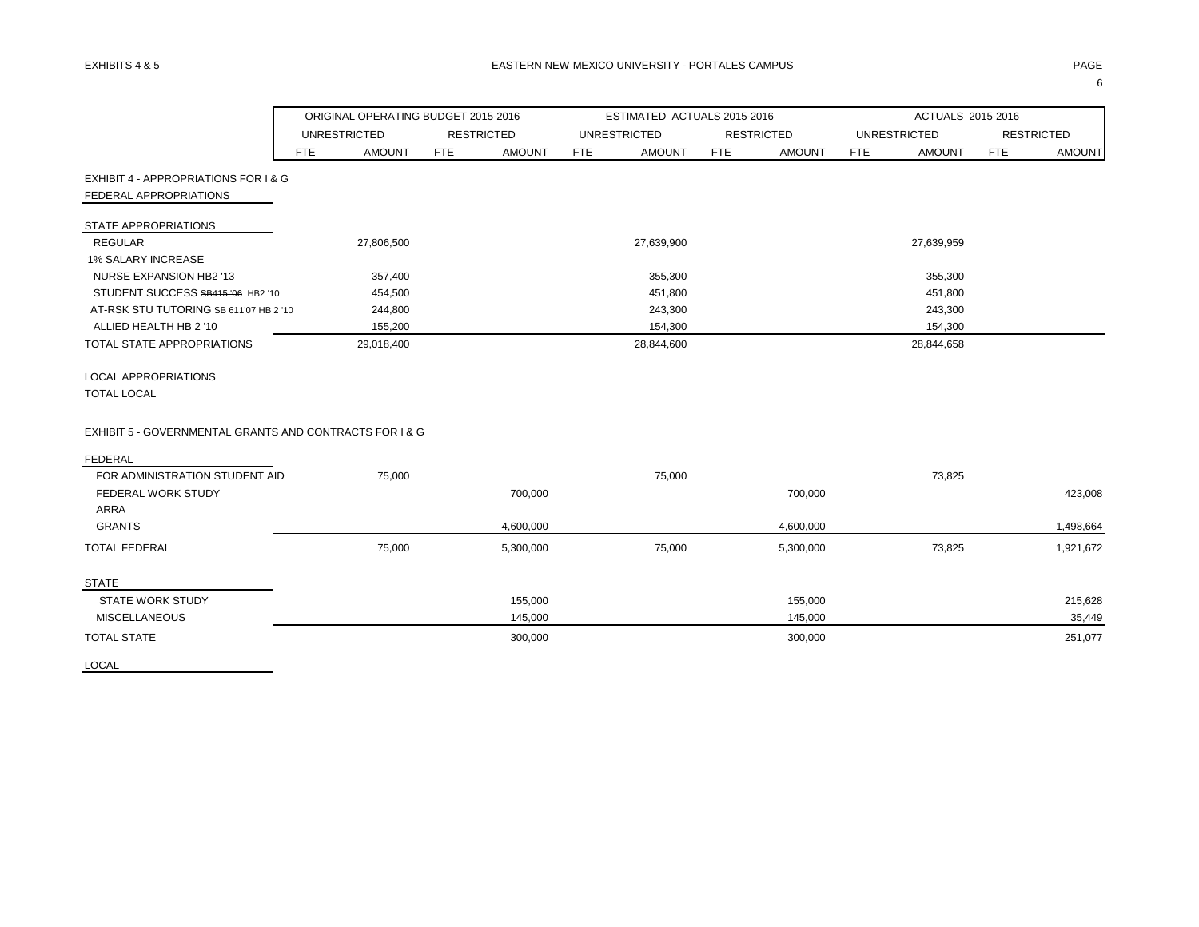EXHIBITS 4 & 5 — EASTERN NEW MEXICO UNIVERSITY - PORTALES CAMPUS

| | ORIGINAL OPERATING BUDGET 2015-2016 | | | | ESTIMATED ACTUALS 2015-2016 | | | | ACTUALS 2015-2016 | | | |
|---|---|---|---|---|---|---|---|---|---|---|---|---|
| | UNRESTRICTED | | RESTRICTED | | UNRESTRICTED | | RESTRICTED | | UNRESTRICTED | | RESTRICTED | |
| | FTE | AMOUNT | FTE | AMOUNT | FTE | AMOUNT | FTE | AMOUNT | FTE | AMOUNT | FTE | AMOUNT |
| EXHIBIT 4 - APPROPRIATIONS FOR I & G | | | | | | | | | | | | |
| FEDERAL APPROPRIATIONS | | | | | | | | | | | | |
| STATE APPROPRIATIONS | | | | | | | | | | | | |
| REGULAR | | 27,806,500 | | | | 27,639,900 | | | | 27,639,959 | | |
| 1% SALARY INCREASE | | | | | | | | | | | | |
| NURSE EXPANSION HB2 '13 | | 357,400 | | | | 355,300 | | | | 355,300 | | |
| STUDENT SUCCESS ~~SB415 '06~~ HB2 '10 | | 454,500 | | | | 451,800 | | | | 451,800 | | |
| AT-RSK STU TUTORING ~~SB 611'07~~ HB 2 '10 | | 244,800 | | | | 243,300 | | | | 243,300 | | |
| ALLIED HEALTH HB 2 '10 | | 155,200 | | | | 154,300 | | | | 154,300 | | |
| TOTAL STATE APPROPRIATIONS | | 29,018,400 | | | | 28,844,600 | | | | 28,844,658 | | |
| LOCAL APPROPRIATIONS | | | | | | | | | | | | |
| TOTAL LOCAL | | | | | | | | | | | | |
| EXHIBIT 5 - GOVERNMENTAL GRANTS AND CONTRACTS FOR I & G | | | | | | | | | | | | |
| FEDERAL | | | | | | | | | | | | |
| FOR ADMINISTRATION STUDENT AID | | 75,000 | | | | 75,000 | | | | 73,825 | | |
| FEDERAL WORK STUDY | | | | 700,000 | | | | 700,000 | | | | 423,008 |
| ARRA | | | | | | | | | | | | |
| GRANTS | | | | 4,600,000 | | | | 4,600,000 | | | | 1,498,664 |
| TOTAL FEDERAL | | 75,000 | | 5,300,000 | | 75,000 | | 5,300,000 | | 73,825 | | 1,921,672 |
| STATE | | | | | | | | | | | | |
| STATE WORK STUDY | | | | 155,000 | | | | 155,000 | | | | 215,628 |
| MISCELLANEOUS | | | | 145,000 | | | | 145,000 | | | | 35,449 |
| TOTAL STATE | | | | 300,000 | | | | 300,000 | | | | 251,077 |
| LOCAL | | | | | | | | | | | | |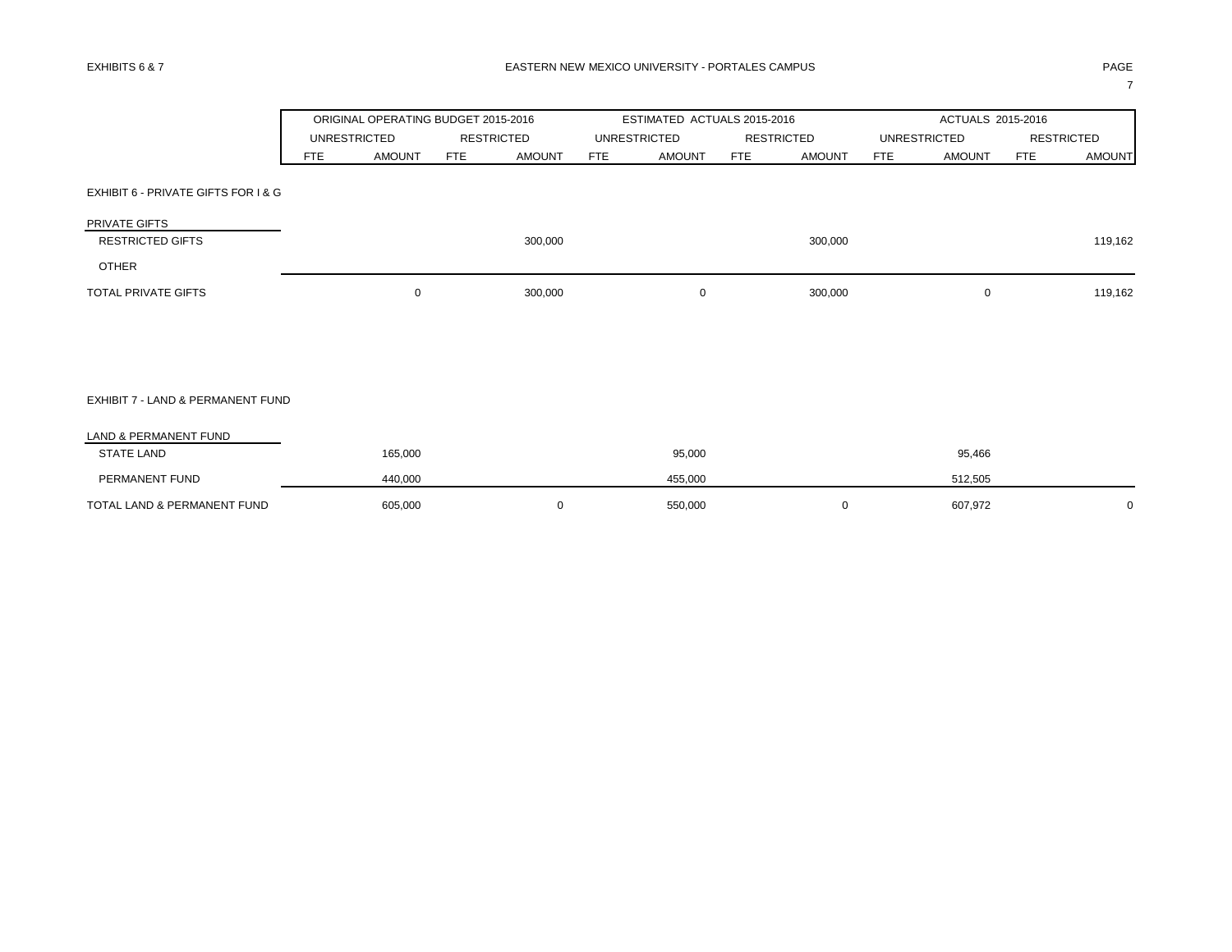EXHIBITS 6 & 7

EASTERN NEW MEXICO UNIVERSITY - PORTALES CAMPUS

| | ORIGINAL OPERATING BUDGET 2015-2016 | | | | ESTIMATED ACTUALS 2015-2016 | | | | ACTUALS 2015-2016 | | | |
|---|---|---|---|---|---|---|---|---|---|---|---|---|
| | UNRESTRICTED | | RESTRICTED | | UNRESTRICTED | | RESTRICTED | | UNRESTRICTED | | RESTRICTED | |
| | FTE | AMOUNT | FTE | AMOUNT | FTE | AMOUNT | FTE | AMOUNT | FTE | AMOUNT | FTE | AMOUNT |
| **EXHIBIT 6 - PRIVATE GIFTS FOR I & G** | | | | | | | | | | | | |
| PRIVATE GIFTS | | | | | | | | | | | | |
| RESTRICTED GIFTS | | | | 300,000 | | | | 300,000 | | | | 119,162 |
| OTHER | | | | | | | | | | | | |
| TOTAL PRIVATE GIFTS | | 0 | | 300,000 | | 0 | | 300,000 | | 0 | | 119,162 |
| **EXHIBIT 7 - LAND & PERMANENT FUND** | | | | | | | | | | | | |
| LAND & PERMANENT FUND | | | | | | | | | | | | |
| STATE LAND | | 165,000 | | | | 95,000 | | | | 95,466 | | |
| PERMANENT FUND | | 440,000 | | | | 455,000 | | | | 512,505 | | |
| TOTAL LAND & PERMANENT FUND | | 605,000 | | 0 | | 550,000 | | 0 | | 607,972 | | 0 |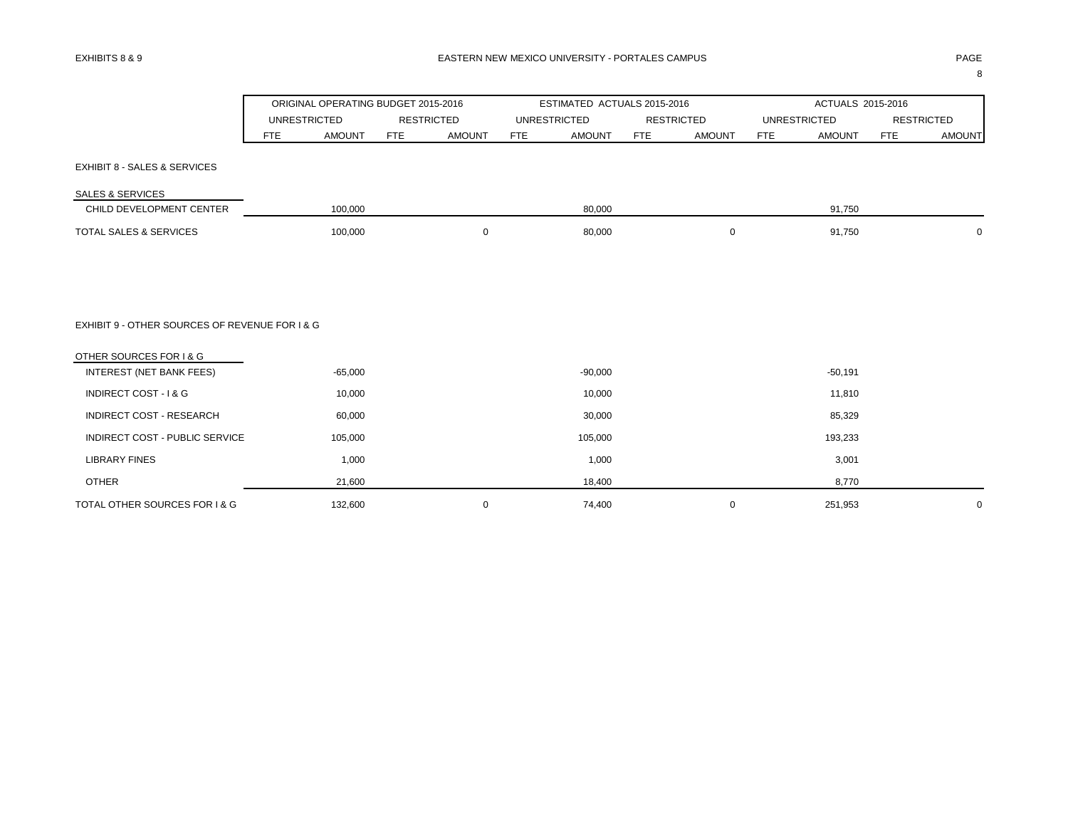EXHIBITS 8 & 9

EASTERN NEW MEXICO UNIVERSITY - PORTALES CAMPUS

| | ORIGINAL OPERATING BUDGET 2015-2016 | | | | ESTIMATED ACTUALS 2015-2016 | | | | ACTUALS 2015-2016 | | | |
|---|---|---|---|---|---|---|---|---|---|---|---|---|
| | UNRESTRICTED | | RESTRICTED | | UNRESTRICTED | | RESTRICTED | | UNRESTRICTED | | RESTRICTED | |
| | FTE | AMOUNT | FTE | AMOUNT | FTE | AMOUNT | FTE | AMOUNT | FTE | AMOUNT | FTE | AMOUNT |
| **EXHIBIT 8 - SALES & SERVICES** | | | | | | | | | | | | |
| SALES & SERVICES | | | | | | | | | | | | |
| CHILD DEVELOPMENT CENTER | | 100,000 | | | | 80,000 | | | | 91,750 | | |
| TOTAL SALES & SERVICES | | 100,000 | | 0 | | 80,000 | | 0 | | 91,750 | | 0 |
| **EXHIBIT 9 - OTHER SOURCES OF REVENUE FOR I & G** | | | | | | | | | | | | |
| OTHER SOURCES FOR I & G | | | | | | | | | | | | |
| INTEREST (NET BANK FEES) | | -65,000 | | | | -90,000 | | | | -50,191 | | |
| INDIRECT COST - I & G | | 10,000 | | | | 10,000 | | | | 11,810 | | |
| INDIRECT COST - RESEARCH | | 60,000 | | | | 30,000 | | | | 85,329 | | |
| INDIRECT COST - PUBLIC SERVICE | | 105,000 | | | | 105,000 | | | | 193,233 | | |
| LIBRARY FINES | | 1,000 | | | | 1,000 | | | | 3,001 | | |
| OTHER | | 21,600 | | | | 18,400 | | | | 8,770 | | |
| TOTAL OTHER SOURCES FOR I & G | | 132,600 | | 0 | | 74,400 | | 0 | | 251,953 | | 0 |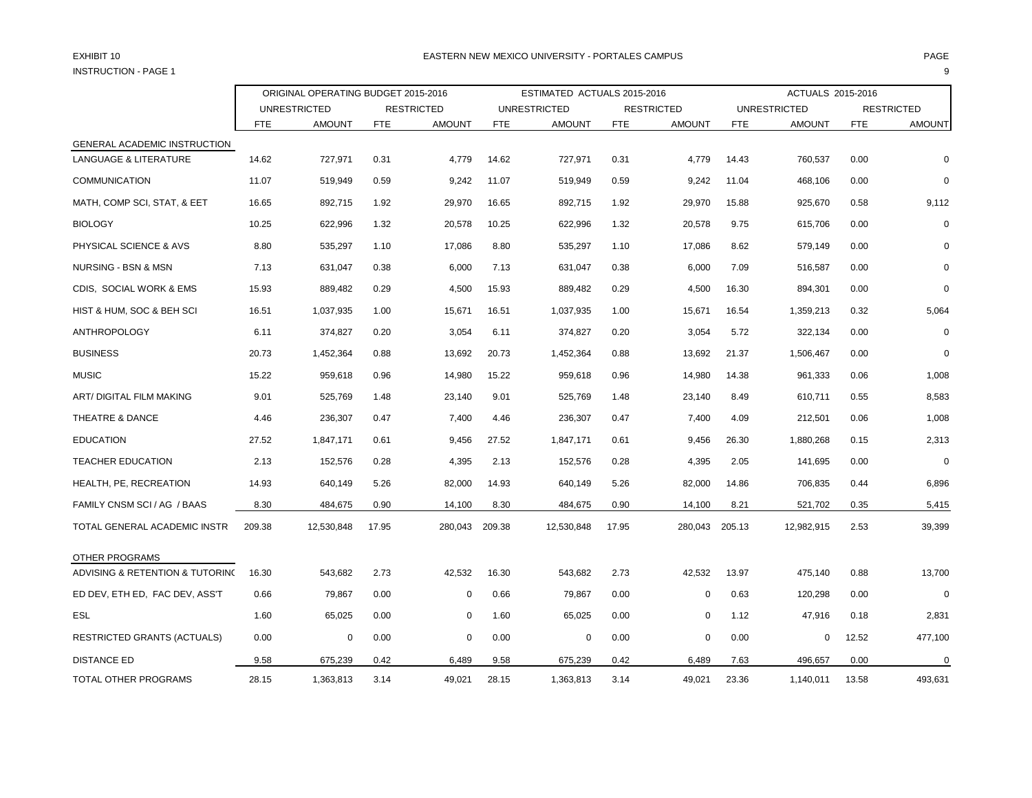EXHIBIT 10

INSTRUCTION - PAGE 1

EASTERN NEW MEXICO UNIVERSITY - PORTALES CAMPUS

| | ORIGINAL OPERATING BUDGET 2015-2016 | | | | ESTIMATED ACTUALS 2015-2016 | | | | ACTUALS 2015-2016 | | | |
|---|---|---|---|---|---|---|---|---|---|---|---|---|
| | UNRESTRICTED | | RESTRICTED | | UNRESTRICTED | | RESTRICTED | | UNRESTRICTED | | RESTRICTED | |
| | FTE | AMOUNT | FTE | AMOUNT | FTE | AMOUNT | FTE | AMOUNT | FTE | AMOUNT | FTE | AMOUNT |
| GENERAL ACADEMIC INSTRUCTION | | | | | | | | | | | | |
| LANGUAGE & LITERATURE | 14.62 | 727,971 | 0.31 | 4,779 | 14.62 | 727,971 | 0.31 | 4,779 | 14.43 | 760,537 | 0.00 | 0 |
| COMMUNICATION | 11.07 | 519,949 | 0.59 | 9,242 | 11.07 | 519,949 | 0.59 | 9,242 | 11.04 | 468,106 | 0.00 | 0 |
| MATH, COMP SCI, STAT, & EET | 16.65 | 892,715 | 1.92 | 29,970 | 16.65 | 892,715 | 1.92 | 29,970 | 15.88 | 925,670 | 0.58 | 9,112 |
| BIOLOGY | 10.25 | 622,996 | 1.32 | 20,578 | 10.25 | 622,996 | 1.32 | 20,578 | 9.75 | 615,706 | 0.00 | 0 |
| PHYSICAL SCIENCE & AVS | 8.80 | 535,297 | 1.10 | 17,086 | 8.80 | 535,297 | 1.10 | 17,086 | 8.62 | 579,149 | 0.00 | 0 |
| NURSING - BSN & MSN | 7.13 | 631,047 | 0.38 | 6,000 | 7.13 | 631,047 | 0.38 | 6,000 | 7.09 | 516,587 | 0.00 | 0 |
| CDIS, SOCIAL WORK & EMS | 15.93 | 889,482 | 0.29 | 4,500 | 15.93 | 889,482 | 0.29 | 4,500 | 16.30 | 894,301 | 0.00 | 0 |
| HIST & HUM, SOC & BEH SCI | 16.51 | 1,037,935 | 1.00 | 15,671 | 16.51 | 1,037,935 | 1.00 | 15,671 | 16.54 | 1,359,213 | 0.32 | 5,064 |
| ANTHROPOLOGY | 6.11 | 374,827 | 0.20 | 3,054 | 6.11 | 374,827 | 0.20 | 3,054 | 5.72 | 322,134 | 0.00 | 0 |
| BUSINESS | 20.73 | 1,452,364 | 0.88 | 13,692 | 20.73 | 1,452,364 | 0.88 | 13,692 | 21.37 | 1,506,467 | 0.00 | 0 |
| MUSIC | 15.22 | 959,618 | 0.96 | 14,980 | 15.22 | 959,618 | 0.96 | 14,980 | 14.38 | 961,333 | 0.06 | 1,008 |
| ART/ DIGITAL FILM MAKING | 9.01 | 525,769 | 1.48 | 23,140 | 9.01 | 525,769 | 1.48 | 23,140 | 8.49 | 610,711 | 0.55 | 8,583 |
| THEATRE & DANCE | 4.46 | 236,307 | 0.47 | 7,400 | 4.46 | 236,307 | 0.47 | 7,400 | 4.09 | 212,501 | 0.06 | 1,008 |
| EDUCATION | 27.52 | 1,847,171 | 0.61 | 9,456 | 27.52 | 1,847,171 | 0.61 | 9,456 | 26.30 | 1,880,268 | 0.15 | 2,313 |
| TEACHER EDUCATION | 2.13 | 152,576 | 0.28 | 4,395 | 2.13 | 152,576 | 0.28 | 4,395 | 2.05 | 141,695 | 0.00 | 0 |
| HEALTH, PE, RECREATION | 14.93 | 640,149 | 5.26 | 82,000 | 14.93 | 640,149 | 5.26 | 82,000 | 14.86 | 706,835 | 0.44 | 6,896 |
| FAMILY CNSM SCI / AG / BAAS | 8.30 | 484,675 | 0.90 | 14,100 | 8.30 | 484,675 | 0.90 | 14,100 | 8.21 | 521,702 | 0.35 | 5,415 |
| TOTAL GENERAL ACADEMIC INSTR | 209.38 | 12,530,848 | 17.95 | 280,043 | 209.38 | 12,530,848 | 17.95 | 280,043 | 205.13 | 12,982,915 | 2.53 | 39,399 |
| OTHER PROGRAMS | | | | | | | | | | | | |
| ADVISING & RETENTION & TUTORING | 16.30 | 543,682 | 2.73 | 42,532 | 16.30 | 543,682 | 2.73 | 42,532 | 13.97 | 475,140 | 0.88 | 13,700 |
| ED DEV, ETH ED, FAC DEV, ASS'T | 0.66 | 79,867 | 0.00 | 0 | 0.66 | 79,867 | 0.00 | 0 | 0.63 | 120,298 | 0.00 | 0 |
| ESL | 1.60 | 65,025 | 0.00 | 0 | 1.60 | 65,025 | 0.00 | 0 | 1.12 | 47,916 | 0.18 | 2,831 |
| RESTRICTED GRANTS (ACTUALS) | 0.00 | 0 | 0.00 | 0 | 0.00 | 0 | 0.00 | 0 | 0.00 | 0 | 12.52 | 477,100 |
| DISTANCE ED | 9.58 | 675,239 | 0.42 | 6,489 | 9.58 | 675,239 | 0.42 | 6,489 | 7.63 | 496,657 | 0.00 | 0 |
| TOTAL OTHER PROGRAMS | 28.15 | 1,363,813 | 3.14 | 49,021 | 28.15 | 1,363,813 | 3.14 | 49,021 | 23.36 | 1,140,011 | 13.58 | 493,631 |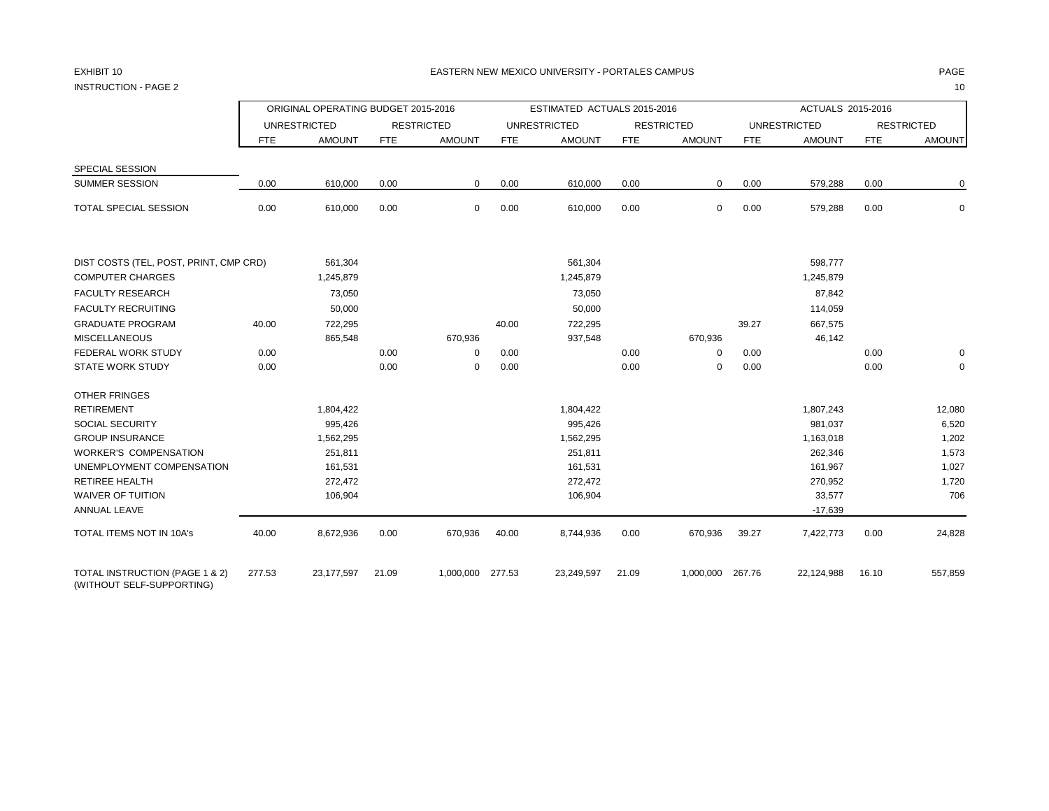EXHIBIT 10

INSTRUCTION - PAGE 2

EASTERN NEW MEXICO UNIVERSITY - PORTALES CAMPUS

| | ORIGINAL OPERATING BUDGET 2015-2016 | | | | ESTIMATED ACTUALS 2015-2016 | | | | ACTUALS 2015-2016 | | | |
|---|---|---|---|---|---|---|---|---|---|---|---|---|
| | UNRESTRICTED | | RESTRICTED | | UNRESTRICTED | | RESTRICTED | | UNRESTRICTED | | RESTRICTED | |
| | FTE | AMOUNT | FTE | AMOUNT | FTE | AMOUNT | FTE | AMOUNT | FTE | AMOUNT | FTE | AMOUNT |
| SPECIAL SESSION | | | | | | | | | | | | |
| SUMMER SESSION | 0.00 | 610,000 | 0.00 | 0 | 0.00 | 610,000 | 0.00 | 0 | 0.00 | 579,288 | 0.00 | 0 |
| TOTAL SPECIAL SESSION | 0.00 | 610,000 | 0.00 | 0 | 0.00 | 610,000 | 0.00 | 0 | 0.00 | 579,288 | 0.00 | 0 |
| DIST COSTS (TEL, POST, PRINT, CMP CRD) | | 561,304 | | | | 561,304 | | | | 598,777 | | |
| COMPUTER CHARGES | | 1,245,879 | | | | 1,245,879 | | | | 1,245,879 | | |
| FACULTY RESEARCH | | 73,050 | | | | 73,050 | | | | 87,842 | | |
| FACULTY RECRUITING | | 50,000 | | | | 50,000 | | | | 114,059 | | |
| GRADUATE PROGRAM | 40.00 | 722,295 | | | 40.00 | 722,295 | | | 39.27 | 667,575 | | |
| MISCELLANEOUS | | 865,548 | | 670,936 | | 937,548 | | 670,936 | | 46,142 | | |
| FEDERAL WORK STUDY | 0.00 | | 0.00 | 0 | 0.00 | | 0.00 | 0 | 0.00 | | 0.00 | 0 |
| STATE WORK STUDY | 0.00 | | 0.00 | 0 | 0.00 | | 0.00 | 0 | 0.00 | | 0.00 | 0 |
| OTHER FRINGES | | | | | | | | | | | | |
| RETIREMENT | | 1,804,422 | | | | 1,804,422 | | | | 1,807,243 | | 12,080 |
| SOCIAL SECURITY | | 995,426 | | | | 995,426 | | | | 981,037 | | 6,520 |
| GROUP INSURANCE | | 1,562,295 | | | | 1,562,295 | | | | 1,163,018 | | 1,202 |
| WORKER'S COMPENSATION | | 251,811 | | | | 251,811 | | | | 262,346 | | 1,573 |
| UNEMPLOYMENT COMPENSATION | | 161,531 | | | | 161,531 | | | | 161,967 | | 1,027 |
| RETIREE HEALTH | | 272,472 | | | | 272,472 | | | | 270,952 | | 1,720 |
| WAIVER OF TUITION | | 106,904 | | | | 106,904 | | | | 33,577 | | 706 |
| ANNUAL LEAVE | | | | | | | | | | -17,639 | | |
| TOTAL ITEMS NOT IN 10A's | 40.00 | 8,672,936 | 0.00 | 670,936 | 40.00 | 8,744,936 | 0.00 | 670,936 | 39.27 | 7,422,773 | 0.00 | 24,828 |
| TOTAL INSTRUCTION (PAGE 1 & 2) (WITHOUT SELF-SUPPORTING) | 277.53 | 23,177,597 | 21.09 | 1,000,000 | 277.53 | 23,249,597 | 21.09 | 1,000,000 | 267.76 | 22,124,988 | 16.10 | 557,859 |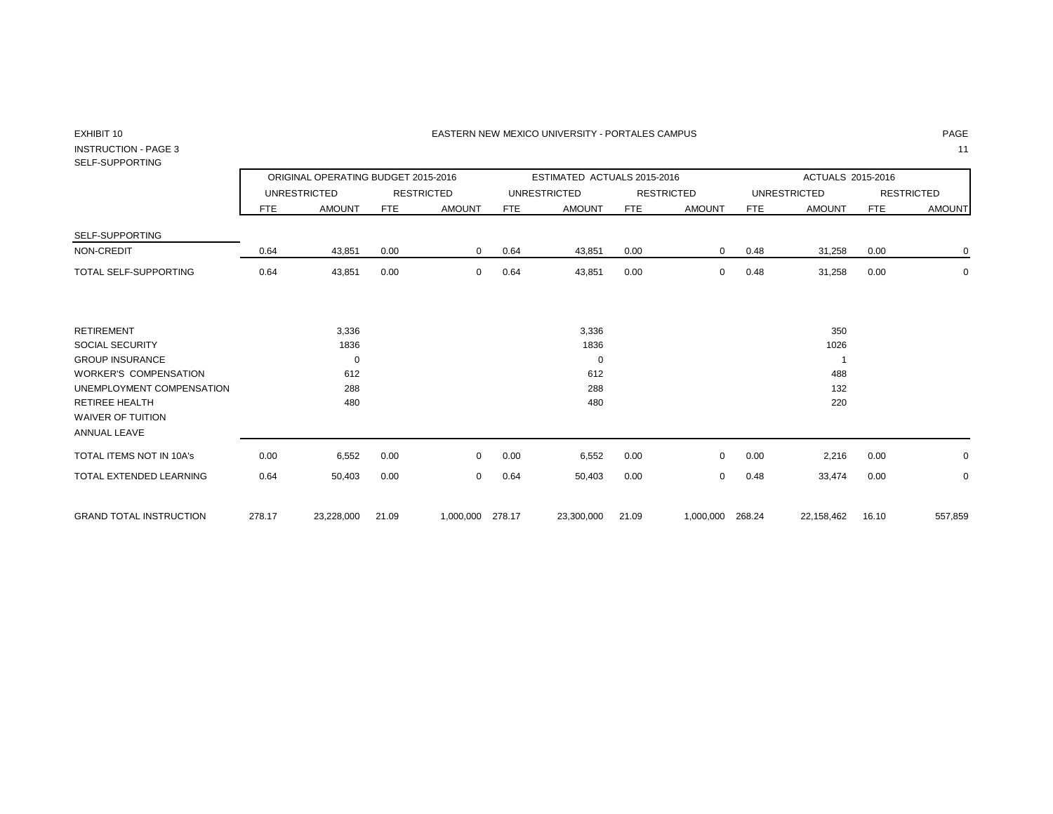EXHIBIT 10

INSTRUCTION - PAGE 3

SELF-SUPPORTING

EASTERN NEW MEXICO UNIVERSITY - PORTALES CAMPUS

| | ORIGINAL OPERATING BUDGET 2015-2016 | | | | ESTIMATED ACTUALS 2015-2016 | | | | ACTUALS 2015-2016 | | | |
|---|---|---|---|---|---|---|---|---|---|---|---|---|
| | UNRESTRICTED | | RESTRICTED | | UNRESTRICTED | | RESTRICTED | | UNRESTRICTED | | RESTRICTED | |
| | FTE | AMOUNT | FTE | AMOUNT | FTE | AMOUNT | FTE | AMOUNT | FTE | AMOUNT | FTE | AMOUNT |
| SELF-SUPPORTING | | | | | | | | | | | | |
| NON-CREDIT | 0.64 | 43,851 | 0.00 | 0 | 0.64 | 43,851 | 0.00 | 0 | 0.48 | 31,258 | 0.00 | 0 |
| TOTAL SELF-SUPPORTING | 0.64 | 43,851 | 0.00 | 0 | 0.64 | 43,851 | 0.00 | 0 | 0.48 | 31,258 | 0.00 | 0 |
| RETIREMENT | | 3,336 | | | | 3,336 | | | | 350 | | |
| SOCIAL SECURITY | | 1836 | | | | 1836 | | | | 1026 | | |
| GROUP INSURANCE | | 0 | | | | 0 | | | | 1 | | |
| WORKER'S COMPENSATION | | 612 | | | | 612 | | | | 488 | | |
| UNEMPLOYMENT COMPENSATION | | 288 | | | | 288 | | | | 132 | | |
| RETIREE HEALTH | | 480 | | | | 480 | | | | 220 | | |
| WAIVER OF TUITION | | | | | | | | | | | | |
| ANNUAL LEAVE | | | | | | | | | | | | |
| TOTAL ITEMS NOT IN 10A's | 0.00 | 6,552 | 0.00 | 0 | 0.00 | 6,552 | 0.00 | 0 | 0.00 | 2,216 | 0.00 | 0 |
| TOTAL EXTENDED LEARNING | 0.64 | 50,403 | 0.00 | 0 | 0.64 | 50,403 | 0.00 | 0 | 0.48 | 33,474 | 0.00 | 0 |
| GRAND TOTAL INSTRUCTION | 278.17 | 23,228,000 | 21.09 | 1,000,000 | 278.17 | 23,300,000 | 21.09 | 1,000,000 | 268.24 | 22,158,462 | 16.10 | 557,859 |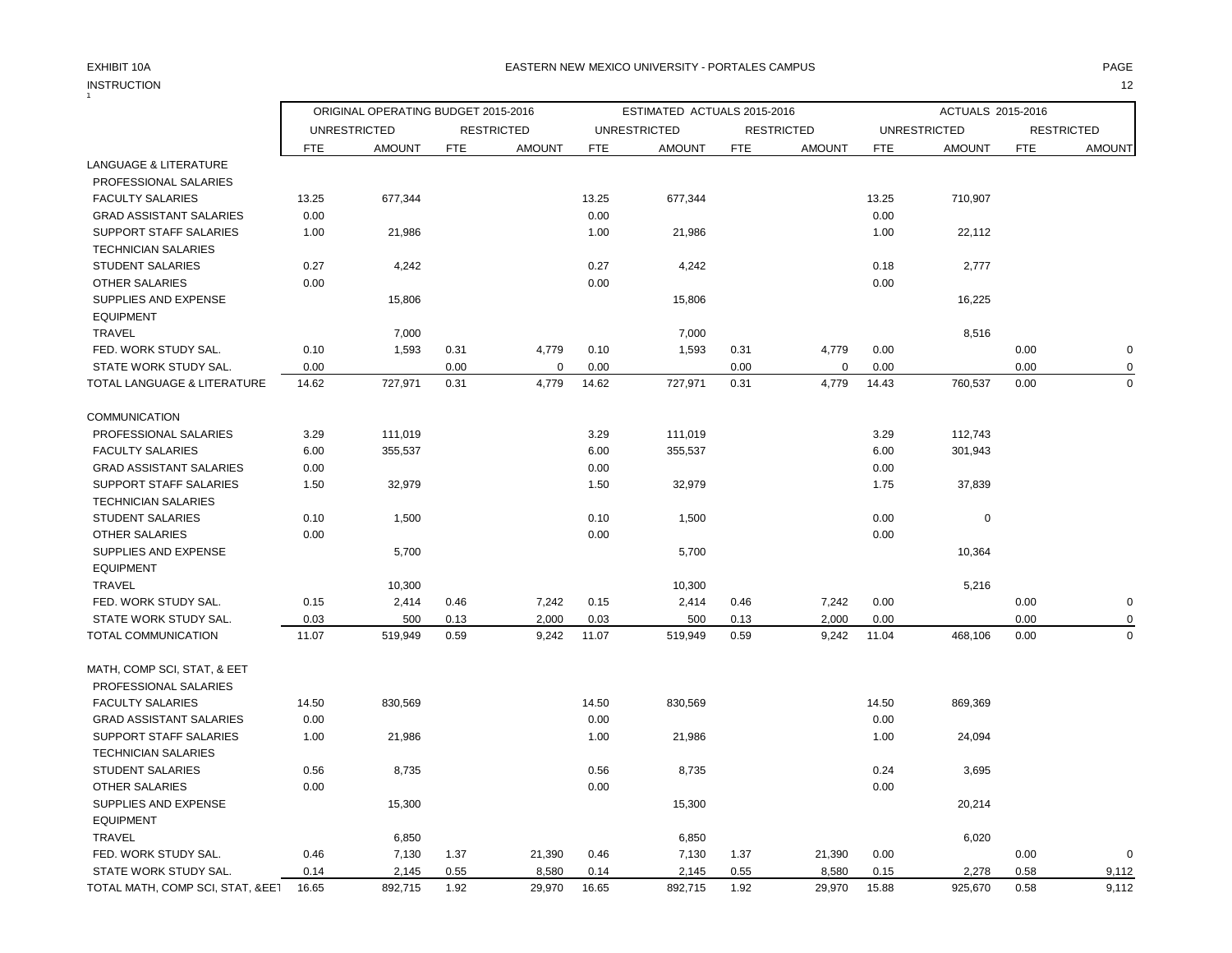EXHIBIT 10A

INSTRUCTION

EASTERN NEW MEXICO UNIVERSITY - PORTALES CAMPUS

| | ORIGINAL OPERATING BUDGET 2015-2016 | | | | ESTIMATED ACTUALS 2015-2016 | | | | ACTUALS 2015-2016 | | | |
|---|---|---|---|---|---|---|---|---|---|---|---|---|
| | UNRESTRICTED | | RESTRICTED | | UNRESTRICTED | | RESTRICTED | | UNRESTRICTED | | RESTRICTED | |
| | FTE | AMOUNT | FTE | AMOUNT | FTE | AMOUNT | FTE | AMOUNT | FTE | AMOUNT | FTE | AMOUNT |
| LANGUAGE & LITERATURE | | | | | | | | | | | | |
| PROFESSIONAL SALARIES | | | | | | | | | | | | |
| FACULTY SALARIES | 13.25 | 677,344 | | | 13.25 | 677,344 | | | 13.25 | 710,907 | | |
| GRAD ASSISTANT SALARIES | 0.00 | | | | 0.00 | | | | 0.00 | | | |
| SUPPORT STAFF SALARIES | 1.00 | 21,986 | | | 1.00 | 21,986 | | | 1.00 | 22,112 | | |
| TECHNICIAN SALARIES | | | | | | | | | | | | |
| STUDENT SALARIES | 0.27 | 4,242 | | | 0.27 | 4,242 | | | 0.18 | 2,777 | | |
| OTHER SALARIES | 0.00 | | | | 0.00 | | | | 0.00 | | | |
| SUPPLIES AND EXPENSE | | 15,806 | | | | 15,806 | | | | 16,225 | | |
| EQUIPMENT | | | | | | | | | | | | |
| TRAVEL | | 7,000 | | | | 7,000 | | | | 8,516 | | |
| FED. WORK STUDY SAL. | 0.10 | 1,593 | 0.31 | 4,779 | 0.10 | 1,593 | 0.31 | 4,779 | 0.00 | | 0.00 | 0 |
| STATE WORK STUDY SAL. | 0.00 | | 0.00 | 0 | 0.00 | | 0.00 | 0 | 0.00 | | 0.00 | 0 |
| TOTAL LANGUAGE & LITERATURE | 14.62 | 727,971 | 0.31 | 4,779 | 14.62 | 727,971 | 0.31 | 4,779 | 14.43 | 760,537 | 0.00 | 0 |
| | | | | | | | | | | | | |
| COMMUNICATION | | | | | | | | | | | | |
| PROFESSIONAL SALARIES | 3.29 | 111,019 | | | 3.29 | 111,019 | | | 3.29 | 112,743 | | |
| FACULTY SALARIES | 6.00 | 355,537 | | | 6.00 | 355,537 | | | 6.00 | 301,943 | | |
| GRAD ASSISTANT SALARIES | 0.00 | | | | 0.00 | | | | 0.00 | | | |
| SUPPORT STAFF SALARIES | 1.50 | 32,979 | | | 1.50 | 32,979 | | | 1.75 | 37,839 | | |
| TECHNICIAN SALARIES | | | | | | | | | | | | |
| STUDENT SALARIES | 0.10 | 1,500 | | | 0.10 | 1,500 | | | 0.00 | 0 | | |
| OTHER SALARIES | 0.00 | | | | 0.00 | | | | 0.00 | | | |
| SUPPLIES AND EXPENSE | | 5,700 | | | | 5,700 | | | | 10,364 | | |
| EQUIPMENT | | | | | | | | | | | | |
| TRAVEL | | 10,300 | | | | 10,300 | | | | 5,216 | | |
| FED. WORK STUDY SAL. | 0.15 | 2,414 | 0.46 | 7,242 | 0.15 | 2,414 | 0.46 | 7,242 | 0.00 | | 0.00 | 0 |
| STATE WORK STUDY SAL. | 0.03 | 500 | 0.13 | 2,000 | 0.03 | 500 | 0.13 | 2,000 | 0.00 | | 0.00 | 0 |
| TOTAL COMMUNICATION | 11.07 | 519,949 | 0.59 | 9,242 | 11.07 | 519,949 | 0.59 | 9,242 | 11.04 | 468,106 | 0.00 | 0 |
| | | | | | | | | | | | | |
| MATH, COMP SCI, STAT, & EET | | | | | | | | | | | | |
| PROFESSIONAL SALARIES | | | | | | | | | | | | |
| FACULTY SALARIES | 14.50 | 830,569 | | | 14.50 | 830,569 | | | 14.50 | 869,369 | | |
| GRAD ASSISTANT SALARIES | 0.00 | | | | 0.00 | | | | 0.00 | | | |
| SUPPORT STAFF SALARIES | 1.00 | 21,986 | | | 1.00 | 21,986 | | | 1.00 | 24,094 | | |
| TECHNICIAN SALARIES | | | | | | | | | | | | |
| STUDENT SALARIES | 0.56 | 8,735 | | | 0.56 | 8,735 | | | 0.24 | 3,695 | | |
| OTHER SALARIES | 0.00 | | | | 0.00 | | | | 0.00 | | | |
| SUPPLIES AND EXPENSE | | 15,300 | | | | 15,300 | | | | 20,214 | | |
| EQUIPMENT | | | | | | | | | | | | |
| TRAVEL | | 6,850 | | | | 6,850 | | | | 6,020 | | |
| FED. WORK STUDY SAL. | 0.46 | 7,130 | 1.37 | 21,390 | 0.46 | 7,130 | 1.37 | 21,390 | 0.00 | | 0.00 | 0 |
| STATE WORK STUDY SAL. | 0.14 | 2,145 | 0.55 | 8,580 | 0.14 | 2,145 | 0.55 | 8,580 | 0.15 | 2,278 | 0.58 | 9,112 |
| TOTAL MATH, COMP SCI, STAT, &EET | 16.65 | 892,715 | 1.92 | 29,970 | 16.65 | 892,715 | 1.92 | 29,970 | 15.88 | 925,670 | 0.58 | 9,112 |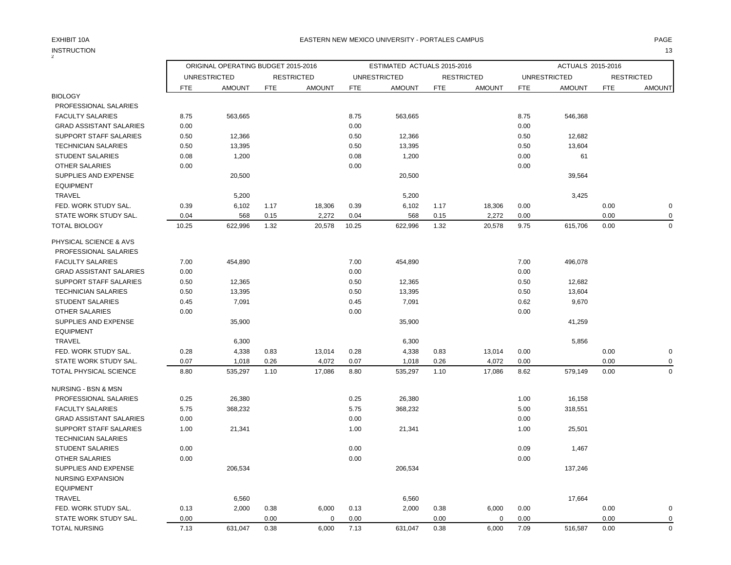EXHIBIT 10A

INSTRUCTION

EASTERN NEW MEXICO UNIVERSITY - PORTALES CAMPUS

| | ORIGINAL OPERATING BUDGET 2015-2016 | | | | ESTIMATED ACTUALS 2015-2016 | | | | ACTUALS 2015-2016 | | | |
|---|---|---|---|---|---|---|---|---|---|---|---|---|
| | UNRESTRICTED | | RESTRICTED | | UNRESTRICTED | | RESTRICTED | | UNRESTRICTED | | RESTRICTED | |
| | FTE | AMOUNT | FTE | AMOUNT | FTE | AMOUNT | FTE | AMOUNT | FTE | AMOUNT | FTE | AMOUNT |
| BIOLOGY | | | | | | | | | | | | |
| PROFESSIONAL SALARIES | | | | | | | | | | | | |
| FACULTY SALARIES | 8.75 | 563,665 | | | 8.75 | 563,665 | | | 8.75 | 546,368 | | |
| GRAD ASSISTANT SALARIES | 0.00 | | | | 0.00 | | | | 0.00 | | | |
| SUPPORT STAFF SALARIES | 0.50 | 12,366 | | | 0.50 | 12,366 | | | 0.50 | 12,682 | | |
| TECHNICIAN SALARIES | 0.50 | 13,395 | | | 0.50 | 13,395 | | | 0.50 | 13,604 | | |
| STUDENT SALARIES | 0.08 | 1,200 | | | 0.08 | 1,200 | | | 0.00 | 61 | | |
| OTHER SALARIES | 0.00 | | | | 0.00 | | | | 0.00 | | | |
| SUPPLIES AND EXPENSE | | 20,500 | | | | 20,500 | | | | 39,564 | | |
| EQUIPMENT | | | | | | | | | | | | |
| TRAVEL | | 5,200 | | | | 5,200 | | | | 3,425 | | |
| FED. WORK STUDY SAL. | 0.39 | 6,102 | 1.17 | 18,306 | 0.39 | 6,102 | 1.17 | 18,306 | 0.00 | | 0.00 | 0 |
| STATE WORK STUDY SAL. | 0.04 | 568 | 0.15 | 2,272 | 0.04 | 568 | 0.15 | 2,272 | 0.00 | | 0.00 | 0 |
| TOTAL BIOLOGY | 10.25 | 622,996 | 1.32 | 20,578 | 10.25 | 622,996 | 1.32 | 20,578 | 9.75 | 615,706 | 0.00 | 0 |
| PHYSICAL SCIENCE & AVS | | | | | | | | | | | | |
| PROFESSIONAL SALARIES | | | | | | | | | | | | |
| FACULTY SALARIES | 7.00 | 454,890 | | | 7.00 | 454,890 | | | 7.00 | 496,078 | | |
| GRAD ASSISTANT SALARIES | 0.00 | | | | 0.00 | | | | 0.00 | | | |
| SUPPORT STAFF SALARIES | 0.50 | 12,365 | | | 0.50 | 12,365 | | | 0.50 | 12,682 | | |
| TECHNICIAN SALARIES | 0.50 | 13,395 | | | 0.50 | 13,395 | | | 0.50 | 13,604 | | |
| STUDENT SALARIES | 0.45 | 7,091 | | | 0.45 | 7,091 | | | 0.62 | 9,670 | | |
| OTHER SALARIES | 0.00 | | | | 0.00 | | | | 0.00 | | | |
| SUPPLIES AND EXPENSE | | 35,900 | | | | 35,900 | | | | 41,259 | | |
| EQUIPMENT | | | | | | | | | | | | |
| TRAVEL | | 6,300 | | | | 6,300 | | | | 5,856 | | |
| FED. WORK STUDY SAL. | 0.28 | 4,338 | 0.83 | 13,014 | 0.28 | 4,338 | 0.83 | 13,014 | 0.00 | | 0.00 | 0 |
| STATE WORK STUDY SAL. | 0.07 | 1,018 | 0.26 | 4,072 | 0.07 | 1,018 | 0.26 | 4,072 | 0.00 | | 0.00 | 0 |
| TOTAL PHYSICAL SCIENCE | 8.80 | 535,297 | 1.10 | 17,086 | 8.80 | 535,297 | 1.10 | 17,086 | 8.62 | 579,149 | 0.00 | 0 |
| NURSING - BSN & MSN | | | | | | | | | | | | |
| PROFESSIONAL SALARIES | 0.25 | 26,380 | | | 0.25 | 26,380 | | | 1.00 | 16,158 | | |
| FACULTY SALARIES | 5.75 | 368,232 | | | 5.75 | 368,232 | | | 5.00 | 318,551 | | |
| GRAD ASSISTANT SALARIES | 0.00 | | | | 0.00 | | | | 0.00 | | | |
| SUPPORT STAFF SALARIES | 1.00 | 21,341 | | | 1.00 | 21,341 | | | 1.00 | 25,501 | | |
| TECHNICIAN SALARIES | | | | | | | | | | | | |
| STUDENT SALARIES | 0.00 | | | | 0.00 | | | | 0.09 | 1,467 | | |
| OTHER SALARIES | 0.00 | | | | 0.00 | | | | 0.00 | | | |
| SUPPLIES AND EXPENSE | | 206,534 | | | | 206,534 | | | | 137,246 | | |
| NURSING EXPANSION | | | | | | | | | | | | |
| EQUIPMENT | | | | | | | | | | | | |
| TRAVEL | | 6,560 | | | | 6,560 | | | | 17,664 | | |
| FED. WORK STUDY SAL. | 0.13 | 2,000 | 0.38 | 6,000 | 0.13 | 2,000 | 0.38 | 6,000 | 0.00 | | 0.00 | 0 |
| STATE WORK STUDY SAL. | 0.00 | | 0.00 | 0 | 0.00 | | 0.00 | 0 | 0.00 | | 0.00 | 0 |
| TOTAL NURSING | 7.13 | 631,047 | 0.38 | 6,000 | 7.13 | 631,047 | 0.38 | 6,000 | 7.09 | 516,587 | 0.00 | 0 |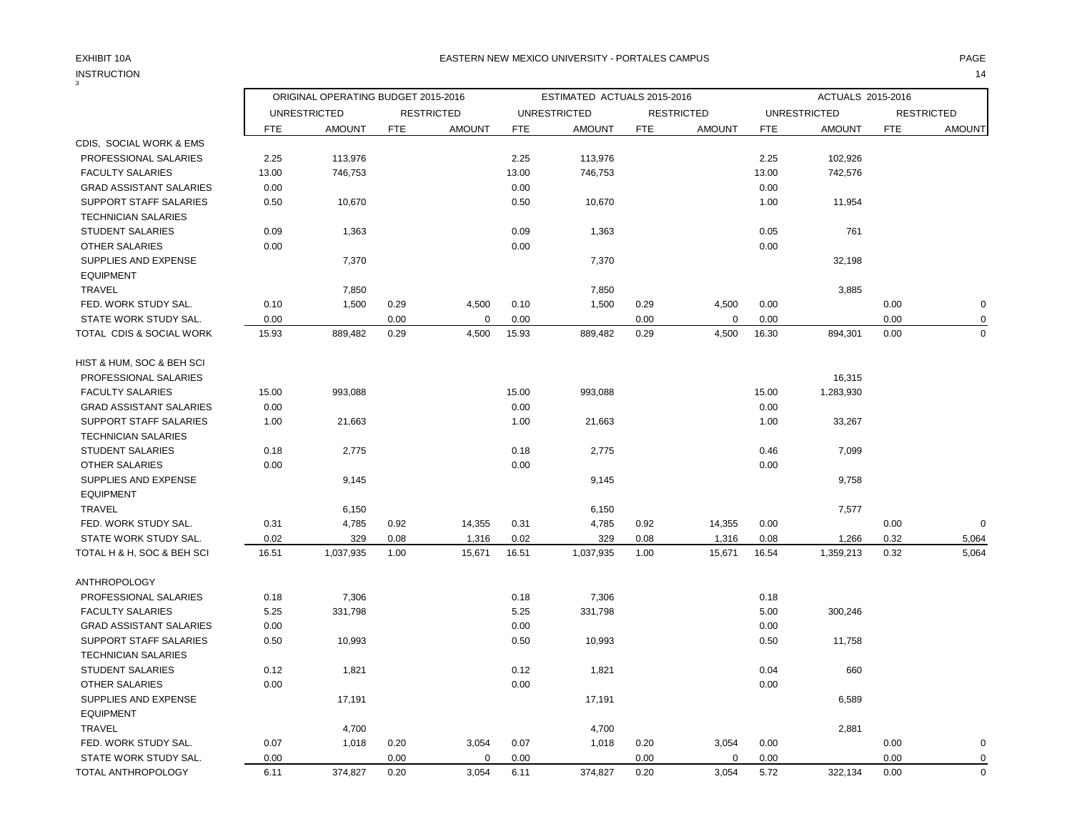EXHIBIT 10A

EASTERN NEW MEXICO UNIVERSITY - PORTALES CAMPUS

INSTRUCTION

| | ORIGINAL OPERATING BUDGET 2015-2016 | | | | ESTIMATED ACTUALS 2015-2016 | | | | ACTUALS 2015-2016 | | | |
|---|---|---|---|---|---|---|---|---|---|---|---|---|
| | UNRESTRICTED | | RESTRICTED | | UNRESTRICTED | | RESTRICTED | | UNRESTRICTED | | RESTRICTED | |
| | FTE | AMOUNT | FTE | AMOUNT | FTE | AMOUNT | FTE | AMOUNT | FTE | AMOUNT | FTE | AMOUNT |
| CDIS, SOCIAL WORK & EMS | | | | | | | | | | | | |
| PROFESSIONAL SALARIES | 2.25 | 113,976 | | | 2.25 | 113,976 | | | 2.25 | 102,926 | | |
| FACULTY SALARIES | 13.00 | 746,753 | | | 13.00 | 746,753 | | | 13.00 | 742,576 | | |
| GRAD ASSISTANT SALARIES | 0.00 | | | | 0.00 | | | | 0.00 | | | |
| SUPPORT STAFF SALARIES | 0.50 | 10,670 | | | 0.50 | 10,670 | | | 1.00 | 11,954 | | |
| TECHNICIAN SALARIES | | | | | | | | | | | | |
| STUDENT SALARIES | 0.09 | 1,363 | | | 0.09 | 1,363 | | | 0.05 | 761 | | |
| OTHER SALARIES | 0.00 | | | | 0.00 | | | | 0.00 | | | |
| SUPPLIES AND EXPENSE | | 7,370 | | | | 7,370 | | | | 32,198 | | |
| EQUIPMENT | | | | | | | | | | | | |
| TRAVEL | | 7,850 | | | | 7,850 | | | | 3,885 | | |
| FED. WORK STUDY SAL. | 0.10 | 1,500 | 0.29 | 4,500 | 0.10 | 1,500 | 0.29 | 4,500 | 0.00 | | 0.00 | 0 |
| STATE WORK STUDY SAL. | 0.00 | | 0.00 | 0 | 0.00 | | 0.00 | 0 | 0.00 | | 0.00 | 0 |
| TOTAL CDIS & SOCIAL WORK | 15.93 | 889,482 | 0.29 | 4,500 | 15.93 | 889,482 | 0.29 | 4,500 | 16.30 | 894,301 | 0.00 | 0 |
| HIST & HUM, SOC & BEH SCI | | | | | | | | | | | | |
| PROFESSIONAL SALARIES | | | | | | | | | | 16,315 | | |
| FACULTY SALARIES | 15.00 | 993,088 | | | 15.00 | 993,088 | | | 15.00 | 1,283,930 | | |
| GRAD ASSISTANT SALARIES | 0.00 | | | | 0.00 | | | | 0.00 | | | |
| SUPPORT STAFF SALARIES | 1.00 | 21,663 | | | 1.00 | 21,663 | | | 1.00 | 33,267 | | |
| TECHNICIAN SALARIES | | | | | | | | | | | | |
| STUDENT SALARIES | 0.18 | 2,775 | | | 0.18 | 2,775 | | | 0.46 | 7,099 | | |
| OTHER SALARIES | 0.00 | | | | 0.00 | | | | 0.00 | | | |
| SUPPLIES AND EXPENSE | | 9,145 | | | | 9,145 | | | | 9,758 | | |
| EQUIPMENT | | | | | | | | | | | | |
| TRAVEL | | 6,150 | | | | 6,150 | | | | 7,577 | | |
| FED. WORK STUDY SAL. | 0.31 | 4,785 | 0.92 | 14,355 | 0.31 | 4,785 | 0.92 | 14,355 | 0.00 | | 0.00 | 0 |
| STATE WORK STUDY SAL. | 0.02 | 329 | 0.08 | 1,316 | 0.02 | 329 | 0.08 | 1,316 | 0.08 | 1,266 | 0.32 | 5,064 |
| TOTAL H & H, SOC & BEH SCI | 16.51 | 1,037,935 | 1.00 | 15,671 | 16.51 | 1,037,935 | 1.00 | 15,671 | 16.54 | 1,359,213 | 0.32 | 5,064 |
| ANTHROPOLOGY | | | | | | | | | | | | |
| PROFESSIONAL SALARIES | 0.18 | 7,306 | | | 0.18 | 7,306 | | | 0.18 | | | |
| FACULTY SALARIES | 5.25 | 331,798 | | | 5.25 | 331,798 | | | 5.00 | 300,246 | | |
| GRAD ASSISTANT SALARIES | 0.00 | | | | 0.00 | | | | 0.00 | | | |
| SUPPORT STAFF SALARIES | 0.50 | 10,993 | | | 0.50 | 10,993 | | | 0.50 | 11,758 | | |
| TECHNICIAN SALARIES | | | | | | | | | | | | |
| STUDENT SALARIES | 0.12 | 1,821 | | | 0.12 | 1,821 | | | 0.04 | 660 | | |
| OTHER SALARIES | 0.00 | | | | 0.00 | | | | 0.00 | | | |
| SUPPLIES AND EXPENSE | | 17,191 | | | | 17,191 | | | | 6,589 | | |
| EQUIPMENT | | | | | | | | | | | | |
| TRAVEL | | 4,700 | | | | 4,700 | | | | 2,881 | | |
| FED. WORK STUDY SAL. | 0.07 | 1,018 | 0.20 | 3,054 | 0.07 | 1,018 | 0.20 | 3,054 | 0.00 | | 0.00 | 0 |
| STATE WORK STUDY SAL. | 0.00 | | 0.00 | 0 | 0.00 | | 0.00 | 0 | 0.00 | | 0.00 | 0 |
| TOTAL ANTHROPOLOGY | 6.11 | 374,827 | 0.20 | 3,054 | 6.11 | 374,827 | 0.20 | 3,054 | 5.72 | 322,134 | 0.00 | 0 |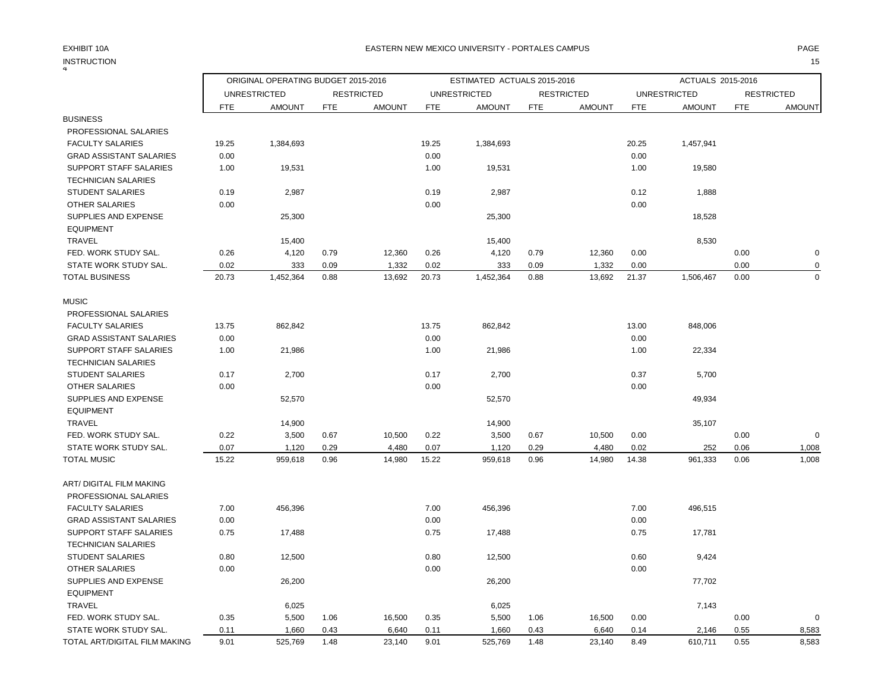EXHIBIT 10A

INSTRUCTION

EASTERN NEW MEXICO UNIVERSITY - PORTALES CAMPUS

| | ORIGINAL OPERATING BUDGET 2015-2016 | | | | ESTIMATED ACTUALS 2015-2016 | | | | ACTUALS 2015-2016 | | | |
|---|---|---|---|---|---|---|---|---|---|---|---|---|
| | UNRESTRICTED | | RESTRICTED | | UNRESTRICTED | | RESTRICTED | | UNRESTRICTED | | RESTRICTED | |
| | FTE | AMOUNT | FTE | AMOUNT | FTE | AMOUNT | FTE | AMOUNT | FTE | AMOUNT | FTE | AMOUNT |
| BUSINESS | | | | | | | | | | | | |
| PROFESSIONAL SALARIES | | | | | | | | | | | | |
| FACULTY SALARIES | 19.25 | 1,384,693 | | | 19.25 | 1,384,693 | | | 20.25 | 1,457,941 | | |
| GRAD ASSISTANT SALARIES | 0.00 | | | | 0.00 | | | | 0.00 | | | |
| SUPPORT STAFF SALARIES | 1.00 | 19,531 | | | 1.00 | 19,531 | | | 1.00 | 19,580 | | |
| TECHNICIAN SALARIES | | | | | | | | | | | | |
| STUDENT SALARIES | 0.19 | 2,987 | | | 0.19 | 2,987 | | | 0.12 | 1,888 | | |
| OTHER SALARIES | 0.00 | | | | 0.00 | | | | 0.00 | | | |
| SUPPLIES AND EXPENSE | | 25,300 | | | | 25,300 | | | | 18,528 | | |
| EQUIPMENT | | | | | | | | | | | | |
| TRAVEL | | 15,400 | | | | 15,400 | | | | 8,530 | | |
| FED. WORK STUDY SAL. | 0.26 | 4,120 | 0.79 | 12,360 | 0.26 | 4,120 | 0.79 | 12,360 | 0.00 | | 0.00 | 0 |
| STATE WORK STUDY SAL. | 0.02 | 333 | 0.09 | 1,332 | 0.02 | 333 | 0.09 | 1,332 | 0.00 | | 0.00 | 0 |
| TOTAL BUSINESS | 20.73 | 1,452,364 | 0.88 | 13,692 | 20.73 | 1,452,364 | 0.88 | 13,692 | 21.37 | 1,506,467 | 0.00 | 0 |
| | | | | | | | | | | | | |
| MUSIC | | | | | | | | | | | | |
| PROFESSIONAL SALARIES | | | | | | | | | | | | |
| FACULTY SALARIES | 13.75 | 862,842 | | | 13.75 | 862,842 | | | 13.00 | 848,006 | | |
| GRAD ASSISTANT SALARIES | 0.00 | | | | 0.00 | | | | 0.00 | | | |
| SUPPORT STAFF SALARIES | 1.00 | 21,986 | | | 1.00 | 21,986 | | | 1.00 | 22,334 | | |
| TECHNICIAN SALARIES | | | | | | | | | | | | |
| STUDENT SALARIES | 0.17 | 2,700 | | | 0.17 | 2,700 | | | 0.37 | 5,700 | | |
| OTHER SALARIES | 0.00 | | | | 0.00 | | | | 0.00 | | | |
| SUPPLIES AND EXPENSE | | 52,570 | | | | 52,570 | | | | 49,934 | | |
| EQUIPMENT | | | | | | | | | | | | |
| TRAVEL | | 14,900 | | | | 14,900 | | | | 35,107 | | |
| FED. WORK STUDY SAL. | 0.22 | 3,500 | 0.67 | 10,500 | 0.22 | 3,500 | 0.67 | 10,500 | 0.00 | | 0.00 | 0 |
| STATE WORK STUDY SAL. | 0.07 | 1,120 | 0.29 | 4,480 | 0.07 | 1,120 | 0.29 | 4,480 | 0.02 | 252 | 0.06 | 1,008 |
| TOTAL MUSIC | 15.22 | 959,618 | 0.96 | 14,980 | 15.22 | 959,618 | 0.96 | 14,980 | 14.38 | 961,333 | 0.06 | 1,008 |
| | | | | | | | | | | | | |
| ART/ DIGITAL FILM MAKING | | | | | | | | | | | | |
| PROFESSIONAL SALARIES | | | | | | | | | | | | |
| FACULTY SALARIES | 7.00 | 456,396 | | | 7.00 | 456,396 | | | 7.00 | 496,515 | | |
| GRAD ASSISTANT SALARIES | 0.00 | | | | 0.00 | | | | 0.00 | | | |
| SUPPORT STAFF SALARIES | 0.75 | 17,488 | | | 0.75 | 17,488 | | | 0.75 | 17,781 | | |
| TECHNICIAN SALARIES | | | | | | | | | | | | |
| STUDENT SALARIES | 0.80 | 12,500 | | | 0.80 | 12,500 | | | 0.60 | 9,424 | | |
| OTHER SALARIES | 0.00 | | | | 0.00 | | | | 0.00 | | | |
| SUPPLIES AND EXPENSE | | 26,200 | | | | 26,200 | | | | 77,702 | | |
| EQUIPMENT | | | | | | | | | | | | |
| TRAVEL | | 6,025 | | | | 6,025 | | | | 7,143 | | |
| FED. WORK STUDY SAL. | 0.35 | 5,500 | 1.06 | 16,500 | 0.35 | 5,500 | 1.06 | 16,500 | 0.00 | | 0.00 | 0 |
| STATE WORK STUDY SAL. | 0.11 | 1,660 | 0.43 | 6,640 | 0.11 | 1,660 | 0.43 | 6,640 | 0.14 | 2,146 | 0.55 | 8,583 |
| TOTAL ART/DIGITAL FILM MAKING | 9.01 | 525,769 | 1.48 | 23,140 | 9.01 | 525,769 | 1.48 | 23,140 | 8.49 | 610,711 | 0.55 | 8,583 |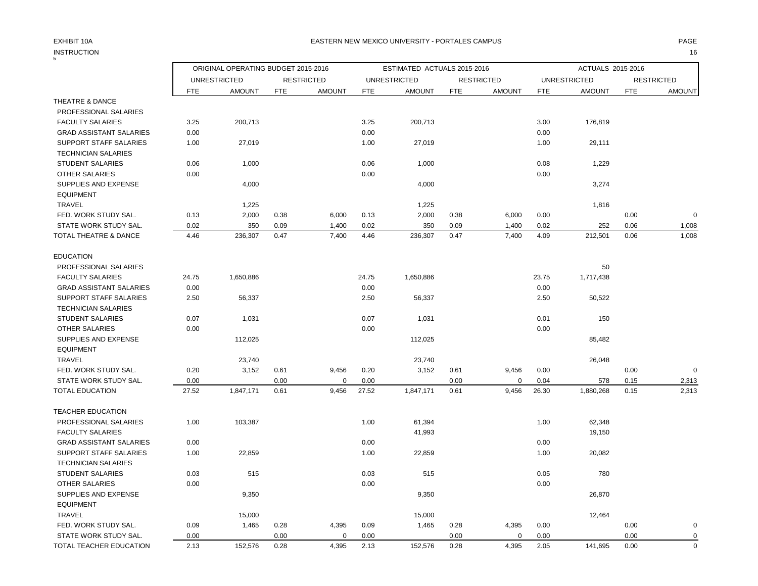EXHIBIT 10A

INSTRUCTION

EASTERN NEW MEXICO UNIVERSITY - PORTALES CAMPUS

| | ORIGINAL OPERATING BUDGET 2015-2016 | | | | ESTIMATED ACTUALS 2015-2016 | | | | ACTUALS 2015-2016 | | | |
|---|---|---|---|---|---|---|---|---|---|---|---|---|
| | UNRESTRICTED | | RESTRICTED | | UNRESTRICTED | | RESTRICTED | | UNRESTRICTED | | RESTRICTED | |
| | FTE | AMOUNT | FTE | AMOUNT | FTE | AMOUNT | FTE | AMOUNT | FTE | AMOUNT | FTE | AMOUNT |
| THEATRE & DANCE | | | | | | | | | | | | |
| PROFESSIONAL SALARIES | | | | | | | | | | | | |
| FACULTY SALARIES | 3.25 | 200,713 | | | 3.25 | 200,713 | | | 3.00 | 176,819 | | |
| GRAD ASSISTANT SALARIES | 0.00 | | | | 0.00 | | | | 0.00 | | | |
| SUPPORT STAFF SALARIES | 1.00 | 27,019 | | | 1.00 | 27,019 | | | 1.00 | 29,111 | | |
| TECHNICIAN SALARIES | | | | | | | | | | | | |
| STUDENT SALARIES | 0.06 | 1,000 | | | 0.06 | 1,000 | | | 0.08 | 1,229 | | |
| OTHER SALARIES | 0.00 | | | | 0.00 | | | | 0.00 | | | |
| SUPPLIES AND EXPENSE | | 4,000 | | | | 4,000 | | | | 3,274 | | |
| EQUIPMENT | | | | | | | | | | | | |
| TRAVEL | | 1,225 | | | | 1,225 | | | | 1,816 | | |
| FED. WORK STUDY SAL. | 0.13 | 2,000 | 0.38 | 6,000 | 0.13 | 2,000 | 0.38 | 6,000 | 0.00 | | 0.00 | 0 |
| STATE WORK STUDY SAL. | 0.02 | 350 | 0.09 | 1,400 | 0.02 | 350 | 0.09 | 1,400 | 0.02 | 252 | 0.06 | 1,008 |
| TOTAL THEATRE & DANCE | 4.46 | 236,307 | 0.47 | 7,400 | 4.46 | 236,307 | 0.47 | 7,400 | 4.09 | 212,501 | 0.06 | 1,008 |
| | | | | | | | | | | | | |
| EDUCATION | | | | | | | | | | | | |
| PROFESSIONAL SALARIES | | | | | | | | | | 50 | | |
| FACULTY SALARIES | 24.75 | 1,650,886 | | | 24.75 | 1,650,886 | | | 23.75 | 1,717,438 | | |
| GRAD ASSISTANT SALARIES | 0.00 | | | | 0.00 | | | | 0.00 | | | |
| SUPPORT STAFF SALARIES | 2.50 | 56,337 | | | 2.50 | 56,337 | | | 2.50 | 50,522 | | |
| TECHNICIAN SALARIES | | | | | | | | | | | | |
| STUDENT SALARIES | 0.07 | 1,031 | | | 0.07 | 1,031 | | | 0.01 | 150 | | |
| OTHER SALARIES | 0.00 | | | | 0.00 | | | | 0.00 | | | |
| SUPPLIES AND EXPENSE | | 112,025 | | | | 112,025 | | | | 85,482 | | |
| EQUIPMENT | | | | | | | | | | | | |
| TRAVEL | | 23,740 | | | | 23,740 | | | | 26,048 | | |
| FED. WORK STUDY SAL. | 0.20 | 3,152 | 0.61 | 9,456 | 0.20 | 3,152 | 0.61 | 9,456 | 0.00 | | 0.00 | 0 |
| STATE WORK STUDY SAL. | 0.00 | | 0.00 | 0 | 0.00 | | 0.00 | 0 | 0.04 | 578 | 0.15 | 2,313 |
| TOTAL EDUCATION | 27.52 | 1,847,171 | 0.61 | 9,456 | 27.52 | 1,847,171 | 0.61 | 9,456 | 26.30 | 1,880,268 | 0.15 | 2,313 |
| | | | | | | | | | | | | |
| TEACHER EDUCATION | | | | | | | | | | | | |
| PROFESSIONAL SALARIES | 1.00 | 103,387 | | | 1.00 | 61,394 | | | 1.00 | 62,348 | | |
| FACULTY SALARIES | | | | | | 41,993 | | | | 19,150 | | |
| GRAD ASSISTANT SALARIES | 0.00 | | | | 0.00 | | | | 0.00 | | | |
| SUPPORT STAFF SALARIES | 1.00 | 22,859 | | | 1.00 | 22,859 | | | 1.00 | 20,082 | | |
| TECHNICIAN SALARIES | | | | | | | | | | | | |
| STUDENT SALARIES | 0.03 | 515 | | | 0.03 | 515 | | | 0.05 | 780 | | |
| OTHER SALARIES | 0.00 | | | | 0.00 | | | | 0.00 | | | |
| SUPPLIES AND EXPENSE | | 9,350 | | | | 9,350 | | | | 26,870 | | |
| EQUIPMENT | | | | | | | | | | | | |
| TRAVEL | | 15,000 | | | | 15,000 | | | | 12,464 | | |
| FED. WORK STUDY SAL. | 0.09 | 1,465 | 0.28 | 4,395 | 0.09 | 1,465 | 0.28 | 4,395 | 0.00 | | 0.00 | 0 |
| STATE WORK STUDY SAL. | 0.00 | | 0.00 | 0 | 0.00 | | 0.00 | 0 | 0.00 | | 0.00 | 0 |
| TOTAL TEACHER EDUCATION | 2.13 | 152,576 | 0.28 | 4,395 | 2.13 | 152,576 | 0.28 | 4,395 | 2.05 | 141,695 | 0.00 | 0 |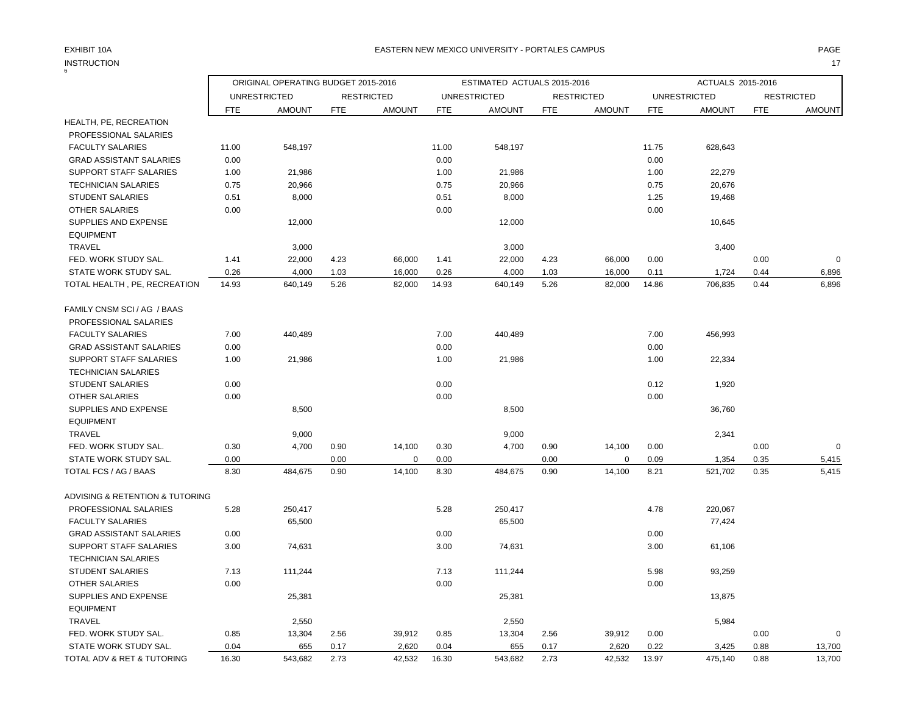EXHIBIT 10A

EASTERN NEW MEXICO UNIVERSITY - PORTALES CAMPUS

INSTRUCTION

| | ORIGINAL OPERATING BUDGET 2015-2016 | | | | ESTIMATED ACTUALS 2015-2016 | | | | ACTUALS 2015-2016 | | | |
|---|---|---|---|---|---|---|---|---|---|---|---|---|
| | UNRESTRICTED | | RESTRICTED | | UNRESTRICTED | | RESTRICTED | | UNRESTRICTED | | RESTRICTED | |
| | FTE | AMOUNT | FTE | AMOUNT | FTE | AMOUNT | FTE | AMOUNT | FTE | AMOUNT | FTE | AMOUNT |
| HEALTH, PE, RECREATION | | | | | | | | | | | | |
| PROFESSIONAL SALARIES | | | | | | | | | | | | |
| FACULTY SALARIES | 11.00 | 548,197 | | | 11.00 | 548,197 | | | 11.75 | 628,643 | | |
| GRAD ASSISTANT SALARIES | 0.00 | | | | 0.00 | | | | 0.00 | | | |
| SUPPORT STAFF SALARIES | 1.00 | 21,986 | | | 1.00 | 21,986 | | | 1.00 | 22,279 | | |
| TECHNICIAN SALARIES | 0.75 | 20,966 | | | 0.75 | 20,966 | | | 0.75 | 20,676 | | |
| STUDENT SALARIES | 0.51 | 8,000 | | | 0.51 | 8,000 | | | 1.25 | 19,468 | | |
| OTHER SALARIES | 0.00 | | | | 0.00 | | | | 0.00 | | | |
| SUPPLIES AND EXPENSE | | 12,000 | | | | 12,000 | | | | 10,645 | | |
| EQUIPMENT | | | | | | | | | | | | |
| TRAVEL | | 3,000 | | | | 3,000 | | | | 3,400 | | |
| FED. WORK STUDY SAL. | 1.41 | 22,000 | 4.23 | 66,000 | 1.41 | 22,000 | 4.23 | 66,000 | 0.00 | | 0.00 | 0 |
| STATE WORK STUDY SAL. | 0.26 | 4,000 | 1.03 | 16,000 | 0.26 | 4,000 | 1.03 | 16,000 | 0.11 | 1,724 | 0.44 | 6,896 |
| TOTAL HEALTH , PE, RECREATION | 14.93 | 640,149 | 5.26 | 82,000 | 14.93 | 640,149 | 5.26 | 82,000 | 14.86 | 706,835 | 0.44 | 6,896 |
| | | | | | | | | | | | | |
| FAMILY CNSM SCI / AG / BAAS | | | | | | | | | | | | |
| PROFESSIONAL SALARIES | | | | | | | | | | | | |
| FACULTY SALARIES | 7.00 | 440,489 | | | 7.00 | 440,489 | | | 7.00 | 456,993 | | |
| GRAD ASSISTANT SALARIES | 0.00 | | | | 0.00 | | | | 0.00 | | | |
| SUPPORT STAFF SALARIES | 1.00 | 21,986 | | | 1.00 | 21,986 | | | 1.00 | 22,334 | | |
| TECHNICIAN SALARIES | | | | | | | | | | | | |
| STUDENT SALARIES | 0.00 | | | | 0.00 | | | | 0.12 | 1,920 | | |
| OTHER SALARIES | 0.00 | | | | 0.00 | | | | 0.00 | | | |
| SUPPLIES AND EXPENSE | | 8,500 | | | | 8,500 | | | | 36,760 | | |
| EQUIPMENT | | | | | | | | | | | | |
| TRAVEL | | 9,000 | | | | 9,000 | | | | 2,341 | | |
| FED. WORK STUDY SAL. | 0.30 | 4,700 | 0.90 | 14,100 | 0.30 | 4,700 | 0.90 | 14,100 | 0.00 | | 0.00 | 0 |
| STATE WORK STUDY SAL. | 0.00 | | 0.00 | 0 | 0.00 | | 0.00 | 0 | 0.09 | 1,354 | 0.35 | 5,415 |
| TOTAL FCS / AG / BAAS | 8.30 | 484,675 | 0.90 | 14,100 | 8.30 | 484,675 | 0.90 | 14,100 | 8.21 | 521,702 | 0.35 | 5,415 |
| | | | | | | | | | | | | |
| ADVISING & RETENTION & TUTORING | | | | | | | | | | | | |
| PROFESSIONAL SALARIES | 5.28 | 250,417 | | | 5.28 | 250,417 | | | 4.78 | 220,067 | | |
| FACULTY SALARIES | | 65,500 | | | | 65,500 | | | | 77,424 | | |
| GRAD ASSISTANT SALARIES | 0.00 | | | | 0.00 | | | | 0.00 | | | |
| SUPPORT STAFF SALARIES | 3.00 | 74,631 | | | 3.00 | 74,631 | | | 3.00 | 61,106 | | |
| TECHNICIAN SALARIES | | | | | | | | | | | | |
| STUDENT SALARIES | 7.13 | 111,244 | | | 7.13 | 111,244 | | | 5.98 | 93,259 | | |
| OTHER SALARIES | 0.00 | | | | 0.00 | | | | 0.00 | | | |
| SUPPLIES AND EXPENSE | | 25,381 | | | | 25,381 | | | | 13,875 | | |
| EQUIPMENT | | | | | | | | | | | | |
| TRAVEL | | 2,550 | | | | 2,550 | | | | 5,984 | | |
| FED. WORK STUDY SAL. | 0.85 | 13,304 | 2.56 | 39,912 | 0.85 | 13,304 | 2.56 | 39,912 | 0.00 | | 0.00 | 0 |
| STATE WORK STUDY SAL. | 0.04 | 655 | 0.17 | 2,620 | 0.04 | 655 | 0.17 | 2,620 | 0.22 | 3,425 | 0.88 | 13,700 |
| TOTAL ADV & RET & TUTORING | 16.30 | 543,682 | 2.73 | 42,532 | 16.30 | 543,682 | 2.73 | 42,532 | 13.97 | 475,140 | 0.88 | 13,700 |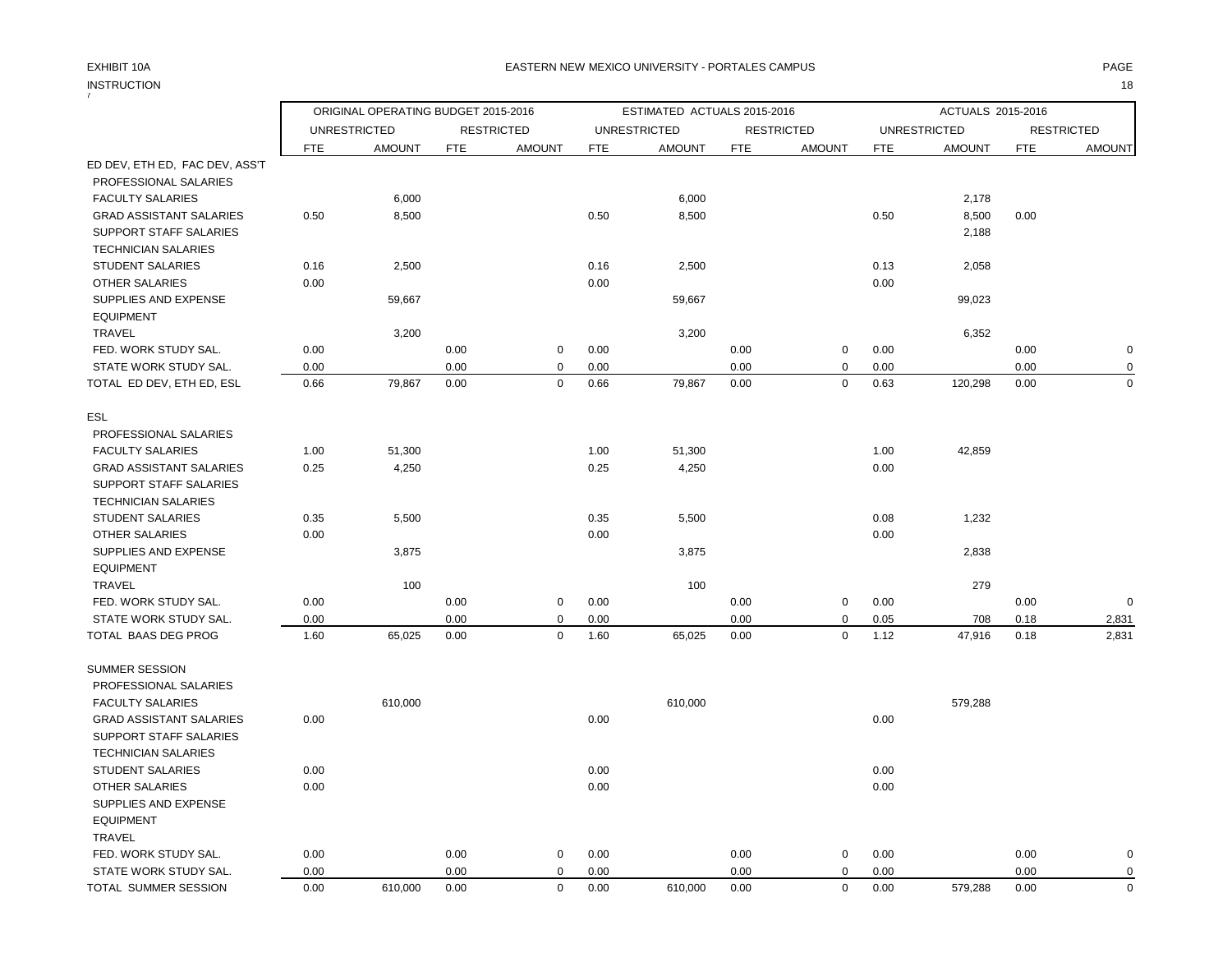EXHIBIT 10A

EASTERN NEW MEXICO UNIVERSITY - PORTALES CAMPUS

INSTRUCTION

| | ORIGINAL OPERATING BUDGET 2015-2016 | | | | ESTIMATED ACTUALS 2015-2016 | | | | ACTUALS 2015-2016 | | | |
|---|---|---|---|---|---|---|---|---|---|---|---|---|
| | UNRESTRICTED | | RESTRICTED | | UNRESTRICTED | | RESTRICTED | | UNRESTRICTED | | RESTRICTED | |
| | FTE | AMOUNT | FTE | AMOUNT | FTE | AMOUNT | FTE | AMOUNT | FTE | AMOUNT | FTE | AMOUNT |
| ED DEV, ETH ED, FAC DEV, ASS'T | | | | | | | | | | | | |
| PROFESSIONAL SALARIES | | | | | | | | | | | | |
| FACULTY SALARIES | | 6,000 | | | | 6,000 | | | | 2,178 | | |
| GRAD ASSISTANT SALARIES | 0.50 | 8,500 | | | 0.50 | 8,500 | | | 0.50 | 8,500 | 0.00 | |
| SUPPORT STAFF SALARIES | | | | | | | | | | 2,188 | | |
| TECHNICIAN SALARIES | | | | | | | | | | | | |
| STUDENT SALARIES | 0.16 | 2,500 | | | 0.16 | 2,500 | | | 0.13 | 2,058 | | |
| OTHER SALARIES | 0.00 | | | | 0.00 | | | | 0.00 | | | |
| SUPPLIES AND EXPENSE | | 59,667 | | | | 59,667 | | | | 99,023 | | |
| EQUIPMENT | | | | | | | | | | | | |
| TRAVEL | | 3,200 | | | | 3,200 | | | | 6,352 | | |
| FED. WORK STUDY SAL. | 0.00 | | 0.00 | 0 | 0.00 | | 0.00 | 0 | 0.00 | | 0.00 | 0 |
| STATE WORK STUDY SAL. | 0.00 | | 0.00 | 0 | 0.00 | | 0.00 | 0 | 0.00 | | 0.00 | 0 |
| TOTAL ED DEV, ETH ED, ESL | 0.66 | 79,867 | 0.00 | 0 | 0.66 | 79,867 | 0.00 | 0 | 0.63 | 120,298 | 0.00 | 0 |
| | | | | | | | | | | | | |
| ESL | | | | | | | | | | | | |
| PROFESSIONAL SALARIES | | | | | | | | | | | | |
| FACULTY SALARIES | 1.00 | 51,300 | | | 1.00 | 51,300 | | | 1.00 | 42,859 | | |
| GRAD ASSISTANT SALARIES | 0.25 | 4,250 | | | 0.25 | 4,250 | | | 0.00 | | | |
| SUPPORT STAFF SALARIES | | | | | | | | | | | | |
| TECHNICIAN SALARIES | | | | | | | | | | | | |
| STUDENT SALARIES | 0.35 | 5,500 | | | 0.35 | 5,500 | | | 0.08 | 1,232 | | |
| OTHER SALARIES | 0.00 | | | | 0.00 | | | | 0.00 | | | |
| SUPPLIES AND EXPENSE | | 3,875 | | | | 3,875 | | | | 2,838 | | |
| EQUIPMENT | | | | | | | | | | | | |
| TRAVEL | | 100 | | | | 100 | | | | 279 | | |
| FED. WORK STUDY SAL. | 0.00 | | 0.00 | 0 | 0.00 | | 0.00 | 0 | 0.00 | | 0.00 | 0 |
| STATE WORK STUDY SAL. | 0.00 | | 0.00 | 0 | 0.00 | | 0.00 | 0 | 0.05 | 708 | 0.18 | 2,831 |
| TOTAL BAAS DEG PROG | 1.60 | 65,025 | 0.00 | 0 | 1.60 | 65,025 | 0.00 | 0 | 1.12 | 47,916 | 0.18 | 2,831 |
| | | | | | | | | | | | | |
| SUMMER SESSION | | | | | | | | | | | | |
| PROFESSIONAL SALARIES | | | | | | | | | | | | |
| FACULTY SALARIES | | 610,000 | | | | 610,000 | | | | 579,288 | | |
| GRAD ASSISTANT SALARIES | 0.00 | | | | 0.00 | | | | 0.00 | | | |
| SUPPORT STAFF SALARIES | | | | | | | | | | | | |
| TECHNICIAN SALARIES | | | | | | | | | | | | |
| STUDENT SALARIES | 0.00 | | | | 0.00 | | | | 0.00 | | | |
| OTHER SALARIES | 0.00 | | | | 0.00 | | | | 0.00 | | | |
| SUPPLIES AND EXPENSE | | | | | | | | | | | | |
| EQUIPMENT | | | | | | | | | | | | |
| TRAVEL | | | | | | | | | | | | |
| FED. WORK STUDY SAL. | 0.00 | | 0.00 | 0 | 0.00 | | 0.00 | 0 | 0.00 | | 0.00 | 0 |
| STATE WORK STUDY SAL. | 0.00 | | 0.00 | 0 | 0.00 | | 0.00 | 0 | 0.00 | | 0.00 | 0 |
| TOTAL SUMMER SESSION | 0.00 | 610,000 | 0.00 | 0 | 0.00 | 610,000 | 0.00 | 0 | 0.00 | 579,288 | 0.00 | 0 |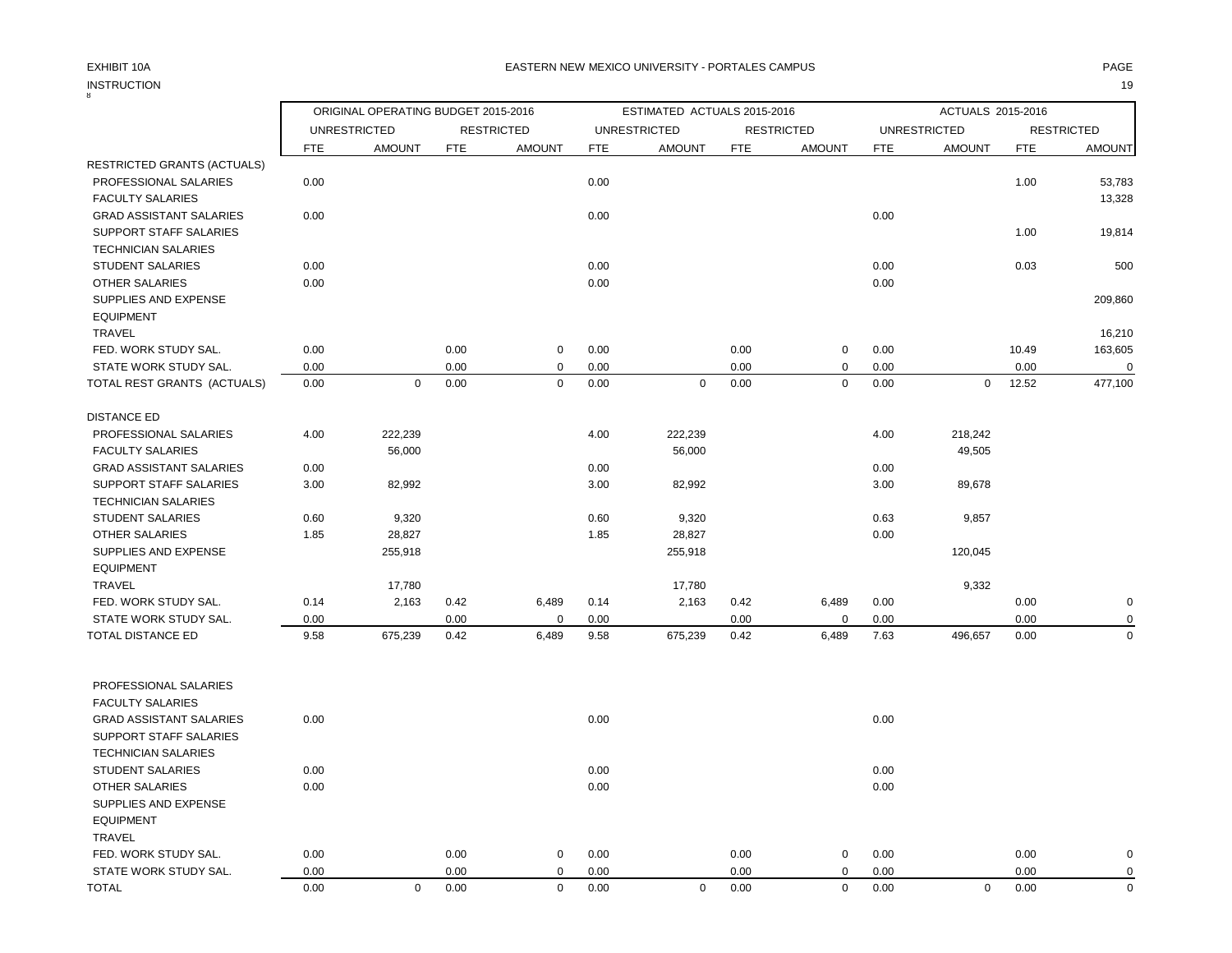EXHIBIT 10A

EASTERN NEW MEXICO UNIVERSITY - PORTALES CAMPUS

INSTRUCTION

| | ORIGINAL OPERATING BUDGET 2015-2016 | | | | ESTIMATED ACTUALS 2015-2016 | | | | ACTUALS 2015-2016 | | | |
|---|---|---|---|---|---|---|---|---|---|---|---|---|
| | UNRESTRICTED | | RESTRICTED | | UNRESTRICTED | | RESTRICTED | | UNRESTRICTED | | RESTRICTED | |
| | FTE | AMOUNT | FTE | AMOUNT | FTE | AMOUNT | FTE | AMOUNT | FTE | AMOUNT | FTE | AMOUNT |
| RESTRICTED GRANTS (ACTUALS) | | | | | | | | | | | | |
| PROFESSIONAL SALARIES | 0.00 | | | | 0.00 | | | | | | 1.00 | 53,783 |
| FACULTY SALARIES | | | | | | | | | | | | 13,328 |
| GRAD ASSISTANT SALARIES | 0.00 | | | | 0.00 | | | | 0.00 | | | |
| SUPPORT STAFF SALARIES | | | | | | | | | | | 1.00 | 19,814 |
| TECHNICIAN SALARIES | | | | | | | | | | | | |
| STUDENT SALARIES | 0.00 | | | | 0.00 | | | | 0.00 | | 0.03 | 500 |
| OTHER SALARIES | 0.00 | | | | 0.00 | | | | 0.00 | | | |
| SUPPLIES AND EXPENSE | | | | | | | | | | | | 209,860 |
| EQUIPMENT | | | | | | | | | | | | |
| TRAVEL | | | | | | | | | | | | 16,210 |
| FED. WORK STUDY SAL. | 0.00 | | 0.00 | 0 | 0.00 | | 0.00 | 0 | 0.00 | | 10.49 | 163,605 |
| STATE WORK STUDY SAL. | 0.00 | | 0.00 | 0 | 0.00 | | 0.00 | 0 | 0.00 | | 0.00 | 0 |
| TOTAL REST GRANTS (ACTUALS) | 0.00 | 0 | 0.00 | 0 | 0.00 | 0 | 0.00 | 0 | 0.00 | 0 | 12.52 | 477,100 |
| | | | | | | | | | | | | |
| DISTANCE ED | | | | | | | | | | | | |
| PROFESSIONAL SALARIES | 4.00 | 222,239 | | | 4.00 | 222,239 | | | 4.00 | 218,242 | | |
| FACULTY SALARIES | | 56,000 | | | | 56,000 | | | | 49,505 | | |
| GRAD ASSISTANT SALARIES | 0.00 | | | | 0.00 | | | | 0.00 | | | |
| SUPPORT STAFF SALARIES | 3.00 | 82,992 | | | 3.00 | 82,992 | | | 3.00 | 89,678 | | |
| TECHNICIAN SALARIES | | | | | | | | | | | | |
| STUDENT SALARIES | 0.60 | 9,320 | | | 0.60 | 9,320 | | | 0.63 | 9,857 | | |
| OTHER SALARIES | 1.85 | 28,827 | | | 1.85 | 28,827 | | | 0.00 | | | |
| SUPPLIES AND EXPENSE | | 255,918 | | | | 255,918 | | | | 120,045 | | |
| EQUIPMENT | | | | | | | | | | | | |
| TRAVEL | | 17,780 | | | | 17,780 | | | | 9,332 | | |
| FED. WORK STUDY SAL. | 0.14 | 2,163 | 0.42 | 6,489 | 0.14 | 2,163 | 0.42 | 6,489 | 0.00 | | 0.00 | 0 |
| STATE WORK STUDY SAL. | 0.00 | | 0.00 | 0 | 0.00 | | 0.00 | 0 | 0.00 | | 0.00 | 0 |
| TOTAL DISTANCE ED | 9.58 | 675,239 | 0.42 | 6,489 | 9.58 | 675,239 | 0.42 | 6,489 | 7.63 | 496,657 | 0.00 | 0 |
| | | | | | | | | | | | | |
| PROFESSIONAL SALARIES | | | | | | | | | | | | |
| FACULTY SALARIES | | | | | | | | | | | | |
| GRAD ASSISTANT SALARIES | 0.00 | | | | 0.00 | | | | 0.00 | | | |
| SUPPORT STAFF SALARIES | | | | | | | | | | | | |
| TECHNICIAN SALARIES | | | | | | | | | | | | |
| STUDENT SALARIES | 0.00 | | | | 0.00 | | | | 0.00 | | | |
| OTHER SALARIES | 0.00 | | | | 0.00 | | | | 0.00 | | | |
| SUPPLIES AND EXPENSE | | | | | | | | | | | | |
| EQUIPMENT | | | | | | | | | | | | |
| TRAVEL | | | | | | | | | | | | |
| FED. WORK STUDY SAL. | 0.00 | | 0.00 | 0 | 0.00 | | 0.00 | 0 | 0.00 | | 0.00 | 0 |
| STATE WORK STUDY SAL. | 0.00 | | 0.00 | 0 | 0.00 | | 0.00 | 0 | 0.00 | | 0.00 | 0 |
| TOTAL | 0.00 | 0 | 0.00 | 0 | 0.00 | 0 | 0.00 | 0 | 0.00 | 0 | 0.00 | 0 |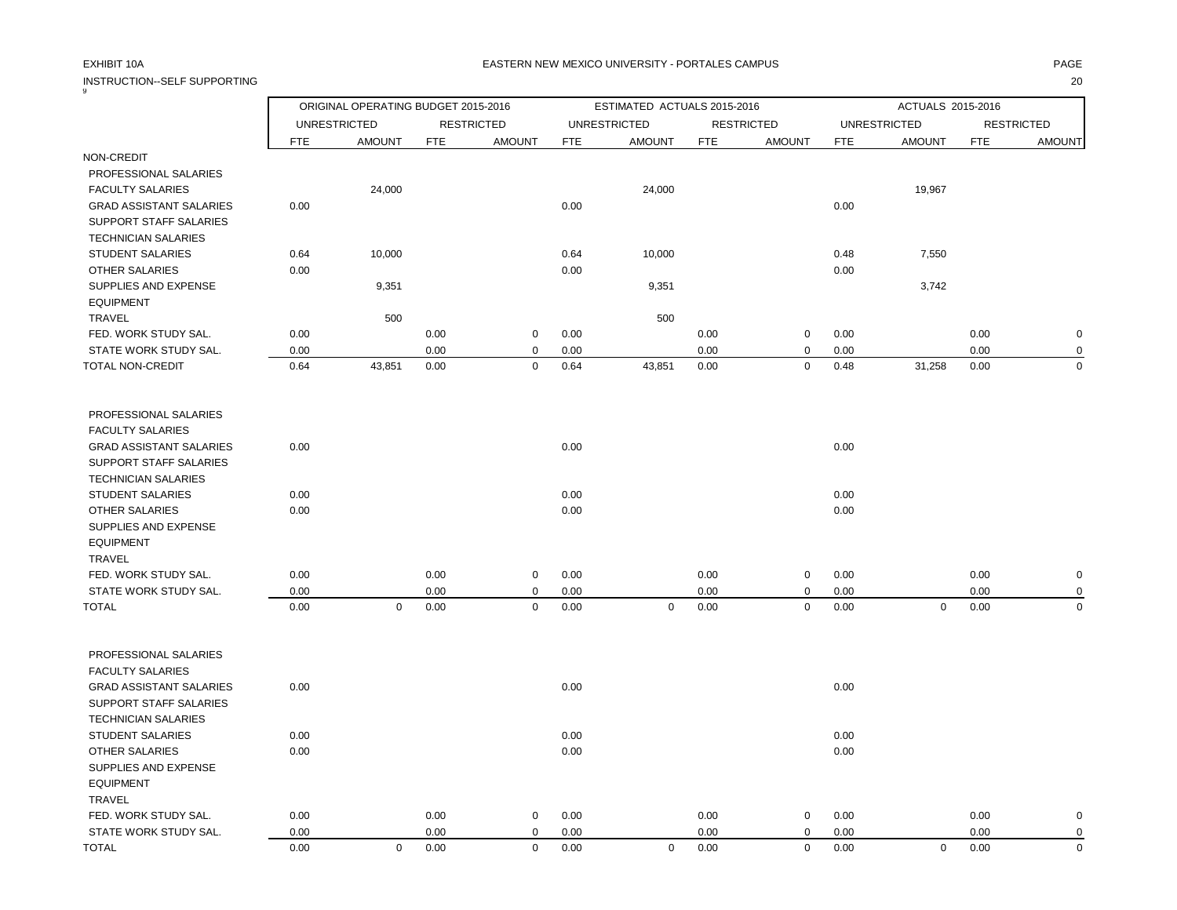EXHIBIT 10A

EASTERN NEW MEXICO UNIVERSITY - PORTALES CAMPUS

INSTRUCTION--SELF SUPPORTING

| | ORIGINAL OPERATING BUDGET 2015-2016 | | | | ESTIMATED ACTUALS 2015-2016 | | | | ACTUALS 2015-2016 | | | |
|---|---|---|---|---|---|---|---|---|---|---|---|---|
| | UNRESTRICTED | | RESTRICTED | | UNRESTRICTED | | RESTRICTED | | UNRESTRICTED | | RESTRICTED | |
| | FTE | AMOUNT | FTE | AMOUNT | FTE | AMOUNT | FTE | AMOUNT | FTE | AMOUNT | FTE | AMOUNT |
| NON-CREDIT | | | | | | | | | | | | |
| PROFESSIONAL SALARIES | | | | | | | | | | | | |
| FACULTY SALARIES | | 24,000 | | | | 24,000 | | | | 19,967 | | |
| GRAD ASSISTANT SALARIES | 0.00 | | | | 0.00 | | | | 0.00 | | | |
| SUPPORT STAFF SALARIES | | | | | | | | | | | | |
| TECHNICIAN SALARIES | | | | | | | | | | | | |
| STUDENT SALARIES | 0.64 | 10,000 | | | 0.64 | 10,000 | | | 0.48 | 7,550 | | |
| OTHER SALARIES | 0.00 | | | | 0.00 | | | | 0.00 | | | |
| SUPPLIES AND EXPENSE | | 9,351 | | | | 9,351 | | | | 3,742 | | |
| EQUIPMENT | | | | | | | | | | | | |
| TRAVEL | | 500 | | | | 500 | | | | | | |
| FED. WORK STUDY SAL. | 0.00 | | 0.00 | 0 | 0.00 | | 0.00 | 0 | 0.00 | | 0.00 | 0 |
| STATE WORK STUDY SAL. | 0.00 | | 0.00 | 0 | 0.00 | | 0.00 | 0 | 0.00 | | 0.00 | 0 |
| TOTAL NON-CREDIT | 0.64 | 43,851 | 0.00 | 0 | 0.64 | 43,851 | 0.00 | 0 | 0.48 | 31,258 | 0.00 | 0 |
| | | | | | | | | | | | | |
| PROFESSIONAL SALARIES | | | | | | | | | | | | |
| FACULTY SALARIES | | | | | | | | | | | | |
| GRAD ASSISTANT SALARIES | 0.00 | | | | 0.00 | | | | 0.00 | | | |
| SUPPORT STAFF SALARIES | | | | | | | | | | | | |
| TECHNICIAN SALARIES | | | | | | | | | | | | |
| STUDENT SALARIES | 0.00 | | | | 0.00 | | | | 0.00 | | | |
| OTHER SALARIES | 0.00 | | | | 0.00 | | | | 0.00 | | | |
| SUPPLIES AND EXPENSE | | | | | | | | | | | | |
| EQUIPMENT | | | | | | | | | | | | |
| TRAVEL | | | | | | | | | | | | |
| FED. WORK STUDY SAL. | 0.00 | | 0.00 | 0 | 0.00 | | 0.00 | 0 | 0.00 | | 0.00 | 0 |
| STATE WORK STUDY SAL. | 0.00 | | 0.00 | 0 | 0.00 | | 0.00 | 0 | 0.00 | | 0.00 | 0 |
| TOTAL | 0.00 | 0 | 0.00 | 0 | 0.00 | 0 | 0.00 | 0 | 0.00 | 0 | 0.00 | 0 |
| | | | | | | | | | | | | |
| PROFESSIONAL SALARIES | | | | | | | | | | | | |
| FACULTY SALARIES | | | | | | | | | | | | |
| GRAD ASSISTANT SALARIES | 0.00 | | | | 0.00 | | | | 0.00 | | | |
| SUPPORT STAFF SALARIES | | | | | | | | | | | | |
| TECHNICIAN SALARIES | | | | | | | | | | | | |
| STUDENT SALARIES | 0.00 | | | | 0.00 | | | | 0.00 | | | |
| OTHER SALARIES | 0.00 | | | | 0.00 | | | | 0.00 | | | |
| SUPPLIES AND EXPENSE | | | | | | | | | | | | |
| EQUIPMENT | | | | | | | | | | | | |
| TRAVEL | | | | | | | | | | | | |
| FED. WORK STUDY SAL. | 0.00 | | 0.00 | 0 | 0.00 | | 0.00 | 0 | 0.00 | | 0.00 | 0 |
| STATE WORK STUDY SAL. | 0.00 | | 0.00 | 0 | 0.00 | | 0.00 | 0 | 0.00 | | 0.00 | 0 |
| TOTAL | 0.00 | 0 | 0.00 | 0 | 0.00 | 0 | 0.00 | 0 | 0.00 | 0 | 0.00 | 0 |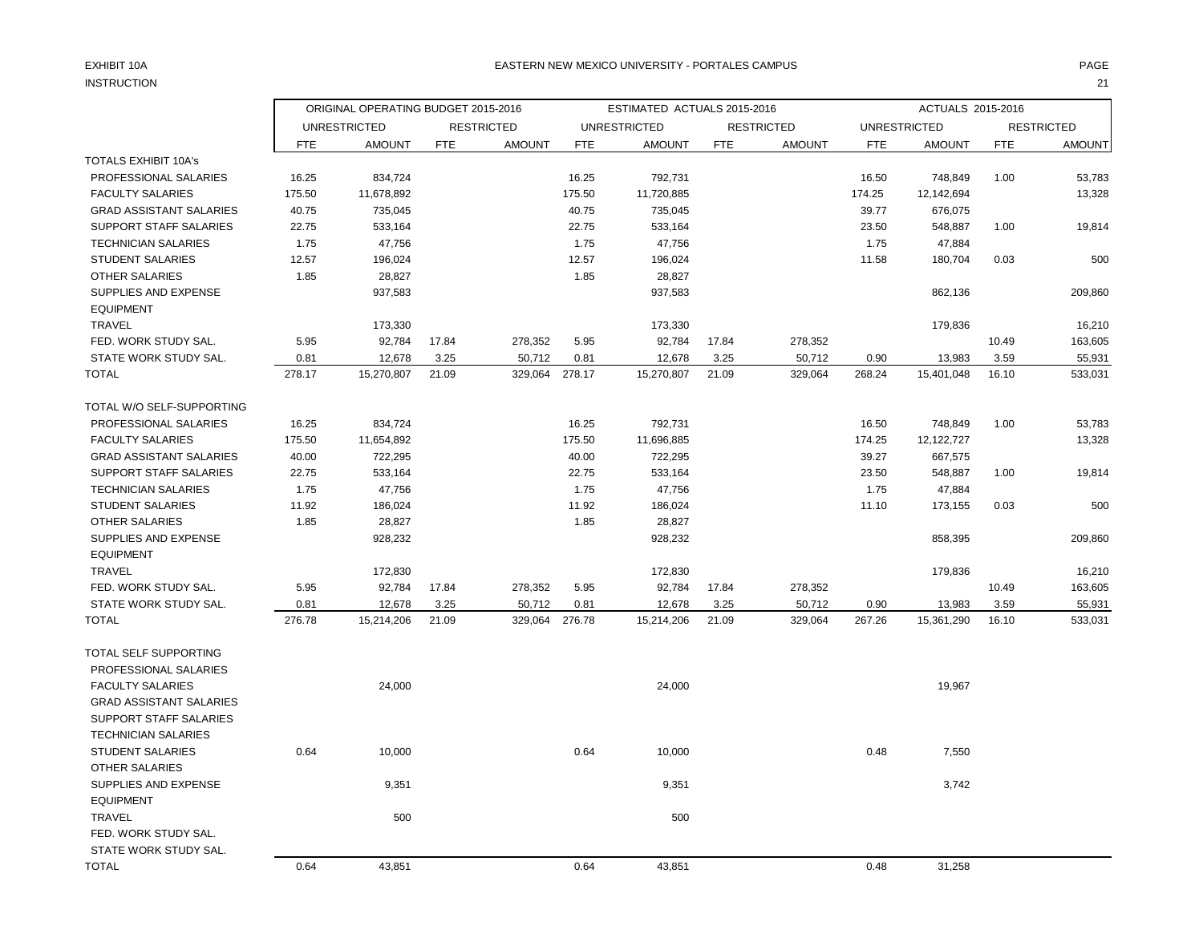EXHIBIT 10A

EASTERN NEW MEXICO UNIVERSITY - PORTALES CAMPUS

INSTRUCTION

| | ORIGINAL OPERATING BUDGET 2015-2016 | | | | ESTIMATED ACTUALS 2015-2016 | | | | ACTUALS 2015-2016 | | | |
|---|---|---|---|---|---|---|---|---|---|---|---|---|
| | UNRESTRICTED | | RESTRICTED | | UNRESTRICTED | | RESTRICTED | | UNRESTRICTED | | RESTRICTED | |
| | FTE | AMOUNT | FTE | AMOUNT | FTE | AMOUNT | FTE | AMOUNT | FTE | AMOUNT | FTE | AMOUNT |
| TOTALS EXHIBIT 10A's | | | | | | | | | | | | |
| PROFESSIONAL SALARIES | 16.25 | 834,724 | | | 16.25 | 792,731 | | | 16.50 | 748,849 | 1.00 | 53,783 |
| FACULTY SALARIES | 175.50 | 11,678,892 | | | 175.50 | 11,720,885 | | | 174.25 | 12,142,694 | | 13,328 |
| GRAD ASSISTANT SALARIES | 40.75 | 735,045 | | | 40.75 | 735,045 | | | 39.77 | 676,075 | | |
| SUPPORT STAFF SALARIES | 22.75 | 533,164 | | | 22.75 | 533,164 | | | 23.50 | 548,887 | 1.00 | 19,814 |
| TECHNICIAN SALARIES | 1.75 | 47,756 | | | 1.75 | 47,756 | | | 1.75 | 47,884 | | |
| STUDENT SALARIES | 12.57 | 196,024 | | | 12.57 | 196,024 | | | 11.58 | 180,704 | 0.03 | 500 |
| OTHER SALARIES | 1.85 | 28,827 | | | 1.85 | 28,827 | | | | | | |
| SUPPLIES AND EXPENSE | | 937,583 | | | | 937,583 | | | | 862,136 | | 209,860 |
| EQUIPMENT | | | | | | | | | | | | |
| TRAVEL | | 173,330 | | | | 173,330 | | | | 179,836 | | 16,210 |
| FED. WORK STUDY SAL. | 5.95 | 92,784 | 17.84 | 278,352 | 5.95 | 92,784 | 17.84 | 278,352 | | | 10.49 | 163,605 |
| STATE WORK STUDY SAL. | 0.81 | 12,678 | 3.25 | 50,712 | 0.81 | 12,678 | 3.25 | 50,712 | 0.90 | 13,983 | 3.59 | 55,931 |
| TOTAL | 278.17 | 15,270,807 | 21.09 | 329,064 | 278.17 | 15,270,807 | 21.09 | 329,064 | 268.24 | 15,401,048 | 16.10 | 533,031 |
| TOTAL W/O SELF-SUPPORTING | | | | | | | | | | | | |
| PROFESSIONAL SALARIES | 16.25 | 834,724 | | | 16.25 | 792,731 | | | 16.50 | 748,849 | 1.00 | 53,783 |
| FACULTY SALARIES | 175.50 | 11,654,892 | | | 175.50 | 11,696,885 | | | 174.25 | 12,122,727 | | 13,328 |
| GRAD ASSISTANT SALARIES | 40.00 | 722,295 | | | 40.00 | 722,295 | | | 39.27 | 667,575 | | |
| SUPPORT STAFF SALARIES | 22.75 | 533,164 | | | 22.75 | 533,164 | | | 23.50 | 548,887 | 1.00 | 19,814 |
| TECHNICIAN SALARIES | 1.75 | 47,756 | | | 1.75 | 47,756 | | | 1.75 | 47,884 | | |
| STUDENT SALARIES | 11.92 | 186,024 | | | 11.92 | 186,024 | | | 11.10 | 173,155 | 0.03 | 500 |
| OTHER SALARIES | 1.85 | 28,827 | | | 1.85 | 28,827 | | | | | | |
| SUPPLIES AND EXPENSE | | 928,232 | | | | 928,232 | | | | 858,395 | | 209,860 |
| EQUIPMENT | | | | | | | | | | | | |
| TRAVEL | | 172,830 | | | | 172,830 | | | | 179,836 | | 16,210 |
| FED. WORK STUDY SAL. | 5.95 | 92,784 | 17.84 | 278,352 | 5.95 | 92,784 | 17.84 | 278,352 | | | 10.49 | 163,605 |
| STATE WORK STUDY SAL. | 0.81 | 12,678 | 3.25 | 50,712 | 0.81 | 12,678 | 3.25 | 50,712 | 0.90 | 13,983 | 3.59 | 55,931 |
| TOTAL | 276.78 | 15,214,206 | 21.09 | 329,064 | 276.78 | 15,214,206 | 21.09 | 329,064 | 267.26 | 15,361,290 | 16.10 | 533,031 |
| TOTAL SELF SUPPORTING | | | | | | | | | | | | |
| PROFESSIONAL SALARIES | | | | | | | | | | | | |
| FACULTY SALARIES | | 24,000 | | | | 24,000 | | | | 19,967 | | |
| GRAD ASSISTANT SALARIES | | | | | | | | | | | | |
| SUPPORT STAFF SALARIES | | | | | | | | | | | | |
| TECHNICIAN SALARIES | | | | | | | | | | | | |
| STUDENT SALARIES | 0.64 | 10,000 | | | 0.64 | 10,000 | | | 0.48 | 7,550 | | |
| OTHER SALARIES | | | | | | | | | | | | |
| SUPPLIES AND EXPENSE | | 9,351 | | | | 9,351 | | | | 3,742 | | |
| EQUIPMENT | | | | | | | | | | | | |
| TRAVEL | | 500 | | | | 500 | | | | | | |
| FED. WORK STUDY SAL. | | | | | | | | | | | | |
| STATE WORK STUDY SAL. | | | | | | | | | | | | |
| TOTAL | 0.64 | 43,851 | | | 0.64 | 43,851 | | | 0.48 | 31,258 | | |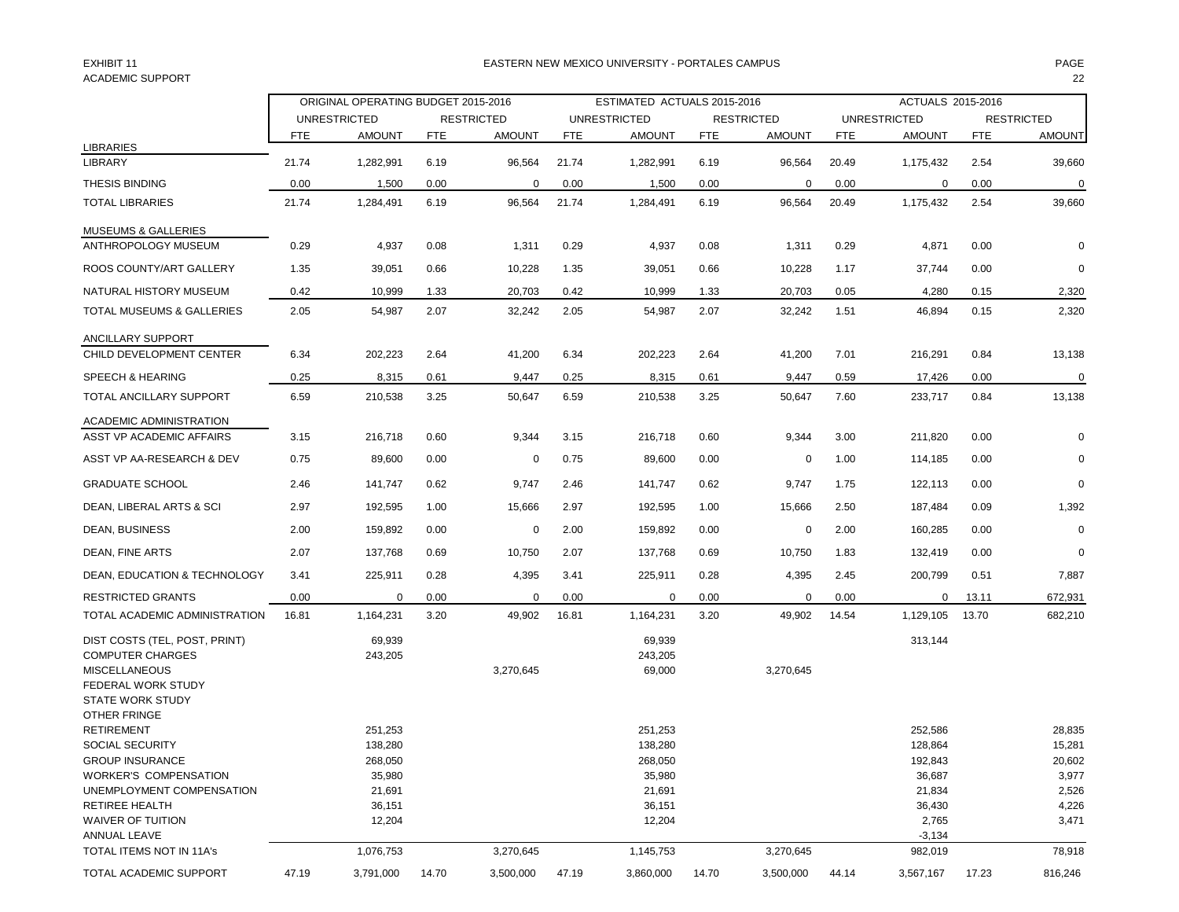EXHIBIT 11
ACADEMIC SUPPORT

EASTERN NEW MEXICO UNIVERSITY - PORTALES CAMPUS

| | ORIGINAL OPERATING BUDGET 2015-2016 | | | | ESTIMATED ACTUALS 2015-2016 | | | | ACTUALS 2015-2016 | | | |
|---|---|---|---|---|---|---|---|---|---|---|---|---|
| | UNRESTRICTED | | RESTRICTED | | UNRESTRICTED | | RESTRICTED | | UNRESTRICTED | | RESTRICTED | |
| | FTE | AMOUNT | FTE | AMOUNT | FTE | AMOUNT | FTE | AMOUNT | FTE | AMOUNT | FTE | AMOUNT |
| **LIBRARIES** | | | | | | | | | | | | |
| LIBRARY | 21.74 | 1,282,991 | 6.19 | 96,564 | 21.74 | 1,282,991 | 6.19 | 96,564 | 20.49 | 1,175,432 | 2.54 | 39,660 |
| THESIS BINDING | 0.00 | 1,500 | 0.00 | 0 | 0.00 | 1,500 | 0.00 | 0 | 0.00 | 0 | 0.00 | 0 |
| TOTAL LIBRARIES | 21.74 | 1,284,491 | 6.19 | 96,564 | 21.74 | 1,284,491 | 6.19 | 96,564 | 20.49 | 1,175,432 | 2.54 | 39,660 |
| **MUSEUMS & GALLERIES** | | | | | | | | | | | | |
| ANTHROPOLOGY MUSEUM | 0.29 | 4,937 | 0.08 | 1,311 | 0.29 | 4,937 | 0.08 | 1,311 | 0.29 | 4,871 | 0.00 | 0 |
| ROOS COUNTY/ART GALLERY | 1.35 | 39,051 | 0.66 | 10,228 | 1.35 | 39,051 | 0.66 | 10,228 | 1.17 | 37,744 | 0.00 | 0 |
| NATURAL HISTORY MUSEUM | 0.42 | 10,999 | 1.33 | 20,703 | 0.42 | 10,999 | 1.33 | 20,703 | 0.05 | 4,280 | 0.15 | 2,320 |
| TOTAL MUSEUMS & GALLERIES | 2.05 | 54,987 | 2.07 | 32,242 | 2.05 | 54,987 | 2.07 | 32,242 | 1.51 | 46,894 | 0.15 | 2,320 |
| **ANCILLARY SUPPORT** | | | | | | | | | | | | |
| CHILD DEVELOPMENT CENTER | 6.34 | 202,223 | 2.64 | 41,200 | 6.34 | 202,223 | 2.64 | 41,200 | 7.01 | 216,291 | 0.84 | 13,138 |
| SPEECH & HEARING | 0.25 | 8,315 | 0.61 | 9,447 | 0.25 | 8,315 | 0.61 | 9,447 | 0.59 | 17,426 | 0.00 | 0 |
| TOTAL ANCILLARY SUPPORT | 6.59 | 210,538 | 3.25 | 50,647 | 6.59 | 210,538 | 3.25 | 50,647 | 7.60 | 233,717 | 0.84 | 13,138 |
| **ACADEMIC ADMINISTRATION** | | | | | | | | | | | | |
| ASST VP ACADEMIC AFFAIRS | 3.15 | 216,718 | 0.60 | 9,344 | 3.15 | 216,718 | 0.60 | 9,344 | 3.00 | 211,820 | 0.00 | 0 |
| ASST VP AA-RESEARCH & DEV | 0.75 | 89,600 | 0.00 | 0 | 0.75 | 89,600 | 0.00 | 0 | 1.00 | 114,185 | 0.00 | 0 |
| GRADUATE SCHOOL | 2.46 | 141,747 | 0.62 | 9,747 | 2.46 | 141,747 | 0.62 | 9,747 | 1.75 | 122,113 | 0.00 | 0 |
| DEAN, LIBERAL ARTS & SCI | 2.97 | 192,595 | 1.00 | 15,666 | 2.97 | 192,595 | 1.00 | 15,666 | 2.50 | 187,484 | 0.09 | 1,392 |
| DEAN, BUSINESS | 2.00 | 159,892 | 0.00 | 0 | 2.00 | 159,892 | 0.00 | 0 | 2.00 | 160,285 | 0.00 | 0 |
| DEAN, FINE ARTS | 2.07 | 137,768 | 0.69 | 10,750 | 2.07 | 137,768 | 0.69 | 10,750 | 1.83 | 132,419 | 0.00 | 0 |
| DEAN, EDUCATION & TECHNOLOGY | 3.41 | 225,911 | 0.28 | 4,395 | 3.41 | 225,911 | 0.28 | 4,395 | 2.45 | 200,799 | 0.51 | 7,887 |
| RESTRICTED GRANTS | 0.00 | 0 | 0.00 | 0 | 0.00 | 0 | 0.00 | 0 | 0.00 | 0 | 13.11 | 672,931 |
| TOTAL ACADEMIC ADMINISTRATION | 16.81 | 1,164,231 | 3.20 | 49,902 | 16.81 | 1,164,231 | 3.20 | 49,902 | 14.54 | 1,129,105 | 13.70 | 682,210 |
| DIST COSTS (TEL, POST, PRINT) | | 69,939 | | | | 69,939 | | | | 313,144 | | |
| COMPUTER CHARGES | | 243,205 | | | | 243,205 | | | | | | |
| MISCELLANEOUS | | | | 3,270,645 | | 69,000 | | 3,270,645 | | | | |
| FEDERAL WORK STUDY | | | | | | | | | | | | |
| STATE WORK STUDY | | | | | | | | | | | | |
| OTHER FRINGE | | | | | | | | | | | | |
| RETIREMENT | | 251,253 | | | | 251,253 | | | | 252,586 | | 28,835 |
| SOCIAL SECURITY | | 138,280 | | | | 138,280 | | | | 128,864 | | 15,281 |
| GROUP INSURANCE | | 268,050 | | | | 268,050 | | | | 192,843 | | 20,602 |
| WORKER'S COMPENSATION | | 35,980 | | | | 35,980 | | | | 36,687 | | 3,977 |
| UNEMPLOYMENT COMPENSATION | | 21,691 | | | | 21,691 | | | | 21,834 | | 2,526 |
| RETIREE HEALTH | | 36,151 | | | | 36,151 | | | | 36,430 | | 4,226 |
| WAIVER OF TUITION | | 12,204 | | | | 12,204 | | | | 2,765 | | 3,471 |
| ANNUAL LEAVE | | | | | | | | | | -3,134 | | |
| TOTAL ITEMS NOT IN 11A's | | 1,076,753 | | 3,270,645 | | 1,145,753 | | 3,270,645 | | 982,019 | | 78,918 |
| TOTAL ACADEMIC SUPPORT | 47.19 | 3,791,000 | 14.70 | 3,500,000 | 47.19 | 3,860,000 | 14.70 | 3,500,000 | 44.14 | 3,567,167 | 17.23 | 816,246 |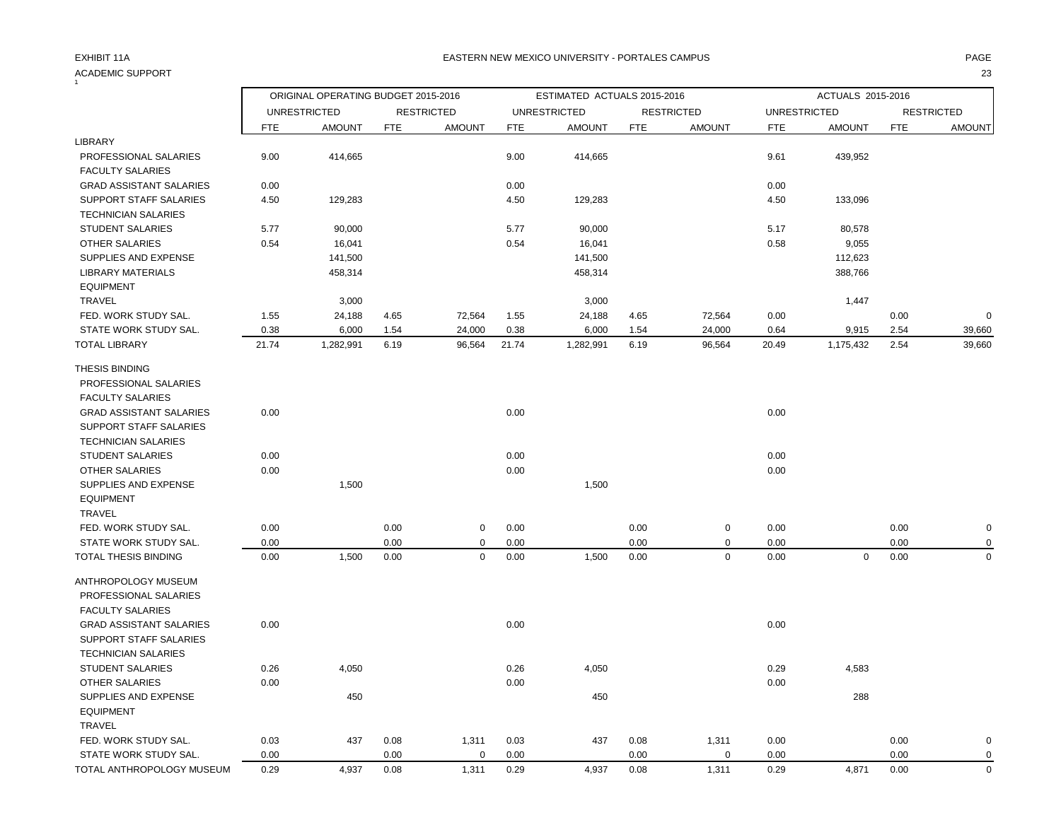EXHIBIT 11A

ACADEMIC SUPPORT

EASTERN NEW MEXICO UNIVERSITY - PORTALES CAMPUS

| | ORIGINAL OPERATING BUDGET 2015-2016 | | | | ESTIMATED ACTUALS 2015-2016 | | | | ACTUALS 2015-2016 | | | |
|---|---|---|---|---|---|---|---|---|---|---|---|---|
| | UNRESTRICTED | | RESTRICTED | | UNRESTRICTED | | RESTRICTED | | UNRESTRICTED | | RESTRICTED | |
| | FTE | AMOUNT | FTE | AMOUNT | FTE | AMOUNT | FTE | AMOUNT | FTE | AMOUNT | FTE | AMOUNT |
| LIBRARY | | | | | | | | | | | | |
| PROFESSIONAL SALARIES | 9.00 | 414,665 | | | 9.00 | 414,665 | | | 9.61 | 439,952 | | |
| FACULTY SALARIES | | | | | | | | | | | | |
| GRAD ASSISTANT SALARIES | 0.00 | | | | 0.00 | | | | 0.00 | | | |
| SUPPORT STAFF SALARIES | 4.50 | 129,283 | | | 4.50 | 129,283 | | | 4.50 | 133,096 | | |
| TECHNICIAN SALARIES | | | | | | | | | | | | |
| STUDENT SALARIES | 5.77 | 90,000 | | | 5.77 | 90,000 | | | 5.17 | 80,578 | | |
| OTHER SALARIES | 0.54 | 16,041 | | | 0.54 | 16,041 | | | 0.58 | 9,055 | | |
| SUPPLIES AND EXPENSE | | 141,500 | | | | 141,500 | | | | 112,623 | | |
| LIBRARY MATERIALS | | 458,314 | | | | 458,314 | | | | 388,766 | | |
| EQUIPMENT | | | | | | | | | | | | |
| TRAVEL | | 3,000 | | | | 3,000 | | | | 1,447 | | |
| FED. WORK STUDY SAL. | 1.55 | 24,188 | 4.65 | 72,564 | 1.55 | 24,188 | 4.65 | 72,564 | 0.00 | | 0.00 | 0 |
| STATE WORK STUDY SAL. | 0.38 | 6,000 | 1.54 | 24,000 | 0.38 | 6,000 | 1.54 | 24,000 | 0.64 | 9,915 | 2.54 | 39,660 |
| TOTAL LIBRARY | 21.74 | 1,282,991 | 6.19 | 96,564 | 21.74 | 1,282,991 | 6.19 | 96,564 | 20.49 | 1,175,432 | 2.54 | 39,660 |
| THESIS BINDING | | | | | | | | | | | | |
| PROFESSIONAL SALARIES | | | | | | | | | | | | |
| FACULTY SALARIES | | | | | | | | | | | | |
| GRAD ASSISTANT SALARIES | 0.00 | | | | 0.00 | | | | 0.00 | | | |
| SUPPORT STAFF SALARIES | | | | | | | | | | | | |
| TECHNICIAN SALARIES | | | | | | | | | | | | |
| STUDENT SALARIES | 0.00 | | | | 0.00 | | | | 0.00 | | | |
| OTHER SALARIES | 0.00 | | | | 0.00 | | | | 0.00 | | | |
| SUPPLIES AND EXPENSE | | 1,500 | | | | 1,500 | | | | | | |
| EQUIPMENT | | | | | | | | | | | | |
| TRAVEL | | | | | | | | | | | | |
| FED. WORK STUDY SAL. | 0.00 | | 0.00 | 0 | 0.00 | | 0.00 | 0 | 0.00 | | 0.00 | 0 |
| STATE WORK STUDY SAL. | 0.00 | | 0.00 | 0 | 0.00 | | 0.00 | 0 | 0.00 | | 0.00 | 0 |
| TOTAL THESIS BINDING | 0.00 | 1,500 | 0.00 | 0 | 0.00 | 1,500 | 0.00 | 0 | 0.00 | 0 | 0.00 | 0 |
| ANTHROPOLOGY MUSEUM | | | | | | | | | | | | |
| PROFESSIONAL SALARIES | | | | | | | | | | | | |
| FACULTY SALARIES | | | | | | | | | | | | |
| GRAD ASSISTANT SALARIES | 0.00 | | | | 0.00 | | | | 0.00 | | | |
| SUPPORT STAFF SALARIES | | | | | | | | | | | | |
| TECHNICIAN SALARIES | | | | | | | | | | | | |
| STUDENT SALARIES | 0.26 | 4,050 | | | 0.26 | 4,050 | | | 0.29 | 4,583 | | |
| OTHER SALARIES | 0.00 | | | | 0.00 | | | | 0.00 | | | |
| SUPPLIES AND EXPENSE | | 450 | | | | 450 | | | | 288 | | |
| EQUIPMENT | | | | | | | | | | | | |
| TRAVEL | | | | | | | | | | | | |
| FED. WORK STUDY SAL. | 0.03 | 437 | 0.08 | 1,311 | 0.03 | 437 | 0.08 | 1,311 | 0.00 | | 0.00 | 0 |
| STATE WORK STUDY SAL. | 0.00 | | 0.00 | 0 | 0.00 | | 0.00 | 0 | 0.00 | | 0.00 | 0 |
| TOTAL ANTHROPOLOGY MUSEUM | 0.29 | 4,937 | 0.08 | 1,311 | 0.29 | 4,937 | 0.08 | 1,311 | 0.29 | 4,871 | 0.00 | 0 |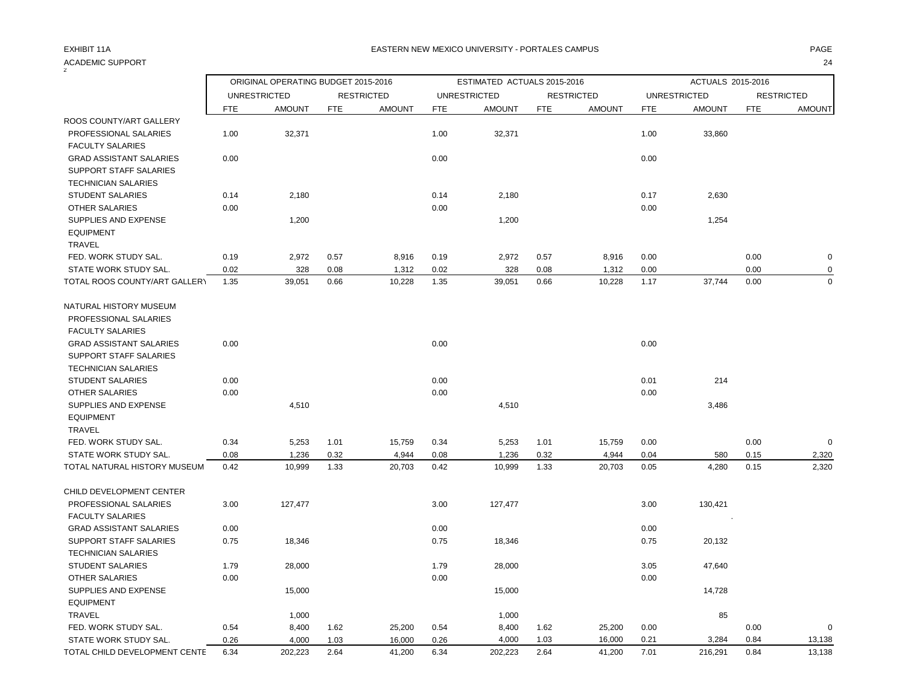EXHIBIT 11A

EASTERN NEW MEXICO UNIVERSITY - PORTALES CAMPUS

ACADEMIC SUPPORT

| | ORIGINAL OPERATING BUDGET 2015-2016 | | | | ESTIMATED ACTUALS 2015-2016 | | | | ACTUALS 2015-2016 | | | |
|---|---|---|---|---|---|---|---|---|---|---|---|---|
| | UNRESTRICTED | | RESTRICTED | | UNRESTRICTED | | RESTRICTED | | UNRESTRICTED | | RESTRICTED | |
| | FTE | AMOUNT | FTE | AMOUNT | FTE | AMOUNT | FTE | AMOUNT | FTE | AMOUNT | FTE | AMOUNT |
| ROOS COUNTY/ART GALLERY | | | | | | | | | | | | |
| PROFESSIONAL SALARIES | 1.00 | 32,371 | | | 1.00 | 32,371 | | | 1.00 | 33,860 | | |
| FACULTY SALARIES | | | | | | | | | | | | |
| GRAD ASSISTANT SALARIES | 0.00 | | | | 0.00 | | | | 0.00 | | | |
| SUPPORT STAFF SALARIES | | | | | | | | | | | | |
| TECHNICIAN SALARIES | | | | | | | | | | | | |
| STUDENT SALARIES | 0.14 | 2,180 | | | 0.14 | 2,180 | | | 0.17 | 2,630 | | |
| OTHER SALARIES | 0.00 | | | | 0.00 | | | | 0.00 | | | |
| SUPPLIES AND EXPENSE | | 1,200 | | | | 1,200 | | | | 1,254 | | |
| EQUIPMENT | | | | | | | | | | | | |
| TRAVEL | | | | | | | | | | | | |
| FED. WORK STUDY SAL. | 0.19 | 2,972 | 0.57 | 8,916 | 0.19 | 2,972 | 0.57 | 8,916 | 0.00 | | 0.00 | 0 |
| STATE WORK STUDY SAL. | 0.02 | 328 | 0.08 | 1,312 | 0.02 | 328 | 0.08 | 1,312 | 0.00 | | 0.00 | 0 |
| TOTAL ROOS COUNTY/ART GALLERY | 1.35 | 39,051 | 0.66 | 10,228 | 1.35 | 39,051 | 0.66 | 10,228 | 1.17 | 37,744 | 0.00 | 0 |
| NATURAL HISTORY MUSEUM | | | | | | | | | | | | |
| PROFESSIONAL SALARIES | | | | | | | | | | | | |
| FACULTY SALARIES | | | | | | | | | | | | |
| GRAD ASSISTANT SALARIES | 0.00 | | | | 0.00 | | | | 0.00 | | | |
| SUPPORT STAFF SALARIES | | | | | | | | | | | | |
| TECHNICIAN SALARIES | | | | | | | | | | | | |
| STUDENT SALARIES | 0.00 | | | | 0.00 | | | | 0.01 | 214 | | |
| OTHER SALARIES | 0.00 | | | | 0.00 | | | | 0.00 | | | |
| SUPPLIES AND EXPENSE | | 4,510 | | | | 4,510 | | | | 3,486 | | |
| EQUIPMENT | | | | | | | | | | | | |
| TRAVEL | | | | | | | | | | | | |
| FED. WORK STUDY SAL. | 0.34 | 5,253 | 1.01 | 15,759 | 0.34 | 5,253 | 1.01 | 15,759 | 0.00 | | 0.00 | 0 |
| STATE WORK STUDY SAL. | 0.08 | 1,236 | 0.32 | 4,944 | 0.08 | 1,236 | 0.32 | 4,944 | 0.04 | 580 | 0.15 | 2,320 |
| TOTAL NATURAL HISTORY MUSEUM | 0.42 | 10,999 | 1.33 | 20,703 | 0.42 | 10,999 | 1.33 | 20,703 | 0.05 | 4,280 | 0.15 | 2,320 |
| CHILD DEVELOPMENT CENTER | | | | | | | | | | | | |
| PROFESSIONAL SALARIES | 3.00 | 127,477 | | | 3.00 | 127,477 | | | 3.00 | 130,421 | | |
| FACULTY SALARIES | | | | | | | | | | | | |
| GRAD ASSISTANT SALARIES | 0.00 | | | | 0.00 | | | | 0.00 | | | |
| SUPPORT STAFF SALARIES | 0.75 | 18,346 | | | 0.75 | 18,346 | | | 0.75 | 20,132 | | |
| TECHNICIAN SALARIES | | | | | | | | | | | | |
| STUDENT SALARIES | 1.79 | 28,000 | | | 1.79 | 28,000 | | | 3.05 | 47,640 | | |
| OTHER SALARIES | 0.00 | | | | 0.00 | | | | 0.00 | | | |
| SUPPLIES AND EXPENSE | | 15,000 | | | | 15,000 | | | | 14,728 | | |
| EQUIPMENT | | | | | | | | | | | | |
| TRAVEL | | 1,000 | | | | 1,000 | | | | 85 | | |
| FED. WORK STUDY SAL. | 0.54 | 8,400 | 1.62 | 25,200 | 0.54 | 8,400 | 1.62 | 25,200 | 0.00 | | 0.00 | 0 |
| STATE WORK STUDY SAL. | 0.26 | 4,000 | 1.03 | 16,000 | 0.26 | 4,000 | 1.03 | 16,000 | 0.21 | 3,284 | 0.84 | 13,138 |
| TOTAL CHILD DEVELOPMENT CENTE | 6.34 | 202,223 | 2.64 | 41,200 | 6.34 | 202,223 | 2.64 | 41,200 | 7.01 | 216,291 | 0.84 | 13,138 |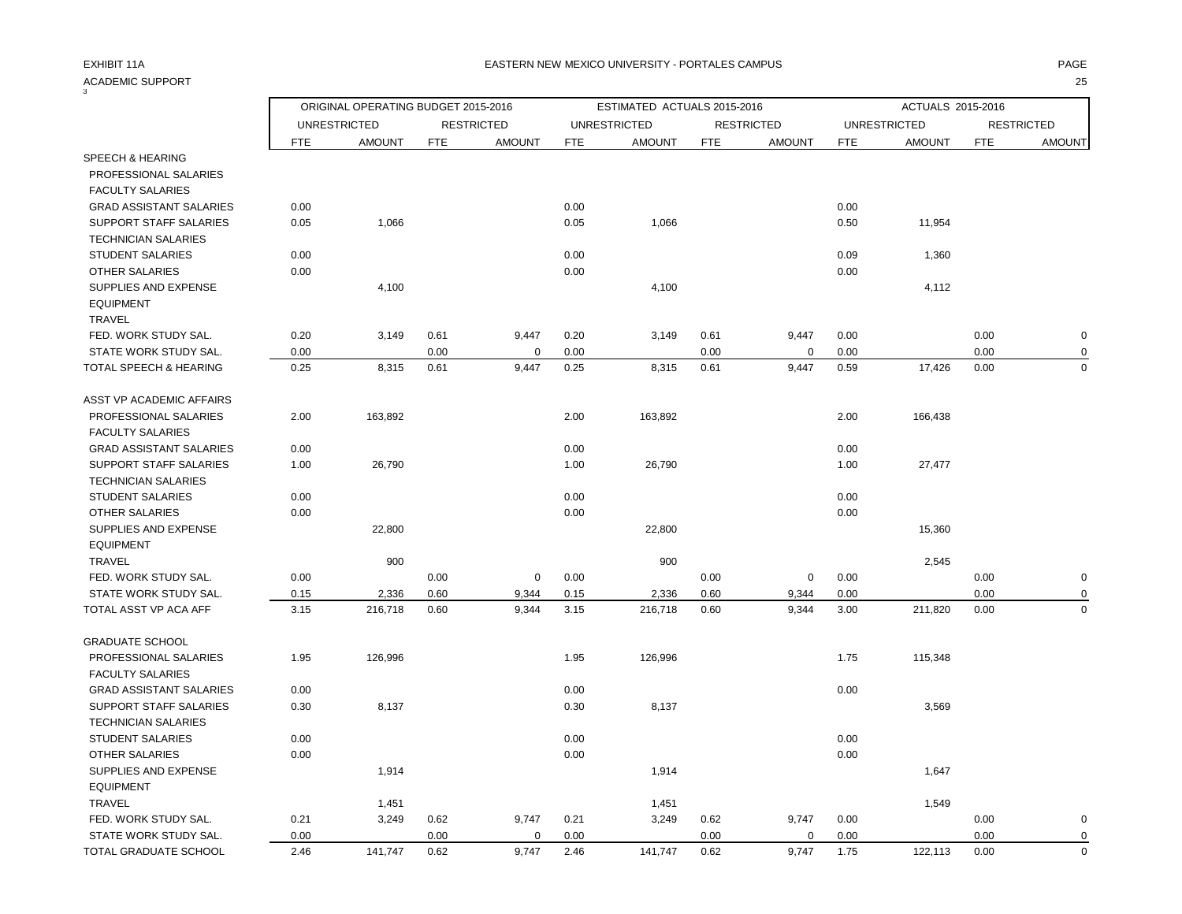EXHIBIT 11A

EASTERN NEW MEXICO UNIVERSITY - PORTALES CAMPUS

ACADEMIC SUPPORT

| | ORIGINAL OPERATING BUDGET 2015-2016 | | | | ESTIMATED ACTUALS 2015-2016 | | | | ACTUALS 2015-2016 | | | |
|---|---|---|---|---|---|---|---|---|---|---|---|---|
| | UNRESTRICTED | | RESTRICTED | | UNRESTRICTED | | RESTRICTED | | UNRESTRICTED | | RESTRICTED | |
| | FTE | AMOUNT | FTE | AMOUNT | FTE | AMOUNT | FTE | AMOUNT | FTE | AMOUNT | FTE | AMOUNT |
| SPEECH & HEARING | | | | | | | | | | | | |
| PROFESSIONAL SALARIES | | | | | | | | | | | | |
| FACULTY SALARIES | | | | | | | | | | | | |
| GRAD ASSISTANT SALARIES | 0.00 | | | | 0.00 | | | | 0.00 | | | |
| SUPPORT STAFF SALARIES | 0.05 | 1,066 | | | 0.05 | 1,066 | | | 0.50 | 11,954 | | |
| TECHNICIAN SALARIES | | | | | | | | | | | | |
| STUDENT SALARIES | 0.00 | | | | 0.00 | | | | 0.09 | 1,360 | | |
| OTHER SALARIES | 0.00 | | | | 0.00 | | | | 0.00 | | | |
| SUPPLIES AND EXPENSE | | 4,100 | | | | 4,100 | | | | 4,112 | | |
| EQUIPMENT | | | | | | | | | | | | |
| TRAVEL | | | | | | | | | | | | |
| FED. WORK STUDY SAL. | 0.20 | 3,149 | 0.61 | 9,447 | 0.20 | 3,149 | 0.61 | 9,447 | 0.00 | | 0.00 | 0 |
| STATE WORK STUDY SAL. | 0.00 | | 0.00 | 0 | 0.00 | | 0.00 | 0 | 0.00 | | 0.00 | 0 |
| TOTAL SPEECH & HEARING | 0.25 | 8,315 | 0.61 | 9,447 | 0.25 | 8,315 | 0.61 | 9,447 | 0.59 | 17,426 | 0.00 | 0 |
| | | | | | | | | | | | | |
| ASST VP ACADEMIC AFFAIRS | | | | | | | | | | | | |
| PROFESSIONAL SALARIES | 2.00 | 163,892 | | | 2.00 | 163,892 | | | 2.00 | 166,438 | | |
| FACULTY SALARIES | | | | | | | | | | | | |
| GRAD ASSISTANT SALARIES | 0.00 | | | | 0.00 | | | | 0.00 | | | |
| SUPPORT STAFF SALARIES | 1.00 | 26,790 | | | 1.00 | 26,790 | | | 1.00 | 27,477 | | |
| TECHNICIAN SALARIES | | | | | | | | | | | | |
| STUDENT SALARIES | 0.00 | | | | 0.00 | | | | 0.00 | | | |
| OTHER SALARIES | 0.00 | | | | 0.00 | | | | 0.00 | | | |
| SUPPLIES AND EXPENSE | | 22,800 | | | | 22,800 | | | | 15,360 | | |
| EQUIPMENT | | | | | | | | | | | | |
| TRAVEL | | 900 | | | | 900 | | | | 2,545 | | |
| FED. WORK STUDY SAL. | 0.00 | | 0.00 | 0 | 0.00 | | 0.00 | 0 | 0.00 | | 0.00 | 0 |
| STATE WORK STUDY SAL. | 0.15 | 2,336 | 0.60 | 9,344 | 0.15 | 2,336 | 0.60 | 9,344 | 0.00 | | 0.00 | 0 |
| TOTAL ASST VP ACA AFF | 3.15 | 216,718 | 0.60 | 9,344 | 3.15 | 216,718 | 0.60 | 9,344 | 3.00 | 211,820 | 0.00 | 0 |
| | | | | | | | | | | | | |
| GRADUATE SCHOOL | | | | | | | | | | | | |
| PROFESSIONAL SALARIES | 1.95 | 126,996 | | | 1.95 | 126,996 | | | 1.75 | 115,348 | | |
| FACULTY SALARIES | | | | | | | | | | | | |
| GRAD ASSISTANT SALARIES | 0.00 | | | | 0.00 | | | | 0.00 | | | |
| SUPPORT STAFF SALARIES | 0.30 | 8,137 | | | 0.30 | 8,137 | | | | 3,569 | | |
| TECHNICIAN SALARIES | | | | | | | | | | | | |
| STUDENT SALARIES | 0.00 | | | | 0.00 | | | | 0.00 | | | |
| OTHER SALARIES | 0.00 | | | | 0.00 | | | | 0.00 | | | |
| SUPPLIES AND EXPENSE | | 1,914 | | | | 1,914 | | | | 1,647 | | |
| EQUIPMENT | | | | | | | | | | | | |
| TRAVEL | | 1,451 | | | | 1,451 | | | | 1,549 | | |
| FED. WORK STUDY SAL. | 0.21 | 3,249 | 0.62 | 9,747 | 0.21 | 3,249 | 0.62 | 9,747 | 0.00 | | 0.00 | 0 |
| STATE WORK STUDY SAL. | 0.00 | | 0.00 | 0 | 0.00 | | 0.00 | 0 | 0.00 | | 0.00 | 0 |
| TOTAL GRADUATE SCHOOL | 2.46 | 141,747 | 0.62 | 9,747 | 2.46 | 141,747 | 0.62 | 9,747 | 1.75 | 122,113 | 0.00 | 0 |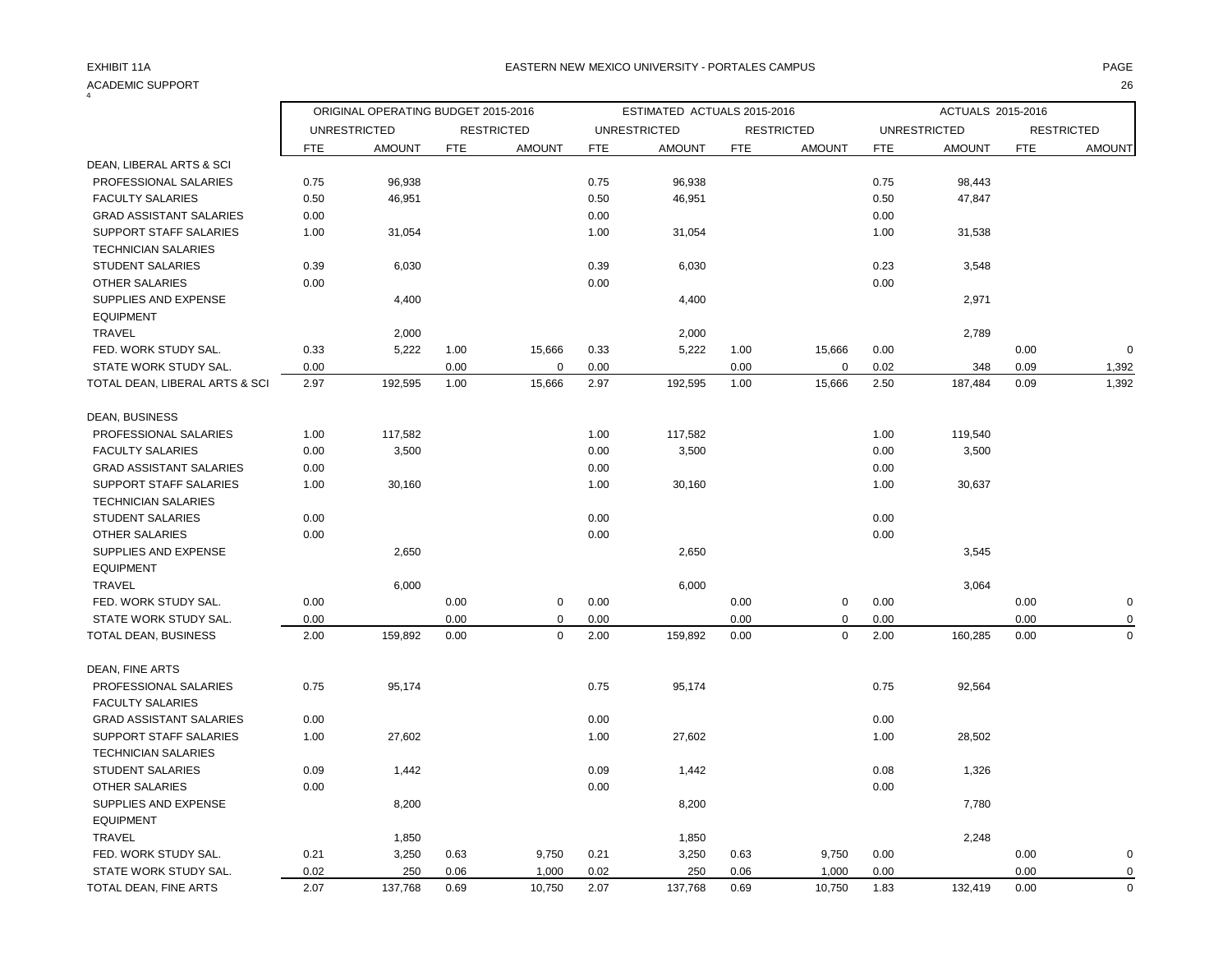EXHIBIT 11A

EASTERN NEW MEXICO UNIVERSITY - PORTALES CAMPUS

ACADEMIC SUPPORT

| | ORIGINAL OPERATING BUDGET 2015-2016 | | | | ESTIMATED ACTUALS 2015-2016 | | | | ACTUALS 2015-2016 | | | |
|---|---|---|---|---|---|---|---|---|---|---|---|---|
| | UNRESTRICTED | | RESTRICTED | | UNRESTRICTED | | RESTRICTED | | UNRESTRICTED | | RESTRICTED | |
| | FTE | AMOUNT | FTE | AMOUNT | FTE | AMOUNT | FTE | AMOUNT | FTE | AMOUNT | FTE | AMOUNT |
| DEAN, LIBERAL ARTS & SCI | | | | | | | | | | | | |
| PROFESSIONAL SALARIES | 0.75 | 96,938 | | | 0.75 | 96,938 | | | 0.75 | 98,443 | | |
| FACULTY SALARIES | 0.50 | 46,951 | | | 0.50 | 46,951 | | | 0.50 | 47,847 | | |
| GRAD ASSISTANT SALARIES | 0.00 | | | | 0.00 | | | | 0.00 | | | |
| SUPPORT STAFF SALARIES | 1.00 | 31,054 | | | 1.00 | 31,054 | | | 1.00 | 31,538 | | |
| TECHNICIAN SALARIES | | | | | | | | | | | | |
| STUDENT SALARIES | 0.39 | 6,030 | | | 0.39 | 6,030 | | | 0.23 | 3,548 | | |
| OTHER SALARIES | 0.00 | | | | 0.00 | | | | 0.00 | | | |
| SUPPLIES AND EXPENSE | | 4,400 | | | | 4,400 | | | | 2,971 | | |
| EQUIPMENT | | | | | | | | | | | | |
| TRAVEL | | 2,000 | | | | 2,000 | | | | 2,789 | | |
| FED. WORK STUDY SAL. | 0.33 | 5,222 | 1.00 | 15,666 | 0.33 | 5,222 | 1.00 | 15,666 | 0.00 | | 0.00 | 0 |
| STATE WORK STUDY SAL. | 0.00 | | 0.00 | 0 | 0.00 | | 0.00 | 0 | 0.02 | 348 | 0.09 | 1,392 |
| TOTAL DEAN, LIBERAL ARTS & SCI | 2.97 | 192,595 | 1.00 | 15,666 | 2.97 | 192,595 | 1.00 | 15,666 | 2.50 | 187,484 | 0.09 | 1,392 |
| | | | | | | | | | | | | |
| DEAN, BUSINESS | | | | | | | | | | | | |
| PROFESSIONAL SALARIES | 1.00 | 117,582 | | | 1.00 | 117,582 | | | 1.00 | 119,540 | | |
| FACULTY SALARIES | 0.00 | 3,500 | | | 0.00 | 3,500 | | | 0.00 | 3,500 | | |
| GRAD ASSISTANT SALARIES | 0.00 | | | | 0.00 | | | | 0.00 | | | |
| SUPPORT STAFF SALARIES | 1.00 | 30,160 | | | 1.00 | 30,160 | | | 1.00 | 30,637 | | |
| TECHNICIAN SALARIES | | | | | | | | | | | | |
| STUDENT SALARIES | 0.00 | | | | 0.00 | | | | 0.00 | | | |
| OTHER SALARIES | 0.00 | | | | 0.00 | | | | 0.00 | | | |
| SUPPLIES AND EXPENSE | | 2,650 | | | | 2,650 | | | | 3,545 | | |
| EQUIPMENT | | | | | | | | | | | | |
| TRAVEL | | 6,000 | | | | 6,000 | | | | 3,064 | | |
| FED. WORK STUDY SAL. | 0.00 | | 0.00 | 0 | 0.00 | | 0.00 | 0 | 0.00 | | 0.00 | 0 |
| STATE WORK STUDY SAL. | 0.00 | | 0.00 | 0 | 0.00 | | 0.00 | 0 | 0.00 | | 0.00 | 0 |
| TOTAL DEAN, BUSINESS | 2.00 | 159,892 | 0.00 | 0 | 2.00 | 159,892 | 0.00 | 0 | 2.00 | 160,285 | 0.00 | 0 |
| | | | | | | | | | | | | |
| DEAN, FINE ARTS | | | | | | | | | | | | |
| PROFESSIONAL SALARIES | 0.75 | 95,174 | | | 0.75 | 95,174 | | | 0.75 | 92,564 | | |
| FACULTY SALARIES | | | | | | | | | | | | |
| GRAD ASSISTANT SALARIES | 0.00 | | | | 0.00 | | | | 0.00 | | | |
| SUPPORT STAFF SALARIES | 1.00 | 27,602 | | | 1.00 | 27,602 | | | 1.00 | 28,502 | | |
| TECHNICIAN SALARIES | | | | | | | | | | | | |
| STUDENT SALARIES | 0.09 | 1,442 | | | 0.09 | 1,442 | | | 0.08 | 1,326 | | |
| OTHER SALARIES | 0.00 | | | | 0.00 | | | | 0.00 | | | |
| SUPPLIES AND EXPENSE | | 8,200 | | | | 8,200 | | | | 7,780 | | |
| EQUIPMENT | | | | | | | | | | | | |
| TRAVEL | | 1,850 | | | | 1,850 | | | | 2,248 | | |
| FED. WORK STUDY SAL. | 0.21 | 3,250 | 0.63 | 9,750 | 0.21 | 3,250 | 0.63 | 9,750 | 0.00 | | 0.00 | 0 |
| STATE WORK STUDY SAL. | 0.02 | 250 | 0.06 | 1,000 | 0.02 | 250 | 0.06 | 1,000 | 0.00 | | 0.00 | 0 |
| TOTAL DEAN, FINE ARTS | 2.07 | 137,768 | 0.69 | 10,750 | 2.07 | 137,768 | 0.69 | 10,750 | 1.83 | 132,419 | 0.00 | 0 |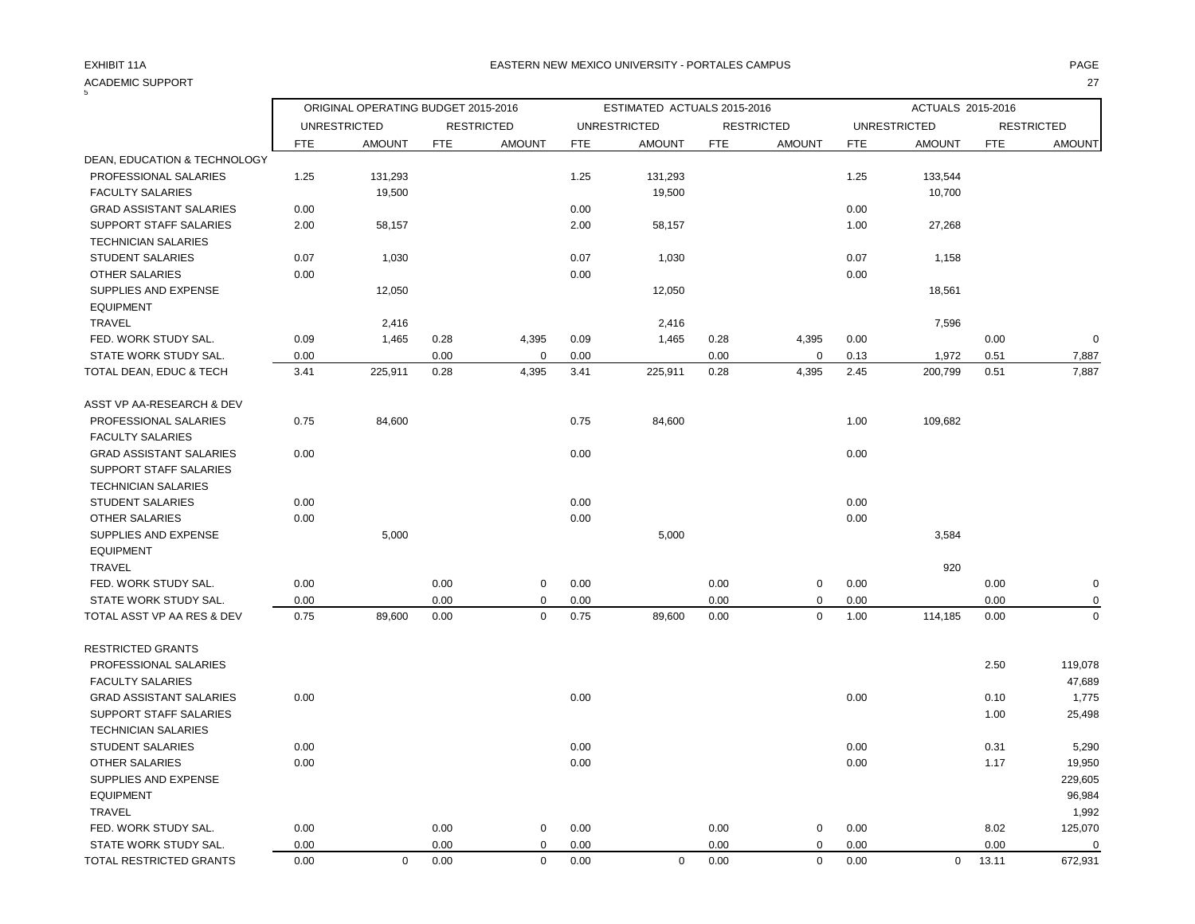EXHIBIT 11A

EASTERN NEW MEXICO UNIVERSITY - PORTALES CAMPUS

ACADEMIC SUPPORT

| | ORIGINAL OPERATING BUDGET 2015-2016 | | | | ESTIMATED ACTUALS 2015-2016 | | | | ACTUALS 2015-2016 | | | |
|---|---|---|---|---|---|---|---|---|---|---|---|---|
| | UNRESTRICTED | | RESTRICTED | | UNRESTRICTED | | RESTRICTED | | UNRESTRICTED | | RESTRICTED | |
| | FTE | AMOUNT | FTE | AMOUNT | FTE | AMOUNT | FTE | AMOUNT | FTE | AMOUNT | FTE | AMOUNT |
| DEAN, EDUCATION & TECHNOLOGY | | | | | | | | | | | | |
| PROFESSIONAL SALARIES | 1.25 | 131,293 | | | 1.25 | 131,293 | | | 1.25 | 133,544 | | |
| FACULTY SALARIES | | 19,500 | | | | 19,500 | | | | 10,700 | | |
| GRAD ASSISTANT SALARIES | 0.00 | | | | 0.00 | | | | 0.00 | | | |
| SUPPORT STAFF SALARIES | 2.00 | 58,157 | | | 2.00 | 58,157 | | | 1.00 | 27,268 | | |
| TECHNICIAN SALARIES | | | | | | | | | | | | |
| STUDENT SALARIES | 0.07 | 1,030 | | | 0.07 | 1,030 | | | 0.07 | 1,158 | | |
| OTHER SALARIES | 0.00 | | | | 0.00 | | | | 0.00 | | | |
| SUPPLIES AND EXPENSE | | 12,050 | | | | 12,050 | | | | 18,561 | | |
| EQUIPMENT | | | | | | | | | | | | |
| TRAVEL | | 2,416 | | | | 2,416 | | | | 7,596 | | |
| FED. WORK STUDY SAL. | 0.09 | 1,465 | 0.28 | 4,395 | 0.09 | 1,465 | 0.28 | 4,395 | 0.00 | | 0.00 | 0 |
| STATE WORK STUDY SAL. | 0.00 | | 0.00 | 0 | 0.00 | | 0.00 | 0 | 0.13 | 1,972 | 0.51 | 7,887 |
| TOTAL DEAN, EDUC & TECH | 3.41 | 225,911 | 0.28 | 4,395 | 3.41 | 225,911 | 0.28 | 4,395 | 2.45 | 200,799 | 0.51 | 7,887 |
| ASST VP AA-RESEARCH & DEV | | | | | | | | | | | | |
| PROFESSIONAL SALARIES | 0.75 | 84,600 | | | 0.75 | 84,600 | | | 1.00 | 109,682 | | |
| FACULTY SALARIES | | | | | | | | | | | | |
| GRAD ASSISTANT SALARIES | 0.00 | | | | 0.00 | | | | 0.00 | | | |
| SUPPORT STAFF SALARIES | | | | | | | | | | | | |
| TECHNICIAN SALARIES | | | | | | | | | | | | |
| STUDENT SALARIES | 0.00 | | | | 0.00 | | | | 0.00 | | | |
| OTHER SALARIES | 0.00 | | | | 0.00 | | | | 0.00 | | | |
| SUPPLIES AND EXPENSE | | 5,000 | | | | 5,000 | | | | 3,584 | | |
| EQUIPMENT | | | | | | | | | | | | |
| TRAVEL | | | | | | | | | | 920 | | |
| FED. WORK STUDY SAL. | 0.00 | | 0.00 | 0 | 0.00 | | 0.00 | 0 | 0.00 | | 0.00 | 0 |
| STATE WORK STUDY SAL. | 0.00 | | 0.00 | 0 | 0.00 | | 0.00 | 0 | 0.00 | | 0.00 | 0 |
| TOTAL ASST VP AA RES & DEV | 0.75 | 89,600 | 0.00 | 0 | 0.75 | 89,600 | 0.00 | 0 | 1.00 | 114,185 | 0.00 | 0 |
| RESTRICTED GRANTS | | | | | | | | | | | | |
| PROFESSIONAL SALARIES | | | | | | | | | | | 2.50 | 119,078 |
| FACULTY SALARIES | | | | | | | | | | | | 47,689 |
| GRAD ASSISTANT SALARIES | 0.00 | | | | 0.00 | | | | 0.00 | | 0.10 | 1,775 |
| SUPPORT STAFF SALARIES | | | | | | | | | | | 1.00 | 25,498 |
| TECHNICIAN SALARIES | | | | | | | | | | | | |
| STUDENT SALARIES | 0.00 | | | | 0.00 | | | | 0.00 | | 0.31 | 5,290 |
| OTHER SALARIES | 0.00 | | | | 0.00 | | | | 0.00 | | 1.17 | 19,950 |
| SUPPLIES AND EXPENSE | | | | | | | | | | | | 229,605 |
| EQUIPMENT | | | | | | | | | | | | 96,984 |
| TRAVEL | | | | | | | | | | | | 1,992 |
| FED. WORK STUDY SAL. | 0.00 | | 0.00 | 0 | 0.00 | | 0.00 | 0 | 0.00 | | 8.02 | 125,070 |
| STATE WORK STUDY SAL. | 0.00 | | 0.00 | 0 | 0.00 | | 0.00 | 0 | 0.00 | | 0.00 | 0 |
| TOTAL RESTRICTED GRANTS | 0.00 | 0 | 0.00 | 0 | 0.00 | 0 | 0.00 | 0 | 0.00 | 0 | 13.11 | 672,931 |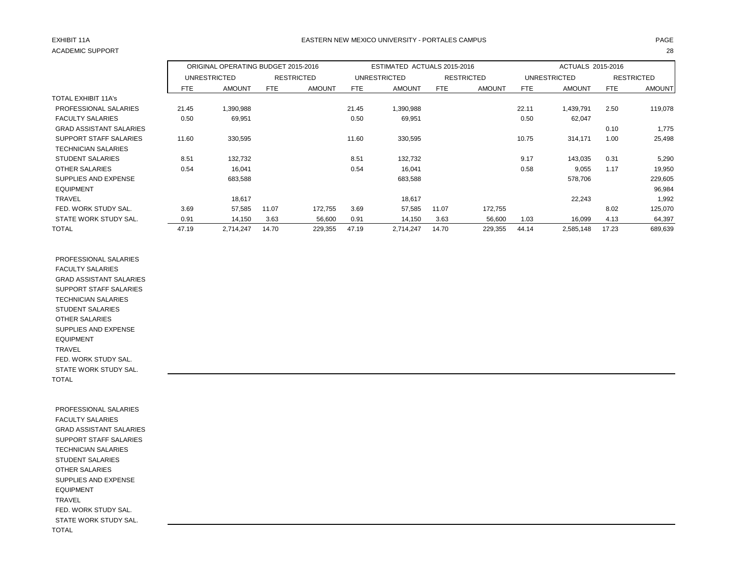EXHIBIT 11A

ACADEMIC SUPPORT

EASTERN NEW MEXICO UNIVERSITY - PORTALES CAMPUS

| | ORIGINAL OPERATING BUDGET 2015-2016 | | | | ESTIMATED ACTUALS 2015-2016 | | | | ACTUALS 2015-2016 | | | |
|---|---|---|---|---|---|---|---|---|---|---|---|---|
| | UNRESTRICTED | | RESTRICTED | | UNRESTRICTED | | RESTRICTED | | UNRESTRICTED | | RESTRICTED | |
| | FTE | AMOUNT | FTE | AMOUNT | FTE | AMOUNT | FTE | AMOUNT | FTE | AMOUNT | FTE | AMOUNT |
| TOTAL EXHIBIT 11A's | | | | | | | | | | | | |
| PROFESSIONAL SALARIES | 21.45 | 1,390,988 | | | 21.45 | 1,390,988 | | | 22.11 | 1,439,791 | 2.50 | 119,078 |
| FACULTY SALARIES | 0.50 | 69,951 | | | 0.50 | 69,951 | | | 0.50 | 62,047 | | |
| GRAD ASSISTANT SALARIES | | | | | | | | | | | 0.10 | 1,775 |
| SUPPORT STAFF SALARIES | 11.60 | 330,595 | | | 11.60 | 330,595 | | | 10.75 | 314,171 | 1.00 | 25,498 |
| TECHNICIAN SALARIES | | | | | | | | | | | | |
| STUDENT SALARIES | 8.51 | 132,732 | | | 8.51 | 132,732 | | | 9.17 | 143,035 | 0.31 | 5,290 |
| OTHER SALARIES | 0.54 | 16,041 | | | 0.54 | 16,041 | | | 0.58 | 9,055 | 1.17 | 19,950 |
| SUPPLIES AND EXPENSE | | 683,588 | | | | 683,588 | | | | 578,706 | | 229,605 |
| EQUIPMENT | | | | | | | | | | | | 96,984 |
| TRAVEL | | 18,617 | | | | 18,617 | | | | 22,243 | | 1,992 |
| FED. WORK STUDY SAL. | 3.69 | 57,585 | 11.07 | 172,755 | 3.69 | 57,585 | 11.07 | 172,755 | | | 8.02 | 125,070 |
| STATE WORK STUDY SAL. | 0.91 | 14,150 | 3.63 | 56,600 | 0.91 | 14,150 | 3.63 | 56,600 | 1.03 | 16,099 | 4.13 | 64,397 |
| TOTAL | 47.19 | 2,714,247 | 14.70 | 229,355 | 47.19 | 2,714,247 | 14.70 | 229,355 | 44.14 | 2,585,148 | 17.23 | 689,639 |

| | | | | | | | | | | | | |
|---|---|---|---|---|---|---|---|---|---|---|---|---|
| PROFESSIONAL SALARIES | | | | | | | | | | | | |
| FACULTY SALARIES | | | | | | | | | | | | |
| GRAD ASSISTANT SALARIES | | | | | | | | | | | | |
| SUPPORT STAFF SALARIES | | | | | | | | | | | | |
| TECHNICIAN SALARIES | | | | | | | | | | | | |
| STUDENT SALARIES | | | | | | | | | | | | |
| OTHER SALARIES | | | | | | | | | | | | |
| SUPPLIES AND EXPENSE | | | | | | | | | | | | |
| EQUIPMENT | | | | | | | | | | | | |
| TRAVEL | | | | | | | | | | | | |
| FED. WORK STUDY SAL. | | | | | | | | | | | | |
| STATE WORK STUDY SAL. | | | | | | | | | | | | |
| TOTAL | | | | | | | | | | | | |

| | | | | | | | | | | | | |
|---|---|---|---|---|---|---|---|---|---|---|---|---|
| PROFESSIONAL SALARIES | | | | | | | | | | | | |
| FACULTY SALARIES | | | | | | | | | | | | |
| GRAD ASSISTANT SALARIES | | | | | | | | | | | | |
| SUPPORT STAFF SALARIES | | | | | | | | | | | | |
| TECHNICIAN SALARIES | | | | | | | | | | | | |
| STUDENT SALARIES | | | | | | | | | | | | |
| OTHER SALARIES | | | | | | | | | | | | |
| SUPPLIES AND EXPENSE | | | | | | | | | | | | |
| EQUIPMENT | | | | | | | | | | | | |
| TRAVEL | | | | | | | | | | | | |
| FED. WORK STUDY SAL. | | | | | | | | | | | | |
| STATE WORK STUDY SAL. | | | | | | | | | | | | |
| TOTAL | | | | | | | | | | | | |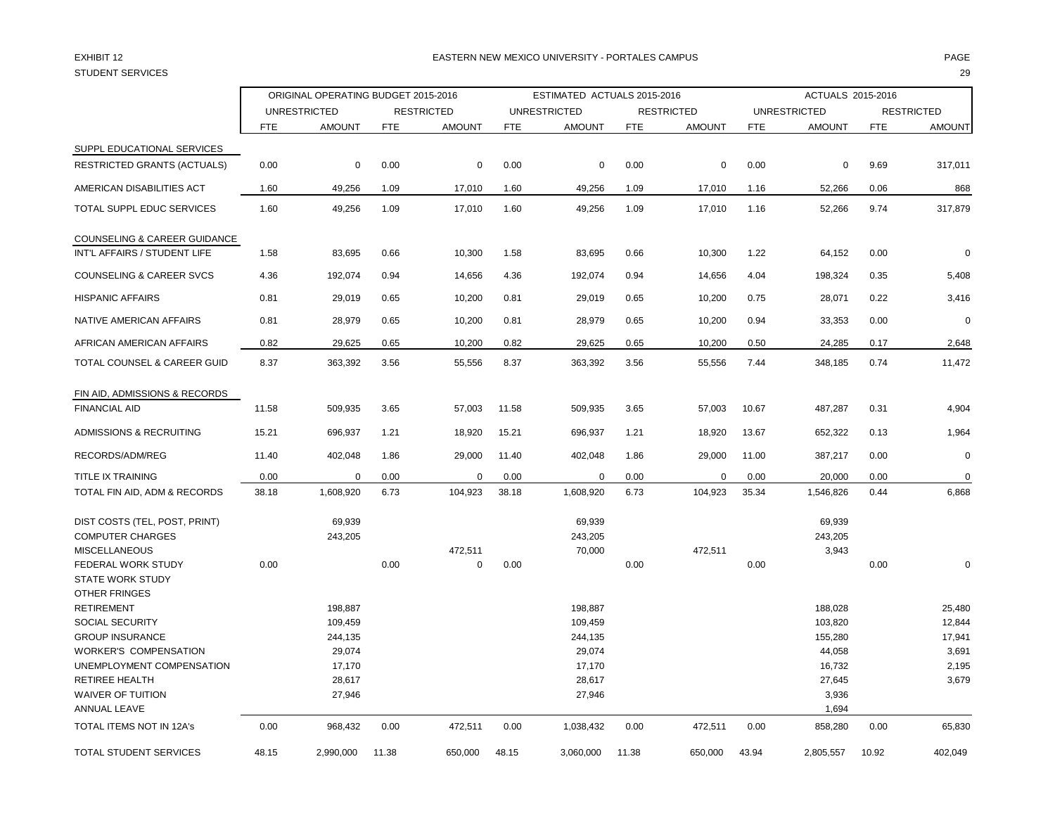EXHIBIT 12

STUDENT SERVICES

# EASTERN NEW MEXICO UNIVERSITY - PORTALES CAMPUS

| | ORIGINAL OPERATING BUDGET 2015-2016 | | | | ESTIMATED ACTUALS 2015-2016 | | | | ACTUALS 2015-2016 | | | |
|---|---|---|---|---|---|---|---|---|---|---|---|---|
| | UNRESTRICTED | | RESTRICTED | | UNRESTRICTED | | RESTRICTED | | UNRESTRICTED | | RESTRICTED | |
| | FTE | AMOUNT | FTE | AMOUNT | FTE | AMOUNT | FTE | AMOUNT | FTE | AMOUNT | FTE | AMOUNT |
| SUPPL EDUCATIONAL SERVICES | | | | | | | | | | | | |
| RESTRICTED GRANTS (ACTUALS) | 0.00 | 0 | 0.00 | 0 | 0.00 | 0 | 0.00 | 0 | 0.00 | 0 | 9.69 | 317,011 |
| AMERICAN DISABILITIES ACT | 1.60 | 49,256 | 1.09 | 17,010 | 1.60 | 49,256 | 1.09 | 17,010 | 1.16 | 52,266 | 0.06 | 868 |
| TOTAL SUPPL EDUC SERVICES | 1.60 | 49,256 | 1.09 | 17,010 | 1.60 | 49,256 | 1.09 | 17,010 | 1.16 | 52,266 | 9.74 | 317,879 |
| COUNSELING & CAREER GUIDANCE | | | | | | | | | | | | |
| INT'L AFFAIRS / STUDENT LIFE | 1.58 | 83,695 | 0.66 | 10,300 | 1.58 | 83,695 | 0.66 | 10,300 | 1.22 | 64,152 | 0.00 | 0 |
| COUNSELING & CAREER SVCS | 4.36 | 192,074 | 0.94 | 14,656 | 4.36 | 192,074 | 0.94 | 14,656 | 4.04 | 198,324 | 0.35 | 5,408 |
| HISPANIC AFFAIRS | 0.81 | 29,019 | 0.65 | 10,200 | 0.81 | 29,019 | 0.65 | 10,200 | 0.75 | 28,071 | 0.22 | 3,416 |
| NATIVE AMERICAN AFFAIRS | 0.81 | 28,979 | 0.65 | 10,200 | 0.81 | 28,979 | 0.65 | 10,200 | 0.94 | 33,353 | 0.00 | 0 |
| AFRICAN AMERICAN AFFAIRS | 0.82 | 29,625 | 0.65 | 10,200 | 0.82 | 29,625 | 0.65 | 10,200 | 0.50 | 24,285 | 0.17 | 2,648 |
| TOTAL COUNSEL & CAREER GUID | 8.37 | 363,392 | 3.56 | 55,556 | 8.37 | 363,392 | 3.56 | 55,556 | 7.44 | 348,185 | 0.74 | 11,472 |
| FIN AID, ADMISSIONS & RECORDS | | | | | | | | | | | | |
| FINANCIAL AID | 11.58 | 509,935 | 3.65 | 57,003 | 11.58 | 509,935 | 3.65 | 57,003 | 10.67 | 487,287 | 0.31 | 4,904 |
| ADMISSIONS & RECRUITING | 15.21 | 696,937 | 1.21 | 18,920 | 15.21 | 696,937 | 1.21 | 18,920 | 13.67 | 652,322 | 0.13 | 1,964 |
| RECORDS/ADM/REG | 11.40 | 402,048 | 1.86 | 29,000 | 11.40 | 402,048 | 1.86 | 29,000 | 11.00 | 387,217 | 0.00 | 0 |
| TITLE IX TRAINING | 0.00 | 0 | 0.00 | 0 | 0.00 | 0 | 0.00 | 0 | 0.00 | 20,000 | 0.00 | 0 |
| TOTAL FIN AID, ADM & RECORDS | 38.18 | 1,608,920 | 6.73 | 104,923 | 38.18 | 1,608,920 | 6.73 | 104,923 | 35.34 | 1,546,826 | 0.44 | 6,868 |
| DIST COSTS (TEL, POST, PRINT) | | 69,939 | | | | 69,939 | | | | 69,939 | | |
| COMPUTER CHARGES | | 243,205 | | | | 243,205 | | | | 243,205 | | |
| MISCELLANEOUS | | | | 472,511 | | 70,000 | | 472,511 | | 3,943 | | |
| FEDERAL WORK STUDY | 0.00 | | 0.00 | 0 | 0.00 | | 0.00 | | 0.00 | | 0.00 | 0 |
| STATE WORK STUDY | | | | | | | | | | | | |
| OTHER FRINGES | | | | | | | | | | | | |
| RETIREMENT | | 198,887 | | | | 198,887 | | | | 188,028 | | 25,480 |
| SOCIAL SECURITY | | 109,459 | | | | 109,459 | | | | 103,820 | | 12,844 |
| GROUP INSURANCE | | 244,135 | | | | 244,135 | | | | 155,280 | | 17,941 |
| WORKER'S COMPENSATION | | 29,074 | | | | 29,074 | | | | 44,058 | | 3,691 |
| UNEMPLOYMENT COMPENSATION | | 17,170 | | | | 17,170 | | | | 16,732 | | 2,195 |
| RETIREE HEALTH | | 28,617 | | | | 28,617 | | | | 27,645 | | 3,679 |
| WAIVER OF TUITION | | 27,946 | | | | 27,946 | | | | 3,936 | | |
| ANNUAL LEAVE | | | | | | | | | | 1,694 | | |
| TOTAL ITEMS NOT IN 12A's | 0.00 | 968,432 | 0.00 | 472,511 | 0.00 | 1,038,432 | 0.00 | 472,511 | 0.00 | 858,280 | 0.00 | 65,830 |
| TOTAL STUDENT SERVICES | 48.15 | 2,990,000 | 11.38 | 650,000 | 48.15 | 3,060,000 | 11.38 | 650,000 | 43.94 | 2,805,557 | 10.92 | 402,049 |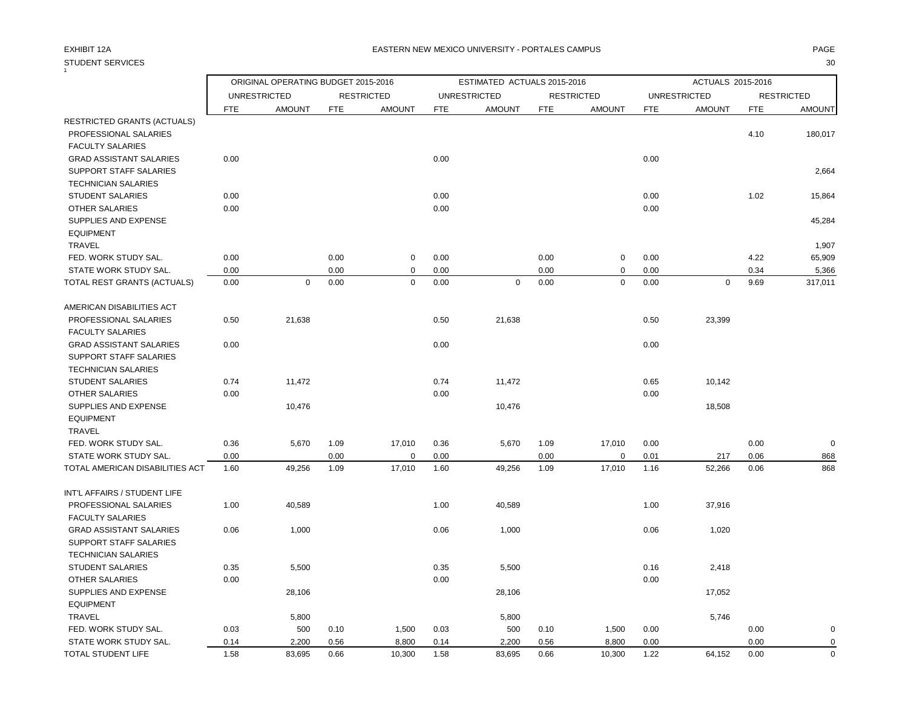EXHIBIT 12A

EASTERN NEW MEXICO UNIVERSITY - PORTALES CAMPUS

STUDENT SERVICES

| | ORIGINAL OPERATING BUDGET 2015-2016 | | | | ESTIMATED ACTUALS 2015-2016 | | | | ACTUALS 2015-2016 | | | |
|---|---|---|---|---|---|---|---|---|---|---|---|---|
| | UNRESTRICTED | | RESTRICTED | | UNRESTRICTED | | RESTRICTED | | UNRESTRICTED | | RESTRICTED | |
| | FTE | AMOUNT | FTE | AMOUNT | FTE | AMOUNT | FTE | AMOUNT | FTE | AMOUNT | FTE | AMOUNT |
| RESTRICTED GRANTS (ACTUALS) | | | | | | | | | | | | |
| PROFESSIONAL SALARIES | | | | | | | | | | | 4.10 | 180,017 |
| FACULTY SALARIES | | | | | | | | | | | | |
| GRAD ASSISTANT SALARIES | 0.00 | | | | 0.00 | | | | 0.00 | | | |
| SUPPORT STAFF SALARIES | | | | | | | | | | | | 2,664 |
| TECHNICIAN SALARIES | | | | | | | | | | | | |
| STUDENT SALARIES | 0.00 | | | | 0.00 | | | | 0.00 | | 1.02 | 15,864 |
| OTHER SALARIES | 0.00 | | | | 0.00 | | | | 0.00 | | | |
| SUPPLIES AND EXPENSE | | | | | | | | | | | | 45,284 |
| EQUIPMENT | | | | | | | | | | | | |
| TRAVEL | | | | | | | | | | | | 1,907 |
| FED. WORK STUDY SAL. | 0.00 | | 0.00 | 0 | 0.00 | | 0.00 | 0 | 0.00 | | 4.22 | 65,909 |
| STATE WORK STUDY SAL. | 0.00 | | 0.00 | 0 | 0.00 | | 0.00 | 0 | 0.00 | | 0.34 | 5,366 |
| TOTAL REST GRANTS (ACTUALS) | 0.00 | 0 | 0.00 | 0 | 0.00 | 0 | 0.00 | 0 | 0.00 | 0 | 9.69 | 317,011 |
| | | | | | | | | | | | | |
| AMERICAN DISABILITIES ACT | | | | | | | | | | | | |
| PROFESSIONAL SALARIES | 0.50 | 21,638 | | | 0.50 | 21,638 | | | 0.50 | 23,399 | | |
| FACULTY SALARIES | | | | | | | | | | | | |
| GRAD ASSISTANT SALARIES | 0.00 | | | | 0.00 | | | | 0.00 | | | |
| SUPPORT STAFF SALARIES | | | | | | | | | | | | |
| TECHNICIAN SALARIES | | | | | | | | | | | | |
| STUDENT SALARIES | 0.74 | 11,472 | | | 0.74 | 11,472 | | | 0.65 | 10,142 | | |
| OTHER SALARIES | 0.00 | | | | 0.00 | | | | 0.00 | | | |
| SUPPLIES AND EXPENSE | | 10,476 | | | | 10,476 | | | | 18,508 | | |
| EQUIPMENT | | | | | | | | | | | | |
| TRAVEL | | | | | | | | | | | | |
| FED. WORK STUDY SAL. | 0.36 | 5,670 | 1.09 | 17,010 | 0.36 | 5,670 | 1.09 | 17,010 | 0.00 | | 0.00 | 0 |
| STATE WORK STUDY SAL. | 0.00 | | 0.00 | 0 | 0.00 | | 0.00 | 0 | 0.01 | 217 | 0.06 | 868 |
| TOTAL AMERICAN DISABILITIES ACT | 1.60 | 49,256 | 1.09 | 17,010 | 1.60 | 49,256 | 1.09 | 17,010 | 1.16 | 52,266 | 0.06 | 868 |
| | | | | | | | | | | | | |
| INT'L AFFAIRS / STUDENT LIFE | | | | | | | | | | | | |
| PROFESSIONAL SALARIES | 1.00 | 40,589 | | | 1.00 | 40,589 | | | 1.00 | 37,916 | | |
| FACULTY SALARIES | | | | | | | | | | | | |
| GRAD ASSISTANT SALARIES | 0.06 | 1,000 | | | 0.06 | 1,000 | | | 0.06 | 1,020 | | |
| SUPPORT STAFF SALARIES | | | | | | | | | | | | |
| TECHNICIAN SALARIES | | | | | | | | | | | | |
| STUDENT SALARIES | 0.35 | 5,500 | | | 0.35 | 5,500 | | | 0.16 | 2,418 | | |
| OTHER SALARIES | 0.00 | | | | 0.00 | | | | 0.00 | | | |
| SUPPLIES AND EXPENSE | | 28,106 | | | | 28,106 | | | | 17,052 | | |
| EQUIPMENT | | | | | | | | | | | | |
| TRAVEL | | 5,800 | | | | 5,800 | | | | 5,746 | | |
| FED. WORK STUDY SAL. | 0.03 | 500 | 0.10 | 1,500 | 0.03 | 500 | 0.10 | 1,500 | 0.00 | | 0.00 | 0 |
| STATE WORK STUDY SAL. | 0.14 | 2,200 | 0.56 | 8,800 | 0.14 | 2,200 | 0.56 | 8,800 | 0.00 | | 0.00 | 0 |
| TOTAL STUDENT LIFE | 1.58 | 83,695 | 0.66 | 10,300 | 1.58 | 83,695 | 0.66 | 10,300 | 1.22 | 64,152 | 0.00 | 0 |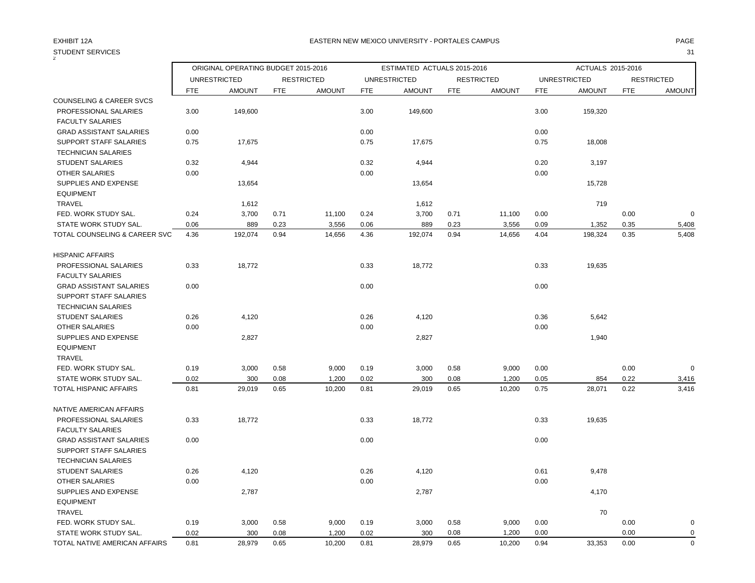EXHIBIT 12A

EASTERN NEW MEXICO UNIVERSITY - PORTALES CAMPUS

STUDENT SERVICES

|  | ORIGINAL OPERATING BUDGET 2015-2016 | | | | ESTIMATED ACTUALS 2015-2016 | | | | ACTUALS 2015-2016 | | | |
|---|---|---|---|---|---|---|---|---|---|---|---|---|
|  | UNRESTRICTED | | RESTRICTED | | UNRESTRICTED | | RESTRICTED | | UNRESTRICTED | | RESTRICTED | |
|  | FTE | AMOUNT | FTE | AMOUNT | FTE | AMOUNT | FTE | AMOUNT | FTE | AMOUNT | FTE | AMOUNT |
| COUNSELING & CAREER SVCS | | | | | | | | | | | | |
| PROFESSIONAL SALARIES | 3.00 | 149,600 | | | 3.00 | 149,600 | | | 3.00 | 159,320 | | |
| FACULTY SALARIES | | | | | | | | | | | | |
| GRAD ASSISTANT SALARIES | 0.00 | | | | 0.00 | | | | 0.00 | | | |
| SUPPORT STAFF SALARIES | 0.75 | 17,675 | | | 0.75 | 17,675 | | | 0.75 | 18,008 | | |
| TECHNICIAN SALARIES | | | | | | | | | | | | |
| STUDENT SALARIES | 0.32 | 4,944 | | | 0.32 | 4,944 | | | 0.20 | 3,197 | | |
| OTHER SALARIES | 0.00 | | | | 0.00 | | | | 0.00 | | | |
| SUPPLIES AND EXPENSE | | 13,654 | | | | 13,654 | | | | 15,728 | | |
| EQUIPMENT | | | | | | | | | | | | |
| TRAVEL | | 1,612 | | | | 1,612 | | | | 719 | | |
| FED. WORK STUDY SAL. | 0.24 | 3,700 | 0.71 | 11,100 | 0.24 | 3,700 | 0.71 | 11,100 | 0.00 | | 0.00 | 0 |
| STATE WORK STUDY SAL. | 0.06 | 889 | 0.23 | 3,556 | 0.06 | 889 | 0.23 | 3,556 | 0.09 | 1,352 | 0.35 | 5,408 |
| TOTAL COUNSELING & CAREER SVC | 4.36 | 192,074 | 0.94 | 14,656 | 4.36 | 192,074 | 0.94 | 14,656 | 4.04 | 198,324 | 0.35 | 5,408 |
| | | | | | | | | | | | | |
| HISPANIC AFFAIRS | | | | | | | | | | | | |
| PROFESSIONAL SALARIES | 0.33 | 18,772 | | | 0.33 | 18,772 | | | 0.33 | 19,635 | | |
| FACULTY SALARIES | | | | | | | | | | | | |
| GRAD ASSISTANT SALARIES | 0.00 | | | | 0.00 | | | | 0.00 | | | |
| SUPPORT STAFF SALARIES | | | | | | | | | | | | |
| TECHNICIAN SALARIES | | | | | | | | | | | | |
| STUDENT SALARIES | 0.26 | 4,120 | | | 0.26 | 4,120 | | | 0.36 | 5,642 | | |
| OTHER SALARIES | 0.00 | | | | 0.00 | | | | 0.00 | | | |
| SUPPLIES AND EXPENSE | | 2,827 | | | | 2,827 | | | | 1,940 | | |
| EQUIPMENT | | | | | | | | | | | | |
| TRAVEL | | | | | | | | | | | | |
| FED. WORK STUDY SAL. | 0.19 | 3,000 | 0.58 | 9,000 | 0.19 | 3,000 | 0.58 | 9,000 | 0.00 | | 0.00 | 0 |
| STATE WORK STUDY SAL. | 0.02 | 300 | 0.08 | 1,200 | 0.02 | 300 | 0.08 | 1,200 | 0.05 | 854 | 0.22 | 3,416 |
| TOTAL HISPANIC AFFAIRS | 0.81 | 29,019 | 0.65 | 10,200 | 0.81 | 29,019 | 0.65 | 10,200 | 0.75 | 28,071 | 0.22 | 3,416 |
| | | | | | | | | | | | | |
| NATIVE AMERICAN AFFAIRS | | | | | | | | | | | | |
| PROFESSIONAL SALARIES | 0.33 | 18,772 | | | 0.33 | 18,772 | | | 0.33 | 19,635 | | |
| FACULTY SALARIES | | | | | | | | | | | | |
| GRAD ASSISTANT SALARIES | 0.00 | | | | 0.00 | | | | 0.00 | | | |
| SUPPORT STAFF SALARIES | | | | | | | | | | | | |
| TECHNICIAN SALARIES | | | | | | | | | | | | |
| STUDENT SALARIES | 0.26 | 4,120 | | | 0.26 | 4,120 | | | 0.61 | 9,478 | | |
| OTHER SALARIES | 0.00 | | | | 0.00 | | | | 0.00 | | | |
| SUPPLIES AND EXPENSE | | 2,787 | | | | 2,787 | | | | 4,170 | | |
| EQUIPMENT | | | | | | | | | | | | |
| TRAVEL | | | | | | | | | | 70 | | |
| FED. WORK STUDY SAL. | 0.19 | 3,000 | 0.58 | 9,000 | 0.19 | 3,000 | 0.58 | 9,000 | 0.00 | | 0.00 | 0 |
| STATE WORK STUDY SAL. | 0.02 | 300 | 0.08 | 1,200 | 0.02 | 300 | 0.08 | 1,200 | 0.00 | | 0.00 | 0 |
| TOTAL NATIVE AMERICAN AFFAIRS | 0.81 | 28,979 | 0.65 | 10,200 | 0.81 | 28,979 | 0.65 | 10,200 | 0.94 | 33,353 | 0.00 | 0 |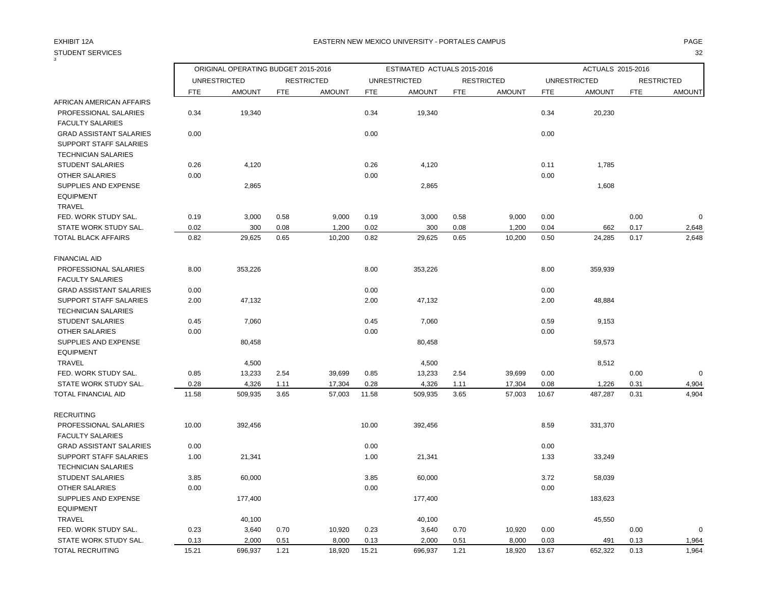EXHIBIT 12A

EASTERN NEW MEXICO UNIVERSITY - PORTALES CAMPUS

STUDENT SERVICES

| | ORIGINAL OPERATING BUDGET 2015-2016 | | | | ESTIMATED ACTUALS 2015-2016 | | | | ACTUALS 2015-2016 | | | |
|---|---|---|---|---|---|---|---|---|---|---|---|---|
| | UNRESTRICTED | | RESTRICTED | | UNRESTRICTED | | RESTRICTED | | UNRESTRICTED | | RESTRICTED | |
| | FTE | AMOUNT | FTE | AMOUNT | FTE | AMOUNT | FTE | AMOUNT | FTE | AMOUNT | FTE | AMOUNT |
| AFRICAN AMERICAN AFFAIRS | | | | | | | | | | | | |
| PROFESSIONAL SALARIES | 0.34 | 19,340 | | | 0.34 | 19,340 | | | 0.34 | 20,230 | | |
| FACULTY SALARIES | | | | | | | | | | | | |
| GRAD ASSISTANT SALARIES | 0.00 | | | | 0.00 | | | | 0.00 | | | |
| SUPPORT STAFF SALARIES | | | | | | | | | | | | |
| TECHNICIAN SALARIES | | | | | | | | | | | | |
| STUDENT SALARIES | 0.26 | 4,120 | | | 0.26 | 4,120 | | | 0.11 | 1,785 | | |
| OTHER SALARIES | 0.00 | | | | 0.00 | | | | 0.00 | | | |
| SUPPLIES AND EXPENSE | | 2,865 | | | | 2,865 | | | | 1,608 | | |
| EQUIPMENT | | | | | | | | | | | | |
| TRAVEL | | | | | | | | | | | | |
| FED. WORK STUDY SAL. | 0.19 | 3,000 | 0.58 | 9,000 | 0.19 | 3,000 | 0.58 | 9,000 | 0.00 | | 0.00 | 0 |
| STATE WORK STUDY SAL. | 0.02 | 300 | 0.08 | 1,200 | 0.02 | 300 | 0.08 | 1,200 | 0.04 | 662 | 0.17 | 2,648 |
| TOTAL BLACK AFFAIRS | 0.82 | 29,625 | 0.65 | 10,200 | 0.82 | 29,625 | 0.65 | 10,200 | 0.50 | 24,285 | 0.17 | 2,648 |
| FINANCIAL AID | | | | | | | | | | | | |
| PROFESSIONAL SALARIES | 8.00 | 353,226 | | | 8.00 | 353,226 | | | 8.00 | 359,939 | | |
| FACULTY SALARIES | | | | | | | | | | | | |
| GRAD ASSISTANT SALARIES | 0.00 | | | | 0.00 | | | | 0.00 | | | |
| SUPPORT STAFF SALARIES | 2.00 | 47,132 | | | 2.00 | 47,132 | | | 2.00 | 48,884 | | |
| TECHNICIAN SALARIES | | | | | | | | | | | | |
| STUDENT SALARIES | 0.45 | 7,060 | | | 0.45 | 7,060 | | | 0.59 | 9,153 | | |
| OTHER SALARIES | 0.00 | | | | 0.00 | | | | 0.00 | | | |
| SUPPLIES AND EXPENSE | | 80,458 | | | | 80,458 | | | | 59,573 | | |
| EQUIPMENT | | | | | | | | | | | | |
| TRAVEL | | 4,500 | | | | 4,500 | | | | 8,512 | | |
| FED. WORK STUDY SAL. | 0.85 | 13,233 | 2.54 | 39,699 | 0.85 | 13,233 | 2.54 | 39,699 | 0.00 | | 0.00 | 0 |
| STATE WORK STUDY SAL. | 0.28 | 4,326 | 1.11 | 17,304 | 0.28 | 4,326 | 1.11 | 17,304 | 0.08 | 1,226 | 0.31 | 4,904 |
| TOTAL FINANCIAL AID | 11.58 | 509,935 | 3.65 | 57,003 | 11.58 | 509,935 | 3.65 | 57,003 | 10.67 | 487,287 | 0.31 | 4,904 |
| RECRUITING | | | | | | | | | | | | |
| PROFESSIONAL SALARIES | 10.00 | 392,456 | | | 10.00 | 392,456 | | | 8.59 | 331,370 | | |
| FACULTY SALARIES | | | | | | | | | | | | |
| GRAD ASSISTANT SALARIES | 0.00 | | | | 0.00 | | | | 0.00 | | | |
| SUPPORT STAFF SALARIES | 1.00 | 21,341 | | | 1.00 | 21,341 | | | 1.33 | 33,249 | | |
| TECHNICIAN SALARIES | | | | | | | | | | | | |
| STUDENT SALARIES | 3.85 | 60,000 | | | 3.85 | 60,000 | | | 3.72 | 58,039 | | |
| OTHER SALARIES | 0.00 | | | | 0.00 | | | | 0.00 | | | |
| SUPPLIES AND EXPENSE | | 177,400 | | | | 177,400 | | | | 183,623 | | |
| EQUIPMENT | | | | | | | | | | | | |
| TRAVEL | | 40,100 | | | | 40,100 | | | | 45,550 | | |
| FED. WORK STUDY SAL. | 0.23 | 3,640 | 0.70 | 10,920 | 0.23 | 3,640 | 0.70 | 10,920 | 0.00 | | 0.00 | 0 |
| STATE WORK STUDY SAL. | 0.13 | 2,000 | 0.51 | 8,000 | 0.13 | 2,000 | 0.51 | 8,000 | 0.03 | 491 | 0.13 | 1,964 |
| TOTAL RECRUITING | 15.21 | 696,937 | 1.21 | 18,920 | 15.21 | 696,937 | 1.21 | 18,920 | 13.67 | 652,322 | 0.13 | 1,964 |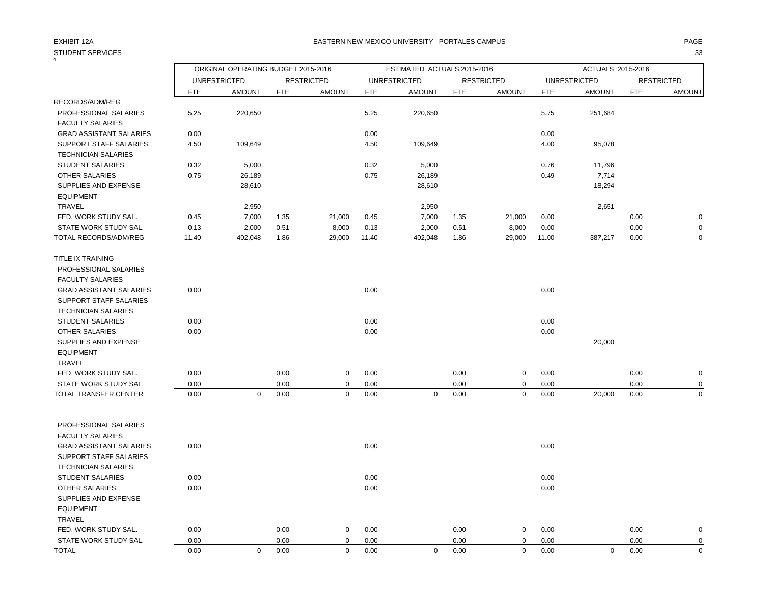EXHIBIT 12A

STUDENT SERVICES

EASTERN NEW MEXICO UNIVERSITY - PORTALES CAMPUS

| | ORIGINAL OPERATING BUDGET 2015-2016 | | | | ESTIMATED ACTUALS 2015-2016 | | | | ACTUALS 2015-2016 | | | |
|---|---|---|---|---|---|---|---|---|---|---|---|---|
| | UNRESTRICTED | | RESTRICTED | | UNRESTRICTED | | RESTRICTED | | UNRESTRICTED | | RESTRICTED | |
| | FTE | AMOUNT | FTE | AMOUNT | FTE | AMOUNT | FTE | AMOUNT | FTE | AMOUNT | FTE | AMOUNT |
| RECORDS/ADM/REG | | | | | | | | | | | | |
| PROFESSIONAL SALARIES | 5.25 | 220,650 | | | 5.25 | 220,650 | | | 5.75 | 251,684 | | |
| FACULTY SALARIES | | | | | | | | | | | | |
| GRAD ASSISTANT SALARIES | 0.00 | | | | 0.00 | | | | 0.00 | | | |
| SUPPORT STAFF SALARIES | 4.50 | 109,649 | | | 4.50 | 109,649 | | | 4.00 | 95,078 | | |
| TECHNICIAN SALARIES | | | | | | | | | | | | |
| STUDENT SALARIES | 0.32 | 5,000 | | | 0.32 | 5,000 | | | 0.76 | 11,796 | | |
| OTHER SALARIES | 0.75 | 26,189 | | | 0.75 | 26,189 | | | 0.49 | 7,714 | | |
| SUPPLIES AND EXPENSE | | 28,610 | | | | 28,610 | | | | 18,294 | | |
| EQUIPMENT | | | | | | | | | | | | |
| TRAVEL | | 2,950 | | | | 2,950 | | | | 2,651 | | |
| FED. WORK STUDY SAL. | 0.45 | 7,000 | 1.35 | 21,000 | 0.45 | 7,000 | 1.35 | 21,000 | 0.00 | | 0.00 | 0 |
| STATE WORK STUDY SAL. | 0.13 | 2,000 | 0.51 | 8,000 | 0.13 | 2,000 | 0.51 | 8,000 | 0.00 | | 0.00 | 0 |
| TOTAL RECORDS/ADM/REG | 11.40 | 402,048 | 1.86 | 29,000 | 11.40 | 402,048 | 1.86 | 29,000 | 11.00 | 387,217 | 0.00 | 0 |
| | | | | | | | | | | | | |
| TITLE IX TRAINING | | | | | | | | | | | | |
| PROFESSIONAL SALARIES | | | | | | | | | | | | |
| FACULTY SALARIES | | | | | | | | | | | | |
| GRAD ASSISTANT SALARIES | 0.00 | | | | 0.00 | | | | 0.00 | | | |
| SUPPORT STAFF SALARIES | | | | | | | | | | | | |
| TECHNICIAN SALARIES | | | | | | | | | | | | |
| STUDENT SALARIES | 0.00 | | | | 0.00 | | | | 0.00 | | | |
| OTHER SALARIES | 0.00 | | | | 0.00 | | | | 0.00 | | | |
| SUPPLIES AND EXPENSE | | | | | | | | | | 20,000 | | |
| EQUIPMENT | | | | | | | | | | | | |
| TRAVEL | | | | | | | | | | | | |
| FED. WORK STUDY SAL. | 0.00 | | 0.00 | 0 | 0.00 | | 0.00 | 0 | 0.00 | | 0.00 | 0 |
| STATE WORK STUDY SAL. | 0.00 | | 0.00 | 0 | 0.00 | | 0.00 | 0 | 0.00 | | 0.00 | 0 |
| TOTAL TRANSFER CENTER | 0.00 | 0 | 0.00 | 0 | 0.00 | 0 | 0.00 | 0 | 0.00 | 20,000 | 0.00 | 0 |
| | | | | | | | | | | | | |
| PROFESSIONAL SALARIES | | | | | | | | | | | | |
| FACULTY SALARIES | | | | | | | | | | | | |
| GRAD ASSISTANT SALARIES | 0.00 | | | | 0.00 | | | | 0.00 | | | |
| SUPPORT STAFF SALARIES | | | | | | | | | | | | |
| TECHNICIAN SALARIES | | | | | | | | | | | | |
| STUDENT SALARIES | 0.00 | | | | 0.00 | | | | 0.00 | | | |
| OTHER SALARIES | 0.00 | | | | 0.00 | | | | 0.00 | | | |
| SUPPLIES AND EXPENSE | | | | | | | | | | | | |
| EQUIPMENT | | | | | | | | | | | | |
| TRAVEL | | | | | | | | | | | | |
| FED. WORK STUDY SAL. | 0.00 | | 0.00 | 0 | 0.00 | | 0.00 | 0 | 0.00 | | 0.00 | 0 |
| STATE WORK STUDY SAL. | 0.00 | | 0.00 | 0 | 0.00 | | 0.00 | 0 | 0.00 | | 0.00 | 0 |
| TOTAL | 0.00 | 0 | 0.00 | 0 | 0.00 | 0 | 0.00 | 0 | 0.00 | 0 | 0.00 | 0 |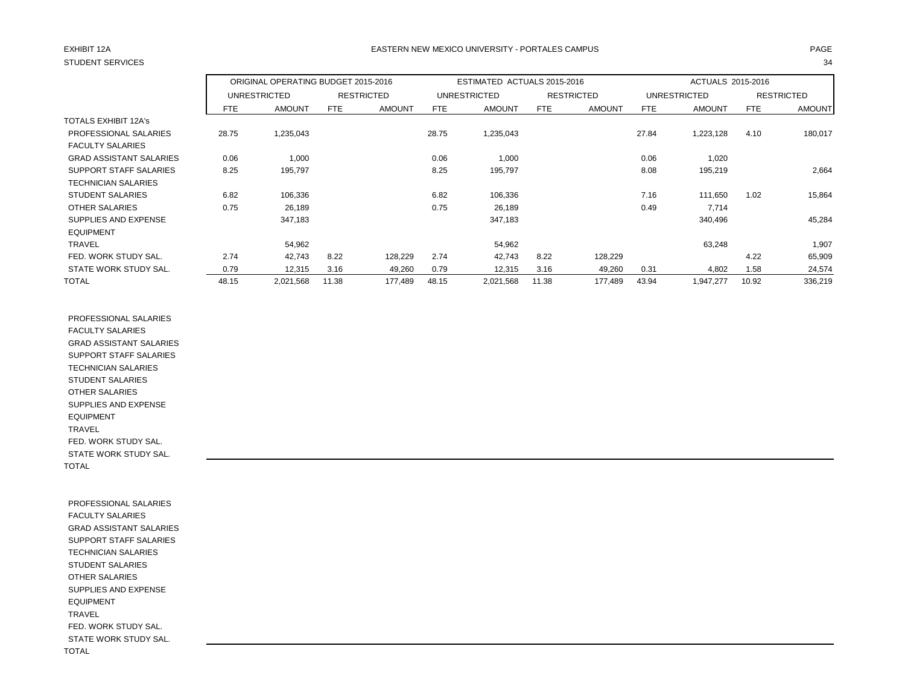EXHIBIT 12A

STUDENT SERVICES

EASTERN NEW MEXICO UNIVERSITY - PORTALES CAMPUS

| | ORIGINAL OPERATING BUDGET 2015-2016 | | | | ESTIMATED ACTUALS 2015-2016 | | | | ACTUALS 2015-2016 | | | |
|---|---|---|---|---|---|---|---|---|---|---|---|---|
| | UNRESTRICTED | | RESTRICTED | | UNRESTRICTED | | RESTRICTED | | UNRESTRICTED | | RESTRICTED | |
| | FTE | AMOUNT | FTE | AMOUNT | FTE | AMOUNT | FTE | AMOUNT | FTE | AMOUNT | FTE | AMOUNT |
| TOTALS EXHIBIT 12A's | | | | | | | | | | | | |
| PROFESSIONAL SALARIES | 28.75 | 1,235,043 | | | 28.75 | 1,235,043 | | | 27.84 | 1,223,128 | 4.10 | 180,017 |
| FACULTY SALARIES | | | | | | | | | | | | |
| GRAD ASSISTANT SALARIES | 0.06 | 1,000 | | | 0.06 | 1,000 | | | 0.06 | 1,020 | | |
| SUPPORT STAFF SALARIES | 8.25 | 195,797 | | | 8.25 | 195,797 | | | 8.08 | 195,219 | | 2,664 |
| TECHNICIAN SALARIES | | | | | | | | | | | | |
| STUDENT SALARIES | 6.82 | 106,336 | | | 6.82 | 106,336 | | | 7.16 | 111,650 | 1.02 | 15,864 |
| OTHER SALARIES | 0.75 | 26,189 | | | 0.75 | 26,189 | | | 0.49 | 7,714 | | |
| SUPPLIES AND EXPENSE | | 347,183 | | | | 347,183 | | | | 340,496 | | 45,284 |
| EQUIPMENT | | | | | | | | | | | | |
| TRAVEL | | 54,962 | | | | 54,962 | | | | 63,248 | | 1,907 |
| FED. WORK STUDY SAL. | 2.74 | 42,743 | 8.22 | 128,229 | 2.74 | 42,743 | 8.22 | 128,229 | | | 4.22 | 65,909 |
| STATE WORK STUDY SAL. | 0.79 | 12,315 | 3.16 | 49,260 | 0.79 | 12,315 | 3.16 | 49,260 | 0.31 | 4,802 | 1.58 | 24,574 |
| TOTAL | 48.15 | 2,021,568 | 11.38 | 177,489 | 48.15 | 2,021,568 | 11.38 | 177,489 | 43.94 | 1,947,277 | 10.92 | 336,219 |
| | | | | | | | | | | | | |
| PROFESSIONAL SALARIES | | | | | | | | | | | | |
| FACULTY SALARIES | | | | | | | | | | | | |
| GRAD ASSISTANT SALARIES | | | | | | | | | | | | |
| SUPPORT STAFF SALARIES | | | | | | | | | | | | |
| TECHNICIAN SALARIES | | | | | | | | | | | | |
| STUDENT SALARIES | | | | | | | | | | | | |
| OTHER SALARIES | | | | | | | | | | | | |
| SUPPLIES AND EXPENSE | | | | | | | | | | | | |
| EQUIPMENT | | | | | | | | | | | | |
| TRAVEL | | | | | | | | | | | | |
| FED. WORK STUDY SAL. | | | | | | | | | | | | |
| STATE WORK STUDY SAL. | | | | | | | | | | | | |
| TOTAL | | | | | | | | | | | | |
| | | | | | | | | | | | | |
| PROFESSIONAL SALARIES | | | | | | | | | | | | |
| FACULTY SALARIES | | | | | | | | | | | | |
| GRAD ASSISTANT SALARIES | | | | | | | | | | | | |
| SUPPORT STAFF SALARIES | | | | | | | | | | | | |
| TECHNICIAN SALARIES | | | | | | | | | | | | |
| STUDENT SALARIES | | | | | | | | | | | | |
| OTHER SALARIES | | | | | | | | | | | | |
| SUPPLIES AND EXPENSE | | | | | | | | | | | | |
| EQUIPMENT | | | | | | | | | | | | |
| TRAVEL | | | | | | | | | | | | |
| FED. WORK STUDY SAL. | | | | | | | | | | | | |
| STATE WORK STUDY SAL. | | | | | | | | | | | | |
| TOTAL | | | | | | | | | | | | |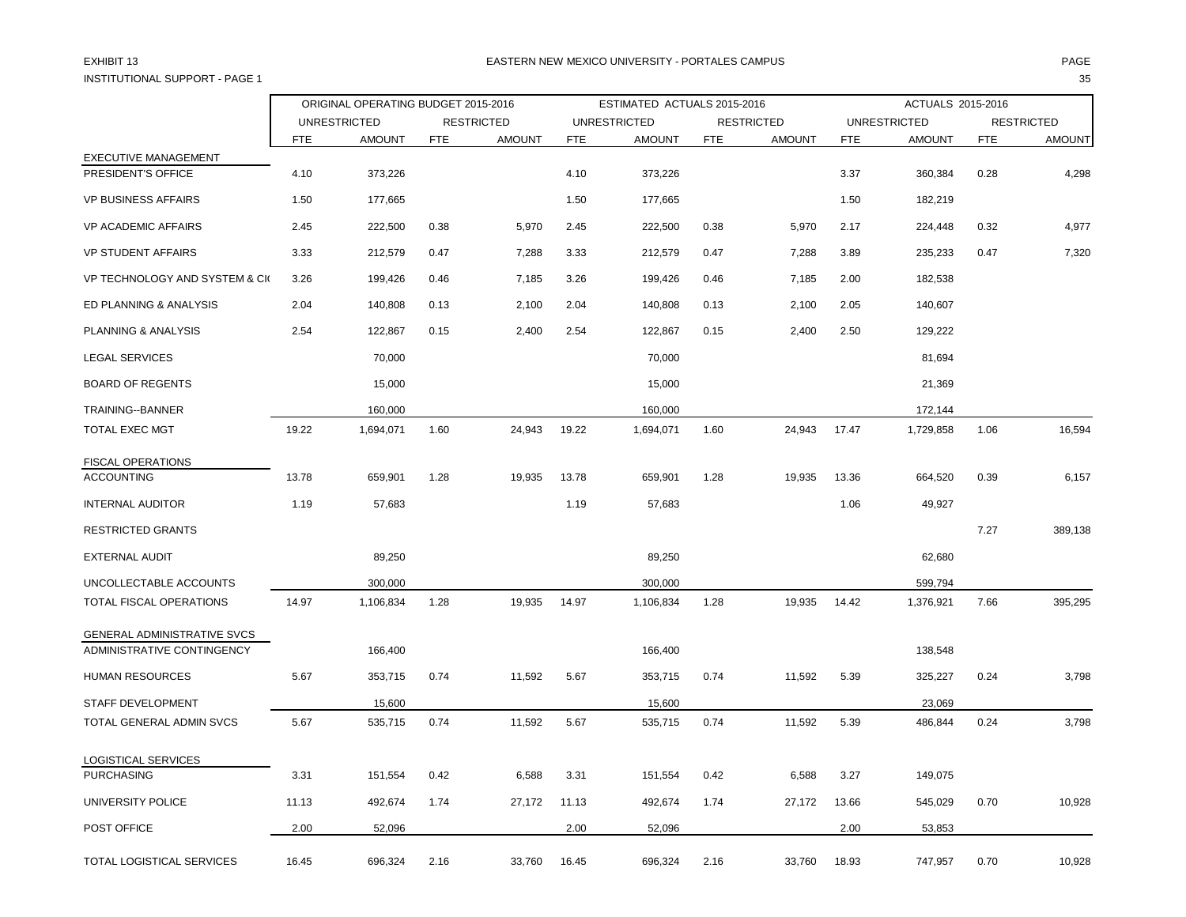EXHIBIT 13

EASTERN NEW MEXICO UNIVERSITY - PORTALES CAMPUS

INSTITUTIONAL SUPPORT - PAGE 1

| | ORIGINAL OPERATING BUDGET 2015-2016 | | | | ESTIMATED ACTUALS 2015-2016 | | | | ACTUALS 2015-2016 | | | |
|---|---|---|---|---|---|---|---|---|---|---|---|---|
| | UNRESTRICTED | | RESTRICTED | | UNRESTRICTED | | RESTRICTED | | UNRESTRICTED | | RESTRICTED | |
| | FTE | AMOUNT | FTE | AMOUNT | FTE | AMOUNT | FTE | AMOUNT | FTE | AMOUNT | FTE | AMOUNT |
| EXECUTIVE MANAGEMENT | | | | | | | | | | | | |
| PRESIDENT'S OFFICE | 4.10 | 373,226 | | | 4.10 | 373,226 | | | 3.37 | 360,384 | 0.28 | 4,298 |
| VP BUSINESS AFFAIRS | 1.50 | 177,665 | | | 1.50 | 177,665 | | | 1.50 | 182,219 | | |
| VP ACADEMIC AFFAIRS | 2.45 | 222,500 | 0.38 | 5,970 | 2.45 | 222,500 | 0.38 | 5,970 | 2.17 | 224,448 | 0.32 | 4,977 |
| VP STUDENT AFFAIRS | 3.33 | 212,579 | 0.47 | 7,288 | 3.33 | 212,579 | 0.47 | 7,288 | 3.89 | 235,233 | 0.47 | 7,320 |
| VP TECHNOLOGY AND SYSTEM & CI( | 3.26 | 199,426 | 0.46 | 7,185 | 3.26 | 199,426 | 0.46 | 7,185 | 2.00 | 182,538 | | |
| ED PLANNING & ANALYSIS | 2.04 | 140,808 | 0.13 | 2,100 | 2.04 | 140,808 | 0.13 | 2,100 | 2.05 | 140,607 | | |
| PLANNING & ANALYSIS | 2.54 | 122,867 | 0.15 | 2,400 | 2.54 | 122,867 | 0.15 | 2,400 | 2.50 | 129,222 | | |
| LEGAL SERVICES | | 70,000 | | | | 70,000 | | | | 81,694 | | |
| BOARD OF REGENTS | | 15,000 | | | | 15,000 | | | | 21,369 | | |
| TRAINING--BANNER | | 160,000 | | | | 160,000 | | | | 172,144 | | |
| TOTAL EXEC MGT | 19.22 | 1,694,071 | 1.60 | 24,943 | 19.22 | 1,694,071 | 1.60 | 24,943 | 17.47 | 1,729,858 | 1.06 | 16,594 |
| FISCAL OPERATIONS | | | | | | | | | | | | |
| ACCOUNTING | 13.78 | 659,901 | 1.28 | 19,935 | 13.78 | 659,901 | 1.28 | 19,935 | 13.36 | 664,520 | 0.39 | 6,157 |
| INTERNAL AUDITOR | 1.19 | 57,683 | | | 1.19 | 57,683 | | | 1.06 | 49,927 | | |
| RESTRICTED GRANTS | | | | | | | | | | | 7.27 | 389,138 |
| EXTERNAL AUDIT | | 89,250 | | | | 89,250 | | | | 62,680 | | |
| UNCOLLECTABLE ACCOUNTS | | 300,000 | | | | 300,000 | | | | 599,794 | | |
| TOTAL FISCAL OPERATIONS | 14.97 | 1,106,834 | 1.28 | 19,935 | 14.97 | 1,106,834 | 1.28 | 19,935 | 14.42 | 1,376,921 | 7.66 | 395,295 |
| GENERAL ADMINISTRATIVE SVCS | | | | | | | | | | | | |
| ADMINISTRATIVE CONTINGENCY | | 166,400 | | | | 166,400 | | | | 138,548 | | |
| HUMAN RESOURCES | 5.67 | 353,715 | 0.74 | 11,592 | 5.67 | 353,715 | 0.74 | 11,592 | 5.39 | 325,227 | 0.24 | 3,798 |
| STAFF DEVELOPMENT | | 15,600 | | | | 15,600 | | | | 23,069 | | |
| TOTAL GENERAL ADMIN SVCS | 5.67 | 535,715 | 0.74 | 11,592 | 5.67 | 535,715 | 0.74 | 11,592 | 5.39 | 486,844 | 0.24 | 3,798 |
| LOGISTICAL SERVICES | | | | | | | | | | | | |
| PURCHASING | 3.31 | 151,554 | 0.42 | 6,588 | 3.31 | 151,554 | 0.42 | 6,588 | 3.27 | 149,075 | | |
| UNIVERSITY POLICE | 11.13 | 492,674 | 1.74 | 27,172 | 11.13 | 492,674 | 1.74 | 27,172 | 13.66 | 545,029 | 0.70 | 10,928 |
| POST OFFICE | 2.00 | 52,096 | | | 2.00 | 52,096 | | | 2.00 | 53,853 | | |
| TOTAL LOGISTICAL SERVICES | 16.45 | 696,324 | 2.16 | 33,760 | 16.45 | 696,324 | 2.16 | 33,760 | 18.93 | 747,957 | 0.70 | 10,928 |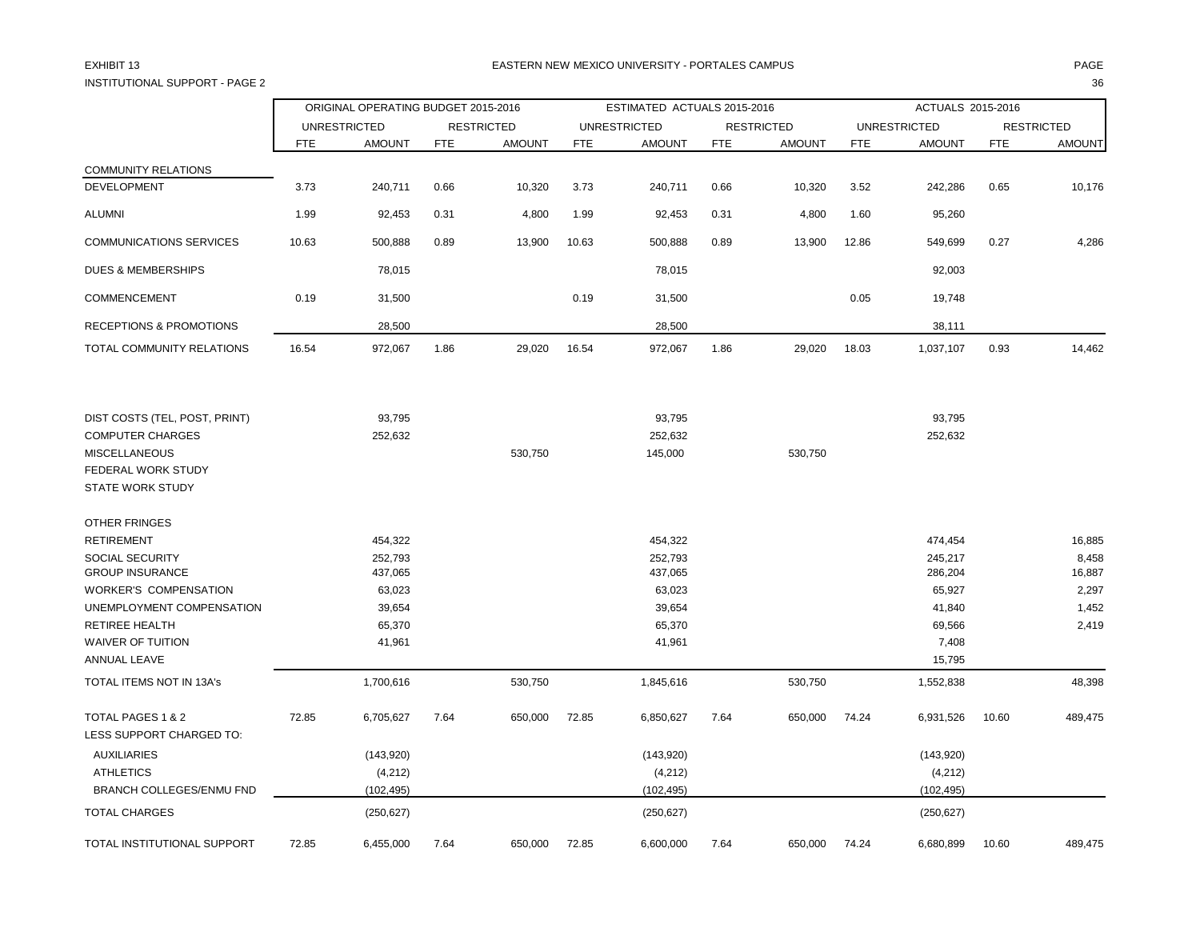EXHIBIT 13

EASTERN NEW MEXICO UNIVERSITY - PORTALES CAMPUS

INSTITUTIONAL SUPPORT - PAGE 2

| | ORIGINAL OPERATING BUDGET 2015-2016 | | | | ESTIMATED ACTUALS 2015-2016 | | | | ACTUALS 2015-2016 | | | |
|---|---|---|---|---|---|---|---|---|---|---|---|---|
| | UNRESTRICTED | | RESTRICTED | | UNRESTRICTED | | RESTRICTED | | UNRESTRICTED | | RESTRICTED | |
| | FTE | AMOUNT | FTE | AMOUNT | FTE | AMOUNT | FTE | AMOUNT | FTE | AMOUNT | FTE | AMOUNT |
| COMMUNITY RELATIONS | | | | | | | | | | | | |
| DEVELOPMENT | 3.73 | 240,711 | 0.66 | 10,320 | 3.73 | 240,711 | 0.66 | 10,320 | 3.52 | 242,286 | 0.65 | 10,176 |
| ALUMNI | 1.99 | 92,453 | 0.31 | 4,800 | 1.99 | 92,453 | 0.31 | 4,800 | 1.60 | 95,260 | | |
| COMMUNICATIONS SERVICES | 10.63 | 500,888 | 0.89 | 13,900 | 10.63 | 500,888 | 0.89 | 13,900 | 12.86 | 549,699 | 0.27 | 4,286 |
| DUES & MEMBERSHIPS | | 78,015 | | | | 78,015 | | | | 92,003 | | |
| COMMENCEMENT | 0.19 | 31,500 | | | 0.19 | 31,500 | | | 0.05 | 19,748 | | |
| RECEPTIONS & PROMOTIONS | | 28,500 | | | | 28,500 | | | | 38,111 | | |
| TOTAL COMMUNITY RELATIONS | 16.54 | 972,067 | 1.86 | 29,020 | 16.54 | 972,067 | 1.86 | 29,020 | 18.03 | 1,037,107 | 0.93 | 14,462 |
| DIST COSTS (TEL, POST, PRINT) | | 93,795 | | | | 93,795 | | | | 93,795 | | |
| COMPUTER CHARGES | | 252,632 | | | | 252,632 | | | | 252,632 | | |
| MISCELLANEOUS | | | | 530,750 | | 145,000 | | 530,750 | | | | |
| FEDERAL WORK STUDY | | | | | | | | | | | | |
| STATE WORK STUDY | | | | | | | | | | | | |
| OTHER FRINGES | | | | | | | | | | | | |
| RETIREMENT | | 454,322 | | | | 454,322 | | | | 474,454 | | 16,885 |
| SOCIAL SECURITY | | 252,793 | | | | 252,793 | | | | 245,217 | | 8,458 |
| GROUP INSURANCE | | 437,065 | | | | 437,065 | | | | 286,204 | | 16,887 |
| WORKER'S COMPENSATION | | 63,023 | | | | 63,023 | | | | 65,927 | | 2,297 |
| UNEMPLOYMENT COMPENSATION | | 39,654 | | | | 39,654 | | | | 41,840 | | 1,452 |
| RETIREE HEALTH | | 65,370 | | | | 65,370 | | | | 69,566 | | 2,419 |
| WAIVER OF TUITION | | 41,961 | | | | 41,961 | | | | 7,408 | | |
| ANNUAL LEAVE | | | | | | | | | | 15,795 | | |
| TOTAL ITEMS NOT IN 13A's | | 1,700,616 | | 530,750 | | 1,845,616 | | 530,750 | | 1,552,838 | | 48,398 |
| TOTAL PAGES 1 & 2 | 72.85 | 6,705,627 | 7.64 | 650,000 | 72.85 | 6,850,627 | 7.64 | 650,000 | 74.24 | 6,931,526 | 10.60 | 489,475 |
| LESS SUPPORT CHARGED TO: | | | | | | | | | | | | |
| AUXILIARIES | | (143,920) | | | | (143,920) | | | | (143,920) | | |
| ATHLETICS | | (4,212) | | | | (4,212) | | | | (4,212) | | |
| BRANCH COLLEGES/ENMU FND | | (102,495) | | | | (102,495) | | | | (102,495) | | |
| TOTAL CHARGES | | (250,627) | | | | (250,627) | | | | (250,627) | | |
| TOTAL INSTITUTIONAL SUPPORT | 72.85 | 6,455,000 | 7.64 | 650,000 | 72.85 | 6,600,000 | 7.64 | 650,000 | 74.24 | 6,680,899 | 10.60 | 489,475 |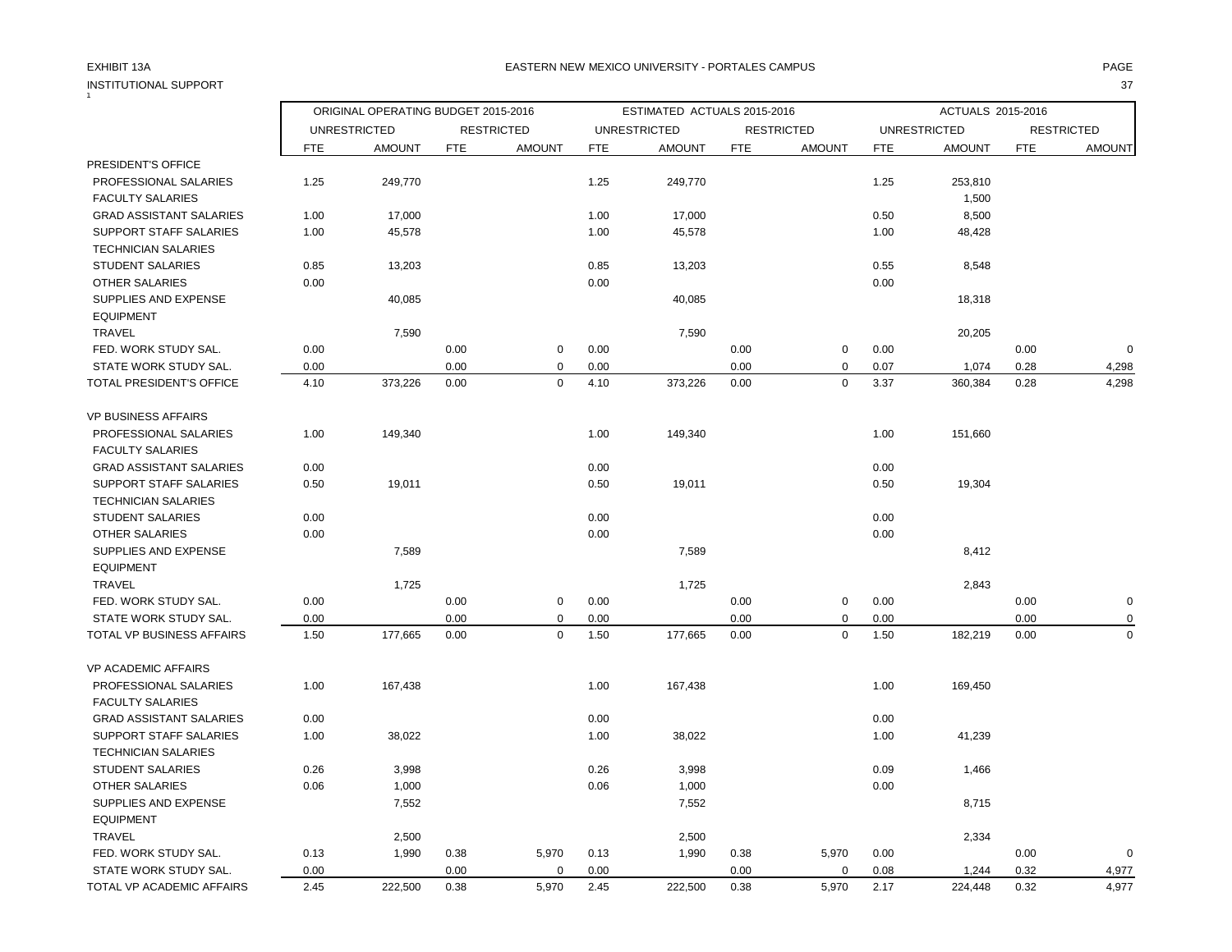EXHIBIT 13A

INSTITUTIONAL SUPPORT

EASTERN NEW MEXICO UNIVERSITY - PORTALES CAMPUS

| | ORIGINAL OPERATING BUDGET 2015-2016 | | | | ESTIMATED ACTUALS 2015-2016 | | | | ACTUALS 2015-2016 | | | |
|---|---|---|---|---|---|---|---|---|---|---|---|---|
| | UNRESTRICTED | | RESTRICTED | | UNRESTRICTED | | RESTRICTED | | UNRESTRICTED | | RESTRICTED | |
| | FTE | AMOUNT | FTE | AMOUNT | FTE | AMOUNT | FTE | AMOUNT | FTE | AMOUNT | FTE | AMOUNT |
| PRESIDENT'S OFFICE | | | | | | | | | | | | |
| PROFESSIONAL SALARIES | 1.25 | 249,770 | | | 1.25 | 249,770 | | | 1.25 | 253,810 | | |
| FACULTY SALARIES | | | | | | | | | | 1,500 | | |
| GRAD ASSISTANT SALARIES | 1.00 | 17,000 | | | 1.00 | 17,000 | | | 0.50 | 8,500 | | |
| SUPPORT STAFF SALARIES | 1.00 | 45,578 | | | 1.00 | 45,578 | | | 1.00 | 48,428 | | |
| TECHNICIAN SALARIES | | | | | | | | | | | | |
| STUDENT SALARIES | 0.85 | 13,203 | | | 0.85 | 13,203 | | | 0.55 | 8,548 | | |
| OTHER SALARIES | 0.00 | | | | 0.00 | | | | 0.00 | | | |
| SUPPLIES AND EXPENSE | | 40,085 | | | | 40,085 | | | | 18,318 | | |
| EQUIPMENT | | | | | | | | | | | | |
| TRAVEL | | 7,590 | | | | 7,590 | | | | 20,205 | | |
| FED. WORK STUDY SAL. | 0.00 | | 0.00 | 0 | 0.00 | | 0.00 | 0 | 0.00 | | 0.00 | 0 |
| STATE WORK STUDY SAL. | 0.00 | | 0.00 | 0 | 0.00 | | 0.00 | 0 | 0.07 | 1,074 | 0.28 | 4,298 |
| TOTAL PRESIDENT'S OFFICE | 4.10 | 373,226 | 0.00 | 0 | 4.10 | 373,226 | 0.00 | 0 | 3.37 | 360,384 | 0.28 | 4,298 |
| VP BUSINESS AFFAIRS | | | | | | | | | | | | |
| PROFESSIONAL SALARIES | 1.00 | 149,340 | | | 1.00 | 149,340 | | | 1.00 | 151,660 | | |
| FACULTY SALARIES | | | | | | | | | | | | |
| GRAD ASSISTANT SALARIES | 0.00 | | | | 0.00 | | | | 0.00 | | | |
| SUPPORT STAFF SALARIES | 0.50 | 19,011 | | | 0.50 | 19,011 | | | 0.50 | 19,304 | | |
| TECHNICIAN SALARIES | | | | | | | | | | | | |
| STUDENT SALARIES | 0.00 | | | | 0.00 | | | | 0.00 | | | |
| OTHER SALARIES | 0.00 | | | | 0.00 | | | | 0.00 | | | |
| SUPPLIES AND EXPENSE | | 7,589 | | | | 7,589 | | | | 8,412 | | |
| EQUIPMENT | | | | | | | | | | | | |
| TRAVEL | | 1,725 | | | | 1,725 | | | | 2,843 | | |
| FED. WORK STUDY SAL. | 0.00 | | 0.00 | 0 | 0.00 | | 0.00 | 0 | 0.00 | | 0.00 | 0 |
| STATE WORK STUDY SAL. | 0.00 | | 0.00 | 0 | 0.00 | | 0.00 | 0 | 0.00 | | 0.00 | 0 |
| TOTAL VP BUSINESS AFFAIRS | 1.50 | 177,665 | 0.00 | 0 | 1.50 | 177,665 | 0.00 | 0 | 1.50 | 182,219 | 0.00 | 0 |
| VP ACADEMIC AFFAIRS | | | | | | | | | | | | |
| PROFESSIONAL SALARIES | 1.00 | 167,438 | | | 1.00 | 167,438 | | | 1.00 | 169,450 | | |
| FACULTY SALARIES | | | | | | | | | | | | |
| GRAD ASSISTANT SALARIES | 0.00 | | | | 0.00 | | | | 0.00 | | | |
| SUPPORT STAFF SALARIES | 1.00 | 38,022 | | | 1.00 | 38,022 | | | 1.00 | 41,239 | | |
| TECHNICIAN SALARIES | | | | | | | | | | | | |
| STUDENT SALARIES | 0.26 | 3,998 | | | 0.26 | 3,998 | | | 0.09 | 1,466 | | |
| OTHER SALARIES | 0.06 | 1,000 | | | 0.06 | 1,000 | | | 0.00 | | | |
| SUPPLIES AND EXPENSE | | 7,552 | | | | 7,552 | | | | 8,715 | | |
| EQUIPMENT | | | | | | | | | | | | |
| TRAVEL | | 2,500 | | | | 2,500 | | | | 2,334 | | |
| FED. WORK STUDY SAL. | 0.13 | 1,990 | 0.38 | 5,970 | 0.13 | 1,990 | 0.38 | 5,970 | 0.00 | | 0.00 | 0 |
| STATE WORK STUDY SAL. | 0.00 | | 0.00 | 0 | 0.00 | | 0.00 | 0 | 0.08 | 1,244 | 0.32 | 4,977 |
| TOTAL VP ACADEMIC AFFAIRS | 2.45 | 222,500 | 0.38 | 5,970 | 2.45 | 222,500 | 0.38 | 5,970 | 2.17 | 224,448 | 0.32 | 4,977 |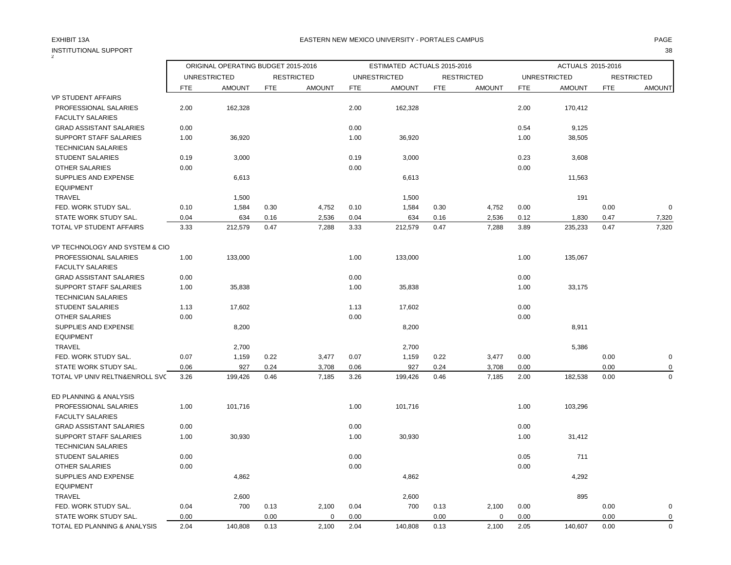EXHIBIT 13A

EASTERN NEW MEXICO UNIVERSITY - PORTALES CAMPUS

INSTITUTIONAL SUPPORT

| | ORIGINAL OPERATING BUDGET 2015-2016 | | | | ESTIMATED ACTUALS 2015-2016 | | | | ACTUALS 2015-2016 | | | |
|---|---|---|---|---|---|---|---|---|---|---|---|---|
| | UNRESTRICTED | | RESTRICTED | | UNRESTRICTED | | RESTRICTED | | UNRESTRICTED | | RESTRICTED | |
| | FTE | AMOUNT | FTE | AMOUNT | FTE | AMOUNT | FTE | AMOUNT | FTE | AMOUNT | FTE | AMOUNT |
| VP STUDENT AFFAIRS | | | | | | | | | | | | |
| PROFESSIONAL SALARIES | 2.00 | 162,328 | | | 2.00 | 162,328 | | | 2.00 | 170,412 | | |
| FACULTY SALARIES | | | | | | | | | | | | |
| GRAD ASSISTANT SALARIES | 0.00 | | | | 0.00 | | | | 0.54 | 9,125 | | |
| SUPPORT STAFF SALARIES | 1.00 | 36,920 | | | 1.00 | 36,920 | | | 1.00 | 38,505 | | |
| TECHNICIAN SALARIES | | | | | | | | | | | | |
| STUDENT SALARIES | 0.19 | 3,000 | | | 0.19 | 3,000 | | | 0.23 | 3,608 | | |
| OTHER SALARIES | 0.00 | | | | 0.00 | | | | 0.00 | | | |
| SUPPLIES AND EXPENSE | | 6,613 | | | | 6,613 | | | | 11,563 | | |
| EQUIPMENT | | | | | | | | | | | | |
| TRAVEL | | 1,500 | | | | 1,500 | | | | 191 | | |
| FED. WORK STUDY SAL. | 0.10 | 1,584 | 0.30 | 4,752 | 0.10 | 1,584 | 0.30 | 4,752 | 0.00 | | 0.00 | 0 |
| STATE WORK STUDY SAL. | 0.04 | 634 | 0.16 | 2,536 | 0.04 | 634 | 0.16 | 2,536 | 0.12 | 1,830 | 0.47 | 7,320 |
| TOTAL VP STUDENT AFFAIRS | 3.33 | 212,579 | 0.47 | 7,288 | 3.33 | 212,579 | 0.47 | 7,288 | 3.89 | 235,233 | 0.47 | 7,320 |
| | | | | | | | | | | | | |
| VP TECHNOLOGY AND SYSTEM & CIO | | | | | | | | | | | | |
| PROFESSIONAL SALARIES | 1.00 | 133,000 | | | 1.00 | 133,000 | | | 1.00 | 135,067 | | |
| FACULTY SALARIES | | | | | | | | | | | | |
| GRAD ASSISTANT SALARIES | 0.00 | | | | 0.00 | | | | 0.00 | | | |
| SUPPORT STAFF SALARIES | 1.00 | 35,838 | | | 1.00 | 35,838 | | | 1.00 | 33,175 | | |
| TECHNICIAN SALARIES | | | | | | | | | | | | |
| STUDENT SALARIES | 1.13 | 17,602 | | | 1.13 | 17,602 | | | 0.00 | | | |
| OTHER SALARIES | 0.00 | | | | 0.00 | | | | 0.00 | | | |
| SUPPLIES AND EXPENSE | | 8,200 | | | | 8,200 | | | | 8,911 | | |
| EQUIPMENT | | | | | | | | | | | | |
| TRAVEL | | 2,700 | | | | 2,700 | | | | 5,386 | | |
| FED. WORK STUDY SAL. | 0.07 | 1,159 | 0.22 | 3,477 | 0.07 | 1,159 | 0.22 | 3,477 | 0.00 | | 0.00 | 0 |
| STATE WORK STUDY SAL. | 0.06 | 927 | 0.24 | 3,708 | 0.06 | 927 | 0.24 | 3,708 | 0.00 | | 0.00 | 0 |
| TOTAL VP UNIV RELTN&ENROLL SVC | 3.26 | 199,426 | 0.46 | 7,185 | 3.26 | 199,426 | 0.46 | 7,185 | 2.00 | 182,538 | 0.00 | 0 |
| | | | | | | | | | | | | |
| ED PLANNING & ANALYSIS | | | | | | | | | | | | |
| PROFESSIONAL SALARIES | 1.00 | 101,716 | | | 1.00 | 101,716 | | | 1.00 | 103,296 | | |
| FACULTY SALARIES | | | | | | | | | | | | |
| GRAD ASSISTANT SALARIES | 0.00 | | | | 0.00 | | | | 0.00 | | | |
| SUPPORT STAFF SALARIES | 1.00 | 30,930 | | | 1.00 | 30,930 | | | 1.00 | 31,412 | | |
| TECHNICIAN SALARIES | | | | | | | | | | | | |
| STUDENT SALARIES | 0.00 | | | | 0.00 | | | | 0.05 | 711 | | |
| OTHER SALARIES | 0.00 | | | | 0.00 | | | | 0.00 | | | |
| SUPPLIES AND EXPENSE | | 4,862 | | | | 4,862 | | | | 4,292 | | |
| EQUIPMENT | | | | | | | | | | | | |
| TRAVEL | | 2,600 | | | | 2,600 | | | | 895 | | |
| FED. WORK STUDY SAL. | 0.04 | 700 | 0.13 | 2,100 | 0.04 | 700 | 0.13 | 2,100 | 0.00 | | 0.00 | 0 |
| STATE WORK STUDY SAL. | 0.00 | | 0.00 | 0 | 0.00 | | 0.00 | 0 | 0.00 | | 0.00 | 0 |
| TOTAL ED PLANNING & ANALYSIS | 2.04 | 140,808 | 0.13 | 2,100 | 2.04 | 140,808 | 0.13 | 2,100 | 2.05 | 140,607 | 0.00 | 0 |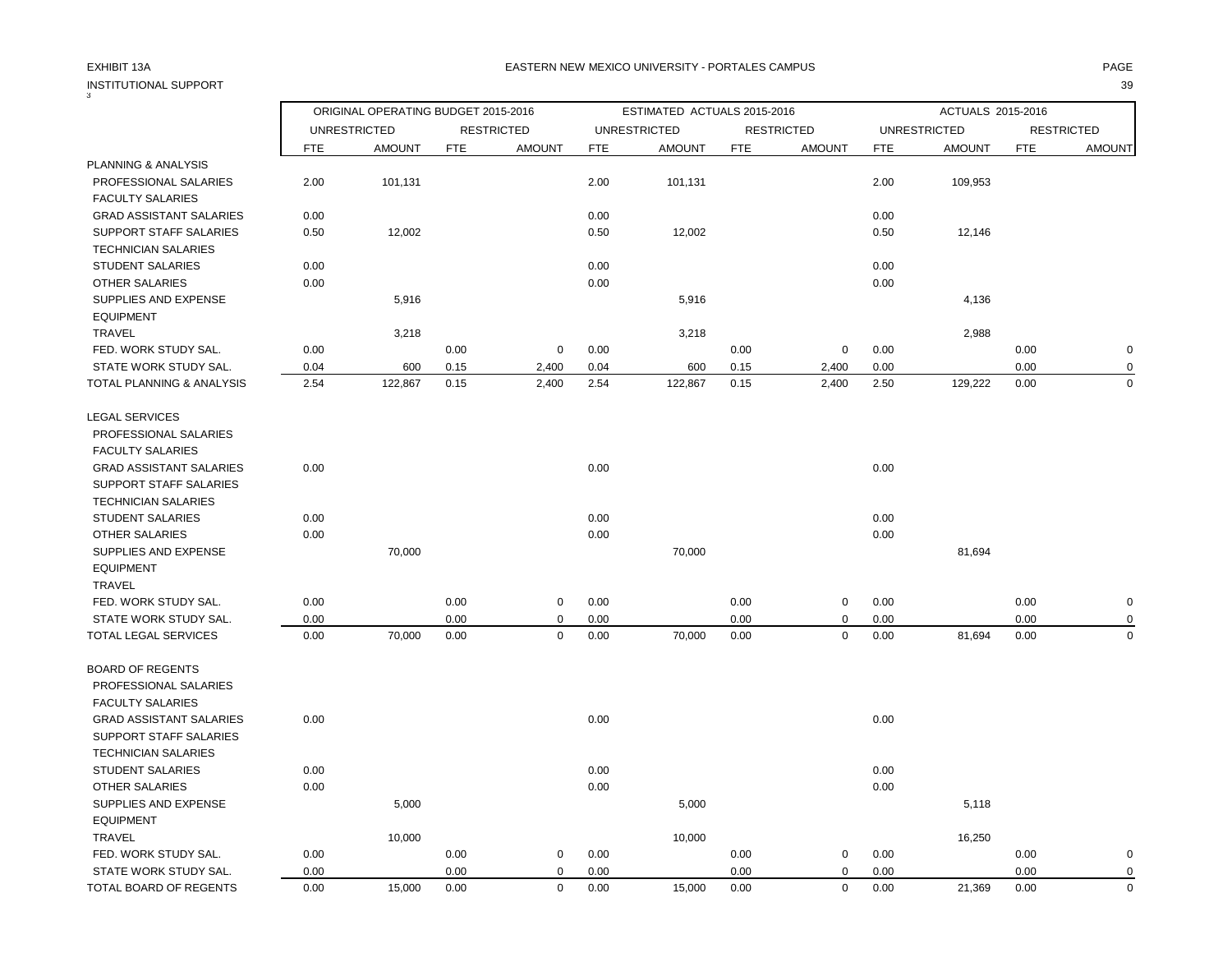EXHIBIT 13A

EASTERN NEW MEXICO UNIVERSITY - PORTALES CAMPUS

INSTITUTIONAL SUPPORT

| | ORIGINAL OPERATING BUDGET 2015-2016 | | | | ESTIMATED ACTUALS 2015-2016 | | | | ACTUALS 2015-2016 | | | |
|---|---|---|---|---|---|---|---|---|---|---|---|---|
| | UNRESTRICTED | | RESTRICTED | | UNRESTRICTED | | RESTRICTED | | UNRESTRICTED | | RESTRICTED | |
| | FTE | AMOUNT | FTE | AMOUNT | FTE | AMOUNT | FTE | AMOUNT | FTE | AMOUNT | FTE | AMOUNT |
| PLANNING & ANALYSIS | | | | | | | | | | | | |
| PROFESSIONAL SALARIES | 2.00 | 101,131 | | | 2.00 | 101,131 | | | 2.00 | 109,953 | | |
| FACULTY SALARIES | | | | | | | | | | | | |
| GRAD ASSISTANT SALARIES | 0.00 | | | | 0.00 | | | | 0.00 | | | |
| SUPPORT STAFF SALARIES | 0.50 | 12,002 | | | 0.50 | 12,002 | | | 0.50 | 12,146 | | |
| TECHNICIAN SALARIES | | | | | | | | | | | | |
| STUDENT SALARIES | 0.00 | | | | 0.00 | | | | 0.00 | | | |
| OTHER SALARIES | 0.00 | | | | 0.00 | | | | 0.00 | | | |
| SUPPLIES AND EXPENSE | | 5,916 | | | | 5,916 | | | | 4,136 | | |
| EQUIPMENT | | | | | | | | | | | | |
| TRAVEL | | 3,218 | | | | 3,218 | | | | 2,988 | | |
| FED. WORK STUDY SAL. | 0.00 | | 0.00 | 0 | 0.00 | | 0.00 | 0 | 0.00 | | 0.00 | 0 |
| STATE WORK STUDY SAL. | 0.04 | 600 | 0.15 | 2,400 | 0.04 | 600 | 0.15 | 2,400 | 0.00 | | 0.00 | 0 |
| TOTAL PLANNING & ANALYSIS | 2.54 | 122,867 | 0.15 | 2,400 | 2.54 | 122,867 | 0.15 | 2,400 | 2.50 | 129,222 | 0.00 | 0 |
| LEGAL SERVICES | | | | | | | | | | | | |
| PROFESSIONAL SALARIES | | | | | | | | | | | | |
| FACULTY SALARIES | | | | | | | | | | | | |
| GRAD ASSISTANT SALARIES | 0.00 | | | | 0.00 | | | | 0.00 | | | |
| SUPPORT STAFF SALARIES | | | | | | | | | | | | |
| TECHNICIAN SALARIES | | | | | | | | | | | | |
| STUDENT SALARIES | 0.00 | | | | 0.00 | | | | 0.00 | | | |
| OTHER SALARIES | 0.00 | | | | 0.00 | | | | 0.00 | | | |
| SUPPLIES AND EXPENSE | | 70,000 | | | | 70,000 | | | | 81,694 | | |
| EQUIPMENT | | | | | | | | | | | | |
| TRAVEL | | | | | | | | | | | | |
| FED. WORK STUDY SAL. | 0.00 | | 0.00 | 0 | 0.00 | | 0.00 | 0 | 0.00 | | 0.00 | 0 |
| STATE WORK STUDY SAL. | 0.00 | | 0.00 | 0 | 0.00 | | 0.00 | 0 | 0.00 | | 0.00 | 0 |
| TOTAL LEGAL SERVICES | 0.00 | 70,000 | 0.00 | 0 | 0.00 | 70,000 | 0.00 | 0 | 0.00 | 81,694 | 0.00 | 0 |
| BOARD OF REGENTS | | | | | | | | | | | | |
| PROFESSIONAL SALARIES | | | | | | | | | | | | |
| FACULTY SALARIES | | | | | | | | | | | | |
| GRAD ASSISTANT SALARIES | 0.00 | | | | 0.00 | | | | 0.00 | | | |
| SUPPORT STAFF SALARIES | | | | | | | | | | | | |
| TECHNICIAN SALARIES | | | | | | | | | | | | |
| STUDENT SALARIES | 0.00 | | | | 0.00 | | | | 0.00 | | | |
| OTHER SALARIES | 0.00 | | | | 0.00 | | | | 0.00 | | | |
| SUPPLIES AND EXPENSE | | 5,000 | | | | 5,000 | | | | 5,118 | | |
| EQUIPMENT | | | | | | | | | | | | |
| TRAVEL | | 10,000 | | | | 10,000 | | | | 16,250 | | |
| FED. WORK STUDY SAL. | 0.00 | | 0.00 | 0 | 0.00 | | 0.00 | 0 | 0.00 | | 0.00 | 0 |
| STATE WORK STUDY SAL. | 0.00 | | 0.00 | 0 | 0.00 | | 0.00 | 0 | 0.00 | | 0.00 | 0 |
| TOTAL BOARD OF REGENTS | 0.00 | 15,000 | 0.00 | 0 | 0.00 | 15,000 | 0.00 | 0 | 0.00 | 21,369 | 0.00 | 0 |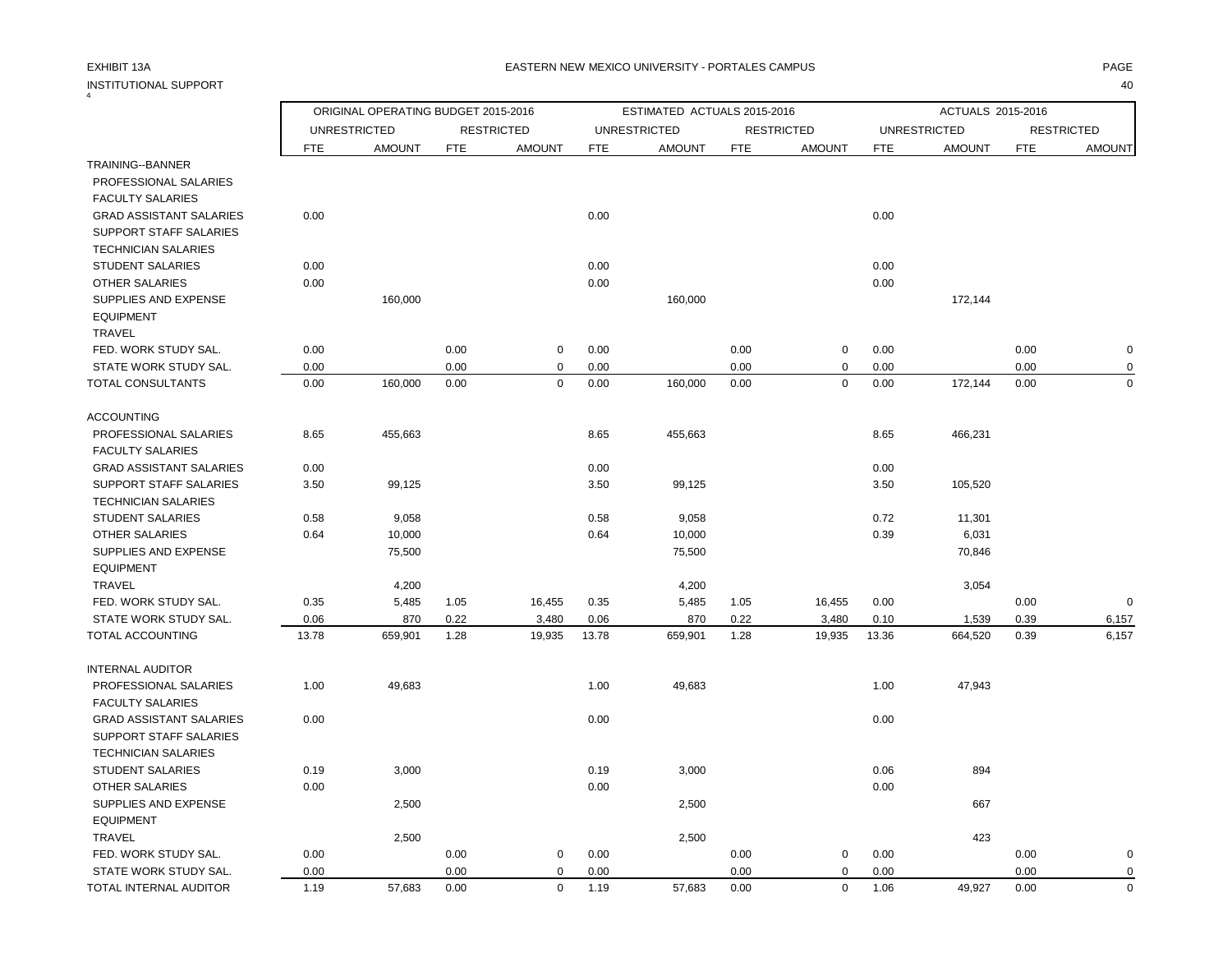EXHIBIT 13A

INSTITUTIONAL SUPPORT

EASTERN NEW MEXICO UNIVERSITY - PORTALES CAMPUS

| | ORIGINAL OPERATING BUDGET 2015-2016 | | | | ESTIMATED ACTUALS 2015-2016 | | | | ACTUALS 2015-2016 | | | |
|---|---|---|---|---|---|---|---|---|---|---|---|---|
| | UNRESTRICTED | | RESTRICTED | | UNRESTRICTED | | RESTRICTED | | UNRESTRICTED | | RESTRICTED | |
| | FTE | AMOUNT | FTE | AMOUNT | FTE | AMOUNT | FTE | AMOUNT | FTE | AMOUNT | FTE | AMOUNT |
| TRAINING--BANNER | | | | | | | | | | | | |
| PROFESSIONAL SALARIES | | | | | | | | | | | | |
| FACULTY SALARIES | | | | | | | | | | | | |
| GRAD ASSISTANT SALARIES | 0.00 | | | | 0.00 | | | | 0.00 | | | |
| SUPPORT STAFF SALARIES | | | | | | | | | | | | |
| TECHNICIAN SALARIES | | | | | | | | | | | | |
| STUDENT SALARIES | 0.00 | | | | 0.00 | | | | 0.00 | | | |
| OTHER SALARIES | 0.00 | | | | 0.00 | | | | 0.00 | | | |
| SUPPLIES AND EXPENSE | | 160,000 | | | | 160,000 | | | | 172,144 | | |
| EQUIPMENT | | | | | | | | | | | | |
| TRAVEL | | | | | | | | | | | | |
| FED. WORK STUDY SAL. | 0.00 | | 0.00 | 0 | 0.00 | | 0.00 | 0 | 0.00 | | 0.00 | 0 |
| STATE WORK STUDY SAL. | 0.00 | | 0.00 | 0 | 0.00 | | 0.00 | 0 | 0.00 | | 0.00 | 0 |
| TOTAL CONSULTANTS | 0.00 | 160,000 | 0.00 | 0 | 0.00 | 160,000 | 0.00 | 0 | 0.00 | 172,144 | 0.00 | 0 |
| | | | | | | | | | | | | |
| ACCOUNTING | | | | | | | | | | | | |
| PROFESSIONAL SALARIES | 8.65 | 455,663 | | | 8.65 | 455,663 | | | 8.65 | 466,231 | | |
| FACULTY SALARIES | | | | | | | | | | | | |
| GRAD ASSISTANT SALARIES | 0.00 | | | | 0.00 | | | | 0.00 | | | |
| SUPPORT STAFF SALARIES | 3.50 | 99,125 | | | 3.50 | 99,125 | | | 3.50 | 105,520 | | |
| TECHNICIAN SALARIES | | | | | | | | | | | | |
| STUDENT SALARIES | 0.58 | 9,058 | | | 0.58 | 9,058 | | | 0.72 | 11,301 | | |
| OTHER SALARIES | 0.64 | 10,000 | | | 0.64 | 10,000 | | | 0.39 | 6,031 | | |
| SUPPLIES AND EXPENSE | | 75,500 | | | | 75,500 | | | | 70,846 | | |
| EQUIPMENT | | | | | | | | | | | | |
| TRAVEL | | 4,200 | | | | 4,200 | | | | 3,054 | | |
| FED. WORK STUDY SAL. | 0.35 | 5,485 | 1.05 | 16,455 | 0.35 | 5,485 | 1.05 | 16,455 | 0.00 | | 0.00 | 0 |
| STATE WORK STUDY SAL. | 0.06 | 870 | 0.22 | 3,480 | 0.06 | 870 | 0.22 | 3,480 | 0.10 | 1,539 | 0.39 | 6,157 |
| TOTAL ACCOUNTING | 13.78 | 659,901 | 1.28 | 19,935 | 13.78 | 659,901 | 1.28 | 19,935 | 13.36 | 664,520 | 0.39 | 6,157 |
| | | | | | | | | | | | | |
| INTERNAL AUDITOR | | | | | | | | | | | | |
| PROFESSIONAL SALARIES | 1.00 | 49,683 | | | 1.00 | 49,683 | | | 1.00 | 47,943 | | |
| FACULTY SALARIES | | | | | | | | | | | | |
| GRAD ASSISTANT SALARIES | 0.00 | | | | 0.00 | | | | 0.00 | | | |
| SUPPORT STAFF SALARIES | | | | | | | | | | | | |
| TECHNICIAN SALARIES | | | | | | | | | | | | |
| STUDENT SALARIES | 0.19 | 3,000 | | | 0.19 | 3,000 | | | 0.06 | 894 | | |
| OTHER SALARIES | 0.00 | | | | 0.00 | | | | 0.00 | | | |
| SUPPLIES AND EXPENSE | | 2,500 | | | | 2,500 | | | | 667 | | |
| EQUIPMENT | | | | | | | | | | | | |
| TRAVEL | | 2,500 | | | | 2,500 | | | | 423 | | |
| FED. WORK STUDY SAL. | 0.00 | | 0.00 | 0 | 0.00 | | 0.00 | 0 | 0.00 | | 0.00 | 0 |
| STATE WORK STUDY SAL. | 0.00 | | 0.00 | 0 | 0.00 | | 0.00 | 0 | 0.00 | | 0.00 | 0 |
| TOTAL INTERNAL AUDITOR | 1.19 | 57,683 | 0.00 | 0 | 1.19 | 57,683 | 0.00 | 0 | 1.06 | 49,927 | 0.00 | 0 |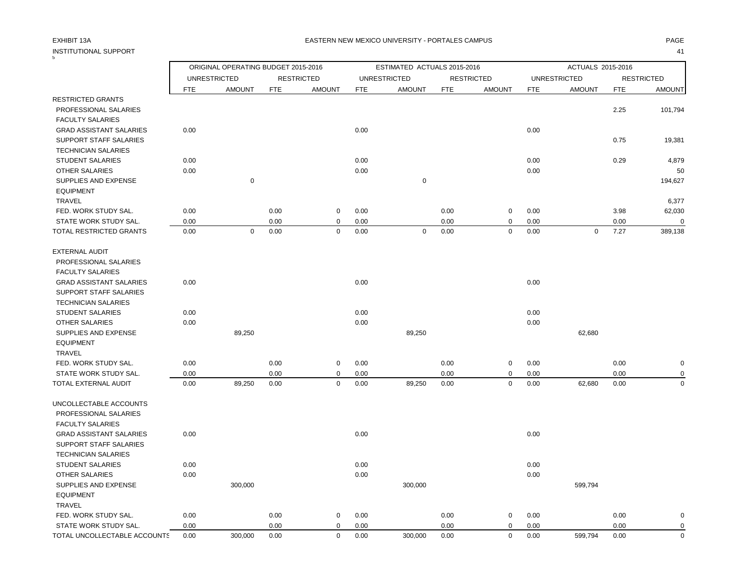EXHIBIT 13A

EASTERN NEW MEXICO UNIVERSITY - PORTALES CAMPUS

INSTITUTIONAL SUPPORT

| | ORIGINAL OPERATING BUDGET 2015-2016 | | | | ESTIMATED ACTUALS 2015-2016 | | | | ACTUALS 2015-2016 | | | |
|---|---|---|---|---|---|---|---|---|---|---|---|---|
| | UNRESTRICTED | | RESTRICTED | | UNRESTRICTED | | RESTRICTED | | UNRESTRICTED | | RESTRICTED | |
| | FTE | AMOUNT | FTE | AMOUNT | FTE | AMOUNT | FTE | AMOUNT | FTE | AMOUNT | FTE | AMOUNT |
| RESTRICTED GRANTS | | | | | | | | | | | | |
| PROFESSIONAL SALARIES | | | | | | | | | | | 2.25 | 101,794 |
| FACULTY SALARIES | | | | | | | | | | | | |
| GRAD ASSISTANT SALARIES | 0.00 | | | | 0.00 | | | | 0.00 | | | |
| SUPPORT STAFF SALARIES | | | | | | | | | | | 0.75 | 19,381 |
| TECHNICIAN SALARIES | | | | | | | | | | | | |
| STUDENT SALARIES | 0.00 | | | | 0.00 | | | | 0.00 | | 0.29 | 4,879 |
| OTHER SALARIES | 0.00 | | | | 0.00 | | | | 0.00 | | | 50 |
| SUPPLIES AND EXPENSE | | 0 | | | | 0 | | | | | | 194,627 |
| EQUIPMENT | | | | | | | | | | | | |
| TRAVEL | | | | | | | | | | | | 6,377 |
| FED. WORK STUDY SAL. | 0.00 | | 0.00 | 0 | 0.00 | | 0.00 | 0 | 0.00 | | 3.98 | 62,030 |
| STATE WORK STUDY SAL. | 0.00 | | 0.00 | 0 | 0.00 | | 0.00 | 0 | 0.00 | | 0.00 | 0 |
| TOTAL RESTRICTED GRANTS | 0.00 | 0 | 0.00 | 0 | 0.00 | 0 | 0.00 | 0 | 0.00 | 0 | 7.27 | 389,138 |
| | | | | | | | | | | | | |
| EXTERNAL AUDIT | | | | | | | | | | | | |
| PROFESSIONAL SALARIES | | | | | | | | | | | | |
| FACULTY SALARIES | | | | | | | | | | | | |
| GRAD ASSISTANT SALARIES | 0.00 | | | | 0.00 | | | | 0.00 | | | |
| SUPPORT STAFF SALARIES | | | | | | | | | | | | |
| TECHNICIAN SALARIES | | | | | | | | | | | | |
| STUDENT SALARIES | 0.00 | | | | 0.00 | | | | 0.00 | | | |
| OTHER SALARIES | 0.00 | | | | 0.00 | | | | 0.00 | | | |
| SUPPLIES AND EXPENSE | | 89,250 | | | | 89,250 | | | | 62,680 | | |
| EQUIPMENT | | | | | | | | | | | | |
| TRAVEL | | | | | | | | | | | | |
| FED. WORK STUDY SAL. | 0.00 | | 0.00 | 0 | 0.00 | | 0.00 | 0 | 0.00 | | 0.00 | 0 |
| STATE WORK STUDY SAL. | 0.00 | | 0.00 | 0 | 0.00 | | 0.00 | 0 | 0.00 | | 0.00 | 0 |
| TOTAL EXTERNAL AUDIT | 0.00 | 89,250 | 0.00 | 0 | 0.00 | 89,250 | 0.00 | 0 | 0.00 | 62,680 | 0.00 | 0 |
| | | | | | | | | | | | | |
| UNCOLLECTABLE ACCOUNTS | | | | | | | | | | | | |
| PROFESSIONAL SALARIES | | | | | | | | | | | | |
| FACULTY SALARIES | | | | | | | | | | | | |
| GRAD ASSISTANT SALARIES | 0.00 | | | | 0.00 | | | | 0.00 | | | |
| SUPPORT STAFF SALARIES | | | | | | | | | | | | |
| TECHNICIAN SALARIES | | | | | | | | | | | | |
| STUDENT SALARIES | 0.00 | | | | 0.00 | | | | 0.00 | | | |
| OTHER SALARIES | 0.00 | | | | 0.00 | | | | 0.00 | | | |
| SUPPLIES AND EXPENSE | | 300,000 | | | | 300,000 | | | | 599,794 | | |
| EQUIPMENT | | | | | | | | | | | | |
| TRAVEL | | | | | | | | | | | | |
| FED. WORK STUDY SAL. | 0.00 | | 0.00 | 0 | 0.00 | | 0.00 | 0 | 0.00 | | 0.00 | 0 |
| STATE WORK STUDY SAL. | 0.00 | | 0.00 | 0 | 0.00 | | 0.00 | 0 | 0.00 | | 0.00 | 0 |
| TOTAL UNCOLLECTABLE ACCOUNTS | 0.00 | 300,000 | 0.00 | 0 | 0.00 | 300,000 | 0.00 | 0 | 0.00 | 599,794 | 0.00 | 0 |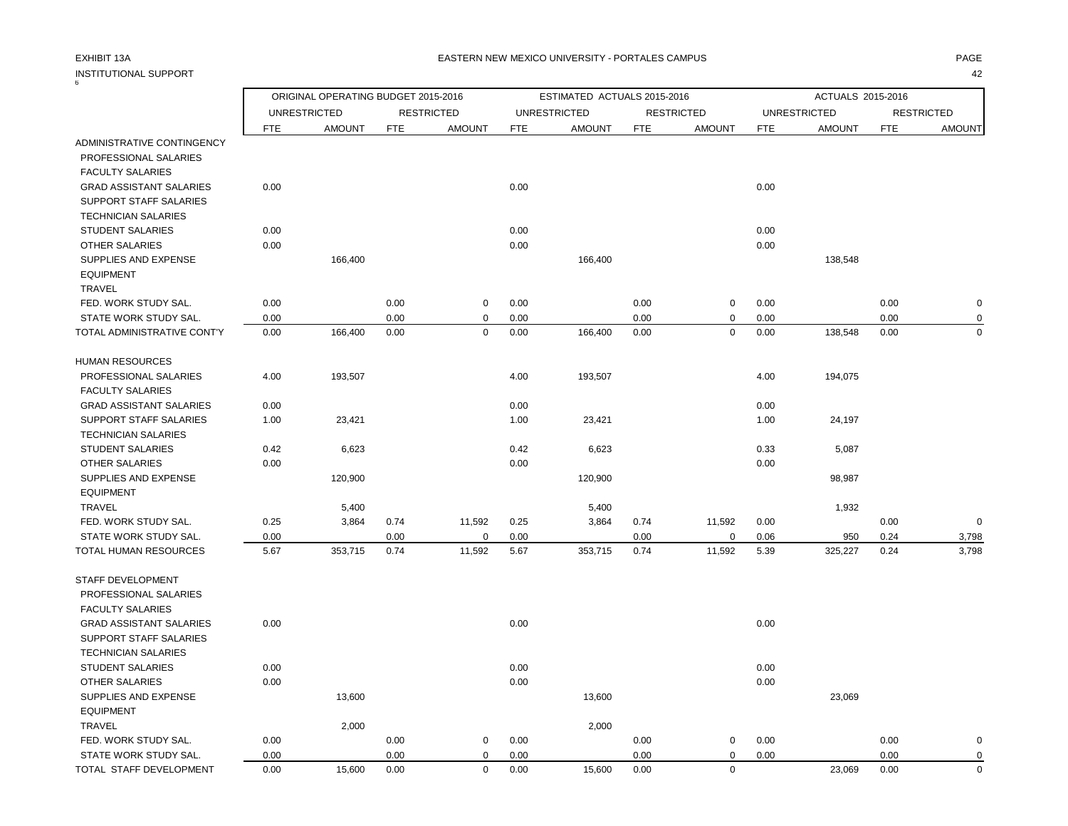EXHIBIT 13A

EASTERN NEW MEXICO UNIVERSITY - PORTALES CAMPUS

INSTITUTIONAL SUPPORT

| | ORIGINAL OPERATING BUDGET 2015-2016 | | | | ESTIMATED ACTUALS 2015-2016 | | | | ACTUALS 2015-2016 | | | |
|---|---|---|---|---|---|---|---|---|---|---|---|---|
| | UNRESTRICTED | | RESTRICTED | | UNRESTRICTED | | RESTRICTED | | UNRESTRICTED | | RESTRICTED | |
| | FTE | AMOUNT | FTE | AMOUNT | FTE | AMOUNT | FTE | AMOUNT | FTE | AMOUNT | FTE | AMOUNT |
| ADMINISTRATIVE CONTINGENCY | | | | | | | | | | | | |
| PROFESSIONAL SALARIES | | | | | | | | | | | | |
| FACULTY SALARIES | | | | | | | | | | | | |
| GRAD ASSISTANT SALARIES | 0.00 | | | | 0.00 | | | | 0.00 | | | |
| SUPPORT STAFF SALARIES | | | | | | | | | | | | |
| TECHNICIAN SALARIES | | | | | | | | | | | | |
| STUDENT SALARIES | 0.00 | | | | 0.00 | | | | 0.00 | | | |
| OTHER SALARIES | 0.00 | | | | 0.00 | | | | 0.00 | | | |
| SUPPLIES AND EXPENSE | | 166,400 | | | | 166,400 | | | | 138,548 | | |
| EQUIPMENT | | | | | | | | | | | | |
| TRAVEL | | | | | | | | | | | | |
| FED. WORK STUDY SAL. | 0.00 | | 0.00 | 0 | 0.00 | | 0.00 | 0 | 0.00 | | 0.00 | 0 |
| STATE WORK STUDY SAL. | 0.00 | | 0.00 | 0 | 0.00 | | 0.00 | 0 | 0.00 | | 0.00 | 0 |
| TOTAL ADMINISTRATIVE CONT'Y | 0.00 | 166,400 | 0.00 | 0 | 0.00 | 166,400 | 0.00 | 0 | 0.00 | 138,548 | 0.00 | 0 |
| HUMAN RESOURCES | | | | | | | | | | | | |
| PROFESSIONAL SALARIES | 4.00 | 193,507 | | | 4.00 | 193,507 | | | 4.00 | 194,075 | | |
| FACULTY SALARIES | | | | | | | | | | | | |
| GRAD ASSISTANT SALARIES | 0.00 | | | | 0.00 | | | | 0.00 | | | |
| SUPPORT STAFF SALARIES | 1.00 | 23,421 | | | 1.00 | 23,421 | | | 1.00 | 24,197 | | |
| TECHNICIAN SALARIES | | | | | | | | | | | | |
| STUDENT SALARIES | 0.42 | 6,623 | | | 0.42 | 6,623 | | | 0.33 | 5,087 | | |
| OTHER SALARIES | 0.00 | | | | 0.00 | | | | 0.00 | | | |
| SUPPLIES AND EXPENSE | | 120,900 | | | | 120,900 | | | | 98,987 | | |
| EQUIPMENT | | | | | | | | | | | | |
| TRAVEL | | 5,400 | | | | 5,400 | | | | 1,932 | | |
| FED. WORK STUDY SAL. | 0.25 | 3,864 | 0.74 | 11,592 | 0.25 | 3,864 | 0.74 | 11,592 | 0.00 | | 0.00 | 0 |
| STATE WORK STUDY SAL. | 0.00 | | 0.00 | 0 | 0.00 | | 0.00 | 0 | 0.06 | 950 | 0.24 | 3,798 |
| TOTAL HUMAN RESOURCES | 5.67 | 353,715 | 0.74 | 11,592 | 5.67 | 353,715 | 0.74 | 11,592 | 5.39 | 325,227 | 0.24 | 3,798 |
| STAFF DEVELOPMENT | | | | | | | | | | | | |
| PROFESSIONAL SALARIES | | | | | | | | | | | | |
| FACULTY SALARIES | | | | | | | | | | | | |
| GRAD ASSISTANT SALARIES | 0.00 | | | | 0.00 | | | | 0.00 | | | |
| SUPPORT STAFF SALARIES | | | | | | | | | | | | |
| TECHNICIAN SALARIES | | | | | | | | | | | | |
| STUDENT SALARIES | 0.00 | | | | 0.00 | | | | 0.00 | | | |
| OTHER SALARIES | 0.00 | | | | 0.00 | | | | 0.00 | | | |
| SUPPLIES AND EXPENSE | | 13,600 | | | | 13,600 | | | | 23,069 | | |
| EQUIPMENT | | | | | | | | | | | | |
| TRAVEL | | 2,000 | | | | 2,000 | | | | | | |
| FED. WORK STUDY SAL. | 0.00 | | 0.00 | 0 | 0.00 | | 0.00 | 0 | 0.00 | | 0.00 | 0 |
| STATE WORK STUDY SAL. | 0.00 | | 0.00 | 0 | 0.00 | | 0.00 | 0 | 0.00 | | 0.00 | 0 |
| TOTAL STAFF DEVELOPMENT | 0.00 | 15,600 | 0.00 | 0 | 0.00 | 15,600 | 0.00 | 0 | | 23,069 | 0.00 | 0 |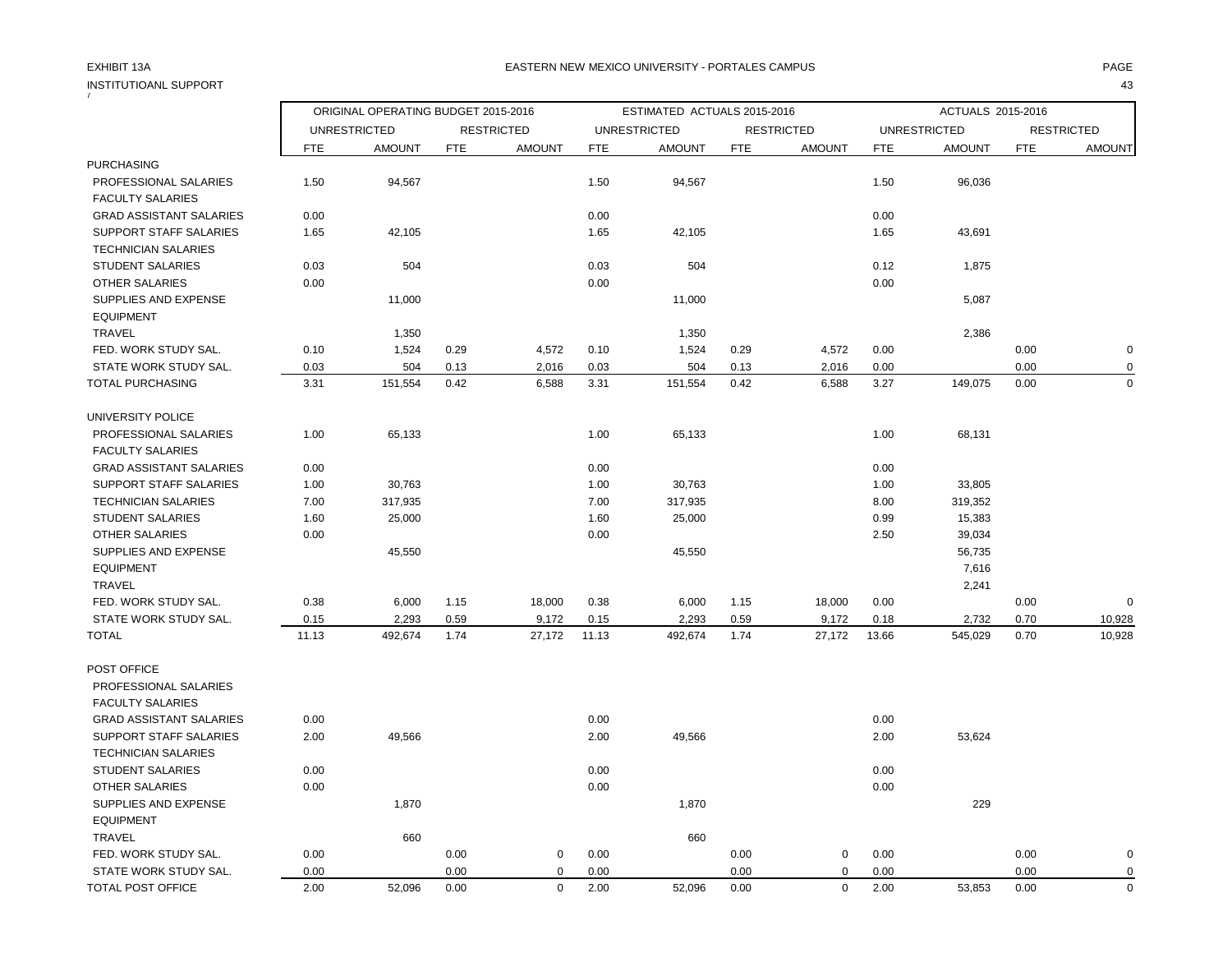EXHIBIT 13A

INSTITUTIOANL SUPPORT

EASTERN NEW MEXICO UNIVERSITY - PORTALES CAMPUS

| | ORIGINAL OPERATING BUDGET 2015-2016 | | | | ESTIMATED ACTUALS 2015-2016 | | | | ACTUALS 2015-2016 | | | |
|---|---|---|---|---|---|---|---|---|---|---|---|---|
| | UNRESTRICTED | | RESTRICTED | | UNRESTRICTED | | RESTRICTED | | UNRESTRICTED | | RESTRICTED | |
| | FTE | AMOUNT | FTE | AMOUNT | FTE | AMOUNT | FTE | AMOUNT | FTE | AMOUNT | FTE | AMOUNT |
| PURCHASING | | | | | | | | | | | | |
| PROFESSIONAL SALARIES | 1.50 | 94,567 | | | 1.50 | 94,567 | | | 1.50 | 96,036 | | |
| FACULTY SALARIES | | | | | | | | | | | | |
| GRAD ASSISTANT SALARIES | 0.00 | | | | 0.00 | | | | 0.00 | | | |
| SUPPORT STAFF SALARIES | 1.65 | 42,105 | | | 1.65 | 42,105 | | | 1.65 | 43,691 | | |
| TECHNICIAN SALARIES | | | | | | | | | | | | |
| STUDENT SALARIES | 0.03 | 504 | | | 0.03 | 504 | | | 0.12 | 1,875 | | |
| OTHER SALARIES | 0.00 | | | | 0.00 | | | | 0.00 | | | |
| SUPPLIES AND EXPENSE | | 11,000 | | | | 11,000 | | | | 5,087 | | |
| EQUIPMENT | | | | | | | | | | | | |
| TRAVEL | | 1,350 | | | | 1,350 | | | | 2,386 | | |
| FED. WORK STUDY SAL. | 0.10 | 1,524 | 0.29 | 4,572 | 0.10 | 1,524 | 0.29 | 4,572 | 0.00 | | 0.00 | 0 |
| STATE WORK STUDY SAL. | 0.03 | 504 | 0.13 | 2,016 | 0.03 | 504 | 0.13 | 2,016 | 0.00 | | 0.00 | 0 |
| TOTAL PURCHASING | 3.31 | 151,554 | 0.42 | 6,588 | 3.31 | 151,554 | 0.42 | 6,588 | 3.27 | 149,075 | 0.00 | 0 |
| UNIVERSITY POLICE | | | | | | | | | | | | |
| PROFESSIONAL SALARIES | 1.00 | 65,133 | | | 1.00 | 65,133 | | | 1.00 | 68,131 | | |
| FACULTY SALARIES | | | | | | | | | | | | |
| GRAD ASSISTANT SALARIES | 0.00 | | | | 0.00 | | | | 0.00 | | | |
| SUPPORT STAFF SALARIES | 1.00 | 30,763 | | | 1.00 | 30,763 | | | 1.00 | 33,805 | | |
| TECHNICIAN SALARIES | 7.00 | 317,935 | | | 7.00 | 317,935 | | | 8.00 | 319,352 | | |
| STUDENT SALARIES | 1.60 | 25,000 | | | 1.60 | 25,000 | | | 0.99 | 15,383 | | |
| OTHER SALARIES | 0.00 | | | | 0.00 | | | | 2.50 | 39,034 | | |
| SUPPLIES AND EXPENSE | | 45,550 | | | | 45,550 | | | | 56,735 | | |
| EQUIPMENT | | | | | | | | | | 7,616 | | |
| TRAVEL | | | | | | | | | | 2,241 | | |
| FED. WORK STUDY SAL. | 0.38 | 6,000 | 1.15 | 18,000 | 0.38 | 6,000 | 1.15 | 18,000 | 0.00 | | 0.00 | 0 |
| STATE WORK STUDY SAL. | 0.15 | 2,293 | 0.59 | 9,172 | 0.15 | 2,293 | 0.59 | 9,172 | 0.18 | 2,732 | 0.70 | 10,928 |
| TOTAL | 11.13 | 492,674 | 1.74 | 27,172 | 11.13 | 492,674 | 1.74 | 27,172 | 13.66 | 545,029 | 0.70 | 10,928 |
| POST OFFICE | | | | | | | | | | | | |
| PROFESSIONAL SALARIES | | | | | | | | | | | | |
| FACULTY SALARIES | | | | | | | | | | | | |
| GRAD ASSISTANT SALARIES | 0.00 | | | | 0.00 | | | | 0.00 | | | |
| SUPPORT STAFF SALARIES | 2.00 | 49,566 | | | 2.00 | 49,566 | | | 2.00 | 53,624 | | |
| TECHNICIAN SALARIES | | | | | | | | | | | | |
| STUDENT SALARIES | 0.00 | | | | 0.00 | | | | 0.00 | | | |
| OTHER SALARIES | 0.00 | | | | 0.00 | | | | 0.00 | | | |
| SUPPLIES AND EXPENSE | | 1,870 | | | | 1,870 | | | | 229 | | |
| EQUIPMENT | | | | | | | | | | | | |
| TRAVEL | | 660 | | | | 660 | | | | | | |
| FED. WORK STUDY SAL. | 0.00 | | 0.00 | 0 | 0.00 | | 0.00 | 0 | 0.00 | | 0.00 | 0 |
| STATE WORK STUDY SAL. | 0.00 | | 0.00 | 0 | 0.00 | | 0.00 | 0 | 0.00 | | 0.00 | 0 |
| TOTAL POST OFFICE | 2.00 | 52,096 | 0.00 | 0 | 2.00 | 52,096 | 0.00 | 0 | 2.00 | 53,853 | 0.00 | 0 |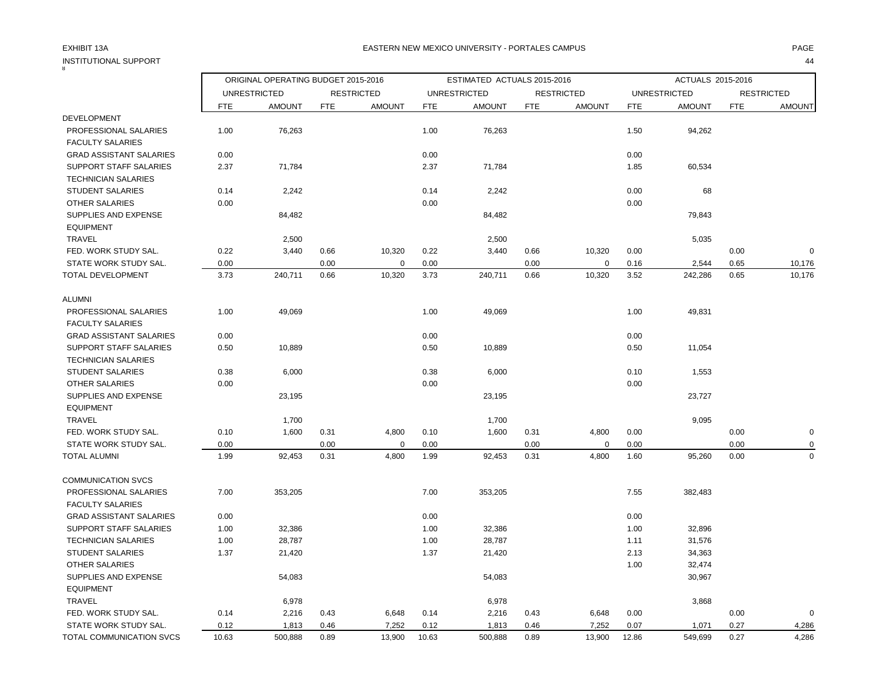EXHIBIT 13A

EASTERN NEW MEXICO UNIVERSITY - PORTALES CAMPUS

INSTITUTIONAL SUPPORT

| | ORIGINAL OPERATING BUDGET 2015-2016 | | | | ESTIMATED ACTUALS 2015-2016 | | | | ACTUALS 2015-2016 | | | |
|---|---|---|---|---|---|---|---|---|---|---|---|---|
| | UNRESTRICTED | | RESTRICTED | | UNRESTRICTED | | RESTRICTED | | UNRESTRICTED | | RESTRICTED | |
| | FTE | AMOUNT | FTE | AMOUNT | FTE | AMOUNT | FTE | AMOUNT | FTE | AMOUNT | FTE | AMOUNT |
| DEVELOPMENT | | | | | | | | | | | | |
| PROFESSIONAL SALARIES | 1.00 | 76,263 | | | 1.00 | 76,263 | | | 1.50 | 94,262 | | |
| FACULTY SALARIES | | | | | | | | | | | | |
| GRAD ASSISTANT SALARIES | 0.00 | | | | 0.00 | | | | 0.00 | | | |
| SUPPORT STAFF SALARIES | 2.37 | 71,784 | | | 2.37 | 71,784 | | | 1.85 | 60,534 | | |
| TECHNICIAN SALARIES | | | | | | | | | | | | |
| STUDENT SALARIES | 0.14 | 2,242 | | | 0.14 | 2,242 | | | 0.00 | 68 | | |
| OTHER SALARIES | 0.00 | | | | 0.00 | | | | 0.00 | | | |
| SUPPLIES AND EXPENSE | | 84,482 | | | | 84,482 | | | | 79,843 | | |
| EQUIPMENT | | | | | | | | | | | | |
| TRAVEL | | 2,500 | | | | 2,500 | | | | 5,035 | | |
| FED. WORK STUDY SAL. | 0.22 | 3,440 | 0.66 | 10,320 | 0.22 | 3,440 | 0.66 | 10,320 | 0.00 | | 0.00 | 0 |
| STATE WORK STUDY SAL. | 0.00 | | 0.00 | 0 | 0.00 | | 0.00 | 0 | 0.16 | 2,544 | 0.65 | 10,176 |
| TOTAL DEVELOPMENT | 3.73 | 240,711 | 0.66 | 10,320 | 3.73 | 240,711 | 0.66 | 10,320 | 3.52 | 242,286 | 0.65 | 10,176 |
| ALUMNI | | | | | | | | | | | | |
| PROFESSIONAL SALARIES | 1.00 | 49,069 | | | 1.00 | 49,069 | | | 1.00 | 49,831 | | |
| FACULTY SALARIES | | | | | | | | | | | | |
| GRAD ASSISTANT SALARIES | 0.00 | | | | 0.00 | | | | 0.00 | | | |
| SUPPORT STAFF SALARIES | 0.50 | 10,889 | | | 0.50 | 10,889 | | | 0.50 | 11,054 | | |
| TECHNICIAN SALARIES | | | | | | | | | | | | |
| STUDENT SALARIES | 0.38 | 6,000 | | | 0.38 | 6,000 | | | 0.10 | 1,553 | | |
| OTHER SALARIES | 0.00 | | | | 0.00 | | | | 0.00 | | | |
| SUPPLIES AND EXPENSE | | 23,195 | | | | 23,195 | | | | 23,727 | | |
| EQUIPMENT | | | | | | | | | | | | |
| TRAVEL | | 1,700 | | | | 1,700 | | | | 9,095 | | |
| FED. WORK STUDY SAL. | 0.10 | 1,600 | 0.31 | 4,800 | 0.10 | 1,600 | 0.31 | 4,800 | 0.00 | | 0.00 | 0 |
| STATE WORK STUDY SAL. | 0.00 | | 0.00 | 0 | 0.00 | | 0.00 | 0 | 0.00 | | 0.00 | 0 |
| TOTAL ALUMNI | 1.99 | 92,453 | 0.31 | 4,800 | 1.99 | 92,453 | 0.31 | 4,800 | 1.60 | 95,260 | 0.00 | 0 |
| COMMUNICATION SVCS | | | | | | | | | | | | |
| PROFESSIONAL SALARIES | 7.00 | 353,205 | | | 7.00 | 353,205 | | | 7.55 | 382,483 | | |
| FACULTY SALARIES | | | | | | | | | | | | |
| GRAD ASSISTANT SALARIES | 0.00 | | | | 0.00 | | | | 0.00 | | | |
| SUPPORT STAFF SALARIES | 1.00 | 32,386 | | | 1.00 | 32,386 | | | 1.00 | 32,896 | | |
| TECHNICIAN SALARIES | 1.00 | 28,787 | | | 1.00 | 28,787 | | | 1.11 | 31,576 | | |
| STUDENT SALARIES | 1.37 | 21,420 | | | 1.37 | 21,420 | | | 2.13 | 34,363 | | |
| OTHER SALARIES | | | | | | | | | 1.00 | 32,474 | | |
| SUPPLIES AND EXPENSE | | 54,083 | | | | 54,083 | | | | 30,967 | | |
| EQUIPMENT | | | | | | | | | | | | |
| TRAVEL | | 6,978 | | | | 6,978 | | | | 3,868 | | |
| FED. WORK STUDY SAL. | 0.14 | 2,216 | 0.43 | 6,648 | 0.14 | 2,216 | 0.43 | 6,648 | 0.00 | | 0.00 | 0 |
| STATE WORK STUDY SAL. | 0.12 | 1,813 | 0.46 | 7,252 | 0.12 | 1,813 | 0.46 | 7,252 | 0.07 | 1,071 | 0.27 | 4,286 |
| TOTAL COMMUNICATION SVCS | 10.63 | 500,888 | 0.89 | 13,900 | 10.63 | 500,888 | 0.89 | 13,900 | 12.86 | 549,699 | 0.27 | 4,286 |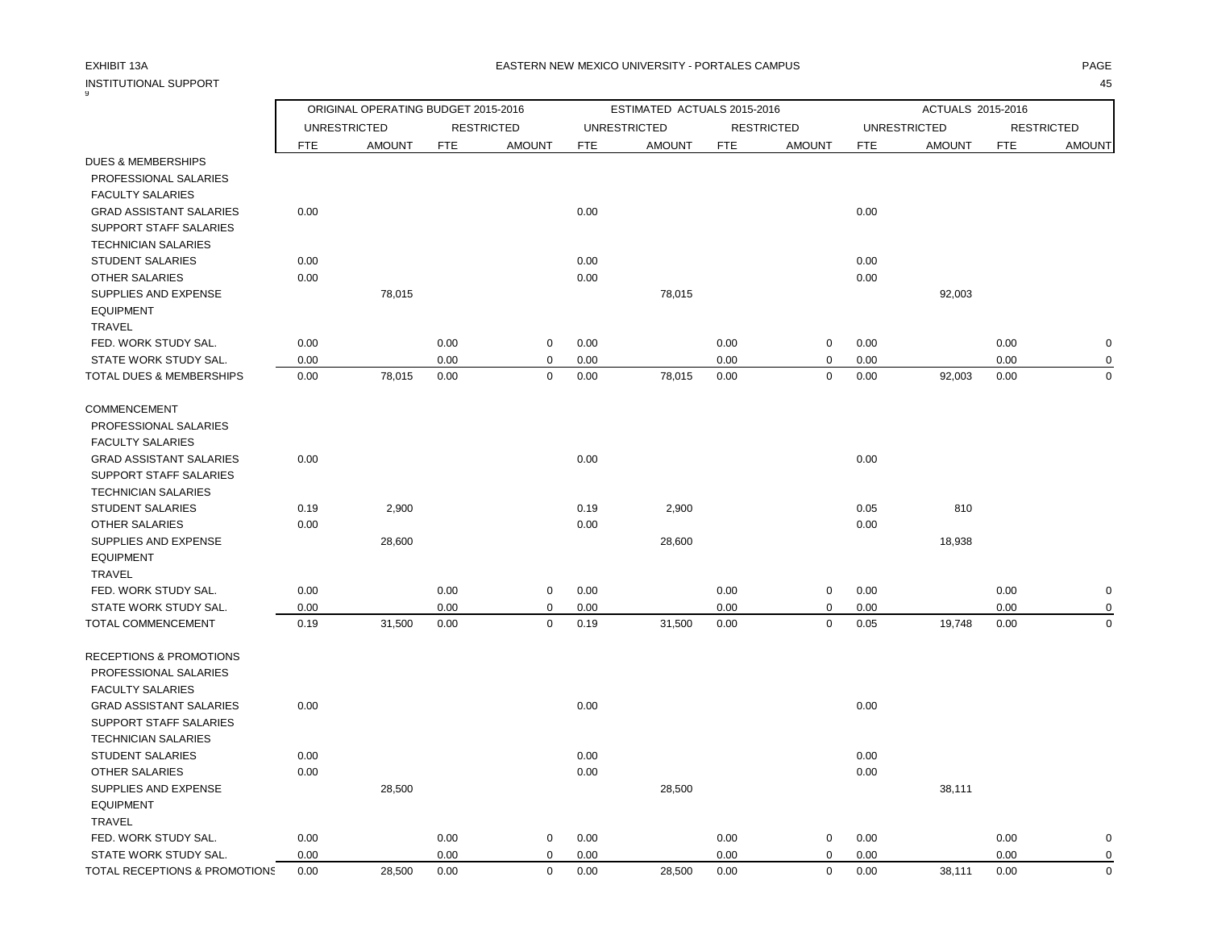EXHIBIT 13A

EASTERN NEW MEXICO UNIVERSITY - PORTALES CAMPUS

INSTITUTIONAL SUPPORT

| | ORIGINAL OPERATING BUDGET 2015-2016 | | | | ESTIMATED ACTUALS 2015-2016 | | | | ACTUALS 2015-2016 | | | |
|---|---|---|---|---|---|---|---|---|---|---|---|---|
| | UNRESTRICTED | | RESTRICTED | | UNRESTRICTED | | RESTRICTED | | UNRESTRICTED | | RESTRICTED | |
| | FTE | AMOUNT | FTE | AMOUNT | FTE | AMOUNT | FTE | AMOUNT | FTE | AMOUNT | FTE | AMOUNT |
| DUES & MEMBERSHIPS | | | | | | | | | | | | |
| PROFESSIONAL SALARIES | | | | | | | | | | | | |
| FACULTY SALARIES | | | | | | | | | | | | |
| GRAD ASSISTANT SALARIES | 0.00 | | | | 0.00 | | | | 0.00 | | | |
| SUPPORT STAFF SALARIES | | | | | | | | | | | | |
| TECHNICIAN SALARIES | | | | | | | | | | | | |
| STUDENT SALARIES | 0.00 | | | | 0.00 | | | | 0.00 | | | |
| OTHER SALARIES | 0.00 | | | | 0.00 | | | | 0.00 | | | |
| SUPPLIES AND EXPENSE | | 78,015 | | | | 78,015 | | | | 92,003 | | |
| EQUIPMENT | | | | | | | | | | | | |
| TRAVEL | | | | | | | | | | | | |
| FED. WORK STUDY SAL. | 0.00 | | 0.00 | 0 | 0.00 | | 0.00 | 0 | 0.00 | | 0.00 | 0 |
| STATE WORK STUDY SAL. | 0.00 | | 0.00 | 0 | 0.00 | | 0.00 | 0 | 0.00 | | 0.00 | 0 |
| TOTAL DUES & MEMBERSHIPS | 0.00 | 78,015 | 0.00 | 0 | 0.00 | 78,015 | 0.00 | 0 | 0.00 | 92,003 | 0.00 | 0 |
| COMMENCEMENT | | | | | | | | | | | | |
| PROFESSIONAL SALARIES | | | | | | | | | | | | |
| FACULTY SALARIES | | | | | | | | | | | | |
| GRAD ASSISTANT SALARIES | 0.00 | | | | 0.00 | | | | 0.00 | | | |
| SUPPORT STAFF SALARIES | | | | | | | | | | | | |
| TECHNICIAN SALARIES | | | | | | | | | | | | |
| STUDENT SALARIES | 0.19 | 2,900 | | | 0.19 | 2,900 | | | 0.05 | 810 | | |
| OTHER SALARIES | 0.00 | | | | 0.00 | | | | 0.00 | | | |
| SUPPLIES AND EXPENSE | | 28,600 | | | | 28,600 | | | | 18,938 | | |
| EQUIPMENT | | | | | | | | | | | | |
| TRAVEL | | | | | | | | | | | | |
| FED. WORK STUDY SAL. | 0.00 | | 0.00 | 0 | 0.00 | | 0.00 | 0 | 0.00 | | 0.00 | 0 |
| STATE WORK STUDY SAL. | 0.00 | | 0.00 | 0 | 0.00 | | 0.00 | 0 | 0.00 | | 0.00 | 0 |
| TOTAL COMMENCEMENT | 0.19 | 31,500 | 0.00 | 0 | 0.19 | 31,500 | 0.00 | 0 | 0.05 | 19,748 | 0.00 | 0 |
| RECEPTIONS & PROMOTIONS | | | | | | | | | | | | |
| PROFESSIONAL SALARIES | | | | | | | | | | | | |
| FACULTY SALARIES | | | | | | | | | | | | |
| GRAD ASSISTANT SALARIES | 0.00 | | | | 0.00 | | | | 0.00 | | | |
| SUPPORT STAFF SALARIES | | | | | | | | | | | | |
| TECHNICIAN SALARIES | | | | | | | | | | | | |
| STUDENT SALARIES | 0.00 | | | | 0.00 | | | | 0.00 | | | |
| OTHER SALARIES | 0.00 | | | | 0.00 | | | | 0.00 | | | |
| SUPPLIES AND EXPENSE | | 28,500 | | | | 28,500 | | | | 38,111 | | |
| EQUIPMENT | | | | | | | | | | | | |
| TRAVEL | | | | | | | | | | | | |
| FED. WORK STUDY SAL. | 0.00 | | 0.00 | 0 | 0.00 | | 0.00 | 0 | 0.00 | | 0.00 | 0 |
| STATE WORK STUDY SAL. | 0.00 | | 0.00 | 0 | 0.00 | | 0.00 | 0 | 0.00 | | 0.00 | 0 |
| TOTAL RECEPTIONS & PROMOTIONS | 0.00 | 28,500 | 0.00 | 0 | 0.00 | 28,500 | 0.00 | 0 | 0.00 | 38,111 | 0.00 | 0 |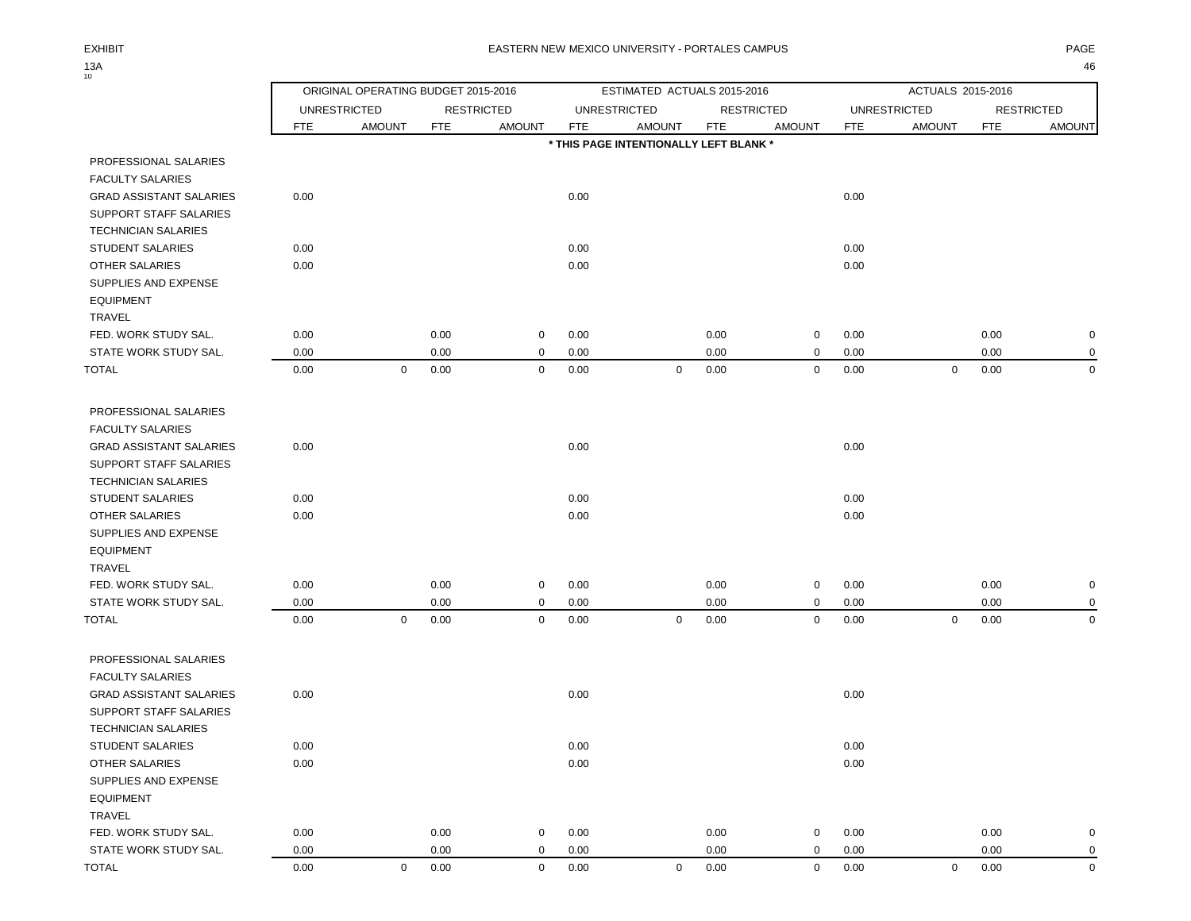EXHIBIT 13A

EASTERN NEW MEXICO UNIVERSITY - PORTALES CAMPUS

| | ORIGINAL OPERATING BUDGET 2015-2016 | | | | ESTIMATED ACTUALS 2015-2016 | | | | ACTUALS 2015-2016 | | | |
|---|---|---|---|---|---|---|---|---|---|---|---|---|
| | UNRESTRICTED | | RESTRICTED | | UNRESTRICTED | | RESTRICTED | | UNRESTRICTED | | RESTRICTED | |
| | FTE | AMOUNT | FTE | AMOUNT | FTE | AMOUNT | FTE | AMOUNT | FTE | AMOUNT | FTE | AMOUNT |

* THIS PAGE INTENTIONALLY LEFT BLANK *

| | FTE | AMOUNT | FTE | AMOUNT | FTE | AMOUNT | FTE | AMOUNT | FTE | AMOUNT | FTE | AMOUNT |
|---|---|---|---|---|---|---|---|---|---|---|---|---|
| PROFESSIONAL SALARIES | | | | | | | | | | | | |
| FACULTY SALARIES | | | | | | | | | | | | |
| GRAD ASSISTANT SALARIES | 0.00 | | | | 0.00 | | | | 0.00 | | | |
| SUPPORT STAFF SALARIES | | | | | | | | | | | | |
| TECHNICIAN SALARIES | | | | | | | | | | | | |
| STUDENT SALARIES | 0.00 | | | | 0.00 | | | | 0.00 | | | |
| OTHER SALARIES | 0.00 | | | | 0.00 | | | | 0.00 | | | |
| SUPPLIES AND EXPENSE | | | | | | | | | | | | |
| EQUIPMENT | | | | | | | | | | | | |
| TRAVEL | | | | | | | | | | | | |
| FED. WORK STUDY SAL. | 0.00 | | 0.00 | 0 | 0.00 | | 0.00 | 0 | 0.00 | | 0.00 | 0 |
| STATE WORK STUDY SAL. | 0.00 | | 0.00 | 0 | 0.00 | | 0.00 | 0 | 0.00 | | 0.00 | 0 |
| TOTAL | 0.00 | 0 | 0.00 | 0 | 0.00 | 0 | 0.00 | 0 | 0.00 | 0 | 0.00 | 0 |

| | FTE | AMOUNT | FTE | AMOUNT | FTE | AMOUNT | FTE | AMOUNT | FTE | AMOUNT | FTE | AMOUNT |
|---|---|---|---|---|---|---|---|---|---|---|---|---|
| PROFESSIONAL SALARIES | | | | | | | | | | | | |
| FACULTY SALARIES | | | | | | | | | | | | |
| GRAD ASSISTANT SALARIES | 0.00 | | | | 0.00 | | | | 0.00 | | | |
| SUPPORT STAFF SALARIES | | | | | | | | | | | | |
| TECHNICIAN SALARIES | | | | | | | | | | | | |
| STUDENT SALARIES | 0.00 | | | | 0.00 | | | | 0.00 | | | |
| OTHER SALARIES | 0.00 | | | | 0.00 | | | | 0.00 | | | |
| SUPPLIES AND EXPENSE | | | | | | | | | | | | |
| EQUIPMENT | | | | | | | | | | | | |
| TRAVEL | | | | | | | | | | | | |
| FED. WORK STUDY SAL. | 0.00 | | 0.00 | 0 | 0.00 | | 0.00 | 0 | 0.00 | | 0.00 | 0 |
| STATE WORK STUDY SAL. | 0.00 | | 0.00 | 0 | 0.00 | | 0.00 | 0 | 0.00 | | 0.00 | 0 |
| TOTAL | 0.00 | 0 | 0.00 | 0 | 0.00 | 0 | 0.00 | 0 | 0.00 | 0 | 0.00 | 0 |

| | FTE | AMOUNT | FTE | AMOUNT | FTE | AMOUNT | FTE | AMOUNT | FTE | AMOUNT | FTE | AMOUNT |
|---|---|---|---|---|---|---|---|---|---|---|---|---|
| PROFESSIONAL SALARIES | | | | | | | | | | | | |
| FACULTY SALARIES | | | | | | | | | | | | |
| GRAD ASSISTANT SALARIES | 0.00 | | | | 0.00 | | | | 0.00 | | | |
| SUPPORT STAFF SALARIES | | | | | | | | | | | | |
| TECHNICIAN SALARIES | | | | | | | | | | | | |
| STUDENT SALARIES | 0.00 | | | | 0.00 | | | | 0.00 | | | |
| OTHER SALARIES | 0.00 | | | | 0.00 | | | | 0.00 | | | |
| SUPPLIES AND EXPENSE | | | | | | | | | | | | |
| EQUIPMENT | | | | | | | | | | | | |
| TRAVEL | | | | | | | | | | | | |
| FED. WORK STUDY SAL. | 0.00 | | 0.00 | 0 | 0.00 | | 0.00 | 0 | 0.00 | | 0.00 | 0 |
| STATE WORK STUDY SAL. | 0.00 | | 0.00 | 0 | 0.00 | | 0.00 | 0 | 0.00 | | 0.00 | 0 |
| TOTAL | 0.00 | 0 | 0.00 | 0 | 0.00 | 0 | 0.00 | 0 | 0.00 | 0 | 0.00 | 0 |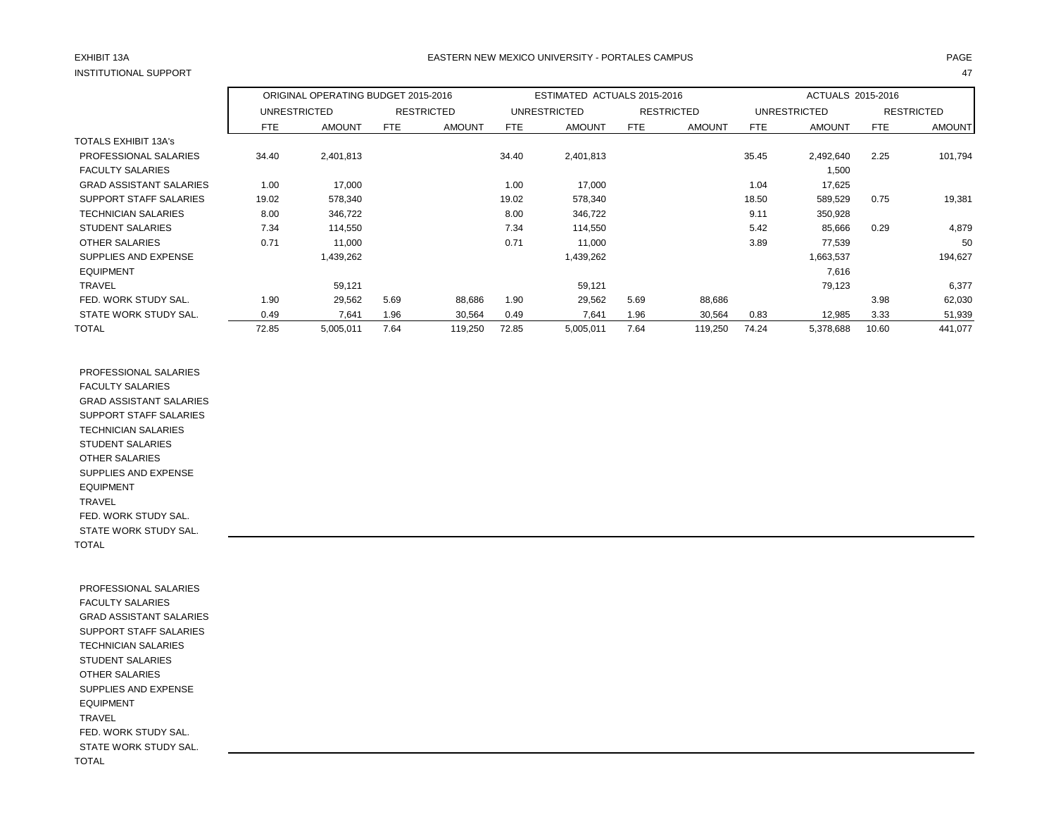EXHIBIT 13A

INSTITUTIONAL SUPPORT

EASTERN NEW MEXICO UNIVERSITY - PORTALES CAMPUS

| | ORIGINAL OPERATING BUDGET 2015-2016 | | | | ESTIMATED ACTUALS 2015-2016 | | | | ACTUALS 2015-2016 | | | |
|---|---|---|---|---|---|---|---|---|---|---|---|---|
| | UNRESTRICTED | | RESTRICTED | | UNRESTRICTED | | RESTRICTED | | UNRESTRICTED | | RESTRICTED | |
| | FTE | AMOUNT | FTE | AMOUNT | FTE | AMOUNT | FTE | AMOUNT | FTE | AMOUNT | FTE | AMOUNT |
| TOTALS EXHIBIT 13A's | | | | | | | | | | | | |
| PROFESSIONAL SALARIES | 34.40 | 2,401,813 | | | 34.40 | 2,401,813 | | | 35.45 | 2,492,640 | 2.25 | 101,794 |
| FACULTY SALARIES | | | | | | | | | | 1,500 | | |
| GRAD ASSISTANT SALARIES | 1.00 | 17,000 | | | 1.00 | 17,000 | | | 1.04 | 17,625 | | |
| SUPPORT STAFF SALARIES | 19.02 | 578,340 | | | 19.02 | 578,340 | | | 18.50 | 589,529 | 0.75 | 19,381 |
| TECHNICIAN SALARIES | 8.00 | 346,722 | | | 8.00 | 346,722 | | | 9.11 | 350,928 | | |
| STUDENT SALARIES | 7.34 | 114,550 | | | 7.34 | 114,550 | | | 5.42 | 85,666 | 0.29 | 4,879 |
| OTHER SALARIES | 0.71 | 11,000 | | | 0.71 | 11,000 | | | 3.89 | 77,539 | | 50 |
| SUPPLIES AND EXPENSE | | 1,439,262 | | | | 1,439,262 | | | | 1,663,537 | | 194,627 |
| EQUIPMENT | | | | | | | | | | 7,616 | | |
| TRAVEL | | 59,121 | | | | 59,121 | | | | 79,123 | | 6,377 |
| FED. WORK STUDY SAL. | 1.90 | 29,562 | 5.69 | 88,686 | 1.90 | 29,562 | 5.69 | 88,686 | | | 3.98 | 62,030 |
| STATE WORK STUDY SAL. | 0.49 | 7,641 | 1.96 | 30,564 | 0.49 | 7,641 | 1.96 | 30,564 | 0.83 | 12,985 | 3.33 | 51,939 |
| TOTAL | 72.85 | 5,005,011 | 7.64 | 119,250 | 72.85 | 5,005,011 | 7.64 | 119,250 | 74.24 | 5,378,688 | 10.60 | 441,077 |

| | | | | | | | | | | | | |
|---|---|---|---|---|---|---|---|---|---|---|---|---|
| PROFESSIONAL SALARIES | | | | | | | | | | | | |
| FACULTY SALARIES | | | | | | | | | | | | |
| GRAD ASSISTANT SALARIES | | | | | | | | | | | | |
| SUPPORT STAFF SALARIES | | | | | | | | | | | | |
| TECHNICIAN SALARIES | | | | | | | | | | | | |
| STUDENT SALARIES | | | | | | | | | | | | |
| OTHER SALARIES | | | | | | | | | | | | |
| SUPPLIES AND EXPENSE | | | | | | | | | | | | |
| EQUIPMENT | | | | | | | | | | | | |
| TRAVEL | | | | | | | | | | | | |
| FED. WORK STUDY SAL. | | | | | | | | | | | | |
| STATE WORK STUDY SAL. | | | | | | | | | | | | |
| TOTAL | | | | | | | | | | | | |

| | | | | | | | | | | | | |
|---|---|---|---|---|---|---|---|---|---|---|---|---|
| PROFESSIONAL SALARIES | | | | | | | | | | | | |
| FACULTY SALARIES | | | | | | | | | | | | |
| GRAD ASSISTANT SALARIES | | | | | | | | | | | | |
| SUPPORT STAFF SALARIES | | | | | | | | | | | | |
| TECHNICIAN SALARIES | | | | | | | | | | | | |
| STUDENT SALARIES | | | | | | | | | | | | |
| OTHER SALARIES | | | | | | | | | | | | |
| SUPPLIES AND EXPENSE | | | | | | | | | | | | |
| EQUIPMENT | | | | | | | | | | | | |
| TRAVEL | | | | | | | | | | | | |
| FED. WORK STUDY SAL. | | | | | | | | | | | | |
| STATE WORK STUDY SAL. | | | | | | | | | | | | |
| TOTAL | | | | | | | | | | | | |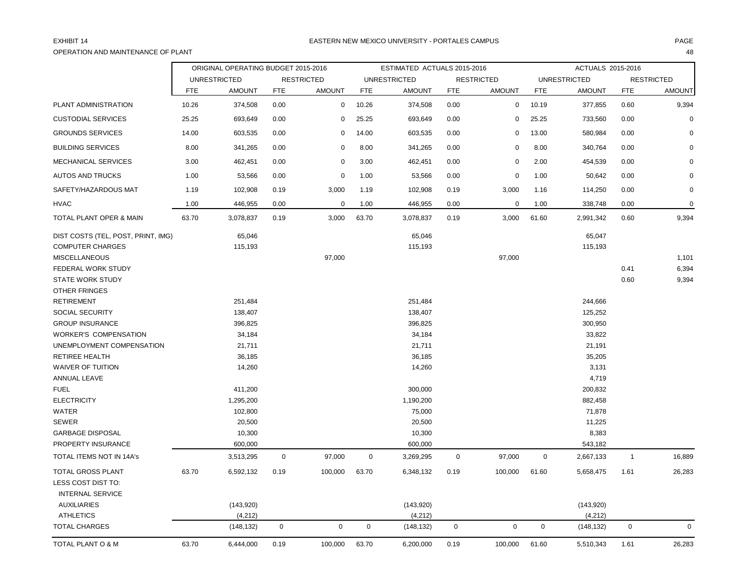EXHIBIT 14

EASTERN NEW MEXICO UNIVERSITY - PORTALES CAMPUS

OPERATION AND MAINTENANCE OF PLANT

| | ORIGINAL OPERATING BUDGET 2015-2016 | | | | ESTIMATED ACTUALS 2015-2016 | | | | ACTUALS 2015-2016 | | | |
|---|---|---|---|---|---|---|---|---|---|---|---|---|
| | UNRESTRICTED | | RESTRICTED | | UNRESTRICTED | | RESTRICTED | | UNRESTRICTED | | RESTRICTED | |
| | FTE | AMOUNT | FTE | AMOUNT | FTE | AMOUNT | FTE | AMOUNT | FTE | AMOUNT | FTE | AMOUNT |
| PLANT ADMINISTRATION | 10.26 | 374,508 | 0.00 | 0 | 10.26 | 374,508 | 0.00 | 0 | 10.19 | 377,855 | 0.60 | 9,394 |
| CUSTODIAL SERVICES | 25.25 | 693,649 | 0.00 | 0 | 25.25 | 693,649 | 0.00 | 0 | 25.25 | 733,560 | 0.00 | 0 |
| GROUNDS SERVICES | 14.00 | 603,535 | 0.00 | 0 | 14.00 | 603,535 | 0.00 | 0 | 13.00 | 580,984 | 0.00 | 0 |
| BUILDING SERVICES | 8.00 | 341,265 | 0.00 | 0 | 8.00 | 341,265 | 0.00 | 0 | 8.00 | 340,764 | 0.00 | 0 |
| MECHANICAL SERVICES | 3.00 | 462,451 | 0.00 | 0 | 3.00 | 462,451 | 0.00 | 0 | 2.00 | 454,539 | 0.00 | 0 |
| AUTOS AND TRUCKS | 1.00 | 53,566 | 0.00 | 0 | 1.00 | 53,566 | 0.00 | 0 | 1.00 | 50,642 | 0.00 | 0 |
| SAFETY/HAZARDOUS MAT | 1.19 | 102,908 | 0.19 | 3,000 | 1.19 | 102,908 | 0.19 | 3,000 | 1.16 | 114,250 | 0.00 | 0 |
| HVAC | 1.00 | 446,955 | 0.00 | 0 | 1.00 | 446,955 | 0.00 | 0 | 1.00 | 338,748 | 0.00 | 0 |
| TOTAL PLANT OPER & MAIN | 63.70 | 3,078,837 | 0.19 | 3,000 | 63.70 | 3,078,837 | 0.19 | 3,000 | 61.60 | 2,991,342 | 0.60 | 9,394 |
| DIST COSTS (TEL, POST, PRINT, IMG) | | 65,046 | | | | 65,046 | | | | 65,047 | | |
| COMPUTER CHARGES | | 115,193 | | | | 115,193 | | | | 115,193 | | |
| MISCELLANEOUS | | | | 97,000 | | | | 97,000 | | | | 1,101 |
| FEDERAL WORK STUDY | | | | | | | | | | | 0.41 | 6,394 |
| STATE WORK STUDY | | | | | | | | | | | 0.60 | 9,394 |
| OTHER FRINGES | | | | | | | | | | | | |
| RETIREMENT | | 251,484 | | | | 251,484 | | | | 244,666 | | |
| SOCIAL SECURITY | | 138,407 | | | | 138,407 | | | | 125,252 | | |
| GROUP INSURANCE | | 396,825 | | | | 396,825 | | | | 300,950 | | |
| WORKER'S COMPENSATION | | 34,184 | | | | 34,184 | | | | 33,822 | | |
| UNEMPLOYMENT COMPENSATION | | 21,711 | | | | 21,711 | | | | 21,191 | | |
| RETIREE HEALTH | | 36,185 | | | | 36,185 | | | | 35,205 | | |
| WAIVER OF TUITION | | 14,260 | | | | 14,260 | | | | 3,131 | | |
| ANNUAL LEAVE | | | | | | | | | | 4,719 | | |
| FUEL | | 411,200 | | | | 300,000 | | | | 200,832 | | |
| ELECTRICITY | | 1,295,200 | | | | 1,190,200 | | | | 882,458 | | |
| WATER | | 102,800 | | | | 75,000 | | | | 71,878 | | |
| SEWER | | 20,500 | | | | 20,500 | | | | 11,225 | | |
| GARBAGE DISPOSAL | | 10,300 | | | | 10,300 | | | | 8,383 | | |
| PROPERTY INSURANCE | | 600,000 | | | | 600,000 | | | | 543,182 | | |
| TOTAL ITEMS NOT IN 14A's | | 3,513,295 | 0 | 97,000 | 0 | 3,269,295 | 0 | 97,000 | 0 | 2,667,133 | 1 | 16,889 |
| TOTAL GROSS PLANT | 63.70 | 6,592,132 | 0.19 | 100,000 | 63.70 | 6,348,132 | 0.19 | 100,000 | 61.60 | 5,658,475 | 1.61 | 26,283 |
| LESS COST DIST TO: | | | | | | | | | | | | |
| INTERNAL SERVICE | | | | | | | | | | | | |
| AUXILIARIES | | (143,920) | | | | (143,920) | | | | (143,920) | | |
| ATHLETICS | | (4,212) | | | | (4,212) | | | | (4,212) | | |
| TOTAL CHARGES | | (148,132) | 0 | 0 | 0 | (148,132) | 0 | 0 | 0 | (148,132) | 0 | 0 |
| TOTAL PLANT O & M | 63.70 | 6,444,000 | 0.19 | 100,000 | 63.70 | 6,200,000 | 0.19 | 100,000 | 61.60 | 5,510,343 | 1.61 | 26,283 |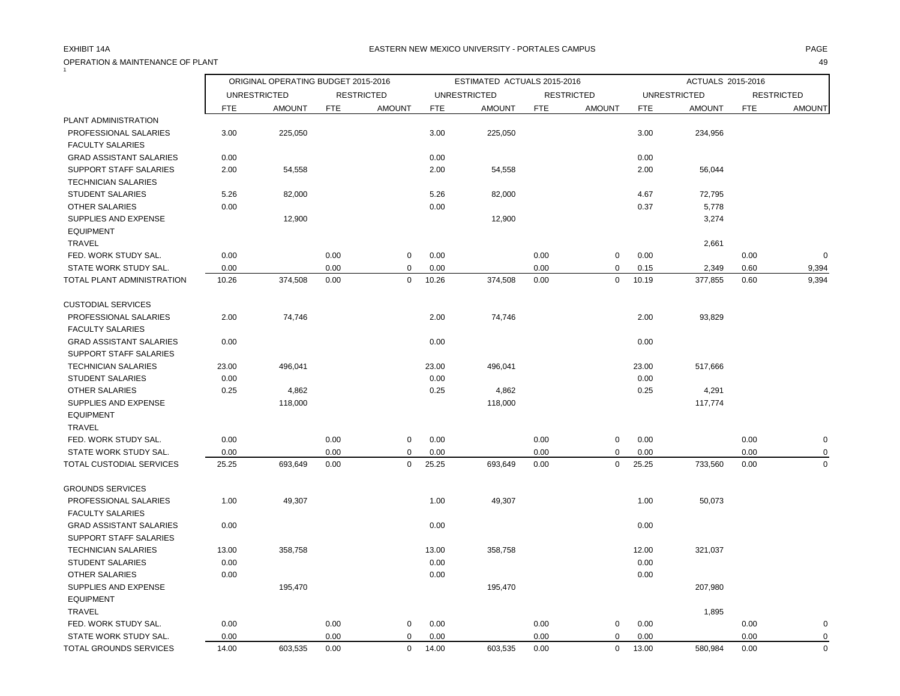EXHIBIT 14A

EASTERN NEW MEXICO UNIVERSITY - PORTALES CAMPUS

OPERATION & MAINTENANCE OF PLANT

| | ORIGINAL OPERATING BUDGET 2015-2016 | | | | ESTIMATED ACTUALS 2015-2016 | | | | ACTUALS 2015-2016 | | | |
|---|---|---|---|---|---|---|---|---|---|---|---|---|
| | UNRESTRICTED | | RESTRICTED | | UNRESTRICTED | | RESTRICTED | | UNRESTRICTED | | RESTRICTED | |
| | FTE | AMOUNT | FTE | AMOUNT | FTE | AMOUNT | FTE | AMOUNT | FTE | AMOUNT | FTE | AMOUNT |
| PLANT ADMINISTRATION | | | | | | | | | | | | |
| PROFESSIONAL SALARIES | 3.00 | 225,050 | | | 3.00 | 225,050 | | | 3.00 | 234,956 | | |
| FACULTY SALARIES | | | | | | | | | | | | |
| GRAD ASSISTANT SALARIES | 0.00 | | | | 0.00 | | | | 0.00 | | | |
| SUPPORT STAFF SALARIES | 2.00 | 54,558 | | | 2.00 | 54,558 | | | 2.00 | 56,044 | | |
| TECHNICIAN SALARIES | | | | | | | | | | | | |
| STUDENT SALARIES | 5.26 | 82,000 | | | 5.26 | 82,000 | | | 4.67 | 72,795 | | |
| OTHER SALARIES | 0.00 | | | | 0.00 | | | | 0.37 | 5,778 | | |
| SUPPLIES AND EXPENSE | | 12,900 | | | | 12,900 | | | | 3,274 | | |
| EQUIPMENT | | | | | | | | | | | | |
| TRAVEL | | | | | | | | | | 2,661 | | |
| FED. WORK STUDY SAL. | 0.00 | | 0.00 | 0 | 0.00 | | 0.00 | 0 | 0.00 | | 0.00 | 0 |
| STATE WORK STUDY SAL. | 0.00 | | 0.00 | 0 | 0.00 | | 0.00 | 0 | 0.15 | 2,349 | 0.60 | 9,394 |
| TOTAL PLANT ADMINISTRATION | 10.26 | 374,508 | 0.00 | 0 | 10.26 | 374,508 | 0.00 | 0 | 10.19 | 377,855 | 0.60 | 9,394 |
| CUSTODIAL SERVICES | | | | | | | | | | | | |
| PROFESSIONAL SALARIES | 2.00 | 74,746 | | | 2.00 | 74,746 | | | 2.00 | 93,829 | | |
| FACULTY SALARIES | | | | | | | | | | | | |
| GRAD ASSISTANT SALARIES | 0.00 | | | | 0.00 | | | | 0.00 | | | |
| SUPPORT STAFF SALARIES | | | | | | | | | | | | |
| TECHNICIAN SALARIES | 23.00 | 496,041 | | | 23.00 | 496,041 | | | 23.00 | 517,666 | | |
| STUDENT SALARIES | 0.00 | | | | 0.00 | | | | 0.00 | | | |
| OTHER SALARIES | 0.25 | 4,862 | | | 0.25 | 4,862 | | | 0.25 | 4,291 | | |
| SUPPLIES AND EXPENSE | | 118,000 | | | | 118,000 | | | | 117,774 | | |
| EQUIPMENT | | | | | | | | | | | | |
| TRAVEL | | | | | | | | | | | | |
| FED. WORK STUDY SAL. | 0.00 | | 0.00 | 0 | 0.00 | | 0.00 | 0 | 0.00 | | 0.00 | 0 |
| STATE WORK STUDY SAL. | 0.00 | | 0.00 | 0 | 0.00 | | 0.00 | 0 | 0.00 | | 0.00 | 0 |
| TOTAL CUSTODIAL SERVICES | 25.25 | 693,649 | 0.00 | 0 | 25.25 | 693,649 | 0.00 | 0 | 25.25 | 733,560 | 0.00 | 0 |
| GROUNDS SERVICES | | | | | | | | | | | | |
| PROFESSIONAL SALARIES | 1.00 | 49,307 | | | 1.00 | 49,307 | | | 1.00 | 50,073 | | |
| FACULTY SALARIES | | | | | | | | | | | | |
| GRAD ASSISTANT SALARIES | 0.00 | | | | 0.00 | | | | 0.00 | | | |
| SUPPORT STAFF SALARIES | | | | | | | | | | | | |
| TECHNICIAN SALARIES | 13.00 | 358,758 | | | 13.00 | 358,758 | | | 12.00 | 321,037 | | |
| STUDENT SALARIES | 0.00 | | | | 0.00 | | | | 0.00 | | | |
| OTHER SALARIES | 0.00 | | | | 0.00 | | | | 0.00 | | | |
| SUPPLIES AND EXPENSE | | 195,470 | | | | 195,470 | | | | 207,980 | | |
| EQUIPMENT | | | | | | | | | | | | |
| TRAVEL | | | | | | | | | | 1,895 | | |
| FED. WORK STUDY SAL. | 0.00 | | 0.00 | 0 | 0.00 | | 0.00 | 0 | 0.00 | | 0.00 | 0 |
| STATE WORK STUDY SAL. | 0.00 | | 0.00 | 0 | 0.00 | | 0.00 | 0 | 0.00 | | 0.00 | 0 |
| TOTAL GROUNDS SERVICES | 14.00 | 603,535 | 0.00 | 0 | 14.00 | 603,535 | 0.00 | 0 | 13.00 | 580,984 | 0.00 | 0 |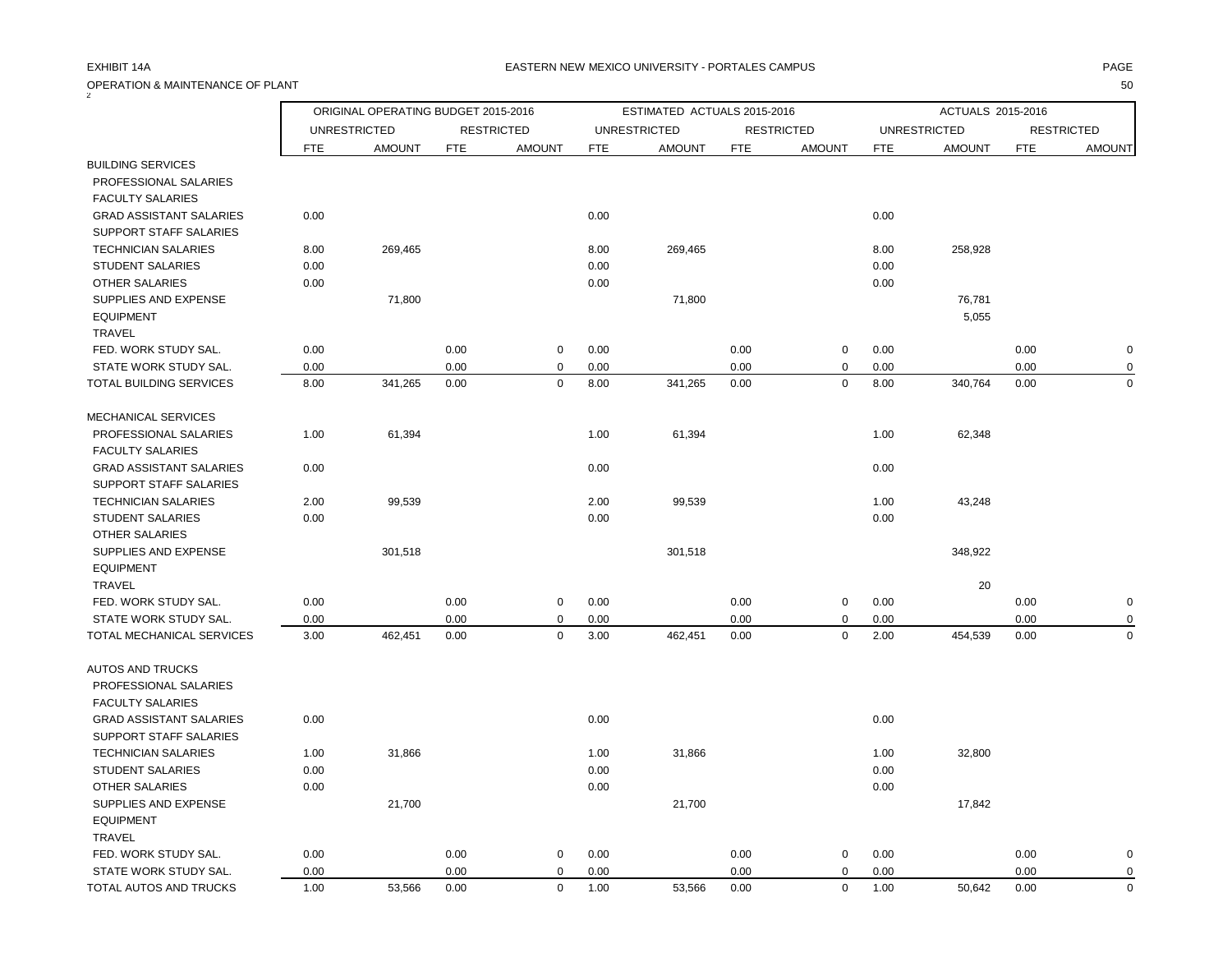EXHIBIT 14A

EASTERN NEW MEXICO UNIVERSITY - PORTALES CAMPUS

OPERATION & MAINTENANCE OF PLANT

| | ORIGINAL OPERATING BUDGET 2015-2016 | | | | ESTIMATED ACTUALS 2015-2016 | | | | ACTUALS 2015-2016 | | | |
|---|---|---|---|---|---|---|---|---|---|---|---|---|
| | UNRESTRICTED | | RESTRICTED | | UNRESTRICTED | | RESTRICTED | | UNRESTRICTED | | RESTRICTED | |
| | FTE | AMOUNT | FTE | AMOUNT | FTE | AMOUNT | FTE | AMOUNT | FTE | AMOUNT | FTE | AMOUNT |
| BUILDING SERVICES | | | | | | | | | | | | |
| PROFESSIONAL SALARIES | | | | | | | | | | | | |
| FACULTY SALARIES | | | | | | | | | | | | |
| GRAD ASSISTANT SALARIES | 0.00 | | | | 0.00 | | | | 0.00 | | | |
| SUPPORT STAFF SALARIES | | | | | | | | | | | | |
| TECHNICIAN SALARIES | 8.00 | 269,465 | | | 8.00 | 269,465 | | | 8.00 | 258,928 | | |
| STUDENT SALARIES | 0.00 | | | | 0.00 | | | | 0.00 | | | |
| OTHER SALARIES | 0.00 | | | | 0.00 | | | | 0.00 | | | |
| SUPPLIES AND EXPENSE | | 71,800 | | | | 71,800 | | | | 76,781 | | |
| EQUIPMENT | | | | | | | | | | 5,055 | | |
| TRAVEL | | | | | | | | | | | | |
| FED. WORK STUDY SAL. | 0.00 | | 0.00 | 0 | 0.00 | | 0.00 | 0 | 0.00 | | 0.00 | 0 |
| STATE WORK STUDY SAL. | 0.00 | | 0.00 | 0 | 0.00 | | 0.00 | 0 | 0.00 | | 0.00 | 0 |
| TOTAL BUILDING SERVICES | 8.00 | 341,265 | 0.00 | 0 | 8.00 | 341,265 | 0.00 | 0 | 8.00 | 340,764 | 0.00 | 0 |
| MECHANICAL SERVICES | | | | | | | | | | | | |
| PROFESSIONAL SALARIES | 1.00 | 61,394 | | | 1.00 | 61,394 | | | 1.00 | 62,348 | | |
| FACULTY SALARIES | | | | | | | | | | | | |
| GRAD ASSISTANT SALARIES | 0.00 | | | | 0.00 | | | | 0.00 | | | |
| SUPPORT STAFF SALARIES | | | | | | | | | | | | |
| TECHNICIAN SALARIES | 2.00 | 99,539 | | | 2.00 | 99,539 | | | 1.00 | 43,248 | | |
| STUDENT SALARIES | 0.00 | | | | 0.00 | | | | 0.00 | | | |
| OTHER SALARIES | | | | | | | | | | | | |
| SUPPLIES AND EXPENSE | | 301,518 | | | | 301,518 | | | | 348,922 | | |
| EQUIPMENT | | | | | | | | | | | | |
| TRAVEL | | | | | | | | | | 20 | | |
| FED. WORK STUDY SAL. | 0.00 | | 0.00 | 0 | 0.00 | | 0.00 | 0 | 0.00 | | 0.00 | 0 |
| STATE WORK STUDY SAL. | 0.00 | | 0.00 | 0 | 0.00 | | 0.00 | 0 | 0.00 | | 0.00 | 0 |
| TOTAL MECHANICAL SERVICES | 3.00 | 462,451 | 0.00 | 0 | 3.00 | 462,451 | 0.00 | 0 | 2.00 | 454,539 | 0.00 | 0 |
| AUTOS AND TRUCKS | | | | | | | | | | | | |
| PROFESSIONAL SALARIES | | | | | | | | | | | | |
| FACULTY SALARIES | | | | | | | | | | | | |
| GRAD ASSISTANT SALARIES | 0.00 | | | | 0.00 | | | | 0.00 | | | |
| SUPPORT STAFF SALARIES | | | | | | | | | | | | |
| TECHNICIAN SALARIES | 1.00 | 31,866 | | | 1.00 | 31,866 | | | 1.00 | 32,800 | | |
| STUDENT SALARIES | 0.00 | | | | 0.00 | | | | 0.00 | | | |
| OTHER SALARIES | 0.00 | | | | 0.00 | | | | 0.00 | | | |
| SUPPLIES AND EXPENSE | | 21,700 | | | | 21,700 | | | | 17,842 | | |
| EQUIPMENT | | | | | | | | | | | | |
| TRAVEL | | | | | | | | | | | | |
| FED. WORK STUDY SAL. | 0.00 | | 0.00 | 0 | 0.00 | | 0.00 | 0 | 0.00 | | 0.00 | 0 |
| STATE WORK STUDY SAL. | 0.00 | | 0.00 | 0 | 0.00 | | 0.00 | 0 | 0.00 | | 0.00 | 0 |
| TOTAL AUTOS AND TRUCKS | 1.00 | 53,566 | 0.00 | 0 | 1.00 | 53,566 | 0.00 | 0 | 1.00 | 50,642 | 0.00 | 0 |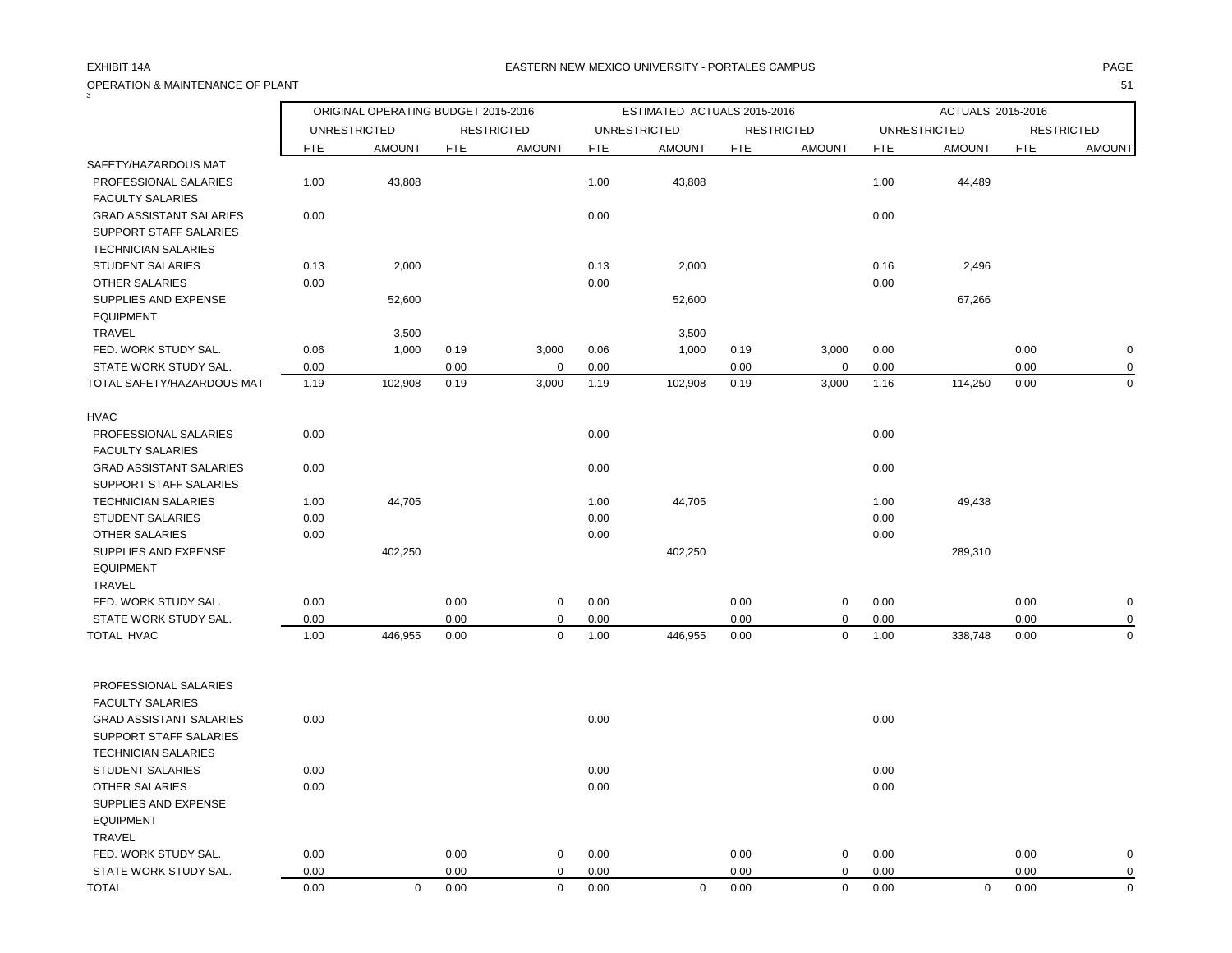EXHIBIT 14A

EASTERN NEW MEXICO UNIVERSITY - PORTALES CAMPUS

OPERATION & MAINTENANCE OF PLANT

| | ORIGINAL OPERATING BUDGET 2015-2016 | | | | ESTIMATED ACTUALS 2015-2016 | | | | ACTUALS 2015-2016 | | | |
|---|---|---|---|---|---|---|---|---|---|---|---|---|
| | UNRESTRICTED | | RESTRICTED | | UNRESTRICTED | | RESTRICTED | | UNRESTRICTED | | RESTRICTED | |
| | FTE | AMOUNT | FTE | AMOUNT | FTE | AMOUNT | FTE | AMOUNT | FTE | AMOUNT | FTE | AMOUNT |
| SAFETY/HAZARDOUS MAT | | | | | | | | | | | | |
| PROFESSIONAL SALARIES | 1.00 | 43,808 | | | 1.00 | 43,808 | | | 1.00 | 44,489 | | |
| FACULTY SALARIES | | | | | | | | | | | | |
| GRAD ASSISTANT SALARIES | 0.00 | | | | 0.00 | | | | 0.00 | | | |
| SUPPORT STAFF SALARIES | | | | | | | | | | | | |
| TECHNICIAN SALARIES | | | | | | | | | | | | |
| STUDENT SALARIES | 0.13 | 2,000 | | | 0.13 | 2,000 | | | 0.16 | 2,496 | | |
| OTHER SALARIES | 0.00 | | | | 0.00 | | | | 0.00 | | | |
| SUPPLIES AND EXPENSE | | 52,600 | | | | 52,600 | | | | 67,266 | | |
| EQUIPMENT | | | | | | | | | | | | |
| TRAVEL | | 3,500 | | | | 3,500 | | | | | | |
| FED. WORK STUDY SAL. | 0.06 | 1,000 | 0.19 | 3,000 | 0.06 | 1,000 | 0.19 | 3,000 | 0.00 | | 0.00 | 0 |
| STATE WORK STUDY SAL. | 0.00 | | 0.00 | 0 | 0.00 | | 0.00 | 0 | 0.00 | | 0.00 | 0 |
| TOTAL SAFETY/HAZARDOUS MAT | 1.19 | 102,908 | 0.19 | 3,000 | 1.19 | 102,908 | 0.19 | 3,000 | 1.16 | 114,250 | 0.00 | 0 |
| HVAC | | | | | | | | | | | | |
| PROFESSIONAL SALARIES | 0.00 | | | | 0.00 | | | | 0.00 | | | |
| FACULTY SALARIES | | | | | | | | | | | | |
| GRAD ASSISTANT SALARIES | 0.00 | | | | 0.00 | | | | 0.00 | | | |
| SUPPORT STAFF SALARIES | | | | | | | | | | | | |
| TECHNICIAN SALARIES | 1.00 | 44,705 | | | 1.00 | 44,705 | | | 1.00 | 49,438 | | |
| STUDENT SALARIES | 0.00 | | | | 0.00 | | | | 0.00 | | | |
| OTHER SALARIES | 0.00 | | | | 0.00 | | | | 0.00 | | | |
| SUPPLIES AND EXPENSE | | 402,250 | | | | 402,250 | | | | 289,310 | | |
| EQUIPMENT | | | | | | | | | | | | |
| TRAVEL | | | | | | | | | | | | |
| FED. WORK STUDY SAL. | 0.00 | | 0.00 | 0 | 0.00 | | 0.00 | 0 | 0.00 | | 0.00 | 0 |
| STATE WORK STUDY SAL. | 0.00 | | 0.00 | 0 | 0.00 | | 0.00 | 0 | 0.00 | | 0.00 | 0 |
| TOTAL HVAC | 1.00 | 446,955 | 0.00 | 0 | 1.00 | 446,955 | 0.00 | 0 | 1.00 | 338,748 | 0.00 | 0 |
| PROFESSIONAL SALARIES | | | | | | | | | | | | |
| FACULTY SALARIES | | | | | | | | | | | | |
| GRAD ASSISTANT SALARIES | 0.00 | | | | 0.00 | | | | 0.00 | | | |
| SUPPORT STAFF SALARIES | | | | | | | | | | | | |
| TECHNICIAN SALARIES | | | | | | | | | | | | |
| STUDENT SALARIES | 0.00 | | | | 0.00 | | | | 0.00 | | | |
| OTHER SALARIES | 0.00 | | | | 0.00 | | | | 0.00 | | | |
| SUPPLIES AND EXPENSE | | | | | | | | | | | | |
| EQUIPMENT | | | | | | | | | | | | |
| TRAVEL | | | | | | | | | | | | |
| FED. WORK STUDY SAL. | 0.00 | | 0.00 | 0 | 0.00 | | 0.00 | 0 | 0.00 | | 0.00 | 0 |
| STATE WORK STUDY SAL. | 0.00 | | 0.00 | 0 | 0.00 | | 0.00 | 0 | 0.00 | | 0.00 | 0 |
| TOTAL | 0.00 | 0 | 0.00 | 0 | 0.00 | 0 | 0.00 | 0 | 0.00 | 0 | 0.00 | 0 |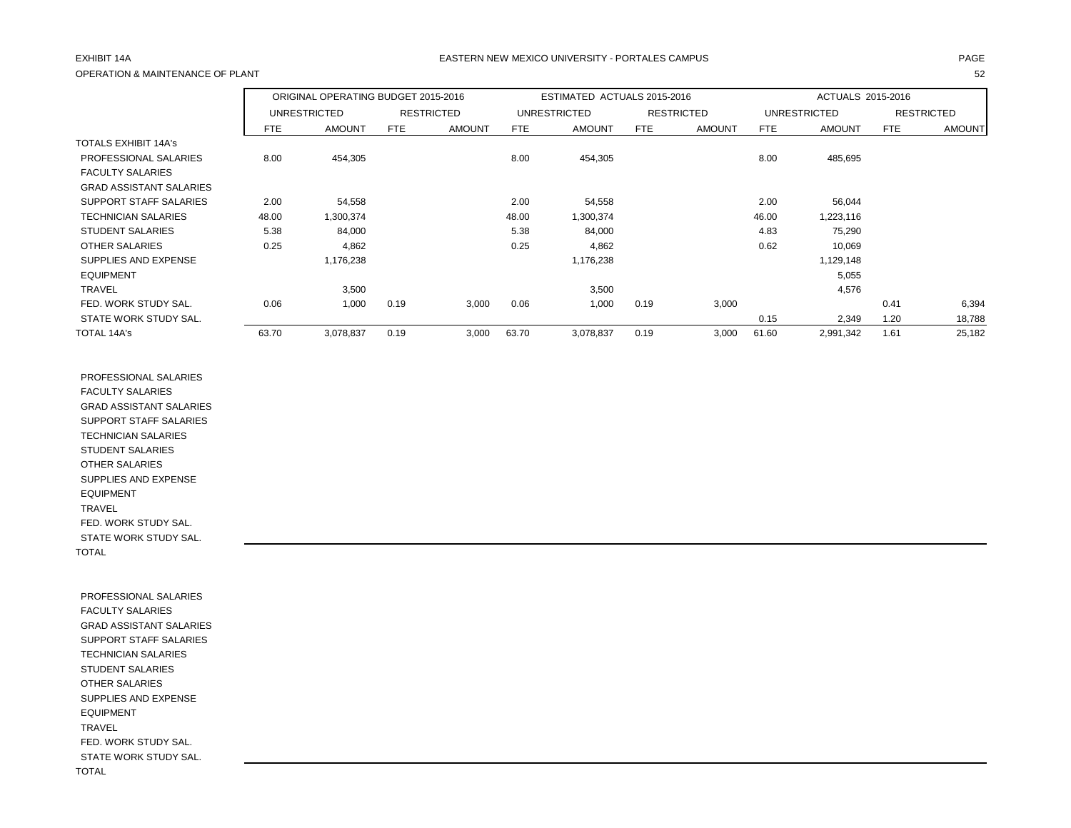EXHIBIT 14A

EASTERN NEW MEXICO UNIVERSITY - PORTALES CAMPUS

OPERATION & MAINTENANCE OF PLANT

| | ORIGINAL OPERATING BUDGET 2015-2016 | | | | ESTIMATED ACTUALS 2015-2016 | | | | ACTUALS 2015-2016 | | | |
|---|---|---|---|---|---|---|---|---|---|---|---|---|
| | UNRESTRICTED | | RESTRICTED | | UNRESTRICTED | | RESTRICTED | | UNRESTRICTED | | RESTRICTED | |
| | FTE | AMOUNT | FTE | AMOUNT | FTE | AMOUNT | FTE | AMOUNT | FTE | AMOUNT | FTE | AMOUNT |
| TOTALS EXHIBIT 14A's | | | | | | | | | | | | |
| PROFESSIONAL SALARIES | 8.00 | 454,305 | | | 8.00 | 454,305 | | | 8.00 | 485,695 | | |
| FACULTY SALARIES | | | | | | | | | | | | |
| GRAD ASSISTANT SALARIES | | | | | | | | | | | | |
| SUPPORT STAFF SALARIES | 2.00 | 54,558 | | | 2.00 | 54,558 | | | 2.00 | 56,044 | | |
| TECHNICIAN SALARIES | 48.00 | 1,300,374 | | | 48.00 | 1,300,374 | | | 46.00 | 1,223,116 | | |
| STUDENT SALARIES | 5.38 | 84,000 | | | 5.38 | 84,000 | | | 4.83 | 75,290 | | |
| OTHER SALARIES | 0.25 | 4,862 | | | 0.25 | 4,862 | | | 0.62 | 10,069 | | |
| SUPPLIES AND EXPENSE | | 1,176,238 | | | | 1,176,238 | | | | 1,129,148 | | |
| EQUIPMENT | | | | | | | | | | 5,055 | | |
| TRAVEL | | 3,500 | | | | 3,500 | | | | 4,576 | | |
| FED. WORK STUDY SAL. | 0.06 | 1,000 | 0.19 | 3,000 | 0.06 | 1,000 | 0.19 | 3,000 | | | 0.41 | 6,394 |
| STATE WORK STUDY SAL. | | | | | | | | | 0.15 | 2,349 | 1.20 | 18,788 |
| TOTAL 14A's | 63.70 | 3,078,837 | 0.19 | 3,000 | 63.70 | 3,078,837 | 0.19 | 3,000 | 61.60 | 2,991,342 | 1.61 | 25,182 |

| | | | | | | | | | | | | |
|---|---|---|---|---|---|---|---|---|---|---|---|---|
| PROFESSIONAL SALARIES | | | | | | | | | | | | |
| FACULTY SALARIES | | | | | | | | | | | | |
| GRAD ASSISTANT SALARIES | | | | | | | | | | | | |
| SUPPORT STAFF SALARIES | | | | | | | | | | | | |
| TECHNICIAN SALARIES | | | | | | | | | | | | |
| STUDENT SALARIES | | | | | | | | | | | | |
| OTHER SALARIES | | | | | | | | | | | | |
| SUPPLIES AND EXPENSE | | | | | | | | | | | | |
| EQUIPMENT | | | | | | | | | | | | |
| TRAVEL | | | | | | | | | | | | |
| FED. WORK STUDY SAL. | | | | | | | | | | | | |
| STATE WORK STUDY SAL. | | | | | | | | | | | | |
| TOTAL | | | | | | | | | | | | |

| | | | | | | | | | | | | |
|---|---|---|---|---|---|---|---|---|---|---|---|---|
| PROFESSIONAL SALARIES | | | | | | | | | | | | |
| FACULTY SALARIES | | | | | | | | | | | | |
| GRAD ASSISTANT SALARIES | | | | | | | | | | | | |
| SUPPORT STAFF SALARIES | | | | | | | | | | | | |
| TECHNICIAN SALARIES | | | | | | | | | | | | |
| STUDENT SALARIES | | | | | | | | | | | | |
| OTHER SALARIES | | | | | | | | | | | | |
| SUPPLIES AND EXPENSE | | | | | | | | | | | | |
| EQUIPMENT | | | | | | | | | | | | |
| TRAVEL | | | | | | | | | | | | |
| FED. WORK STUDY SAL. | | | | | | | | | | | | |
| STATE WORK STUDY SAL. | | | | | | | | | | | | |
| TOTAL | | | | | | | | | | | | |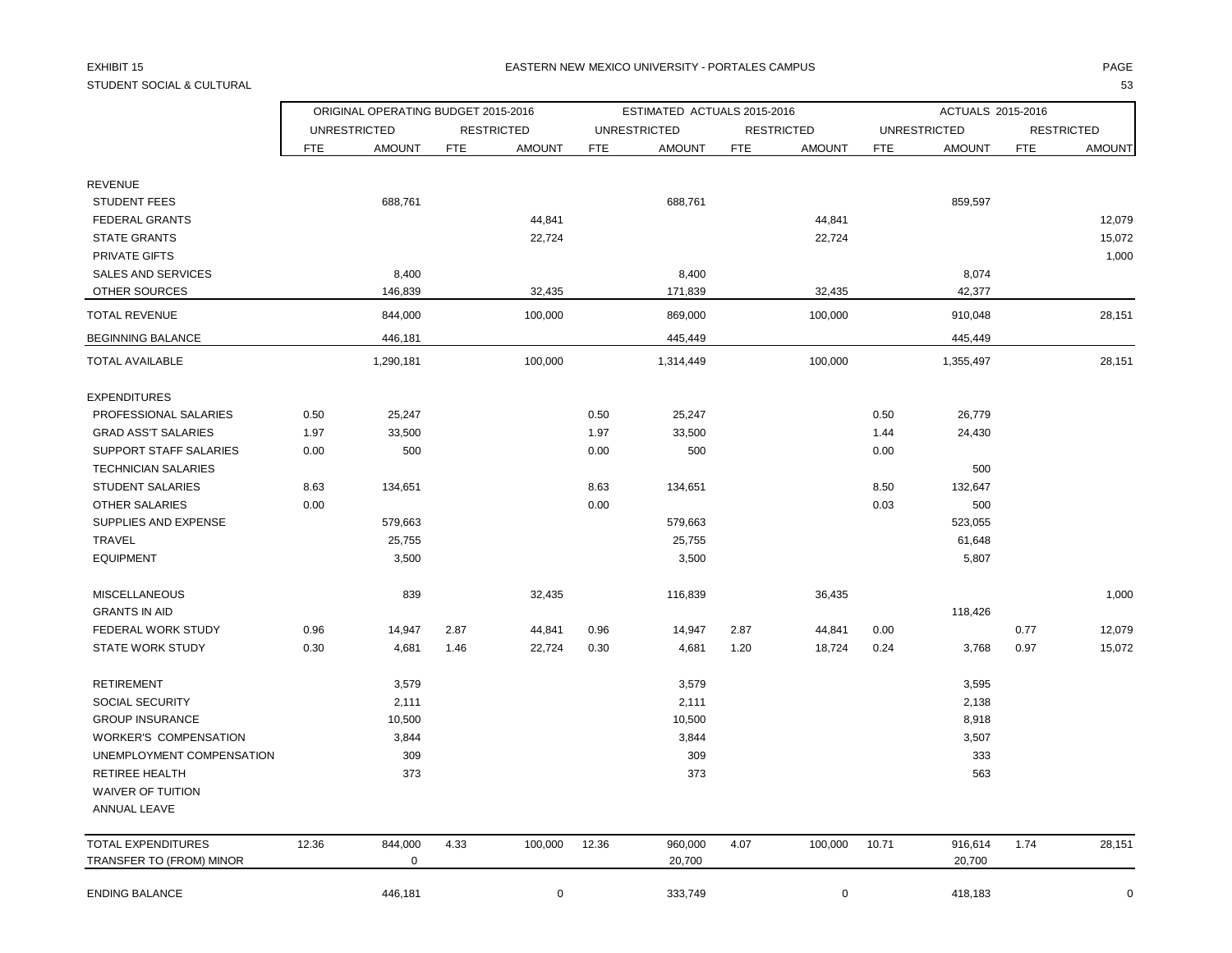EXHIBIT 15

STUDENT SOCIAL & CULTURAL

EASTERN NEW MEXICO UNIVERSITY - PORTALES CAMPUS

| | ORIGINAL OPERATING BUDGET 2015-2016 | | | | ESTIMATED ACTUALS 2015-2016 | | | | ACTUALS 2015-2016 | | | |
|---|---|---|---|---|---|---|---|---|---|---|---|---|
| | UNRESTRICTED | | RESTRICTED | | UNRESTRICTED | | RESTRICTED | | UNRESTRICTED | | RESTRICTED | |
| | FTE | AMOUNT | FTE | AMOUNT | FTE | AMOUNT | FTE | AMOUNT | FTE | AMOUNT | FTE | AMOUNT |
| REVENUE | | | | | | | | | | | | |
| STUDENT FEES | | 688,761 | | | | 688,761 | | | | 859,597 | | |
| FEDERAL GRANTS | | | | 44,841 | | | | 44,841 | | | | 12,079 |
| STATE GRANTS | | | | 22,724 | | | | 22,724 | | | | 15,072 |
| PRIVATE GIFTS | | | | | | | | | | | | 1,000 |
| SALES AND SERVICES | | 8,400 | | | | 8,400 | | | | 8,074 | | |
| OTHER SOURCES | | 146,839 | | 32,435 | | 171,839 | | 32,435 | | 42,377 | | |
| TOTAL REVENUE | | 844,000 | | 100,000 | | 869,000 | | 100,000 | | 910,048 | | 28,151 |
| BEGINNING BALANCE | | 446,181 | | | | 445,449 | | | | 445,449 | | |
| TOTAL AVAILABLE | | 1,290,181 | | 100,000 | | 1,314,449 | | 100,000 | | 1,355,497 | | 28,151 |
| EXPENDITURES | | | | | | | | | | | | |
| PROFESSIONAL SALARIES | 0.50 | 25,247 | | | 0.50 | 25,247 | | | 0.50 | 26,779 | | |
| GRAD ASS'T SALARIES | 1.97 | 33,500 | | | 1.97 | 33,500 | | | 1.44 | 24,430 | | |
| SUPPORT STAFF SALARIES | 0.00 | 500 | | | 0.00 | 500 | | | 0.00 | | | |
| TECHNICIAN SALARIES | | | | | | | | | | 500 | | |
| STUDENT SALARIES | 8.63 | 134,651 | | | 8.63 | 134,651 | | | 8.50 | 132,647 | | |
| OTHER SALARIES | 0.00 | | | | 0.00 | | | | 0.03 | 500 | | |
| SUPPLIES AND EXPENSE | | 579,663 | | | | 579,663 | | | | 523,055 | | |
| TRAVEL | | 25,755 | | | | 25,755 | | | | 61,648 | | |
| EQUIPMENT | | 3,500 | | | | 3,500 | | | | 5,807 | | |
| MISCELLANEOUS | | 839 | | 32,435 | | 116,839 | | 36,435 | | | | 1,000 |
| GRANTS IN AID | | | | | | | | | | 118,426 | | |
| FEDERAL WORK STUDY | 0.96 | 14,947 | 2.87 | 44,841 | 0.96 | 14,947 | 2.87 | 44,841 | 0.00 | | 0.77 | 12,079 |
| STATE WORK STUDY | 0.30 | 4,681 | 1.46 | 22,724 | 0.30 | 4,681 | 1.20 | 18,724 | 0.24 | 3,768 | 0.97 | 15,072 |
| RETIREMENT | | 3,579 | | | | 3,579 | | | | 3,595 | | |
| SOCIAL SECURITY | | 2,111 | | | | 2,111 | | | | 2,138 | | |
| GROUP INSURANCE | | 10,500 | | | | 10,500 | | | | 8,918 | | |
| WORKER'S COMPENSATION | | 3,844 | | | | 3,844 | | | | 3,507 | | |
| UNEMPLOYMENT COMPENSATION | | 309 | | | | 309 | | | | 333 | | |
| RETIREE HEALTH | | 373 | | | | 373 | | | | 563 | | |
| WAIVER OF TUITION | | | | | | | | | | | | |
| ANNUAL LEAVE | | | | | | | | | | | | |
| TOTAL EXPENDITURES | 12.36 | 844,000 | 4.33 | 100,000 | 12.36 | 960,000 | 4.07 | 100,000 | 10.71 | 916,614 | 1.74 | 28,151 |
| TRANSFER TO (FROM) MINOR | | 0 | | | | 20,700 | | | | 20,700 | | |
| ENDING BALANCE | | 446,181 | | 0 | | 333,749 | | 0 | | 418,183 | | 0 |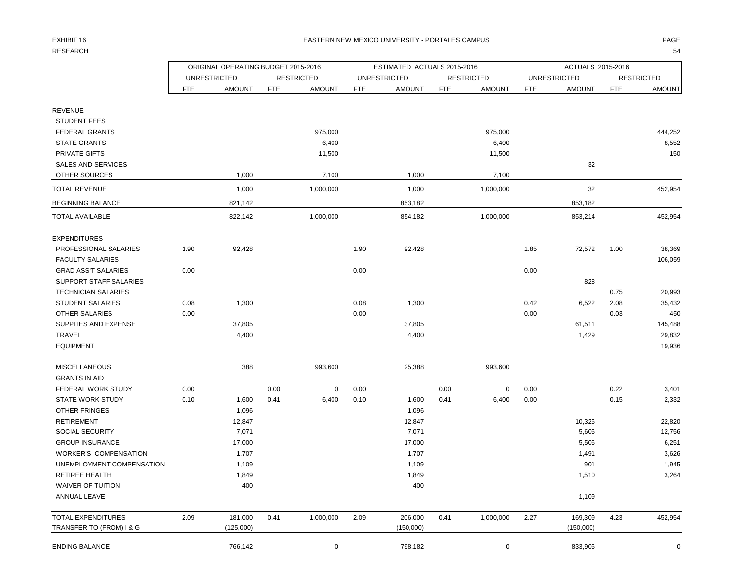EXHIBIT 16

RESEARCH

# EASTERN NEW MEXICO UNIVERSITY - PORTALES CAMPUS

| | ORIGINAL OPERATING BUDGET 2015-2016 | | | | ESTIMATED ACTUALS 2015-2016 | | | | ACTUALS 2015-2016 | | | |
|---|---|---|---|---|---|---|---|---|---|---|---|---|
| | UNRESTRICTED | | RESTRICTED | | UNRESTRICTED | | RESTRICTED | | UNRESTRICTED | | RESTRICTED | |
| | FTE | AMOUNT | FTE | AMOUNT | FTE | AMOUNT | FTE | AMOUNT | FTE | AMOUNT | FTE | AMOUNT |
| REVENUE | | | | | | | | | | | | |
| STUDENT FEES | | | | | | | | | | | | |
| FEDERAL GRANTS | | | | 975,000 | | | | 975,000 | | | | 444,252 |
| STATE GRANTS | | | | 6,400 | | | | 6,400 | | | | 8,552 |
| PRIVATE GIFTS | | | | 11,500 | | | | 11,500 | | | | 150 |
| SALES AND SERVICES | | | | | | | | | | 32 | | |
| OTHER SOURCES | | 1,000 | | 7,100 | | 1,000 | | 7,100 | | | | |
| TOTAL REVENUE | | 1,000 | | 1,000,000 | | 1,000 | | 1,000,000 | | 32 | | 452,954 |
| BEGINNING BALANCE | | 821,142 | | | | 853,182 | | | | 853,182 | | |
| TOTAL AVAILABLE | | 822,142 | | 1,000,000 | | 854,182 | | 1,000,000 | | 853,214 | | 452,954 |
| EXPENDITURES | | | | | | | | | | | | |
| PROFESSIONAL SALARIES | 1.90 | 92,428 | | | 1.90 | 92,428 | | | 1.85 | 72,572 | 1.00 | 38,369 |
| FACULTY SALARIES | | | | | | | | | | | | 106,059 |
| GRAD ASS'T SALARIES | 0.00 | | | | 0.00 | | | | 0.00 | | | |
| SUPPORT STAFF SALARIES | | | | | | | | | | 828 | | |
| TECHNICIAN SALARIES | | | | | | | | | | | 0.75 | 20,993 |
| STUDENT SALARIES | 0.08 | 1,300 | | | 0.08 | 1,300 | | | 0.42 | 6,522 | 2.08 | 35,432 |
| OTHER SALARIES | 0.00 | | | | 0.00 | | | | 0.00 | | 0.03 | 450 |
| SUPPLIES AND EXPENSE | | 37,805 | | | | 37,805 | | | | 61,511 | | 145,488 |
| TRAVEL | | 4,400 | | | | 4,400 | | | | 1,429 | | 29,832 |
| EQUIPMENT | | | | | | | | | | | | 19,936 |
| MISCELLANEOUS | | 388 | | 993,600 | | 25,388 | | 993,600 | | | | |
| GRANTS IN AID | | | | | | | | | | | | |
| FEDERAL WORK STUDY | 0.00 | | 0.00 | 0 | 0.00 | | 0.00 | 0 | 0.00 | | 0.22 | 3,401 |
| STATE WORK STUDY | 0.10 | 1,600 | 0.41 | 6,400 | 0.10 | 1,600 | 0.41 | 6,400 | 0.00 | | 0.15 | 2,332 |
| OTHER FRINGES | | 1,096 | | | | 1,096 | | | | | | |
| RETIREMENT | | 12,847 | | | | 12,847 | | | | 10,325 | | 22,820 |
| SOCIAL SECURITY | | 7,071 | | | | 7,071 | | | | 5,605 | | 12,756 |
| GROUP INSURANCE | | 17,000 | | | | 17,000 | | | | 5,506 | | 6,251 |
| WORKER'S COMPENSATION | | 1,707 | | | | 1,707 | | | | 1,491 | | 3,626 |
| UNEMPLOYMENT COMPENSATION | | 1,109 | | | | 1,109 | | | | 901 | | 1,945 |
| RETIREE HEALTH | | 1,849 | | | | 1,849 | | | | 1,510 | | 3,264 |
| WAIVER OF TUITION | | 400 | | | | 400 | | | | | | |
| ANNUAL LEAVE | | | | | | | | | | 1,109 | | |
| TOTAL EXPENDITURES | 2.09 | 181,000 | 0.41 | 1,000,000 | 2.09 | 206,000 | 0.41 | 1,000,000 | 2.27 | 169,309 | 4.23 | 452,954 |
| TRANSFER TO (FROM) I & G | | (125,000) | | | | (150,000) | | | | (150,000) | | |
| ENDING BALANCE | | 766,142 | | 0 | | 798,182 | | 0 | | 833,905 | | 0 |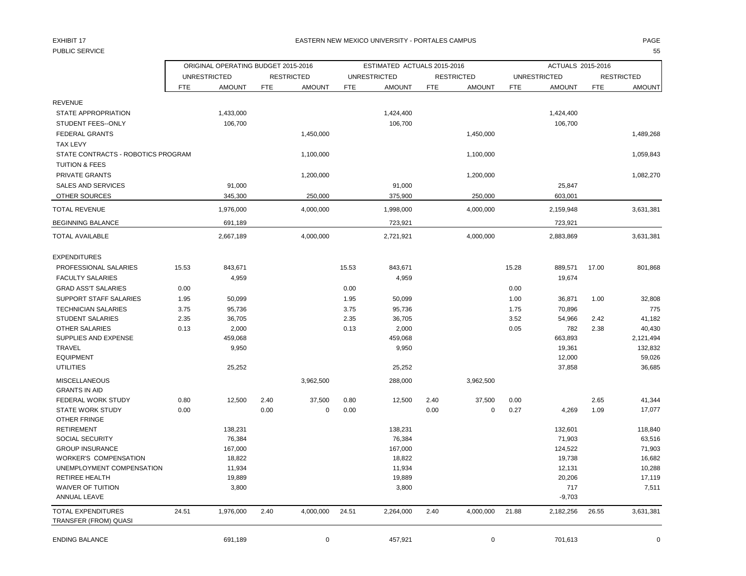EXHIBIT 17

PUBLIC SERVICE

# EASTERN NEW MEXICO UNIVERSITY - PORTALES CAMPUS

| | ORIGINAL OPERATING BUDGET 2015-2016 | | | | ESTIMATED ACTUALS 2015-2016 | | | | ACTUALS 2015-2016 | | | |
|---|---|---|---|---|---|---|---|---|---|---|---|---|
| | UNRESTRICTED | | RESTRICTED | | UNRESTRICTED | | RESTRICTED | | UNRESTRICTED | | RESTRICTED | |
| | FTE | AMOUNT | FTE | AMOUNT | FTE | AMOUNT | FTE | AMOUNT | FTE | AMOUNT | FTE | AMOUNT |
| REVENUE | | | | | | | | | | | | |
| STATE APPROPRIATION | | 1,433,000 | | | | 1,424,400 | | | | 1,424,400 | | |
| STUDENT FEES--ONLY | | 106,700 | | | | 106,700 | | | | 106,700 | | |
| FEDERAL GRANTS | | | | 1,450,000 | | | | 1,450,000 | | | | 1,489,268 |
| TAX LEVY | | | | | | | | | | | | |
| STATE CONTRACTS - ROBOTICS PROGRAM | | | | 1,100,000 | | | | 1,100,000 | | | | 1,059,843 |
| TUITION & FEES | | | | | | | | | | | | |
| PRIVATE GRANTS | | | | 1,200,000 | | | | 1,200,000 | | | | 1,082,270 |
| SALES AND SERVICES | | 91,000 | | | | 91,000 | | | | 25,847 | | |
| OTHER SOURCES | | 345,300 | | 250,000 | | 375,900 | | 250,000 | | 603,001 | | |
| TOTAL REVENUE | | 1,976,000 | | 4,000,000 | | 1,998,000 | | 4,000,000 | | 2,159,948 | | 3,631,381 |
| BEGINNING BALANCE | | 691,189 | | | | 723,921 | | | | 723,921 | | |
| TOTAL AVAILABLE | | 2,667,189 | | 4,000,000 | | 2,721,921 | | 4,000,000 | | 2,883,869 | | 3,631,381 |
| EXPENDITURES | | | | | | | | | | | | |
| PROFESSIONAL SALARIES | 15.53 | 843,671 | | | 15.53 | 843,671 | | | 15.28 | 889,571 | 17.00 | 801,868 |
| FACULTY SALARIES | | 4,959 | | | | 4,959 | | | | 19,674 | | |
| GRAD ASS'T SALARIES | 0.00 | | | | 0.00 | | | | 0.00 | | | |
| SUPPORT STAFF SALARIES | 1.95 | 50,099 | | | 1.95 | 50,099 | | | 1.00 | 36,871 | 1.00 | 32,808 |
| TECHNICIAN SALARIES | 3.75 | 95,736 | | | 3.75 | 95,736 | | | 1.75 | 70,896 | | 775 |
| STUDENT SALARIES | 2.35 | 36,705 | | | 2.35 | 36,705 | | | 3.52 | 54,966 | 2.42 | 41,182 |
| OTHER SALARIES | 0.13 | 2,000 | | | 0.13 | 2,000 | | | 0.05 | 782 | 2.38 | 40,430 |
| SUPPLIES AND EXPENSE | | 459,068 | | | | 459,068 | | | | 663,893 | | 2,121,494 |
| TRAVEL | | 9,950 | | | | 9,950 | | | | 19,361 | | 132,832 |
| EQUIPMENT | | | | | | | | | | 12,000 | | 59,026 |
| UTILITIES | | 25,252 | | | | 25,252 | | | | 37,858 | | 36,685 |
| MISCELLANEOUS | | | | 3,962,500 | | 288,000 | | 3,962,500 | | | | |
| GRANTS IN AID | | | | | | | | | | | | |
| FEDERAL WORK STUDY | 0.80 | 12,500 | 2.40 | 37,500 | 0.80 | 12,500 | 2.40 | 37,500 | 0.00 | | 2.65 | 41,344 |
| STATE WORK STUDY | 0.00 | | 0.00 | 0 | 0.00 | | 0.00 | 0 | 0.27 | 4,269 | 1.09 | 17,077 |
| OTHER FRINGE | | | | | | | | | | | | |
| RETIREMENT | | 138,231 | | | | 138,231 | | | | 132,601 | | 118,840 |
| SOCIAL SECURITY | | 76,384 | | | | 76,384 | | | | 71,903 | | 63,516 |
| GROUP INSURANCE | | 167,000 | | | | 167,000 | | | | 124,522 | | 71,903 |
| WORKER'S COMPENSATION | | 18,822 | | | | 18,822 | | | | 19,738 | | 16,682 |
| UNEMPLOYMENT COMPENSATION | | 11,934 | | | | 11,934 | | | | 12,131 | | 10,288 |
| RETIREE HEALTH | | 19,889 | | | | 19,889 | | | | 20,206 | | 17,119 |
| WAIVER OF TUITION | | 3,800 | | | | 3,800 | | | | 717 | | 7,511 |
| ANNUAL LEAVE | | | | | | | | | | -9,703 | | |
| TOTAL EXPENDITURES | 24.51 | 1,976,000 | 2.40 | 4,000,000 | 24.51 | 2,264,000 | 2.40 | 4,000,000 | 21.88 | 2,182,256 | 26.55 | 3,631,381 |
| TRANSFER (FROM) QUASI | | | | | | | | | | | | |
| ENDING BALANCE | | 691,189 | | 0 | | 457,921 | | 0 | | 701,613 | | 0 |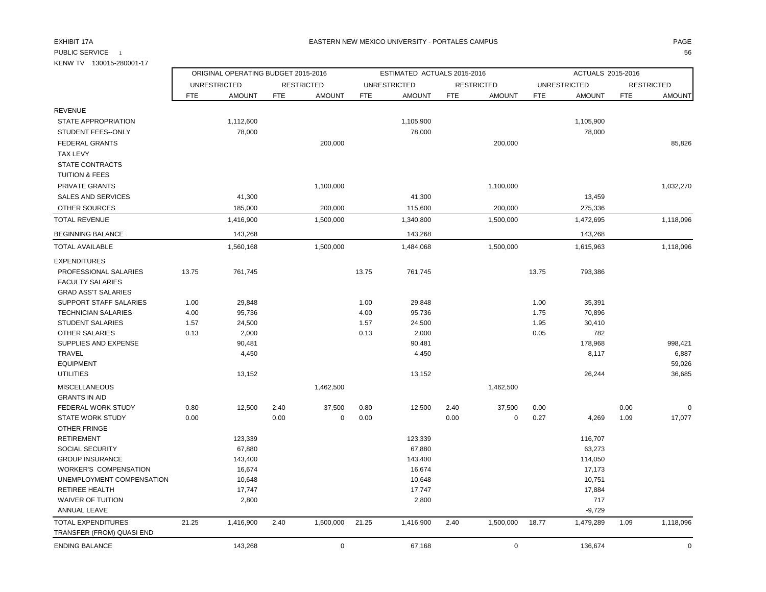EXHIBIT 17A

EASTERN NEW MEXICO UNIVERSITY - PORTALES CAMPUS

PUBLIC SERVICE 1

KENW TV 130015-280001-17

| | ORIGINAL OPERATING BUDGET 2015-2016 | | | | ESTIMATED ACTUALS 2015-2016 | | | | ACTUALS 2015-2016 | | | |
|---|---|---|---|---|---|---|---|---|---|---|---|---|
| | UNRESTRICTED | | RESTRICTED | | UNRESTRICTED | | RESTRICTED | | UNRESTRICTED | | RESTRICTED | |
| | FTE | AMOUNT | FTE | AMOUNT | FTE | AMOUNT | FTE | AMOUNT | FTE | AMOUNT | FTE | AMOUNT |
| REVENUE | | | | | | | | | | | | |
| STATE APPROPRIATION | | 1,112,600 | | | | 1,105,900 | | | | 1,105,900 | | |
| STUDENT FEES--ONLY | | 78,000 | | | | 78,000 | | | | 78,000 | | |
| FEDERAL GRANTS | | | | 200,000 | | | | 200,000 | | | | 85,826 |
| TAX LEVY | | | | | | | | | | | | |
| STATE CONTRACTS | | | | | | | | | | | | |
| TUITION & FEES | | | | | | | | | | | | |
| PRIVATE GRANTS | | | | 1,100,000 | | | | 1,100,000 | | | | 1,032,270 |
| SALES AND SERVICES | | 41,300 | | | | 41,300 | | | | 13,459 | | |
| OTHER SOURCES | | 185,000 | | 200,000 | | 115,600 | | 200,000 | | 275,336 | | |
| TOTAL REVENUE | | 1,416,900 | | 1,500,000 | | 1,340,800 | | 1,500,000 | | 1,472,695 | | 1,118,096 |
| BEGINNING BALANCE | | 143,268 | | | | 143,268 | | | | 143,268 | | |
| TOTAL AVAILABLE | | 1,560,168 | | 1,500,000 | | 1,484,068 | | 1,500,000 | | 1,615,963 | | 1,118,096 |
| EXPENDITURES | | | | | | | | | | | | |
| PROFESSIONAL SALARIES | 13.75 | 761,745 | | | 13.75 | 761,745 | | | 13.75 | 793,386 | | |
| FACULTY SALARIES | | | | | | | | | | | | |
| GRAD ASS'T SALARIES | | | | | | | | | | | | |
| SUPPORT STAFF SALARIES | 1.00 | 29,848 | | | 1.00 | 29,848 | | | 1.00 | 35,391 | | |
| TECHNICIAN SALARIES | 4.00 | 95,736 | | | 4.00 | 95,736 | | | 1.75 | 70,896 | | |
| STUDENT SALARIES | 1.57 | 24,500 | | | 1.57 | 24,500 | | | 1.95 | 30,410 | | |
| OTHER SALARIES | 0.13 | 2,000 | | | 0.13 | 2,000 | | | 0.05 | 782 | | |
| SUPPLIES AND EXPENSE | | 90,481 | | | | 90,481 | | | | 178,968 | | 998,421 |
| TRAVEL | | 4,450 | | | | 4,450 | | | | 8,117 | | 6,887 |
| EQUIPMENT | | | | | | | | | | | | 59,026 |
| UTILITIES | | 13,152 | | | | 13,152 | | | | 26,244 | | 36,685 |
| MISCELLANEOUS | | | | 1,462,500 | | | | 1,462,500 | | | | |
| GRANTS IN AID | | | | | | | | | | | | |
| FEDERAL WORK STUDY | 0.80 | 12,500 | 2.40 | 37,500 | 0.80 | 12,500 | 2.40 | 37,500 | 0.00 | | 0.00 | 0 |
| STATE WORK STUDY | 0.00 | | 0.00 | 0 | 0.00 | | 0.00 | 0 | 0.27 | 4,269 | 1.09 | 17,077 |
| OTHER FRINGE | | | | | | | | | | | | |
| RETIREMENT | | 123,339 | | | | 123,339 | | | | 116,707 | | |
| SOCIAL SECURITY | | 67,880 | | | | 67,880 | | | | 63,273 | | |
| GROUP INSURANCE | | 143,400 | | | | 143,400 | | | | 114,050 | | |
| WORKER'S COMPENSATION | | 16,674 | | | | 16,674 | | | | 17,173 | | |
| UNEMPLOYMENT COMPENSATION | | 10,648 | | | | 10,648 | | | | 10,751 | | |
| RETIREE HEALTH | | 17,747 | | | | 17,747 | | | | 17,884 | | |
| WAIVER OF TUITION | | 2,800 | | | | 2,800 | | | | 717 | | |
| ANNUAL LEAVE | | | | | | | | | | -9,729 | | |
| TOTAL EXPENDITURES | 21.25 | 1,416,900 | 2.40 | 1,500,000 | 21.25 | 1,416,900 | 2.40 | 1,500,000 | 18.77 | 1,479,289 | 1.09 | 1,118,096 |
| TRANSFER (FROM) QUASI END | | | | | | | | | | | | |
| ENDING BALANCE | | 143,268 | | 0 | | 67,168 | | 0 | | 136,674 | | 0 |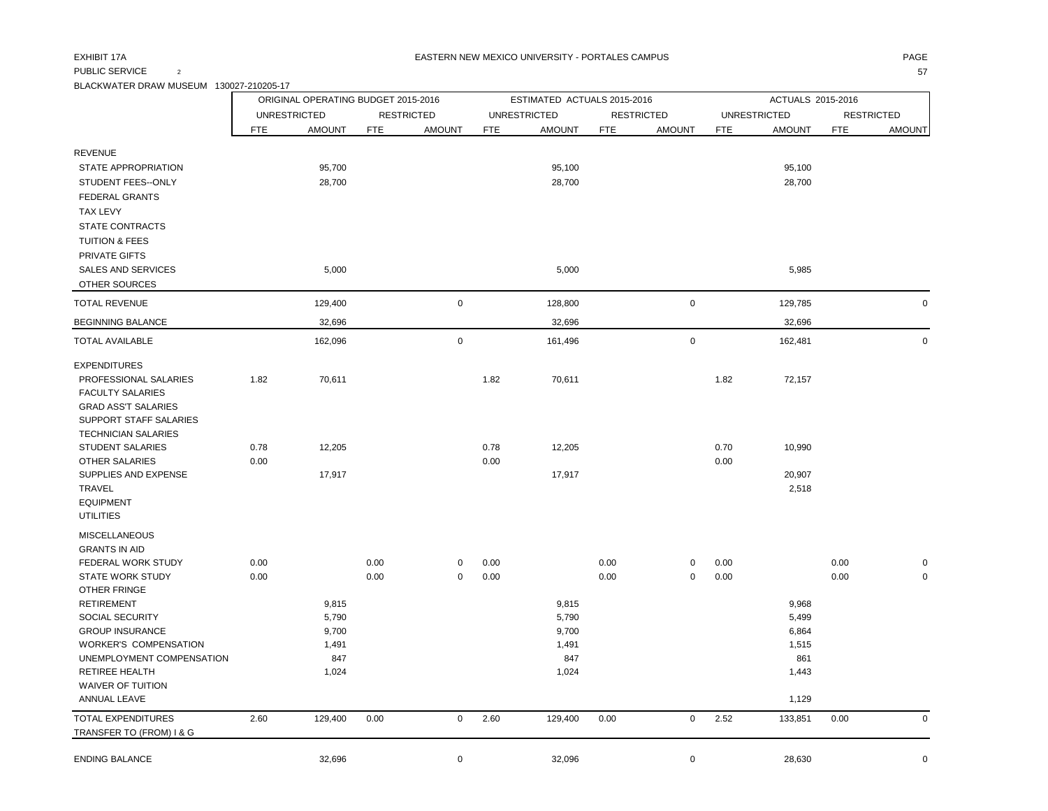EXHIBIT 17A

EASTERN NEW MEXICO UNIVERSITY - PORTALES CAMPUS

PUBLIC SERVICE 2

BLACKWATER DRAW MUSEUM 130027-210205-17

| | ORIGINAL OPERATING BUDGET 2015-2016 | | | | ESTIMATED ACTUALS 2015-2016 | | | | ACTUALS 2015-2016 | | | |
|---|---|---|---|---|---|---|---|---|---|---|---|---|
| | UNRESTRICTED | | RESTRICTED | | UNRESTRICTED | | RESTRICTED | | UNRESTRICTED | | RESTRICTED | |
| | FTE | AMOUNT | FTE | AMOUNT | FTE | AMOUNT | FTE | AMOUNT | FTE | AMOUNT | FTE | AMOUNT |
| REVENUE | | | | | | | | | | | | |
| STATE APPROPRIATION | | 95,700 | | | | 95,100 | | | | 95,100 | | |
| STUDENT FEES--ONLY | | 28,700 | | | | 28,700 | | | | 28,700 | | |
| FEDERAL GRANTS | | | | | | | | | | | | |
| TAX LEVY | | | | | | | | | | | | |
| STATE CONTRACTS | | | | | | | | | | | | |
| TUITION & FEES | | | | | | | | | | | | |
| PRIVATE GIFTS | | | | | | | | | | | | |
| SALES AND SERVICES | | 5,000 | | | | 5,000 | | | | 5,985 | | |
| OTHER SOURCES | | | | | | | | | | | | |
| TOTAL REVENUE | | 129,400 | | 0 | | 128,800 | | 0 | | 129,785 | | 0 |
| BEGINNING BALANCE | | 32,696 | | | | 32,696 | | | | 32,696 | | |
| TOTAL AVAILABLE | | 162,096 | | 0 | | 161,496 | | 0 | | 162,481 | | 0 |
| EXPENDITURES | | | | | | | | | | | | |
| PROFESSIONAL SALARIES | 1.82 | 70,611 | | | 1.82 | 70,611 | | | 1.82 | 72,157 | | |
| FACULTY SALARIES | | | | | | | | | | | | |
| GRAD ASS'T SALARIES | | | | | | | | | | | | |
| SUPPORT STAFF SALARIES | | | | | | | | | | | | |
| TECHNICIAN SALARIES | | | | | | | | | | | | |
| STUDENT SALARIES | 0.78 | 12,205 | | | 0.78 | 12,205 | | | 0.70 | 10,990 | | |
| OTHER SALARIES | 0.00 | | | | 0.00 | | | | 0.00 | | | |
| SUPPLIES AND EXPENSE | | 17,917 | | | | 17,917 | | | | 20,907 | | |
| TRAVEL | | | | | | | | | | 2,518 | | |
| EQUIPMENT | | | | | | | | | | | | |
| UTILITIES | | | | | | | | | | | | |
| MISCELLANEOUS | | | | | | | | | | | | |
| GRANTS IN AID | | | | | | | | | | | | |
| FEDERAL WORK STUDY | 0.00 | | 0.00 | 0 | 0.00 | | 0.00 | 0 | 0.00 | | 0.00 | 0 |
| STATE WORK STUDY | 0.00 | | 0.00 | 0 | 0.00 | | 0.00 | 0 | 0.00 | | 0.00 | 0 |
| OTHER FRINGE | | | | | | | | | | | | |
| RETIREMENT | | 9,815 | | | | 9,815 | | | | 9,968 | | |
| SOCIAL SECURITY | | 5,790 | | | | 5,790 | | | | 5,499 | | |
| GROUP INSURANCE | | 9,700 | | | | 9,700 | | | | 6,864 | | |
| WORKER'S COMPENSATION | | 1,491 | | | | 1,491 | | | | 1,515 | | |
| UNEMPLOYMENT COMPENSATION | | 847 | | | | 847 | | | | 861 | | |
| RETIREE HEALTH | | 1,024 | | | | 1,024 | | | | 1,443 | | |
| WAIVER OF TUITION | | | | | | | | | | | | |
| ANNUAL LEAVE | | | | | | | | | | 1,129 | | |
| TOTAL EXPENDITURES | 2.60 | 129,400 | 0.00 | 0 | 2.60 | 129,400 | 0.00 | 0 | 2.52 | 133,851 | 0.00 | 0 |
| TRANSFER TO (FROM) I & G | | | | | | | | | | | | |
| ENDING BALANCE | | 32,696 | | 0 | | 32,096 | | 0 | | 28,630 | | 0 |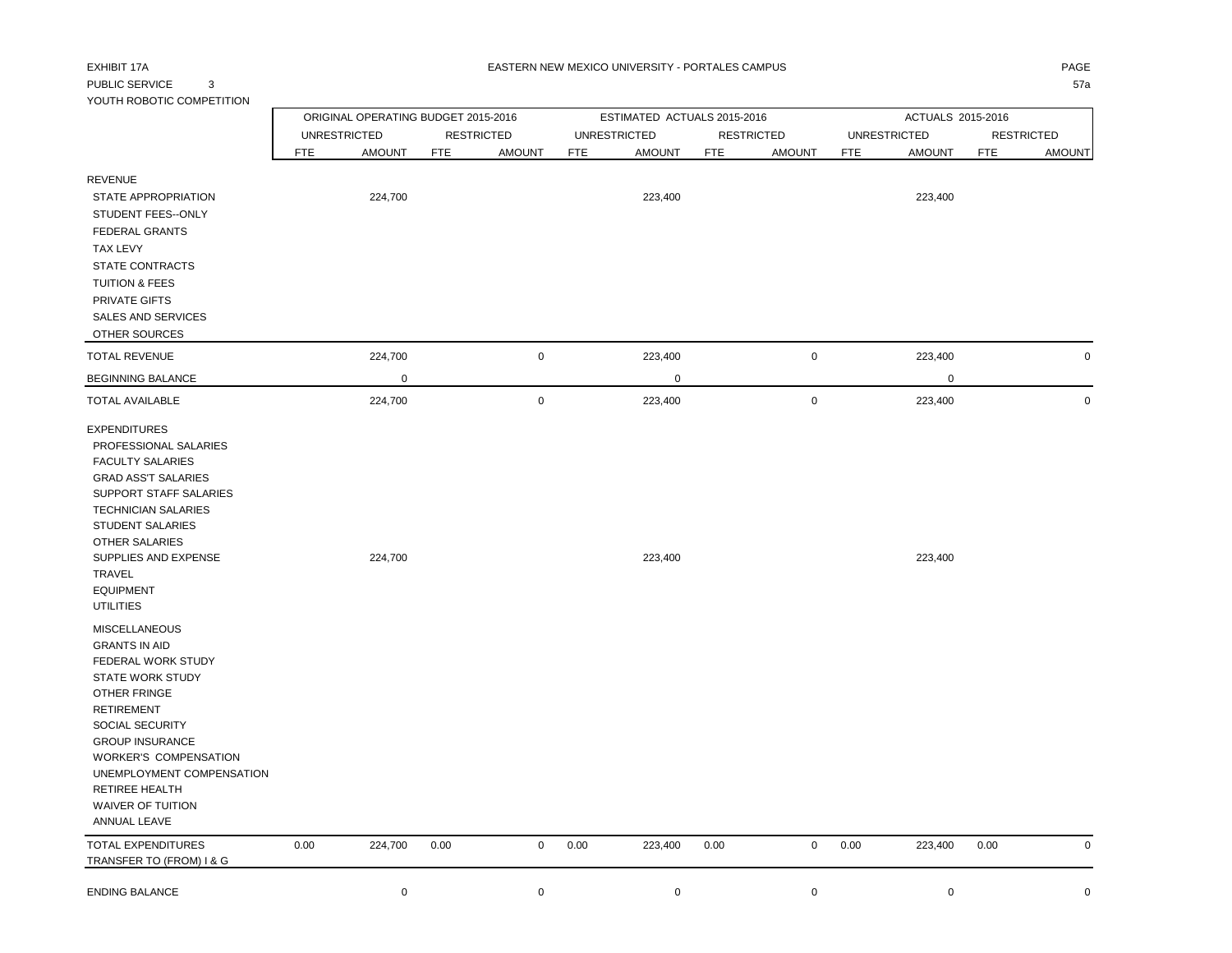EXHIBIT 17A

EASTERN NEW MEXICO UNIVERSITY - PORTALES CAMPUS

PUBLIC SERVICE 3

YOUTH ROBOTIC COMPETITION

| | ORIGINAL OPERATING BUDGET 2015-2016 | | | | ESTIMATED ACTUALS 2015-2016 | | | | ACTUALS 2015-2016 | | | |
|---|---|---|---|---|---|---|---|---|---|---|---|---|
| | UNRESTRICTED | | RESTRICTED | | UNRESTRICTED | | RESTRICTED | | UNRESTRICTED | | RESTRICTED | |
| | FTE | AMOUNT | FTE | AMOUNT | FTE | AMOUNT | FTE | AMOUNT | FTE | AMOUNT | FTE | AMOUNT |
| REVENUE | | | | | | | | | | | | |
| STATE APPROPRIATION | | 224,700 | | | | 223,400 | | | | 223,400 | | |
| STUDENT FEES--ONLY | | | | | | | | | | | | |
| FEDERAL GRANTS | | | | | | | | | | | | |
| TAX LEVY | | | | | | | | | | | | |
| STATE CONTRACTS | | | | | | | | | | | | |
| TUITION & FEES | | | | | | | | | | | | |
| PRIVATE GIFTS | | | | | | | | | | | | |
| SALES AND SERVICES | | | | | | | | | | | | |
| OTHER SOURCES | | | | | | | | | | | | |
| TOTAL REVENUE | | 224,700 | | 0 | | 223,400 | | 0 | | 223,400 | | 0 |
| BEGINNING BALANCE | | 0 | | | | 0 | | | | 0 | | |
| TOTAL AVAILABLE | | 224,700 | | 0 | | 223,400 | | 0 | | 223,400 | | 0 |
| EXPENDITURES | | | | | | | | | | | | |
| PROFESSIONAL SALARIES | | | | | | | | | | | | |
| FACULTY SALARIES | | | | | | | | | | | | |
| GRAD ASS'T SALARIES | | | | | | | | | | | | |
| SUPPORT STAFF SALARIES | | | | | | | | | | | | |
| TECHNICIAN SALARIES | | | | | | | | | | | | |
| STUDENT SALARIES | | | | | | | | | | | | |
| OTHER SALARIES | | | | | | | | | | | | |
| SUPPLIES AND EXPENSE | | 224,700 | | | | 223,400 | | | | 223,400 | | |
| TRAVEL | | | | | | | | | | | | |
| EQUIPMENT | | | | | | | | | | | | |
| UTILITIES | | | | | | | | | | | | |
| MISCELLANEOUS | | | | | | | | | | | | |
| GRANTS IN AID | | | | | | | | | | | | |
| FEDERAL WORK STUDY | | | | | | | | | | | | |
| STATE WORK STUDY | | | | | | | | | | | | |
| OTHER FRINGE | | | | | | | | | | | | |
| RETIREMENT | | | | | | | | | | | | |
| SOCIAL SECURITY | | | | | | | | | | | | |
| GROUP INSURANCE | | | | | | | | | | | | |
| WORKER'S COMPENSATION | | | | | | | | | | | | |
| UNEMPLOYMENT COMPENSATION | | | | | | | | | | | | |
| RETIREE HEALTH | | | | | | | | | | | | |
| WAIVER OF TUITION | | | | | | | | | | | | |
| ANNUAL LEAVE | | | | | | | | | | | | |
| TOTAL EXPENDITURES | 0.00 | 224,700 | 0.00 | 0 | 0.00 | 223,400 | 0.00 | 0 | 0.00 | 223,400 | 0.00 | 0 |
| TRANSFER TO (FROM) I & G | | | | | | | | | | | | |
| ENDING BALANCE | | 0 | | 0 | | 0 | | 0 | | 0 | | 0 |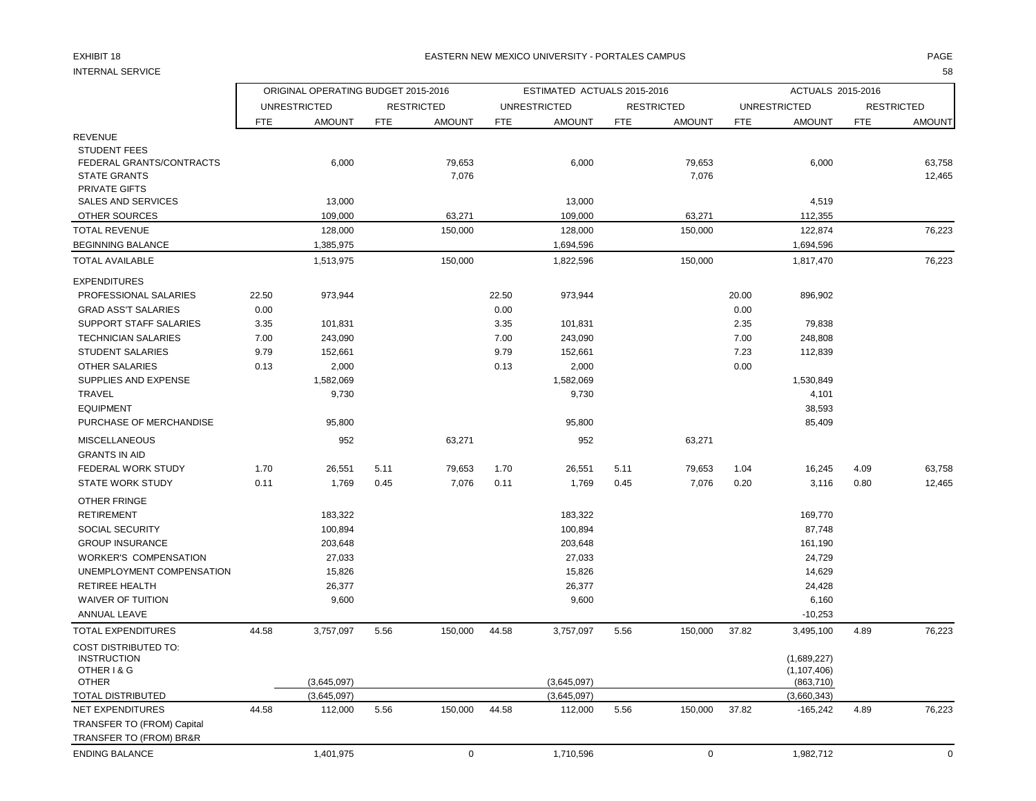EXHIBIT 18

EASTERN NEW MEXICO UNIVERSITY - PORTALES CAMPUS

INTERNAL SERVICE

| | ORIGINAL OPERATING BUDGET 2015-2016 | | | | ESTIMATED ACTUALS 2015-2016 | | | | ACTUALS 2015-2016 | | | |
|---|---|---|---|---|---|---|---|---|---|---|---|---|
| | UNRESTRICTED | | RESTRICTED | | UNRESTRICTED | | RESTRICTED | | UNRESTRICTED | | RESTRICTED | |
| | FTE | AMOUNT | FTE | AMOUNT | FTE | AMOUNT | FTE | AMOUNT | FTE | AMOUNT | FTE | AMOUNT |
| REVENUE | | | | | | | | | | | | |
| STUDENT FEES | | | | | | | | | | | | |
| FEDERAL GRANTS/CONTRACTS | | 6,000 | | 79,653 | | 6,000 | | 79,653 | | 6,000 | | 63,758 |
| STATE GRANTS | | | | 7,076 | | | | 7,076 | | | | 12,465 |
| PRIVATE GIFTS | | | | | | | | | | | | |
| SALES AND SERVICES | | 13,000 | | | | 13,000 | | | | 4,519 | | |
| OTHER SOURCES | | 109,000 | | 63,271 | | 109,000 | | 63,271 | | 112,355 | | |
| TOTAL REVENUE | | 128,000 | | 150,000 | | 128,000 | | 150,000 | | 122,874 | | 76,223 |
| BEGINNING BALANCE | | 1,385,975 | | | | 1,694,596 | | | | 1,694,596 | | |
| TOTAL AVAILABLE | | 1,513,975 | | 150,000 | | 1,822,596 | | 150,000 | | 1,817,470 | | 76,223 |
| EXPENDITURES | | | | | | | | | | | | |
| PROFESSIONAL SALARIES | 22.50 | 973,944 | | | 22.50 | 973,944 | | | 20.00 | 896,902 | | |
| GRAD ASS'T SALARIES | 0.00 | | | | 0.00 | | | | 0.00 | | | |
| SUPPORT STAFF SALARIES | 3.35 | 101,831 | | | 3.35 | 101,831 | | | 2.35 | 79,838 | | |
| TECHNICIAN SALARIES | 7.00 | 243,090 | | | 7.00 | 243,090 | | | 7.00 | 248,808 | | |
| STUDENT SALARIES | 9.79 | 152,661 | | | 9.79 | 152,661 | | | 7.23 | 112,839 | | |
| OTHER SALARIES | 0.13 | 2,000 | | | 0.13 | 2,000 | | | 0.00 | | | |
| SUPPLIES AND EXPENSE | | 1,582,069 | | | | 1,582,069 | | | | 1,530,849 | | |
| TRAVEL | | 9,730 | | | | 9,730 | | | | 4,101 | | |
| EQUIPMENT | | | | | | | | | | 38,593 | | |
| PURCHASE OF MERCHANDISE | | 95,800 | | | | 95,800 | | | | 85,409 | | |
| MISCELLANEOUS | | 952 | | 63,271 | | 952 | | 63,271 | | | | |
| GRANTS IN AID | | | | | | | | | | | | |
| FEDERAL WORK STUDY | 1.70 | 26,551 | 5.11 | 79,653 | 1.70 | 26,551 | 5.11 | 79,653 | 1.04 | 16,245 | 4.09 | 63,758 |
| STATE WORK STUDY | 0.11 | 1,769 | 0.45 | 7,076 | 0.11 | 1,769 | 0.45 | 7,076 | 0.20 | 3,116 | 0.80 | 12,465 |
| OTHER FRINGE | | | | | | | | | | | | |
| RETIREMENT | | 183,322 | | | | 183,322 | | | | 169,770 | | |
| SOCIAL SECURITY | | 100,894 | | | | 100,894 | | | | 87,748 | | |
| GROUP INSURANCE | | 203,648 | | | | 203,648 | | | | 161,190 | | |
| WORKER'S COMPENSATION | | 27,033 | | | | 27,033 | | | | 24,729 | | |
| UNEMPLOYMENT COMPENSATION | | 15,826 | | | | 15,826 | | | | 14,629 | | |
| RETIREE HEALTH | | 26,377 | | | | 26,377 | | | | 24,428 | | |
| WAIVER OF TUITION | | 9,600 | | | | 9,600 | | | | 6,160 | | |
| ANNUAL LEAVE | | | | | | | | | | -10,253 | | |
| TOTAL EXPENDITURES | 44.58 | 3,757,097 | 5.56 | 150,000 | 44.58 | 3,757,097 | 5.56 | 150,000 | 37.82 | 3,495,100 | 4.89 | 76,223 |
| COST DISTRIBUTED TO: | | | | | | | | | | | | |
| INSTRUCTION | | | | | | | | | | (1,689,227) | | |
| OTHER I & G | | | | | | | | | | (1,107,406) | | |
| OTHER | | (3,645,097) | | | | (3,645,097) | | | | (863,710) | | |
| TOTAL DISTRIBUTED | | (3,645,097) | | | | (3,645,097) | | | | (3,660,343) | | |
| NET EXPENDITURES | 44.58 | 112,000 | 5.56 | 150,000 | 44.58 | 112,000 | 5.56 | 150,000 | 37.82 | -165,242 | 4.89 | 76,223 |
| TRANSFER TO (FROM) Capital | | | | | | | | | | | | |
| TRANSFER TO (FROM) BR&R | | | | | | | | | | | | |
| ENDING BALANCE | | 1,401,975 | | 0 | | 1,710,596 | | 0 | | 1,982,712 | | 0 |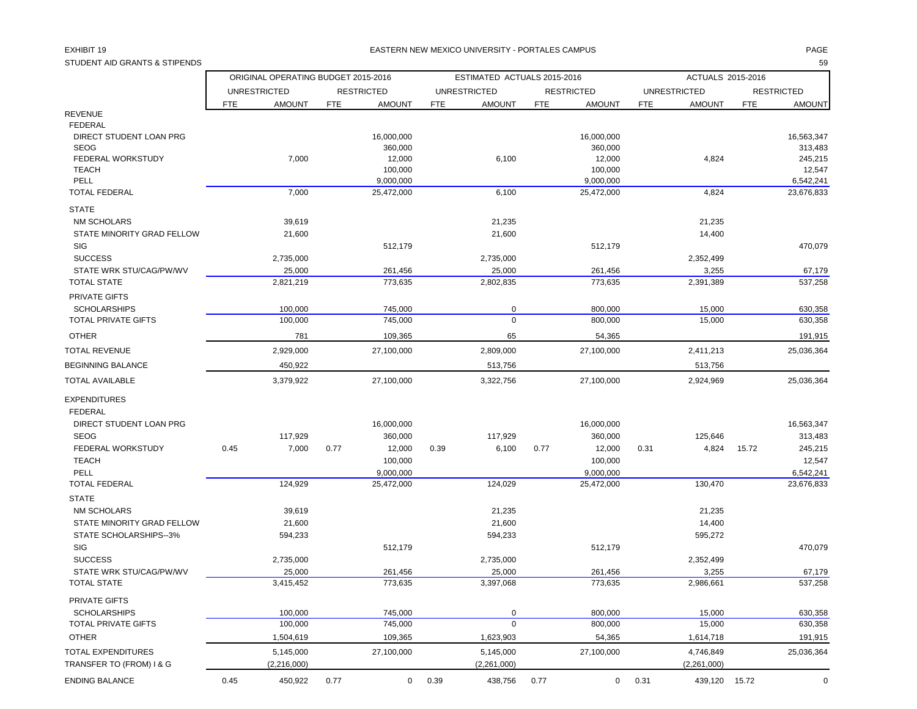EXHIBIT 19

EASTERN NEW MEXICO UNIVERSITY - PORTALES CAMPUS

STUDENT AID GRANTS & STIPENDS

| | ORIGINAL OPERATING BUDGET 2015-2016 | | | | ESTIMATED ACTUALS 2015-2016 | | | | ACTUALS 2015-2016 | | | |
|---|---|---|---|---|---|---|---|---|---|---|---|---|
| | UNRESTRICTED | | RESTRICTED | | UNRESTRICTED | | RESTRICTED | | UNRESTRICTED | | RESTRICTED | |
| | FTE | AMOUNT | FTE | AMOUNT | FTE | AMOUNT | FTE | AMOUNT | FTE | AMOUNT | FTE | AMOUNT |
| REVENUE | | | | | | | | | | | | |
| FEDERAL | | | | | | | | | | | | |
| DIRECT STUDENT LOAN PRG | | | | 16,000,000 | | | | 16,000,000 | | | | 16,563,347 |
| SEOG | | | | 360,000 | | | | 360,000 | | | | 313,483 |
| FEDERAL WORKSTUDY | | 7,000 | | 12,000 | | 6,100 | | 12,000 | | 4,824 | | 245,215 |
| TEACH | | | | 100,000 | | | | 100,000 | | | | 12,547 |
| PELL | | | | 9,000,000 | | | | 9,000,000 | | | | 6,542,241 |
| TOTAL FEDERAL | | 7,000 | | 25,472,000 | | 6,100 | | 25,472,000 | | 4,824 | | 23,676,833 |
| STATE | | | | | | | | | | | | |
| NM SCHOLARS | | 39,619 | | | | 21,235 | | | | 21,235 | | |
| STATE MINORITY GRAD FELLOW | | 21,600 | | | | 21,600 | | | | 14,400 | | |
| SIG | | | | 512,179 | | | | 512,179 | | | | 470,079 |
| SUCCESS | | 2,735,000 | | | | 2,735,000 | | | | 2,352,499 | | |
| STATE WRK STU/CAG/PW/WV | | 25,000 | | 261,456 | | 25,000 | | 261,456 | | 3,255 | | 67,179 |
| TOTAL STATE | | 2,821,219 | | 773,635 | | 2,802,835 | | 773,635 | | 2,391,389 | | 537,258 |
| PRIVATE GIFTS | | | | | | | | | | | | |
| SCHOLARSHIPS | | 100,000 | | 745,000 | | 0 | | 800,000 | | 15,000 | | 630,358 |
| TOTAL PRIVATE GIFTS | | 100,000 | | 745,000 | | 0 | | 800,000 | | 15,000 | | 630,358 |
| OTHER | | 781 | | 109,365 | | 65 | | 54,365 | | | | 191,915 |
| TOTAL REVENUE | | 2,929,000 | | 27,100,000 | | 2,809,000 | | 27,100,000 | | 2,411,213 | | 25,036,364 |
| BEGINNING BALANCE | | 450,922 | | | | 513,756 | | | | 513,756 | | |
| TOTAL AVAILABLE | | 3,379,922 | | 27,100,000 | | 3,322,756 | | 27,100,000 | | 2,924,969 | | 25,036,364 |
| EXPENDITURES | | | | | | | | | | | | |
| FEDERAL | | | | | | | | | | | | |
| DIRECT STUDENT LOAN PRG | | | | 16,000,000 | | | | 16,000,000 | | | | 16,563,347 |
| SEOG | | 117,929 | | 360,000 | | 117,929 | | 360,000 | | 125,646 | | 313,483 |
| FEDERAL WORKSTUDY | 0.45 | 7,000 | 0.77 | 12,000 | 0.39 | 6,100 | 0.77 | 12,000 | 0.31 | 4,824 | 15.72 | 245,215 |
| TEACH | | | | 100,000 | | | | 100,000 | | | | 12,547 |
| PELL | | | | 9,000,000 | | | | 9,000,000 | | | | 6,542,241 |
| TOTAL FEDERAL | | 124,929 | | 25,472,000 | | 124,029 | | 25,472,000 | | 130,470 | | 23,676,833 |
| STATE | | | | | | | | | | | | |
| NM SCHOLARS | | 39,619 | | | | 21,235 | | | | 21,235 | | |
| STATE MINORITY GRAD FELLOW | | 21,600 | | | | 21,600 | | | | 14,400 | | |
| STATE SCHOLARSHIPS--3% | | 594,233 | | | | 594,233 | | | | 595,272 | | |
| SIG | | | | 512,179 | | | | 512,179 | | | | 470,079 |
| SUCCESS | | 2,735,000 | | | | 2,735,000 | | | | 2,352,499 | | |
| STATE WRK STU/CAG/PW/WV | | 25,000 | | 261,456 | | 25,000 | | 261,456 | | 3,255 | | 67,179 |
| TOTAL STATE | | 3,415,452 | | 773,635 | | 3,397,068 | | 773,635 | | 2,986,661 | | 537,258 |
| PRIVATE GIFTS | | | | | | | | | | | | |
| SCHOLARSHIPS | | 100,000 | | 745,000 | | 0 | | 800,000 | | 15,000 | | 630,358 |
| TOTAL PRIVATE GIFTS | | 100,000 | | 745,000 | | 0 | | 800,000 | | 15,000 | | 630,358 |
| OTHER | | 1,504,619 | | 109,365 | | 1,623,903 | | 54,365 | | 1,614,718 | | 191,915 |
| TOTAL EXPENDITURES | | 5,145,000 | | 27,100,000 | | 5,145,000 | | 27,100,000 | | 4,746,849 | | 25,036,364 |
| TRANSFER TO (FROM) I & G | | (2,216,000) | | | | (2,261,000) | | | | (2,261,000) | | |
| ENDING BALANCE | 0.45 | 450,922 | 0.77 | 0 | 0.39 | 438,756 | 0.77 | 0 | 0.31 | 439,120 | 15.72 | 0 |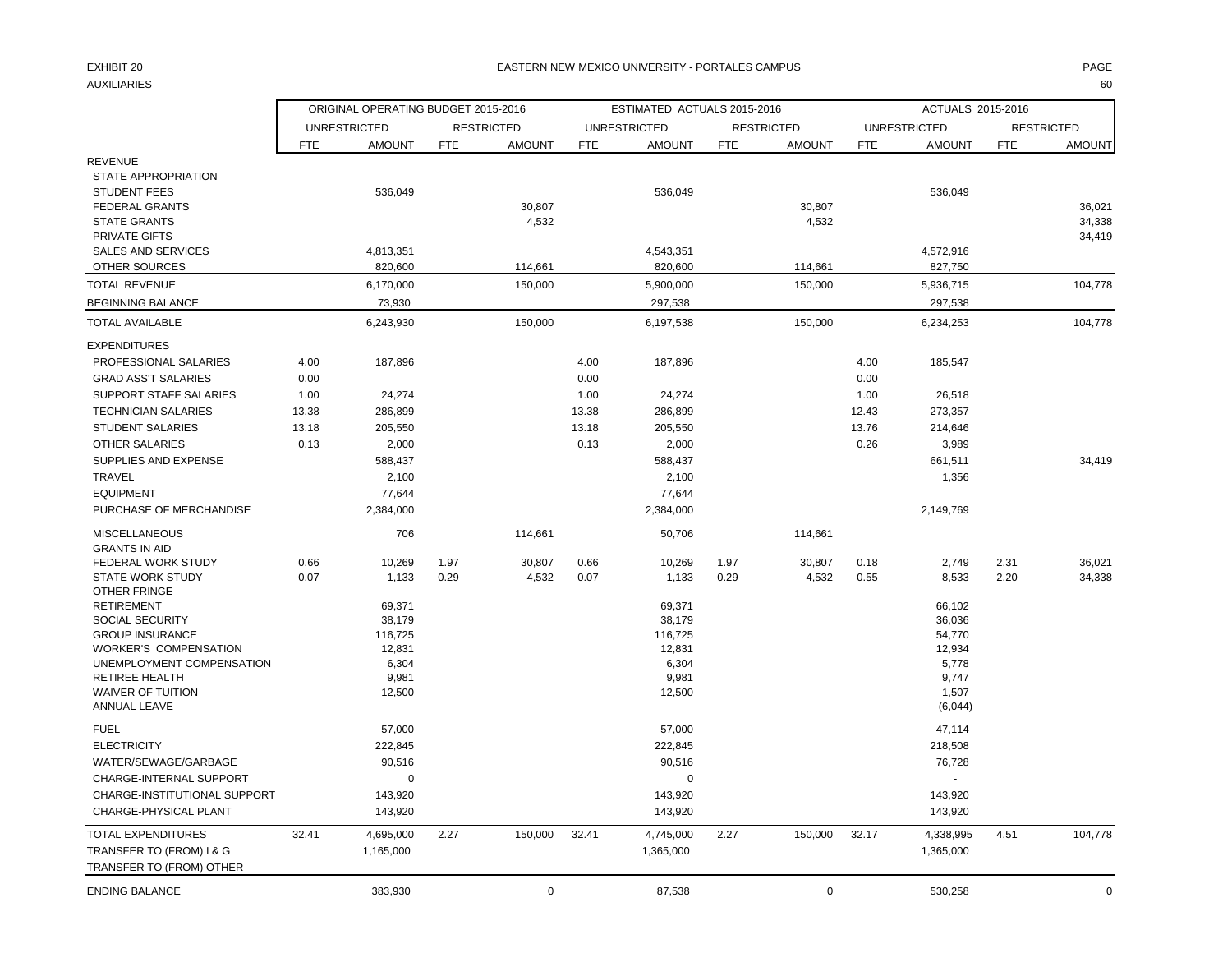EXHIBIT 20
AUXILIARIES

# EASTERN NEW MEXICO UNIVERSITY - PORTALES CAMPUS

| | ORIGINAL OPERATING BUDGET 2015-2016 | | | | ESTIMATED ACTUALS 2015-2016 | | | | ACTUALS 2015-2016 | | | |
|---|---|---|---|---|---|---|---|---|---|---|---|---|
| | UNRESTRICTED | | RESTRICTED | | UNRESTRICTED | | RESTRICTED | | UNRESTRICTED | | RESTRICTED | |
| | FTE | AMOUNT | FTE | AMOUNT | FTE | AMOUNT | FTE | AMOUNT | FTE | AMOUNT | FTE | AMOUNT |
| REVENUE | | | | | | | | | | | | |
| STATE APPROPRIATION | | | | | | | | | | | | |
| STUDENT FEES | | 536,049 | | | | 536,049 | | | | 536,049 | | |
| FEDERAL GRANTS | | | | 30,807 | | | | 30,807 | | | | 36,021 |
| STATE GRANTS | | | | 4,532 | | | | 4,532 | | | | 34,338 |
| PRIVATE GIFTS | | | | | | | | | | | | 34,419 |
| SALES AND SERVICES | | 4,813,351 | | | | 4,543,351 | | | | 4,572,916 | | |
| OTHER SOURCES | | 820,600 | | 114,661 | | 820,600 | | 114,661 | | 827,750 | | |
| TOTAL REVENUE | | 6,170,000 | | 150,000 | | 5,900,000 | | 150,000 | | 5,936,715 | | 104,778 |
| BEGINNING BALANCE | | 73,930 | | | | 297,538 | | | | 297,538 | | |
| TOTAL AVAILABLE | | 6,243,930 | | 150,000 | | 6,197,538 | | 150,000 | | 6,234,253 | | 104,778 |
| EXPENDITURES | | | | | | | | | | | | |
| PROFESSIONAL SALARIES | 4.00 | 187,896 | | | 4.00 | 187,896 | | | 4.00 | 185,547 | | |
| GRAD ASS'T SALARIES | 0.00 | | | | 0.00 | | | | 0.00 | | | |
| SUPPORT STAFF SALARIES | 1.00 | 24,274 | | | 1.00 | 24,274 | | | 1.00 | 26,518 | | |
| TECHNICIAN SALARIES | 13.38 | 286,899 | | | 13.38 | 286,899 | | | 12.43 | 273,357 | | |
| STUDENT SALARIES | 13.18 | 205,550 | | | 13.18 | 205,550 | | | 13.76 | 214,646 | | |
| OTHER SALARIES | 0.13 | 2,000 | | | 0.13 | 2,000 | | | 0.26 | 3,989 | | |
| SUPPLIES AND EXPENSE | | 588,437 | | | | 588,437 | | | | 661,511 | | 34,419 |
| TRAVEL | | 2,100 | | | | 2,100 | | | | 1,356 | | |
| EQUIPMENT | | 77,644 | | | | 77,644 | | | | | | |
| PURCHASE OF MERCHANDISE | | 2,384,000 | | | | 2,384,000 | | | | 2,149,769 | | |
| MISCELLANEOUS | | 706 | | 114,661 | | 50,706 | | 114,661 | | | | |
| GRANTS IN AID | | | | | | | | | | | | |
| FEDERAL WORK STUDY | 0.66 | 10,269 | 1.97 | 30,807 | 0.66 | 10,269 | 1.97 | 30,807 | 0.18 | 2,749 | 2.31 | 36,021 |
| STATE WORK STUDY | 0.07 | 1,133 | 0.29 | 4,532 | 0.07 | 1,133 | 0.29 | 4,532 | 0.55 | 8,533 | 2.20 | 34,338 |
| OTHER FRINGE | | | | | | | | | | | | |
| RETIREMENT | | 69,371 | | | | 69,371 | | | | 66,102 | | |
| SOCIAL SECURITY | | 38,179 | | | | 38,179 | | | | 36,036 | | |
| GROUP INSURANCE | | 116,725 | | | | 116,725 | | | | 54,770 | | |
| WORKER'S COMPENSATION | | 12,831 | | | | 12,831 | | | | 12,934 | | |
| UNEMPLOYMENT COMPENSATION | | 6,304 | | | | 6,304 | | | | 5,778 | | |
| RETIREE HEALTH | | 9,981 | | | | 9,981 | | | | 9,747 | | |
| WAIVER OF TUITION | | 12,500 | | | | 12,500 | | | | 1,507 | | |
| ANNUAL LEAVE | | | | | | | | | | (6,044) | | |
| FUEL | | 57,000 | | | | 57,000 | | | | 47,114 | | |
| ELECTRICITY | | 222,845 | | | | 222,845 | | | | 218,508 | | |
| WATER/SEWAGE/GARBAGE | | 90,516 | | | | 90,516 | | | | 76,728 | | |
| CHARGE-INTERNAL SUPPORT | | 0 | | | | 0 | | | | - | | |
| CHARGE-INSTITUTIONAL SUPPORT | | 143,920 | | | | 143,920 | | | | 143,920 | | |
| CHARGE-PHYSICAL PLANT | | 143,920 | | | | 143,920 | | | | 143,920 | | |
| TOTAL EXPENDITURES | 32.41 | 4,695,000 | 2.27 | 150,000 | 32.41 | 4,745,000 | 2.27 | 150,000 | 32.17 | 4,338,995 | 4.51 | 104,778 |
| TRANSFER TO (FROM) I & G | | 1,165,000 | | | | 1,365,000 | | | | 1,365,000 | | |
| TRANSFER TO (FROM) OTHER | | | | | | | | | | | | |
| ENDING BALANCE | | 383,930 | | 0 | | 87,538 | | 0 | | 530,258 | | 0 |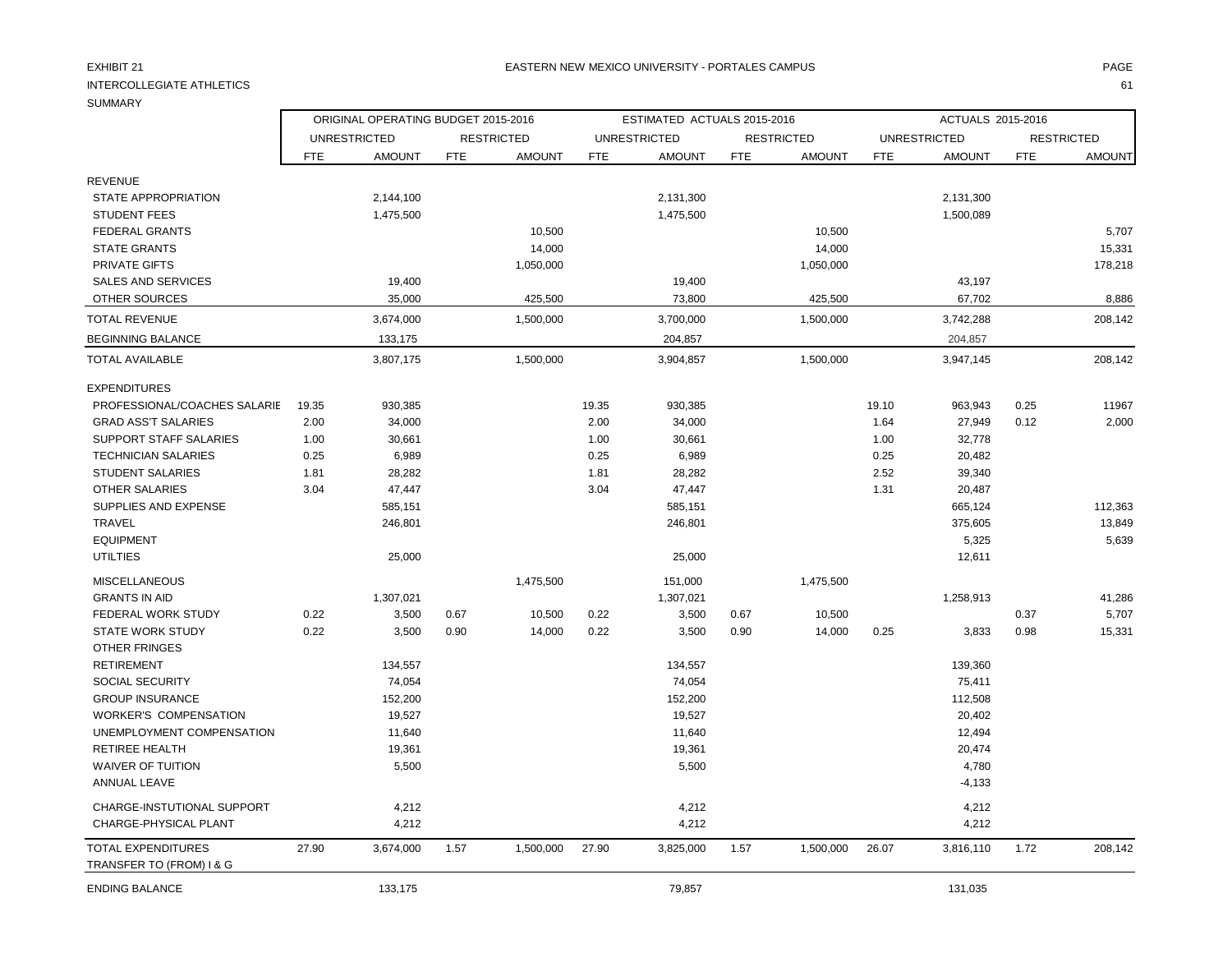EXHIBIT 21

EASTERN NEW MEXICO UNIVERSITY - PORTALES CAMPUS

INTERCOLLEGIATE ATHLETICS

SUMMARY

| | ORIGINAL OPERATING BUDGET 2015-2016 | | | | ESTIMATED ACTUALS 2015-2016 | | | | ACTUALS 2015-2016 | | | |
|---|---|---|---|---|---|---|---|---|---|---|---|---|
| | UNRESTRICTED | | RESTRICTED | | UNRESTRICTED | | RESTRICTED | | UNRESTRICTED | | RESTRICTED | |
| | FTE | AMOUNT | FTE | AMOUNT | FTE | AMOUNT | FTE | AMOUNT | FTE | AMOUNT | FTE | AMOUNT |
| REVENUE | | | | | | | | | | | | |
| STATE APPROPRIATION | | 2,144,100 | | | | 2,131,300 | | | | 2,131,300 | | |
| STUDENT FEES | | 1,475,500 | | | | 1,475,500 | | | | 1,500,089 | | |
| FEDERAL GRANTS | | | | 10,500 | | | | 10,500 | | | | 5,707 |
| STATE GRANTS | | | | 14,000 | | | | 14,000 | | | | 15,331 |
| PRIVATE GIFTS | | | | 1,050,000 | | | | 1,050,000 | | | | 178,218 |
| SALES AND SERVICES | | 19,400 | | | | 19,400 | | | | 43,197 | | |
| OTHER SOURCES | | 35,000 | | 425,500 | | 73,800 | | 425,500 | | 67,702 | | 8,886 |
| TOTAL REVENUE | | 3,674,000 | | 1,500,000 | | 3,700,000 | | 1,500,000 | | 3,742,288 | | 208,142 |
| BEGINNING BALANCE | | 133,175 | | | | 204,857 | | | | 204,857 | | |
| TOTAL AVAILABLE | | 3,807,175 | | 1,500,000 | | 3,904,857 | | 1,500,000 | | 3,947,145 | | 208,142 |
| EXPENDITURES | | | | | | | | | | | | |
| PROFESSIONAL/COACHES SALARIE | 19.35 | 930,385 | | | 19.35 | 930,385 | | | 19.10 | 963,943 | 0.25 | 11967 |
| GRAD ASS'T SALARIES | 2.00 | 34,000 | | | 2.00 | 34,000 | | | 1.64 | 27,949 | 0.12 | 2,000 |
| SUPPORT STAFF SALARIES | 1.00 | 30,661 | | | 1.00 | 30,661 | | | 1.00 | 32,778 | | |
| TECHNICIAN SALARIES | 0.25 | 6,989 | | | 0.25 | 6,989 | | | 0.25 | 20,482 | | |
| STUDENT SALARIES | 1.81 | 28,282 | | | 1.81 | 28,282 | | | 2.52 | 39,340 | | |
| OTHER SALARIES | 3.04 | 47,447 | | | 3.04 | 47,447 | | | 1.31 | 20,487 | | |
| SUPPLIES AND EXPENSE | | 585,151 | | | | 585,151 | | | | 665,124 | | 112,363 |
| TRAVEL | | 246,801 | | | | 246,801 | | | | 375,605 | | 13,849 |
| EQUIPMENT | | | | | | | | | | 5,325 | | 5,639 |
| UTILTIES | | 25,000 | | | | 25,000 | | | | 12,611 | | |
| MISCELLANEOUS | | | | 1,475,500 | | 151,000 | | 1,475,500 | | | | |
| GRANTS IN AID | | 1,307,021 | | | | 1,307,021 | | | | 1,258,913 | | 41,286 |
| FEDERAL WORK STUDY | 0.22 | 3,500 | 0.67 | 10,500 | 0.22 | 3,500 | 0.67 | 10,500 | | | 0.37 | 5,707 |
| STATE WORK STUDY | 0.22 | 3,500 | 0.90 | 14,000 | 0.22 | 3,500 | 0.90 | 14,000 | 0.25 | 3,833 | 0.98 | 15,331 |
| OTHER FRINGES | | | | | | | | | | | | |
| RETIREMENT | | 134,557 | | | | 134,557 | | | | 139,360 | | |
| SOCIAL SECURITY | | 74,054 | | | | 74,054 | | | | 75,411 | | |
| GROUP INSURANCE | | 152,200 | | | | 152,200 | | | | 112,508 | | |
| WORKER'S COMPENSATION | | 19,527 | | | | 19,527 | | | | 20,402 | | |
| UNEMPLOYMENT COMPENSATION | | 11,640 | | | | 11,640 | | | | 12,494 | | |
| RETIREE HEALTH | | 19,361 | | | | 19,361 | | | | 20,474 | | |
| WAIVER OF TUITION | | 5,500 | | | | 5,500 | | | | 4,780 | | |
| ANNUAL LEAVE | | | | | | | | | | -4,133 | | |
| CHARGE-INSTUTIONAL SUPPORT | | 4,212 | | | | 4,212 | | | | 4,212 | | |
| CHARGE-PHYSICAL PLANT | | 4,212 | | | | 4,212 | | | | 4,212 | | |
| TOTAL EXPENDITURES | 27.90 | 3,674,000 | 1.57 | 1,500,000 | 27.90 | 3,825,000 | 1.57 | 1,500,000 | 26.07 | 3,816,110 | 1.72 | 208,142 |
| TRANSFER TO (FROM) I & G | | | | | | | | | | | | |
| ENDING BALANCE | | 133,175 | | | | 79,857 | | | | 131,035 | | |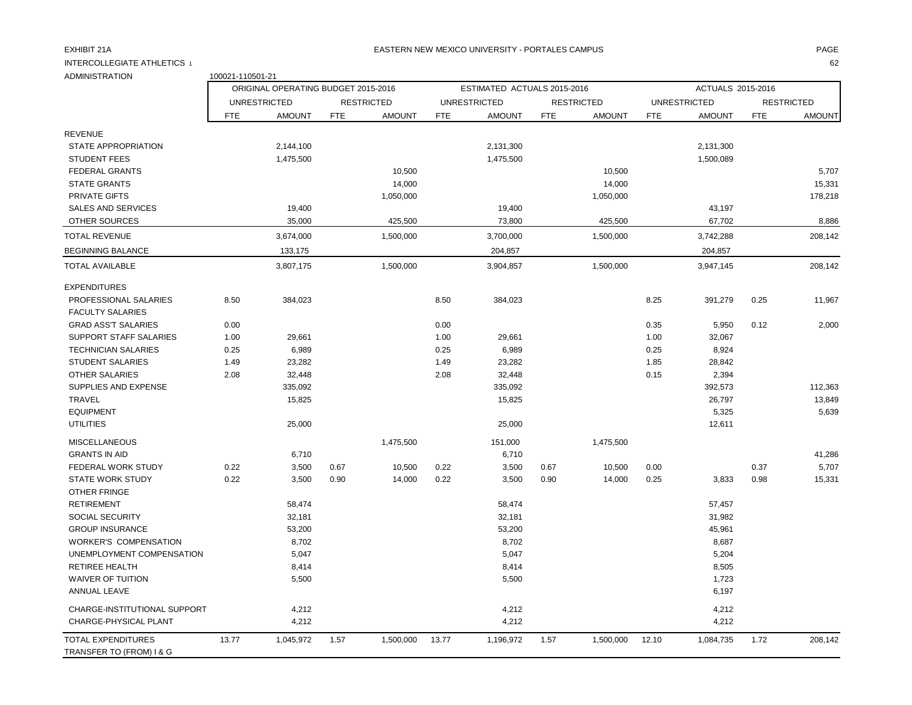EXHIBIT 21A

EASTERN NEW MEXICO UNIVERSITY - PORTALES CAMPUS

INTERCOLLEGIATE ATHLETICS 1

ADMINISTRATION 100021-110501-21

| | ORIGINAL OPERATING BUDGET 2015-2016 | | | | ESTIMATED ACTUALS 2015-2016 | | | | ACTUALS 2015-2016 | | | |
|---|---|---|---|---|---|---|---|---|---|---|---|---|
| | UNRESTRICTED | | RESTRICTED | | UNRESTRICTED | | RESTRICTED | | UNRESTRICTED | | RESTRICTED | |
| | FTE | AMOUNT | FTE | AMOUNT | FTE | AMOUNT | FTE | AMOUNT | FTE | AMOUNT | FTE | AMOUNT |
| REVENUE | | | | | | | | | | | | |
| STATE APPROPRIATION | | 2,144,100 | | | | 2,131,300 | | | | 2,131,300 | | |
| STUDENT FEES | | 1,475,500 | | | | 1,475,500 | | | | 1,500,089 | | |
| FEDERAL GRANTS | | | | 10,500 | | | | 10,500 | | | | 5,707 |
| STATE GRANTS | | | | 14,000 | | | | 14,000 | | | | 15,331 |
| PRIVATE GIFTS | | | | 1,050,000 | | | | 1,050,000 | | | | 178,218 |
| SALES AND SERVICES | | 19,400 | | | | 19,400 | | | | 43,197 | | |
| OTHER SOURCES | | 35,000 | | 425,500 | | 73,800 | | 425,500 | | 67,702 | | 8,886 |
| TOTAL REVENUE | | 3,674,000 | | 1,500,000 | | 3,700,000 | | 1,500,000 | | 3,742,288 | | 208,142 |
| BEGINNING BALANCE | | 133,175 | | | | 204,857 | | | | 204,857 | | |
| TOTAL AVAILABLE | | 3,807,175 | | 1,500,000 | | 3,904,857 | | 1,500,000 | | 3,947,145 | | 208,142 |
| EXPENDITURES | | | | | | | | | | | | |
| PROFESSIONAL SALARIES | 8.50 | 384,023 | | | 8.50 | 384,023 | | | 8.25 | 391,279 | 0.25 | 11,967 |
| FACULTY SALARIES | | | | | | | | | | | | |
| GRAD ASS'T SALARIES | 0.00 | | | | 0.00 | | | | 0.35 | 5,950 | 0.12 | 2,000 |
| SUPPORT STAFF SALARIES | 1.00 | 29,661 | | | 1.00 | 29,661 | | | 1.00 | 32,067 | | |
| TECHNICIAN SALARIES | 0.25 | 6,989 | | | 0.25 | 6,989 | | | 0.25 | 8,924 | | |
| STUDENT SALARIES | 1.49 | 23,282 | | | 1.49 | 23,282 | | | 1.85 | 28,842 | | |
| OTHER SALARIES | 2.08 | 32,448 | | | 2.08 | 32,448 | | | 0.15 | 2,394 | | |
| SUPPLIES AND EXPENSE | | 335,092 | | | | 335,092 | | | | 392,573 | | 112,363 |
| TRAVEL | | 15,825 | | | | 15,825 | | | | 26,797 | | 13,849 |
| EQUIPMENT | | | | | | | | | | 5,325 | | 5,639 |
| UTILITIES | | 25,000 | | | | 25,000 | | | | 12,611 | | |
| MISCELLANEOUS | | | | 1,475,500 | | 151,000 | | 1,475,500 | | | | |
| GRANTS IN AID | | 6,710 | | | | 6,710 | | | | | | 41,286 |
| FEDERAL WORK STUDY | 0.22 | 3,500 | 0.67 | 10,500 | 0.22 | 3,500 | 0.67 | 10,500 | 0.00 | | 0.37 | 5,707 |
| STATE WORK STUDY | 0.22 | 3,500 | 0.90 | 14,000 | 0.22 | 3,500 | 0.90 | 14,000 | 0.25 | 3,833 | 0.98 | 15,331 |
| OTHER FRINGE | | | | | | | | | | | | |
| RETIREMENT | | 58,474 | | | | 58,474 | | | | 57,457 | | |
| SOCIAL SECURITY | | 32,181 | | | | 32,181 | | | | 31,982 | | |
| GROUP INSURANCE | | 53,200 | | | | 53,200 | | | | 45,961 | | |
| WORKER'S COMPENSATION | | 8,702 | | | | 8,702 | | | | 8,687 | | |
| UNEMPLOYMENT COMPENSATION | | 5,047 | | | | 5,047 | | | | 5,204 | | |
| RETIREE HEALTH | | 8,414 | | | | 8,414 | | | | 8,505 | | |
| WAIVER OF TUITION | | 5,500 | | | | 5,500 | | | | 1,723 | | |
| ANNUAL LEAVE | | | | | | | | | | 6,197 | | |
| CHARGE-INSTITUTIONAL SUPPORT | | 4,212 | | | | 4,212 | | | | 4,212 | | |
| CHARGE-PHYSICAL PLANT | | 4,212 | | | | 4,212 | | | | 4,212 | | |
| TOTAL EXPENDITURES | 13.77 | 1,045,972 | 1.57 | 1,500,000 | 13.77 | 1,196,972 | 1.57 | 1,500,000 | 12.10 | 1,084,735 | 1.72 | 208,142 |
| TRANSFER TO (FROM) I & G | | | | | | | | | | | | |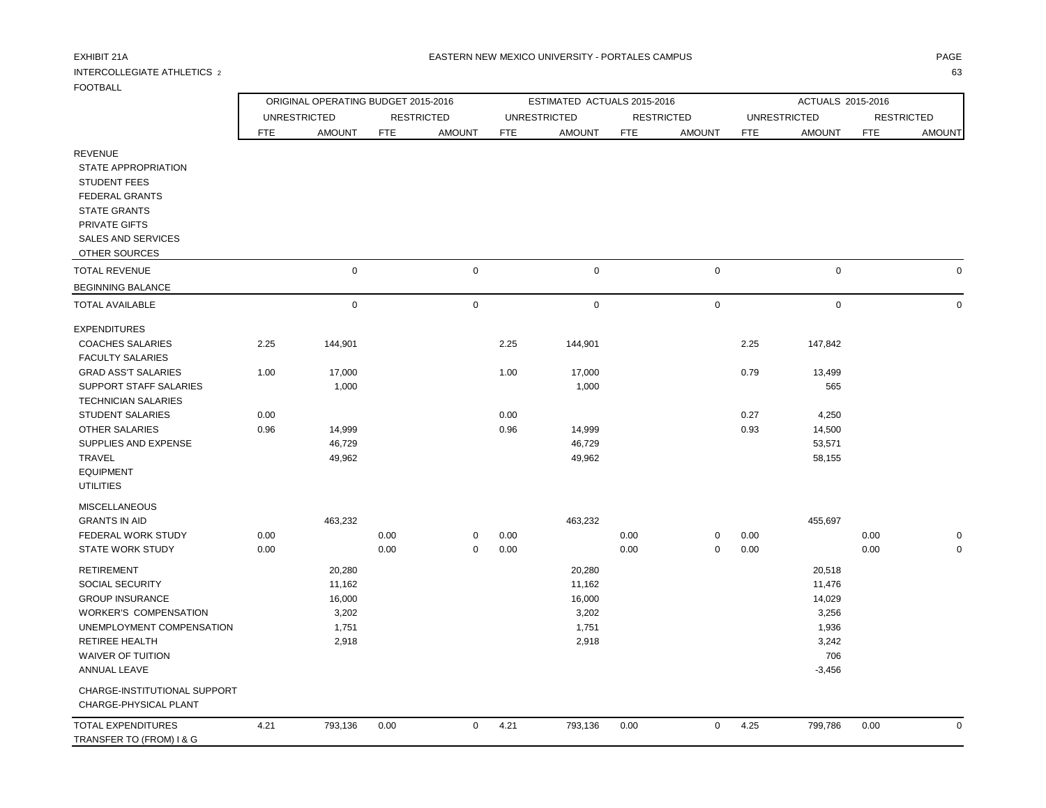EXHIBIT 21A

INTERCOLLEGIATE ATHLETICS 2

FOOTBALL

EASTERN NEW MEXICO UNIVERSITY - PORTALES CAMPUS

| | ORIGINAL OPERATING BUDGET 2015-2016 | | | | ESTIMATED ACTUALS 2015-2016 | | | | ACTUALS 2015-2016 | | | |
|---|---|---|---|---|---|---|---|---|---|---|---|---|
| | UNRESTRICTED | | RESTRICTED | | UNRESTRICTED | | RESTRICTED | | UNRESTRICTED | | RESTRICTED | |
| | FTE | AMOUNT | FTE | AMOUNT | FTE | AMOUNT | FTE | AMOUNT | FTE | AMOUNT | FTE | AMOUNT |
| REVENUE | | | | | | | | | | | | |
| STATE APPROPRIATION | | | | | | | | | | | | |
| STUDENT FEES | | | | | | | | | | | | |
| FEDERAL GRANTS | | | | | | | | | | | | |
| STATE GRANTS | | | | | | | | | | | | |
| PRIVATE GIFTS | | | | | | | | | | | | |
| SALES AND SERVICES | | | | | | | | | | | | |
| OTHER SOURCES | | | | | | | | | | | | |
| TOTAL REVENUE | | 0 | | 0 | | 0 | | 0 | | 0 | | 0 |
| BEGINNING BALANCE | | | | | | | | | | | | |
| TOTAL AVAILABLE | | 0 | | 0 | | 0 | | 0 | | 0 | | 0 |
| EXPENDITURES | | | | | | | | | | | | |
| COACHES SALARIES | 2.25 | 144,901 | | | 2.25 | 144,901 | | | 2.25 | 147,842 | | |
| FACULTY SALARIES | | | | | | | | | | | | |
| GRAD ASS'T SALARIES | 1.00 | 17,000 | | | 1.00 | 17,000 | | | 0.79 | 13,499 | | |
| SUPPORT STAFF SALARIES | | 1,000 | | | | 1,000 | | | | 565 | | |
| TECHNICIAN SALARIES | | | | | | | | | | | | |
| STUDENT SALARIES | 0.00 | | | | 0.00 | | | | 0.27 | 4,250 | | |
| OTHER SALARIES | 0.96 | 14,999 | | | 0.96 | 14,999 | | | 0.93 | 14,500 | | |
| SUPPLIES AND EXPENSE | | 46,729 | | | | 46,729 | | | | 53,571 | | |
| TRAVEL | | 49,962 | | | | 49,962 | | | | 58,155 | | |
| EQUIPMENT | | | | | | | | | | | | |
| UTILITIES | | | | | | | | | | | | |
| MISCELLANEOUS | | | | | | | | | | | | |
| GRANTS IN AID | | 463,232 | | | | 463,232 | | | | 455,697 | | |
| FEDERAL WORK STUDY | 0.00 | | 0.00 | 0 | 0.00 | | 0.00 | 0 | 0.00 | | 0.00 | 0 |
| STATE WORK STUDY | 0.00 | | 0.00 | 0 | 0.00 | | 0.00 | 0 | 0.00 | | 0.00 | 0 |
| RETIREMENT | | 20,280 | | | | 20,280 | | | | 20,518 | | |
| SOCIAL SECURITY | | 11,162 | | | | 11,162 | | | | 11,476 | | |
| GROUP INSURANCE | | 16,000 | | | | 16,000 | | | | 14,029 | | |
| WORKER'S COMPENSATION | | 3,202 | | | | 3,202 | | | | 3,256 | | |
| UNEMPLOYMENT COMPENSATION | | 1,751 | | | | 1,751 | | | | 1,936 | | |
| RETIREE HEALTH | | 2,918 | | | | 2,918 | | | | 3,242 | | |
| WAIVER OF TUITION | | | | | | | | | | 706 | | |
| ANNUAL LEAVE | | | | | | | | | | -3,456 | | |
| CHARGE-INSTITUTIONAL SUPPORT | | | | | | | | | | | | |
| CHARGE-PHYSICAL PLANT | | | | | | | | | | | | |
| TOTAL EXPENDITURES | 4.21 | 793,136 | 0.00 | 0 | 4.21 | 793,136 | 0.00 | 0 | 4.25 | 799,786 | 0.00 | 0 |
| TRANSFER TO (FROM) I & G | | | | | | | | | | | | |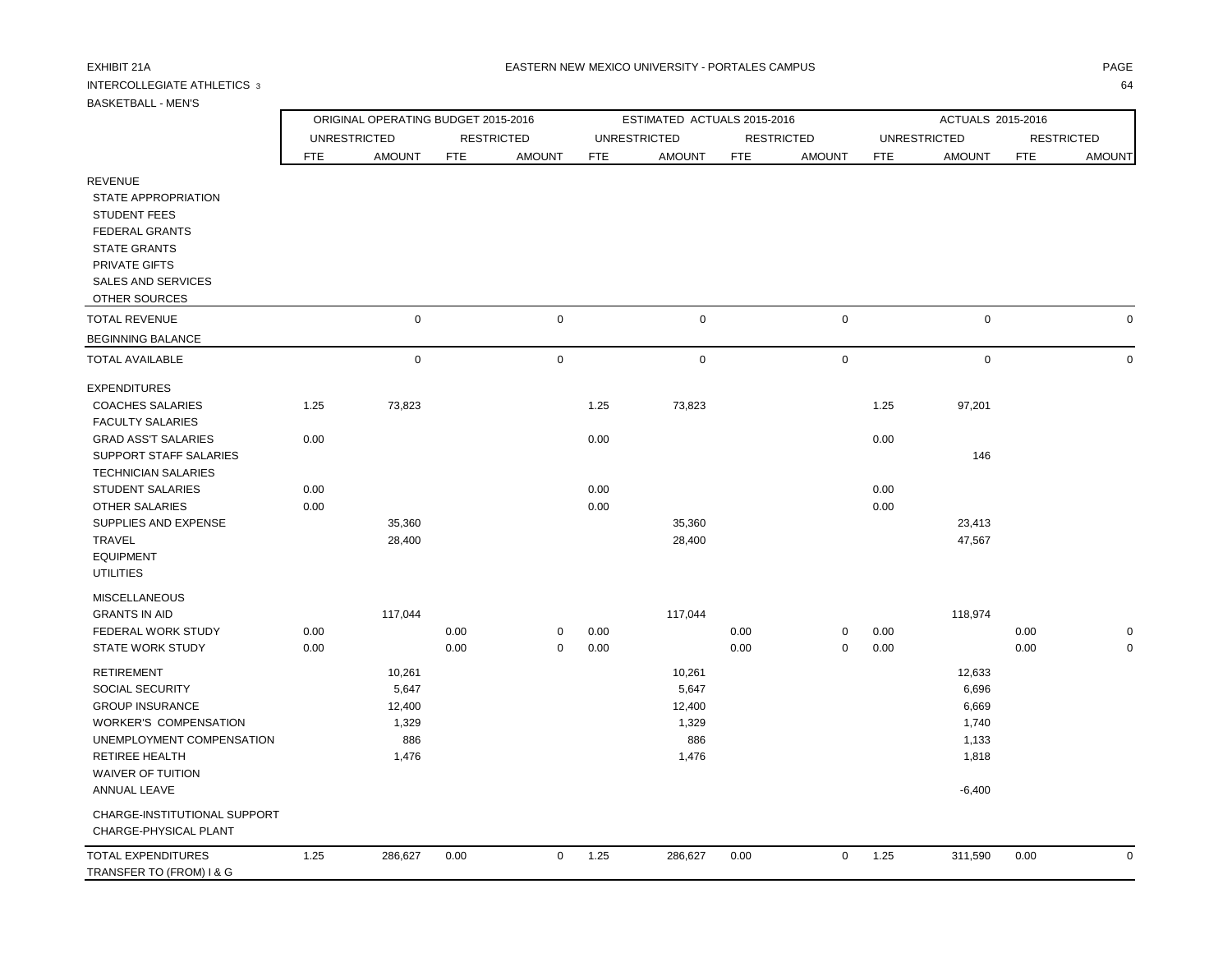EXHIBIT 21A

EASTERN NEW MEXICO UNIVERSITY - PORTALES CAMPUS

INTERCOLLEGIATE ATHLETICS 3

BASKETBALL - MEN'S

| | ORIGINAL OPERATING BUDGET 2015-2016 | | | | ESTIMATED ACTUALS 2015-2016 | | | | ACTUALS 2015-2016 | | | |
|---|---|---|---|---|---|---|---|---|---|---|---|---|
| | UNRESTRICTED | | RESTRICTED | | UNRESTRICTED | | RESTRICTED | | UNRESTRICTED | | RESTRICTED | |
| | FTE | AMOUNT | FTE | AMOUNT | FTE | AMOUNT | FTE | AMOUNT | FTE | AMOUNT | FTE | AMOUNT |
| REVENUE | | | | | | | | | | | | |
| STATE APPROPRIATION | | | | | | | | | | | | |
| STUDENT FEES | | | | | | | | | | | | |
| FEDERAL GRANTS | | | | | | | | | | | | |
| STATE GRANTS | | | | | | | | | | | | |
| PRIVATE GIFTS | | | | | | | | | | | | |
| SALES AND SERVICES | | | | | | | | | | | | |
| OTHER SOURCES | | | | | | | | | | | | |
| TOTAL REVENUE | | 0 | | 0 | | 0 | | 0 | | 0 | | 0 |
| BEGINNING BALANCE | | | | | | | | | | | | |
| TOTAL AVAILABLE | | 0 | | 0 | | 0 | | 0 | | 0 | | 0 |
| EXPENDITURES | | | | | | | | | | | | |
| COACHES SALARIES | 1.25 | 73,823 | | | 1.25 | 73,823 | | | 1.25 | 97,201 | | |
| FACULTY SALARIES | | | | | | | | | | | | |
| GRAD ASS'T SALARIES | 0.00 | | | | 0.00 | | | | 0.00 | | | |
| SUPPORT STAFF SALARIES | | | | | | | | | | 146 | | |
| TECHNICIAN SALARIES | | | | | | | | | | | | |
| STUDENT SALARIES | 0.00 | | | | 0.00 | | | | 0.00 | | | |
| OTHER SALARIES | 0.00 | | | | 0.00 | | | | 0.00 | | | |
| SUPPLIES AND EXPENSE | | 35,360 | | | | 35,360 | | | | 23,413 | | |
| TRAVEL | | 28,400 | | | | 28,400 | | | | 47,567 | | |
| EQUIPMENT | | | | | | | | | | | | |
| UTILITIES | | | | | | | | | | | | |
| MISCELLANEOUS | | | | | | | | | | | | |
| GRANTS IN AID | | 117,044 | | | | 117,044 | | | | 118,974 | | |
| FEDERAL WORK STUDY | 0.00 | | 0.00 | 0 | 0.00 | | 0.00 | 0 | 0.00 | | 0.00 | 0 |
| STATE WORK STUDY | 0.00 | | 0.00 | 0 | 0.00 | | 0.00 | 0 | 0.00 | | 0.00 | 0 |
| RETIREMENT | | 10,261 | | | | 10,261 | | | | 12,633 | | |
| SOCIAL SECURITY | | 5,647 | | | | 5,647 | | | | 6,696 | | |
| GROUP INSURANCE | | 12,400 | | | | 12,400 | | | | 6,669 | | |
| WORKER'S COMPENSATION | | 1,329 | | | | 1,329 | | | | 1,740 | | |
| UNEMPLOYMENT COMPENSATION | | 886 | | | | 886 | | | | 1,133 | | |
| RETIREE HEALTH | | 1,476 | | | | 1,476 | | | | 1,818 | | |
| WAIVER OF TUITION | | | | | | | | | | | | |
| ANNUAL LEAVE | | | | | | | | | | -6,400 | | |
| CHARGE-INSTITUTIONAL SUPPORT | | | | | | | | | | | | |
| CHARGE-PHYSICAL PLANT | | | | | | | | | | | | |
| TOTAL EXPENDITURES | 1.25 | 286,627 | 0.00 | 0 | 1.25 | 286,627 | 0.00 | 0 | 1.25 | 311,590 | 0.00 | 0 |
| TRANSFER TO (FROM) I & G | | | | | | | | | | | | |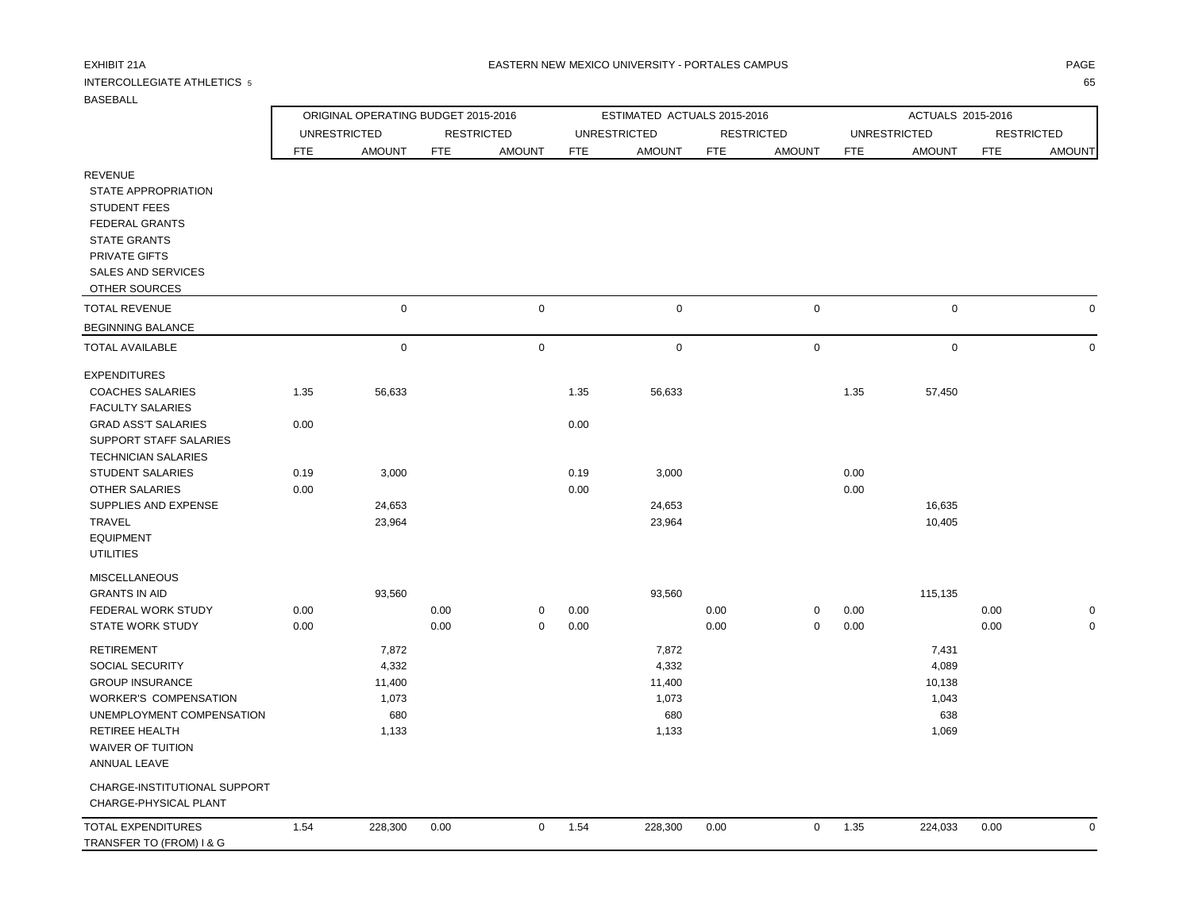EXHIBIT 21A

EASTERN NEW MEXICO UNIVERSITY - PORTALES CAMPUS

INTERCOLLEGIATE ATHLETICS 5

BASEBALL

| | ORIGINAL OPERATING BUDGET 2015-2016 | | | | ESTIMATED ACTUALS 2015-2016 | | | | ACTUALS 2015-2016 | | | |
|---|---|---|---|---|---|---|---|---|---|---|---|---|
| | UNRESTRICTED | | RESTRICTED | | UNRESTRICTED | | RESTRICTED | | UNRESTRICTED | | RESTRICTED | |
| | FTE | AMOUNT | FTE | AMOUNT | FTE | AMOUNT | FTE | AMOUNT | FTE | AMOUNT | FTE | AMOUNT |
| REVENUE | | | | | | | | | | | | |
| STATE APPROPRIATION | | | | | | | | | | | | |
| STUDENT FEES | | | | | | | | | | | | |
| FEDERAL GRANTS | | | | | | | | | | | | |
| STATE GRANTS | | | | | | | | | | | | |
| PRIVATE GIFTS | | | | | | | | | | | | |
| SALES AND SERVICES | | | | | | | | | | | | |
| OTHER SOURCES | | | | | | | | | | | | |
| TOTAL REVENUE | | 0 | | 0 | | 0 | | 0 | | 0 | | 0 |
| BEGINNING BALANCE | | | | | | | | | | | | |
| TOTAL AVAILABLE | | 0 | | 0 | | 0 | | 0 | | 0 | | 0 |
| EXPENDITURES | | | | | | | | | | | | |
| COACHES SALARIES | 1.35 | 56,633 | | | 1.35 | 56,633 | | | 1.35 | 57,450 | | |
| FACULTY SALARIES | | | | | | | | | | | | |
| GRAD ASS'T SALARIES | 0.00 | | | | 0.00 | | | | | | | |
| SUPPORT STAFF SALARIES | | | | | | | | | | | | |
| TECHNICIAN SALARIES | | | | | | | | | | | | |
| STUDENT SALARIES | 0.19 | 3,000 | | | 0.19 | 3,000 | | | 0.00 | | | |
| OTHER SALARIES | 0.00 | | | | 0.00 | | | | 0.00 | | | |
| SUPPLIES AND EXPENSE | | 24,653 | | | | 24,653 | | | | 16,635 | | |
| TRAVEL | | 23,964 | | | | 23,964 | | | | 10,405 | | |
| EQUIPMENT | | | | | | | | | | | | |
| UTILITIES | | | | | | | | | | | | |
| MISCELLANEOUS | | | | | | | | | | | | |
| GRANTS IN AID | | 93,560 | | | | 93,560 | | | | 115,135 | | |
| FEDERAL WORK STUDY | 0.00 | | 0.00 | 0 | 0.00 | | 0.00 | 0 | 0.00 | | 0.00 | 0 |
| STATE WORK STUDY | 0.00 | | 0.00 | 0 | 0.00 | | 0.00 | 0 | 0.00 | | 0.00 | 0 |
| RETIREMENT | | 7,872 | | | | 7,872 | | | | 7,431 | | |
| SOCIAL SECURITY | | 4,332 | | | | 4,332 | | | | 4,089 | | |
| GROUP INSURANCE | | 11,400 | | | | 11,400 | | | | 10,138 | | |
| WORKER'S COMPENSATION | | 1,073 | | | | 1,073 | | | | 1,043 | | |
| UNEMPLOYMENT COMPENSATION | | 680 | | | | 680 | | | | 638 | | |
| RETIREE HEALTH | | 1,133 | | | | 1,133 | | | | 1,069 | | |
| WAIVER OF TUITION | | | | | | | | | | | | |
| ANNUAL LEAVE | | | | | | | | | | | | |
| CHARGE-INSTITUTIONAL SUPPORT | | | | | | | | | | | | |
| CHARGE-PHYSICAL PLANT | | | | | | | | | | | | |
| TOTAL EXPENDITURES | 1.54 | 228,300 | 0.00 | 0 | 1.54 | 228,300 | 0.00 | 0 | 1.35 | 224,033 | 0.00 | 0 |
| TRANSFER TO (FROM) I & G | | | | | | | | | | | | |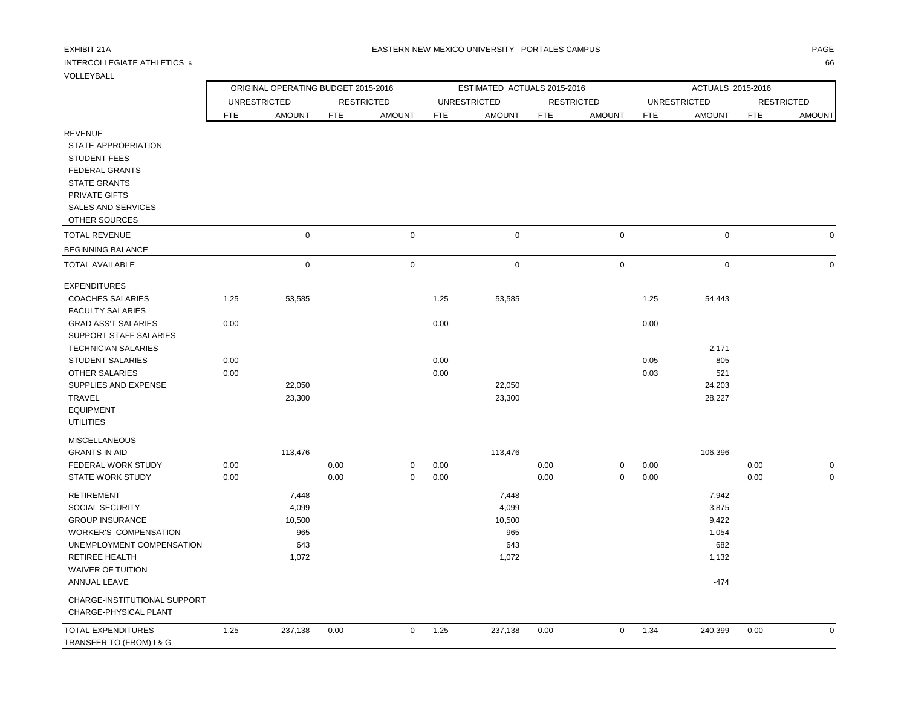EXHIBIT 21A

EASTERN NEW MEXICO UNIVERSITY - PORTALES CAMPUS

INTERCOLLEGIATE ATHLETICS 6

VOLLEYBALL

| | ORIGINAL OPERATING BUDGET 2015-2016 | | | | ESTIMATED ACTUALS 2015-2016 | | | | ACTUALS 2015-2016 | | | |
|---|---|---|---|---|---|---|---|---|---|---|---|---|
| | UNRESTRICTED | | RESTRICTED | | UNRESTRICTED | | RESTRICTED | | UNRESTRICTED | | RESTRICTED | |
| | FTE | AMOUNT | FTE | AMOUNT | FTE | AMOUNT | FTE | AMOUNT | FTE | AMOUNT | FTE | AMOUNT |
| REVENUE | | | | | | | | | | | | |
| STATE APPROPRIATION | | | | | | | | | | | | |
| STUDENT FEES | | | | | | | | | | | | |
| FEDERAL GRANTS | | | | | | | | | | | | |
| STATE GRANTS | | | | | | | | | | | | |
| PRIVATE GIFTS | | | | | | | | | | | | |
| SALES AND SERVICES | | | | | | | | | | | | |
| OTHER SOURCES | | | | | | | | | | | | |
| TOTAL REVENUE | | 0 | | 0 | | 0 | | 0 | | 0 | | 0 |
| BEGINNING BALANCE | | | | | | | | | | | | |
| TOTAL AVAILABLE | | 0 | | 0 | | 0 | | 0 | | 0 | | 0 |
| EXPENDITURES | | | | | | | | | | | | |
| COACHES SALARIES | 1.25 | 53,585 | | | 1.25 | 53,585 | | | 1.25 | 54,443 | | |
| FACULTY SALARIES | | | | | | | | | | | | |
| GRAD ASS'T SALARIES | 0.00 | | | | 0.00 | | | | 0.00 | | | |
| SUPPORT STAFF SALARIES | | | | | | | | | | | | |
| TECHNICIAN SALARIES | | | | | | | | | | 2,171 | | |
| STUDENT SALARIES | 0.00 | | | | 0.00 | | | | 0.05 | 805 | | |
| OTHER SALARIES | 0.00 | | | | 0.00 | | | | 0.03 | 521 | | |
| SUPPLIES AND EXPENSE | | 22,050 | | | | 22,050 | | | | 24,203 | | |
| TRAVEL | | 23,300 | | | | 23,300 | | | | 28,227 | | |
| EQUIPMENT | | | | | | | | | | | | |
| UTILITIES | | | | | | | | | | | | |
| MISCELLANEOUS | | | | | | | | | | | | |
| GRANTS IN AID | | 113,476 | | | | 113,476 | | | | 106,396 | | |
| FEDERAL WORK STUDY | 0.00 | | 0.00 | 0 | 0.00 | | 0.00 | 0 | 0.00 | | 0.00 | 0 |
| STATE WORK STUDY | 0.00 | | 0.00 | 0 | 0.00 | | 0.00 | 0 | 0.00 | | 0.00 | 0 |
| RETIREMENT | | 7,448 | | | | 7,448 | | | | 7,942 | | |
| SOCIAL SECURITY | | 4,099 | | | | 4,099 | | | | 3,875 | | |
| GROUP INSURANCE | | 10,500 | | | | 10,500 | | | | 9,422 | | |
| WORKER'S COMPENSATION | | 965 | | | | 965 | | | | 1,054 | | |
| UNEMPLOYMENT COMPENSATION | | 643 | | | | 643 | | | | 682 | | |
| RETIREE HEALTH | | 1,072 | | | | 1,072 | | | | 1,132 | | |
| WAIVER OF TUITION | | | | | | | | | | | | |
| ANNUAL LEAVE | | | | | | | | | | -474 | | |
| CHARGE-INSTITUTIONAL SUPPORT | | | | | | | | | | | | |
| CHARGE-PHYSICAL PLANT | | | | | | | | | | | | |
| TOTAL EXPENDITURES | 1.25 | 237,138 | 0.00 | 0 | 1.25 | 237,138 | 0.00 | 0 | 1.34 | 240,399 | 0.00 | 0 |
| TRANSFER TO (FROM) I & G | | | | | | | | | | | | |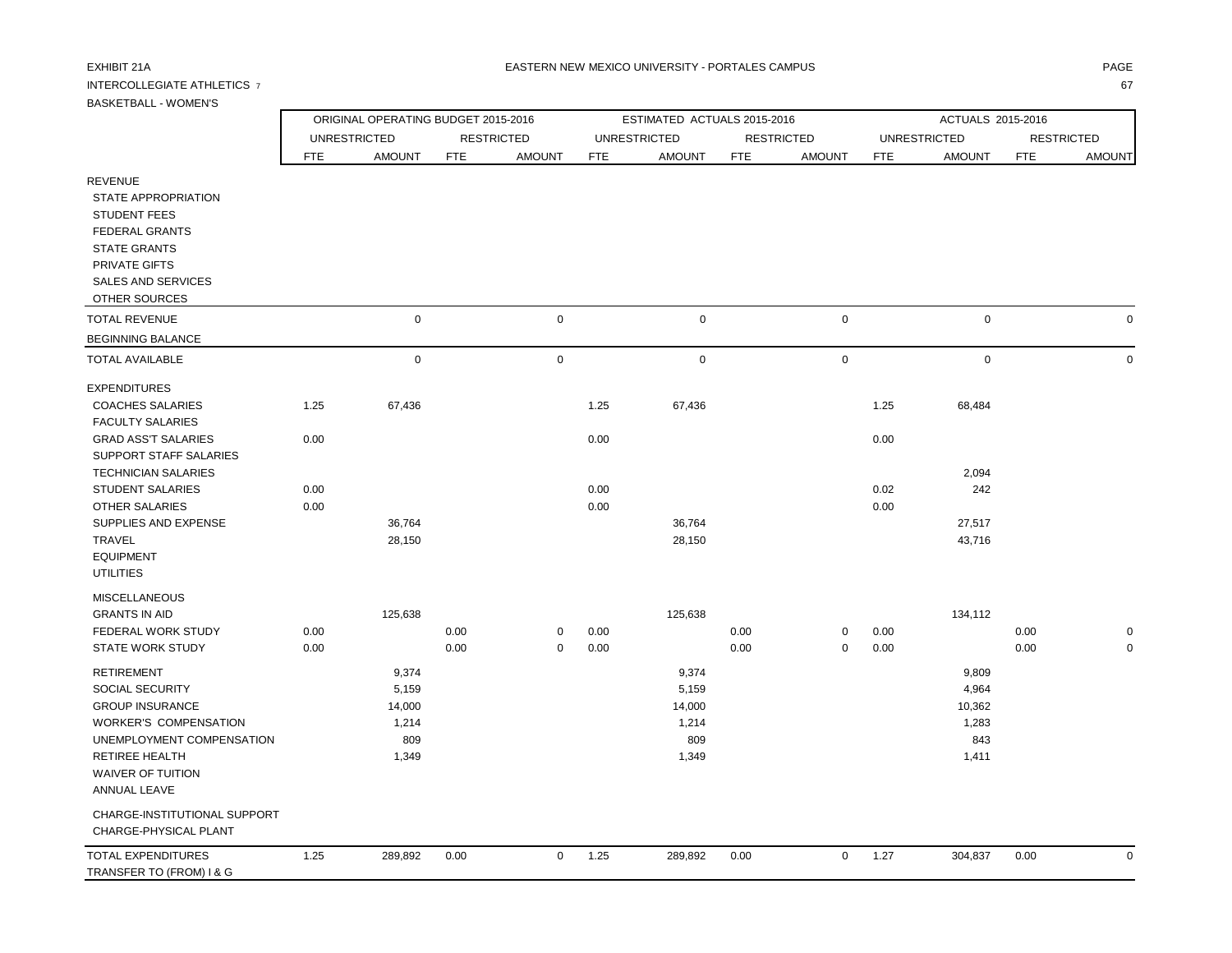EXHIBIT 21A

EASTERN NEW MEXICO UNIVERSITY - PORTALES CAMPUS

INTERCOLLEGIATE ATHLETICS 7

BASKETBALL - WOMEN'S

| | ORIGINAL OPERATING BUDGET 2015-2016 | | | | ESTIMATED ACTUALS 2015-2016 | | | | ACTUALS 2015-2016 | | | |
|---|---|---|---|---|---|---|---|---|---|---|---|---|
| | UNRESTRICTED | | RESTRICTED | | UNRESTRICTED | | RESTRICTED | | UNRESTRICTED | | RESTRICTED | |
| | FTE | AMOUNT | FTE | AMOUNT | FTE | AMOUNT | FTE | AMOUNT | FTE | AMOUNT | FTE | AMOUNT |
| REVENUE | | | | | | | | | | | | |
| STATE APPROPRIATION | | | | | | | | | | | | |
| STUDENT FEES | | | | | | | | | | | | |
| FEDERAL GRANTS | | | | | | | | | | | | |
| STATE GRANTS | | | | | | | | | | | | |
| PRIVATE GIFTS | | | | | | | | | | | | |
| SALES AND SERVICES | | | | | | | | | | | | |
| OTHER SOURCES | | | | | | | | | | | | |
| TOTAL REVENUE | | 0 | | 0 | | 0 | | 0 | | 0 | | 0 |
| BEGINNING BALANCE | | | | | | | | | | | | |
| TOTAL AVAILABLE | | 0 | | 0 | | 0 | | 0 | | 0 | | 0 |
| EXPENDITURES | | | | | | | | | | | | |
| COACHES SALARIES | 1.25 | 67,436 | | | 1.25 | 67,436 | | | 1.25 | 68,484 | | |
| FACULTY SALARIES | | | | | | | | | | | | |
| GRAD ASS'T SALARIES | 0.00 | | | | 0.00 | | | | 0.00 | | | |
| SUPPORT STAFF SALARIES | | | | | | | | | | | | |
| TECHNICIAN SALARIES | | | | | | | | | | 2,094 | | |
| STUDENT SALARIES | 0.00 | | | | 0.00 | | | | 0.02 | 242 | | |
| OTHER SALARIES | 0.00 | | | | 0.00 | | | | 0.00 | | | |
| SUPPLIES AND EXPENSE | | 36,764 | | | | 36,764 | | | | 27,517 | | |
| TRAVEL | | 28,150 | | | | 28,150 | | | | 43,716 | | |
| EQUIPMENT | | | | | | | | | | | | |
| UTILITIES | | | | | | | | | | | | |
| MISCELLANEOUS | | | | | | | | | | | | |
| GRANTS IN AID | | 125,638 | | | | 125,638 | | | | 134,112 | | |
| FEDERAL WORK STUDY | 0.00 | | 0.00 | 0 | 0.00 | | 0.00 | 0 | 0.00 | | 0.00 | 0 |
| STATE WORK STUDY | 0.00 | | 0.00 | 0 | 0.00 | | 0.00 | 0 | 0.00 | | 0.00 | 0 |
| RETIREMENT | | 9,374 | | | | 9,374 | | | | 9,809 | | |
| SOCIAL SECURITY | | 5,159 | | | | 5,159 | | | | 4,964 | | |
| GROUP INSURANCE | | 14,000 | | | | 14,000 | | | | 10,362 | | |
| WORKER'S COMPENSATION | | 1,214 | | | | 1,214 | | | | 1,283 | | |
| UNEMPLOYMENT COMPENSATION | | 809 | | | | 809 | | | | 843 | | |
| RETIREE HEALTH | | 1,349 | | | | 1,349 | | | | 1,411 | | |
| WAIVER OF TUITION | | | | | | | | | | | | |
| ANNUAL LEAVE | | | | | | | | | | | | |
| CHARGE-INSTITUTIONAL SUPPORT | | | | | | | | | | | | |
| CHARGE-PHYSICAL PLANT | | | | | | | | | | | | |
| TOTAL EXPENDITURES | 1.25 | 289,892 | 0.00 | 0 | 1.25 | 289,892 | 0.00 | 0 | 1.27 | 304,837 | 0.00 | 0 |
| TRANSFER TO (FROM) I & G | | | | | | | | | | | | |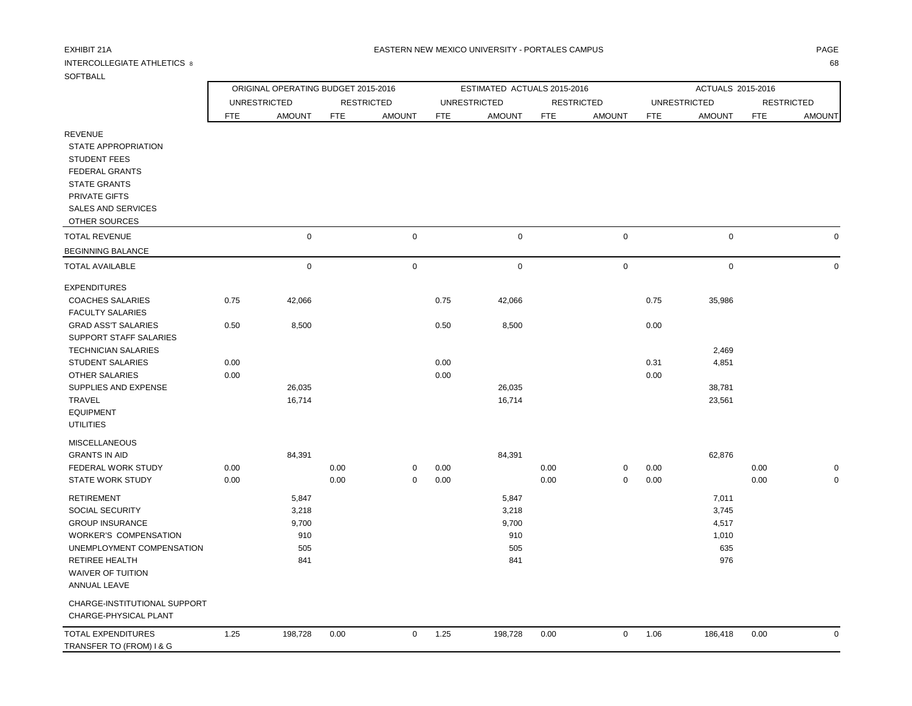EXHIBIT 21A

INTERCOLLEGIATE ATHLETICS 8

SOFTBALL

EASTERN NEW MEXICO UNIVERSITY - PORTALES CAMPUS

| | ORIGINAL OPERATING BUDGET 2015-2016 | | | | ESTIMATED ACTUALS 2015-2016 | | | | ACTUALS 2015-2016 | | | |
|---|---|---|---|---|---|---|---|---|---|---|---|---|
| | UNRESTRICTED | | RESTRICTED | | UNRESTRICTED | | RESTRICTED | | UNRESTRICTED | | RESTRICTED | |
| | FTE | AMOUNT | FTE | AMOUNT | FTE | AMOUNT | FTE | AMOUNT | FTE | AMOUNT | FTE | AMOUNT |
| REVENUE | | | | | | | | | | | | |
| STATE APPROPRIATION | | | | | | | | | | | | |
| STUDENT FEES | | | | | | | | | | | | |
| FEDERAL GRANTS | | | | | | | | | | | | |
| STATE GRANTS | | | | | | | | | | | | |
| PRIVATE GIFTS | | | | | | | | | | | | |
| SALES AND SERVICES | | | | | | | | | | | | |
| OTHER SOURCES | | | | | | | | | | | | |
| TOTAL REVENUE | | 0 | | 0 | | 0 | | 0 | | 0 | | 0 |
| BEGINNING BALANCE | | | | | | | | | | | | |
| TOTAL AVAILABLE | | 0 | | 0 | | 0 | | 0 | | 0 | | 0 |
| EXPENDITURES | | | | | | | | | | | | |
| COACHES SALARIES | 0.75 | 42,066 | | | 0.75 | 42,066 | | | 0.75 | 35,986 | | |
| FACULTY SALARIES | | | | | | | | | | | | |
| GRAD ASS'T SALARIES | 0.50 | 8,500 | | | 0.50 | 8,500 | | | 0.00 | | | |
| SUPPORT STAFF SALARIES | | | | | | | | | | | | |
| TECHNICIAN SALARIES | | | | | | | | | | 2,469 | | |
| STUDENT SALARIES | 0.00 | | | | 0.00 | | | | 0.31 | 4,851 | | |
| OTHER SALARIES | 0.00 | | | | 0.00 | | | | 0.00 | | | |
| SUPPLIES AND EXPENSE | | 26,035 | | | | 26,035 | | | | 38,781 | | |
| TRAVEL | | 16,714 | | | | 16,714 | | | | 23,561 | | |
| EQUIPMENT | | | | | | | | | | | | |
| UTILITIES | | | | | | | | | | | | |
| MISCELLANEOUS | | | | | | | | | | | | |
| GRANTS IN AID | | 84,391 | | | | 84,391 | | | | 62,876 | | |
| FEDERAL WORK STUDY | 0.00 | | 0.00 | 0 | 0.00 | | 0.00 | 0 | 0.00 | | 0.00 | 0 |
| STATE WORK STUDY | 0.00 | | 0.00 | 0 | 0.00 | | 0.00 | 0 | 0.00 | | 0.00 | 0 |
| RETIREMENT | | 5,847 | | | | 5,847 | | | | 7,011 | | |
| SOCIAL SECURITY | | 3,218 | | | | 3,218 | | | | 3,745 | | |
| GROUP INSURANCE | | 9,700 | | | | 9,700 | | | | 4,517 | | |
| WORKER'S COMPENSATION | | 910 | | | | 910 | | | | 1,010 | | |
| UNEMPLOYMENT COMPENSATION | | 505 | | | | 505 | | | | 635 | | |
| RETIREE HEALTH | | 841 | | | | 841 | | | | 976 | | |
| WAIVER OF TUITION | | | | | | | | | | | | |
| ANNUAL LEAVE | | | | | | | | | | | | |
| CHARGE-INSTITUTIONAL SUPPORT | | | | | | | | | | | | |
| CHARGE-PHYSICAL PLANT | | | | | | | | | | | | |
| TOTAL EXPENDITURES | 1.25 | 198,728 | 0.00 | 0 | 1.25 | 198,728 | 0.00 | 0 | 1.06 | 186,418 | 0.00 | 0 |
| TRANSFER TO (FROM) I & G | | | | | | | | | | | | |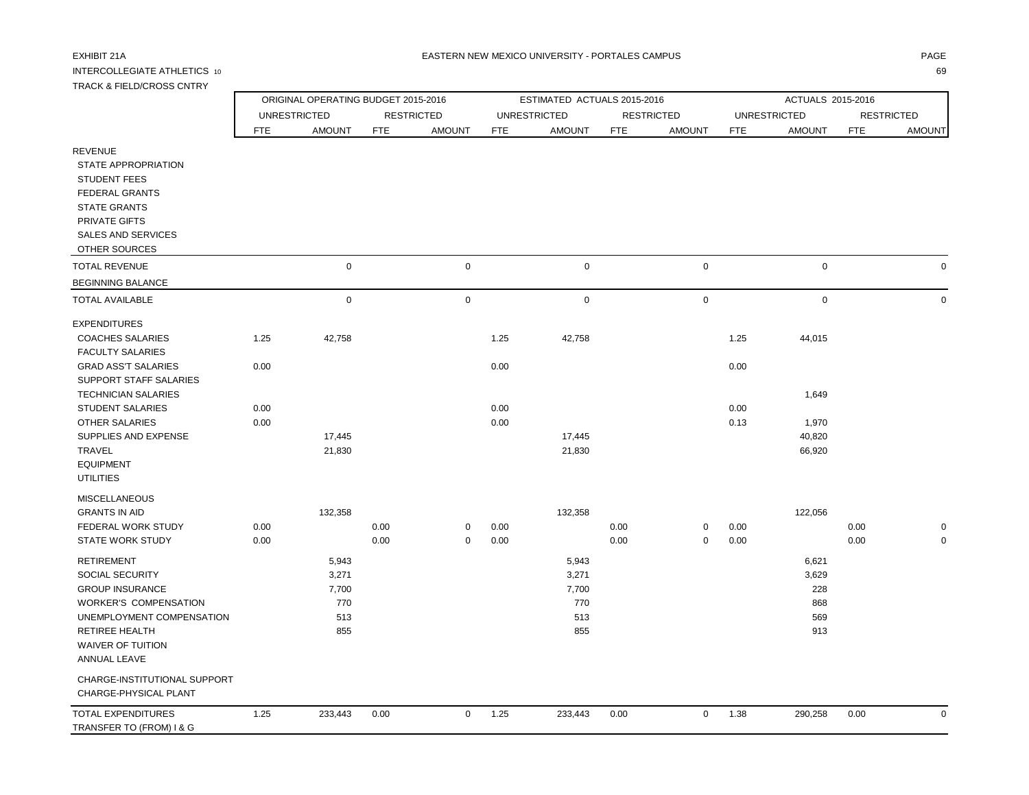EXHIBIT 21A

EASTERN NEW MEXICO UNIVERSITY - PORTALES CAMPUS

INTERCOLLEGIATE ATHLETICS 10

TRACK & FIELD/CROSS CNTRY

| | ORIGINAL OPERATING BUDGET 2015-2016 | | | | ESTIMATED ACTUALS 2015-2016 | | | | ACTUALS 2015-2016 | | | |
|---|---|---|---|---|---|---|---|---|---|---|---|---|
| | UNRESTRICTED | | RESTRICTED | | UNRESTRICTED | | RESTRICTED | | UNRESTRICTED | | RESTRICTED | |
| | FTE | AMOUNT | FTE | AMOUNT | FTE | AMOUNT | FTE | AMOUNT | FTE | AMOUNT | FTE | AMOUNT |
| REVENUE | | | | | | | | | | | | |
| STATE APPROPRIATION | | | | | | | | | | | | |
| STUDENT FEES | | | | | | | | | | | | |
| FEDERAL GRANTS | | | | | | | | | | | | |
| STATE GRANTS | | | | | | | | | | | | |
| PRIVATE GIFTS | | | | | | | | | | | | |
| SALES AND SERVICES | | | | | | | | | | | | |
| OTHER SOURCES | | | | | | | | | | | | |
| TOTAL REVENUE | | 0 | | 0 | | 0 | | 0 | | 0 | | 0 |
| BEGINNING BALANCE | | | | | | | | | | | | |
| TOTAL AVAILABLE | | 0 | | 0 | | 0 | | 0 | | 0 | | 0 |
| EXPENDITURES | | | | | | | | | | | | |
| COACHES SALARIES | 1.25 | 42,758 | | | 1.25 | 42,758 | | | 1.25 | 44,015 | | |
| FACULTY SALARIES | | | | | | | | | | | | |
| GRAD ASS'T SALARIES | 0.00 | | | | 0.00 | | | | 0.00 | | | |
| SUPPORT STAFF SALARIES | | | | | | | | | | | | |
| TECHNICIAN SALARIES | | | | | | | | | | 1,649 | | |
| STUDENT SALARIES | 0.00 | | | | 0.00 | | | | 0.00 | | | |
| OTHER SALARIES | 0.00 | | | | 0.00 | | | | 0.13 | 1,970 | | |
| SUPPLIES AND EXPENSE | | 17,445 | | | | 17,445 | | | | 40,820 | | |
| TRAVEL | | 21,830 | | | | 21,830 | | | | 66,920 | | |
| EQUIPMENT | | | | | | | | | | | | |
| UTILITIES | | | | | | | | | | | | |
| MISCELLANEOUS | | | | | | | | | | | | |
| GRANTS IN AID | | 132,358 | | | | 132,358 | | | | 122,056 | | |
| FEDERAL WORK STUDY | 0.00 | | 0.00 | 0 | 0.00 | | 0.00 | 0 | 0.00 | | 0.00 | 0 |
| STATE WORK STUDY | 0.00 | | 0.00 | 0 | 0.00 | | 0.00 | 0 | 0.00 | | 0.00 | 0 |
| RETIREMENT | | 5,943 | | | | 5,943 | | | | 6,621 | | |
| SOCIAL SECURITY | | 3,271 | | | | 3,271 | | | | 3,629 | | |
| GROUP INSURANCE | | 7,700 | | | | 7,700 | | | | 228 | | |
| WORKER'S COMPENSATION | | 770 | | | | 770 | | | | 868 | | |
| UNEMPLOYMENT COMPENSATION | | 513 | | | | 513 | | | | 569 | | |
| RETIREE HEALTH | | 855 | | | | 855 | | | | 913 | | |
| WAIVER OF TUITION | | | | | | | | | | | | |
| ANNUAL LEAVE | | | | | | | | | | | | |
| CHARGE-INSTITUTIONAL SUPPORT | | | | | | | | | | | | |
| CHARGE-PHYSICAL PLANT | | | | | | | | | | | | |
| TOTAL EXPENDITURES | 1.25 | 233,443 | 0.00 | 0 | 1.25 | 233,443 | 0.00 | 0 | 1.38 | 290,258 | 0.00 | 0 |
| TRANSFER TO (FROM) I & G | | | | | | | | | | | | |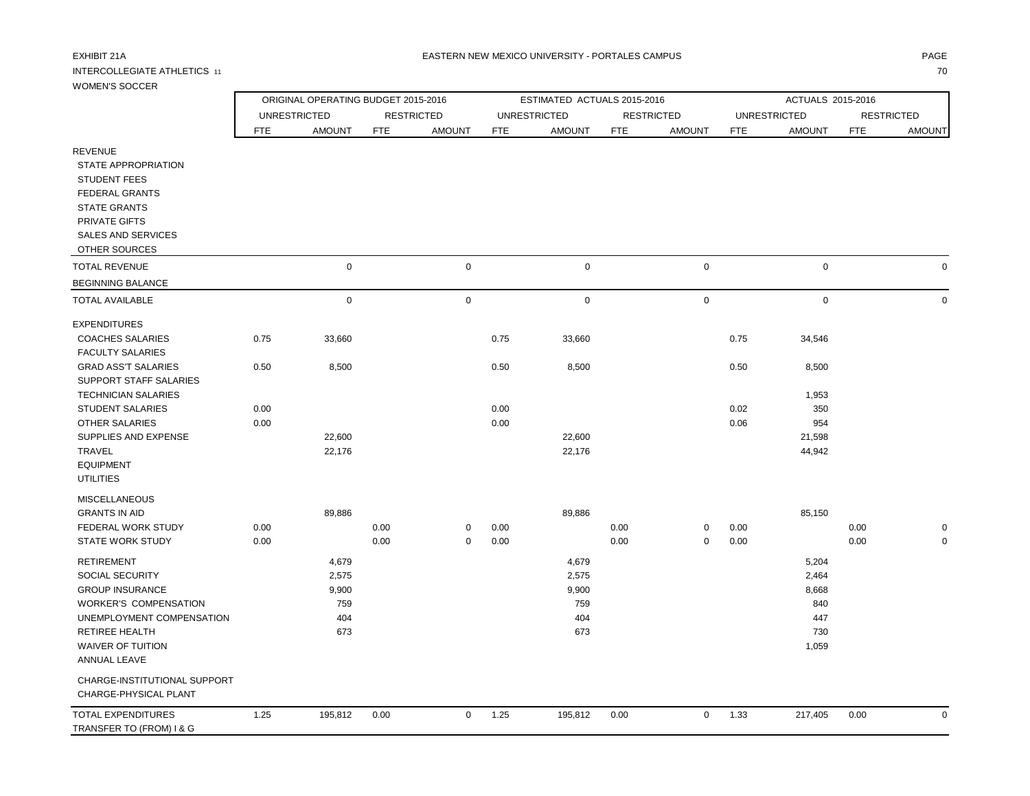EXHIBIT 21A

EASTERN NEW MEXICO UNIVERSITY - PORTALES CAMPUS

INTERCOLLEGIATE ATHLETICS 11

WOMEN'S SOCCER

| | ORIGINAL OPERATING BUDGET 2015-2016 | | | | ESTIMATED ACTUALS 2015-2016 | | | | ACTUALS 2015-2016 | | | |
|---|---|---|---|---|---|---|---|---|---|---|---|---|
| | UNRESTRICTED | | RESTRICTED | | UNRESTRICTED | | RESTRICTED | | UNRESTRICTED | | RESTRICTED | |
| | FTE | AMOUNT | FTE | AMOUNT | FTE | AMOUNT | FTE | AMOUNT | FTE | AMOUNT | FTE | AMOUNT |
| REVENUE | | | | | | | | | | | | |
| STATE APPROPRIATION | | | | | | | | | | | | |
| STUDENT FEES | | | | | | | | | | | | |
| FEDERAL GRANTS | | | | | | | | | | | | |
| STATE GRANTS | | | | | | | | | | | | |
| PRIVATE GIFTS | | | | | | | | | | | | |
| SALES AND SERVICES | | | | | | | | | | | | |
| OTHER SOURCES | | | | | | | | | | | | |
| TOTAL REVENUE | | 0 | | 0 | | 0 | | 0 | | 0 | | 0 |
| BEGINNING BALANCE | | | | | | | | | | | | |
| TOTAL AVAILABLE | | 0 | | 0 | | 0 | | 0 | | 0 | | 0 |
| EXPENDITURES | | | | | | | | | | | | |
| COACHES SALARIES | 0.75 | 33,660 | | | 0.75 | 33,660 | | | 0.75 | 34,546 | | |
| FACULTY SALARIES | | | | | | | | | | | | |
| GRAD ASS'T SALARIES | 0.50 | 8,500 | | | 0.50 | 8,500 | | | 0.50 | 8,500 | | |
| SUPPORT STAFF SALARIES | | | | | | | | | | | | |
| TECHNICIAN SALARIES | | | | | | | | | | 1,953 | | |
| STUDENT SALARIES | 0.00 | | | | 0.00 | | | | 0.02 | 350 | | |
| OTHER SALARIES | 0.00 | | | | 0.00 | | | | 0.06 | 954 | | |
| SUPPLIES AND EXPENSE | | 22,600 | | | | 22,600 | | | | 21,598 | | |
| TRAVEL | | 22,176 | | | | 22,176 | | | | 44,942 | | |
| EQUIPMENT | | | | | | | | | | | | |
| UTILITIES | | | | | | | | | | | | |
| MISCELLANEOUS | | | | | | | | | | | | |
| GRANTS IN AID | | 89,886 | | | | 89,886 | | | | 85,150 | | |
| FEDERAL WORK STUDY | 0.00 | | 0.00 | 0 | 0.00 | | 0.00 | 0 | 0.00 | | 0.00 | 0 |
| STATE WORK STUDY | 0.00 | | 0.00 | 0 | 0.00 | | 0.00 | 0 | 0.00 | | 0.00 | 0 |
| RETIREMENT | | 4,679 | | | | 4,679 | | | | 5,204 | | |
| SOCIAL SECURITY | | 2,575 | | | | 2,575 | | | | 2,464 | | |
| GROUP INSURANCE | | 9,900 | | | | 9,900 | | | | 8,668 | | |
| WORKER'S COMPENSATION | | 759 | | | | 759 | | | | 840 | | |
| UNEMPLOYMENT COMPENSATION | | 404 | | | | 404 | | | | 447 | | |
| RETIREE HEALTH | | 673 | | | | 673 | | | | 730 | | |
| WAIVER OF TUITION | | | | | | | | | | 1,059 | | |
| ANNUAL LEAVE | | | | | | | | | | | | |
| CHARGE-INSTITUTIONAL SUPPORT | | | | | | | | | | | | |
| CHARGE-PHYSICAL PLANT | | | | | | | | | | | | |
| TOTAL EXPENDITURES | 1.25 | 195,812 | 0.00 | 0 | 1.25 | 195,812 | 0.00 | 0 | 1.33 | 217,405 | 0.00 | 0 |
| TRANSFER TO (FROM) I & G | | | | | | | | | | | | |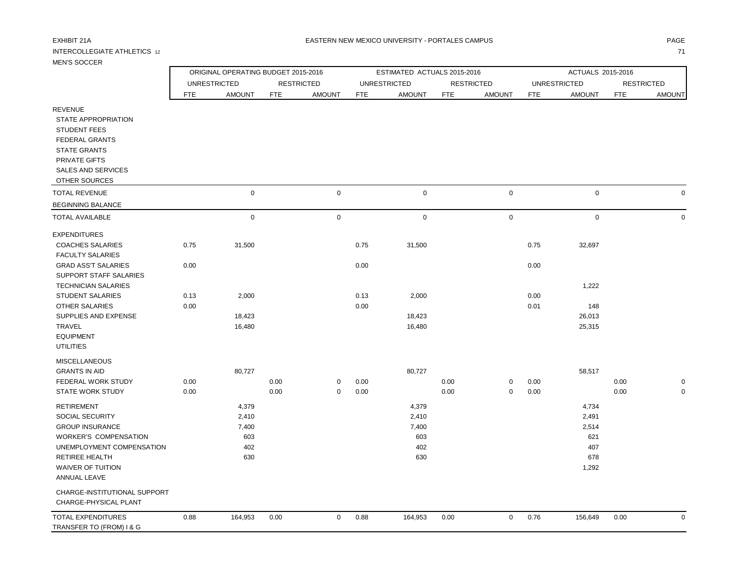EXHIBIT 21A

EASTERN NEW MEXICO UNIVERSITY - PORTALES CAMPUS

INTERCOLLEGIATE ATHLETICS 12

MEN'S SOCCER

| | ORIGINAL OPERATING BUDGET 2015-2016 | | | | ESTIMATED ACTUALS 2015-2016 | | | | ACTUALS 2015-2016 | | | |
|---|---|---|---|---|---|---|---|---|---|---|---|---|
| | UNRESTRICTED | | RESTRICTED | | UNRESTRICTED | | RESTRICTED | | UNRESTRICTED | | RESTRICTED | |
| | FTE | AMOUNT | FTE | AMOUNT | FTE | AMOUNT | FTE | AMOUNT | FTE | AMOUNT | FTE | AMOUNT |
| REVENUE | | | | | | | | | | | | |
| STATE APPROPRIATION | | | | | | | | | | | | |
| STUDENT FEES | | | | | | | | | | | | |
| FEDERAL GRANTS | | | | | | | | | | | | |
| STATE GRANTS | | | | | | | | | | | | |
| PRIVATE GIFTS | | | | | | | | | | | | |
| SALES AND SERVICES | | | | | | | | | | | | |
| OTHER SOURCES | | | | | | | | | | | | |
| TOTAL REVENUE | | 0 | | 0 | | 0 | | 0 | | 0 | | 0 |
| BEGINNING BALANCE | | | | | | | | | | | | |
| TOTAL AVAILABLE | | 0 | | 0 | | 0 | | 0 | | 0 | | 0 |
| EXPENDITURES | | | | | | | | | | | | |
| COACHES SALARIES | 0.75 | 31,500 | | | 0.75 | 31,500 | | | 0.75 | 32,697 | | |
| FACULTY SALARIES | | | | | | | | | | | | |
| GRAD ASS'T SALARIES | 0.00 | | | | 0.00 | | | | 0.00 | | | |
| SUPPORT STAFF SALARIES | | | | | | | | | | | | |
| TECHNICIAN SALARIES | | | | | | | | | | 1,222 | | |
| STUDENT SALARIES | 0.13 | 2,000 | | | 0.13 | 2,000 | | | 0.00 | | | |
| OTHER SALARIES | 0.00 | | | | 0.00 | | | | 0.01 | 148 | | |
| SUPPLIES AND EXPENSE | | 18,423 | | | | 18,423 | | | | 26,013 | | |
| TRAVEL | | 16,480 | | | | 16,480 | | | | 25,315 | | |
| EQUIPMENT | | | | | | | | | | | | |
| UTILITIES | | | | | | | | | | | | |
| MISCELLANEOUS | | | | | | | | | | | | |
| GRANTS IN AID | | 80,727 | | | | 80,727 | | | | 58,517 | | |
| FEDERAL WORK STUDY | 0.00 | | 0.00 | 0 | 0.00 | | 0.00 | 0 | 0.00 | | 0.00 | 0 |
| STATE WORK STUDY | 0.00 | | 0.00 | 0 | 0.00 | | 0.00 | 0 | 0.00 | | 0.00 | 0 |
| RETIREMENT | | 4,379 | | | | 4,379 | | | | 4,734 | | |
| SOCIAL SECURITY | | 2,410 | | | | 2,410 | | | | 2,491 | | |
| GROUP INSURANCE | | 7,400 | | | | 7,400 | | | | 2,514 | | |
| WORKER'S COMPENSATION | | 603 | | | | 603 | | | | 621 | | |
| UNEMPLOYMENT COMPENSATION | | 402 | | | | 402 | | | | 407 | | |
| RETIREE HEALTH | | 630 | | | | 630 | | | | 678 | | |
| WAIVER OF TUITION | | | | | | | | | | 1,292 | | |
| ANNUAL LEAVE | | | | | | | | | | | | |
| CHARGE-INSTITUTIONAL SUPPORT | | | | | | | | | | | | |
| CHARGE-PHYSICAL PLANT | | | | | | | | | | | | |
| TOTAL EXPENDITURES | 0.88 | 164,953 | 0.00 | 0 | 0.88 | 164,953 | 0.00 | 0 | 0.76 | 156,649 | 0.00 | 0 |
| TRANSFER TO (FROM) I & G | | | | | | | | | | | | |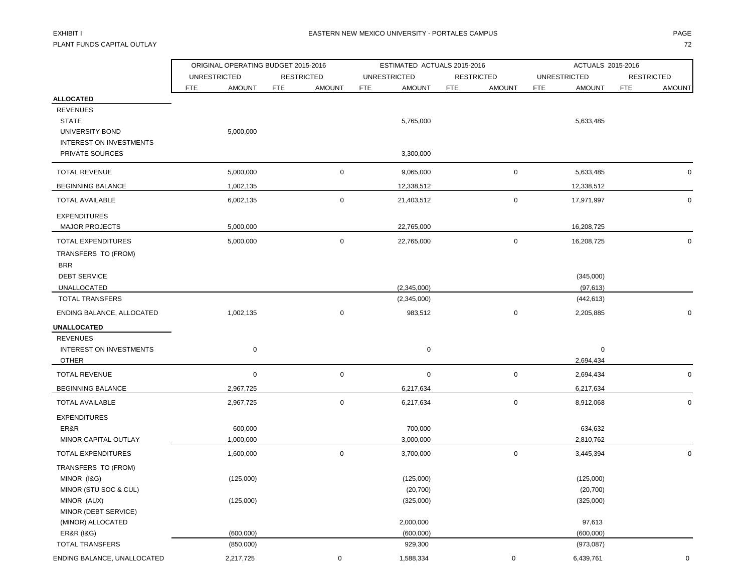EXHIBIT I
PLANT FUNDS CAPITAL OUTLAY

EASTERN NEW MEXICO UNIVERSITY - PORTALES CAMPUS

| | ORIGINAL OPERATING BUDGET 2015-2016 | | | | ESTIMATED ACTUALS 2015-2016 | | | | ACTUALS 2015-2016 | | | |
|---|---|---|---|---|---|---|---|---|---|---|---|---|
| | UNRESTRICTED | | RESTRICTED | | UNRESTRICTED | | RESTRICTED | | UNRESTRICTED | | RESTRICTED | |
| | FTE | AMOUNT | FTE | AMOUNT | FTE | AMOUNT | FTE | AMOUNT | FTE | AMOUNT | FTE | AMOUNT |
| **ALLOCATED** | | | | | | | | | | | | |
| REVENUES | | | | | | | | | | | | |
| STATE | | | | | | 5,765,000 | | | | 5,633,485 | | |
| UNIVERSITY BOND | | 5,000,000 | | | | | | | | | | |
| INTEREST ON INVESTMENTS | | | | | | | | | | | | |
| PRIVATE SOURCES | | | | | | 3,300,000 | | | | | | |
| TOTAL REVENUE | | 5,000,000 | | 0 | | 9,065,000 | | 0 | | 5,633,485 | | 0 |
| BEGINNING BALANCE | | 1,002,135 | | | | 12,338,512 | | | | 12,338,512 | | |
| TOTAL AVAILABLE | | 6,002,135 | | 0 | | 21,403,512 | | 0 | | 17,971,997 | | 0 |
| EXPENDITURES | | | | | | | | | | | | |
| MAJOR PROJECTS | | 5,000,000 | | | | 22,765,000 | | | | 16,208,725 | | |
| TOTAL EXPENDITURES | | 5,000,000 | | 0 | | 22,765,000 | | 0 | | 16,208,725 | | 0 |
| TRANSFERS TO (FROM) | | | | | | | | | | | | |
| BRR | | | | | | | | | | | | |
| DEBT SERVICE | | | | | | | | | | (345,000) | | |
| UNALLOCATED | | | | | | (2,345,000) | | | | (97,613) | | |
| TOTAL TRANSFERS | | | | | | (2,345,000) | | | | (442,613) | | |
| ENDING BALANCE, ALLOCATED | | 1,002,135 | | 0 | | 983,512 | | 0 | | 2,205,885 | | 0 |
| **UNALLOCATED** | | | | | | | | | | | | |
| REVENUES | | | | | | | | | | | | |
| INTEREST ON INVESTMENTS | | 0 | | | | 0 | | | | 0 | | |
| OTHER | | | | | | | | | | 2,694,434 | | |
| TOTAL REVENUE | | 0 | | 0 | | 0 | | 0 | | 2,694,434 | | 0 |
| BEGINNING BALANCE | | 2,967,725 | | | | 6,217,634 | | | | 6,217,634 | | |
| TOTAL AVAILABLE | | 2,967,725 | | 0 | | 6,217,634 | | 0 | | 8,912,068 | | 0 |
| EXPENDITURES | | | | | | | | | | | | |
| ER&R | | 600,000 | | | | 700,000 | | | | 634,632 | | |
| MINOR CAPITAL OUTLAY | | 1,000,000 | | | | 3,000,000 | | | | 2,810,762 | | |
| TOTAL EXPENDITURES | | 1,600,000 | | 0 | | 3,700,000 | | 0 | | 3,445,394 | | 0 |
| TRANSFERS TO (FROM) | | | | | | | | | | | | |
| MINOR (I&G) | | (125,000) | | | | (125,000) | | | | (125,000) | | |
| MINOR (STU SOC & CUL) | | | | | | (20,700) | | | | (20,700) | | |
| MINOR (AUX) | | (125,000) | | | | (325,000) | | | | (325,000) | | |
| MINOR (DEBT SERVICE) | | | | | | | | | | | | |
| (MINOR) ALLOCATED | | | | | | 2,000,000 | | | | 97,613 | | |
| ER&R (I&G) | | (600,000) | | | | (600,000) | | | | (600,000) | | |
| TOTAL TRANSFERS | | (850,000) | | | | 929,300 | | | | (973,087) | | |
| ENDING BALANCE, UNALLOCATED | | 2,217,725 | | 0 | | 1,588,334 | | 0 | | 6,439,761 | | 0 |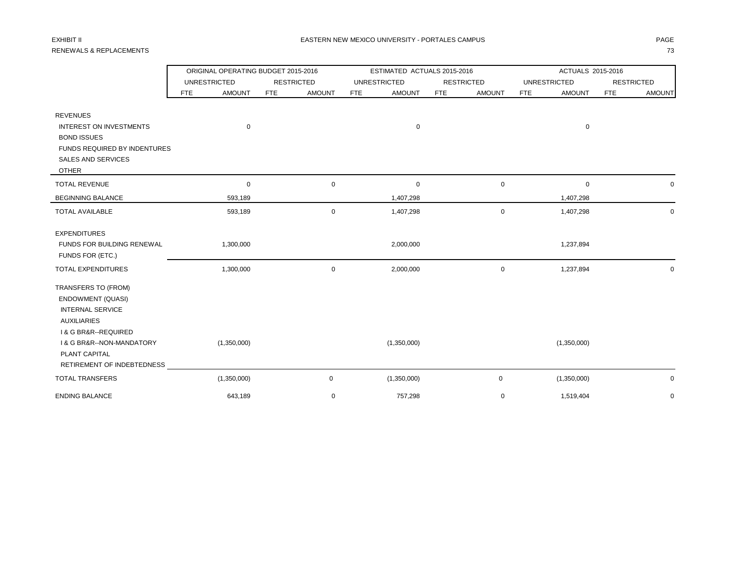EXHIBIT II

RENEWALS & REPLACEMENTS

# EASTERN NEW MEXICO UNIVERSITY - PORTALES CAMPUS

| | ORIGINAL OPERATING BUDGET 2015-2016 | | | | ESTIMATED ACTUALS 2015-2016 | | | | ACTUALS 2015-2016 | | | |
|---|---|---|---|---|---|---|---|---|---|---|---|---|
| | UNRESTRICTED | | RESTRICTED | | UNRESTRICTED | | RESTRICTED | | UNRESTRICTED | | RESTRICTED | |
| | FTE | AMOUNT | FTE | AMOUNT | FTE | AMOUNT | FTE | AMOUNT | FTE | AMOUNT | FTE | AMOUNT |
| REVENUES | | | | | | | | | | | | |
| INTEREST ON INVESTMENTS | | 0 | | | | 0 | | | | 0 | | |
| BOND ISSUES | | | | | | | | | | | | |
| FUNDS REQUIRED BY INDENTURES | | | | | | | | | | | | |
| SALES AND SERVICES | | | | | | | | | | | | |
| OTHER | | | | | | | | | | | | |
| TOTAL REVENUE | | 0 | | 0 | | 0 | | 0 | | 0 | | 0 |
| BEGINNING BALANCE | | 593,189 | | | | 1,407,298 | | | | 1,407,298 | | |
| TOTAL AVAILABLE | | 593,189 | | 0 | | 1,407,298 | | 0 | | 1,407,298 | | 0 |
| EXPENDITURES | | | | | | | | | | | | |
| FUNDS FOR BUILDING RENEWAL | | 1,300,000 | | | | 2,000,000 | | | | 1,237,894 | | |
| FUNDS FOR (ETC.) | | | | | | | | | | | | |
| TOTAL EXPENDITURES | | 1,300,000 | | 0 | | 2,000,000 | | 0 | | 1,237,894 | | 0 |
| TRANSFERS TO (FROM) | | | | | | | | | | | | |
| ENDOWMENT (QUASI) | | | | | | | | | | | | |
| INTERNAL SERVICE | | | | | | | | | | | | |
| AUXILIARIES | | | | | | | | | | | | |
| I & G BR&R--REQUIRED | | | | | | | | | | | | |
| I & G BR&R--NON-MANDATORY | | (1,350,000) | | | | (1,350,000) | | | | (1,350,000) | | |
| PLANT CAPITAL | | | | | | | | | | | | |
| RETIREMENT OF INDEBTEDNESS | | | | | | | | | | | | |
| TOTAL TRANSFERS | | (1,350,000) | | 0 | | (1,350,000) | | 0 | | (1,350,000) | | 0 |
| ENDING BALANCE | | 643,189 | | 0 | | 757,298 | | 0 | | 1,519,404 | | 0 |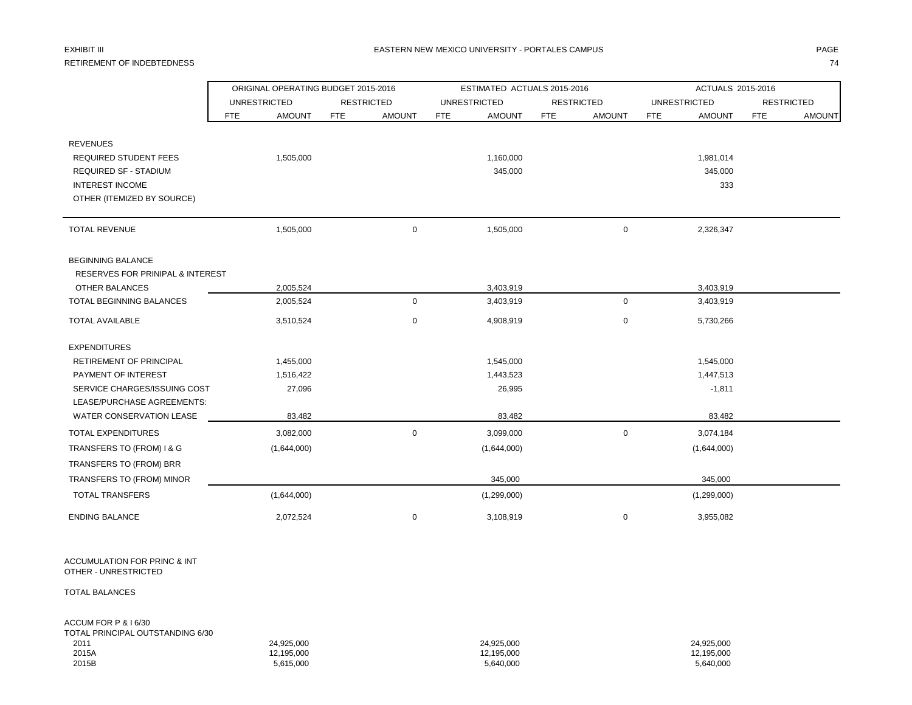EXHIBIT III

RETIREMENT OF INDEBTEDNESS

EASTERN NEW MEXICO UNIVERSITY - PORTALES CAMPUS

| | ORIGINAL OPERATING BUDGET 2015-2016 | | | | ESTIMATED ACTUALS 2015-2016 | | | | ACTUALS 2015-2016 | | | |
|---|---|---|---|---|---|---|---|---|---|---|---|---|
| | UNRESTRICTED | | RESTRICTED | | UNRESTRICTED | | RESTRICTED | | UNRESTRICTED | | RESTRICTED | |
| | FTE | AMOUNT | FTE | AMOUNT | FTE | AMOUNT | FTE | AMOUNT | FTE | AMOUNT | FTE | AMOUNT |
| REVENUES | | | | | | | | | | | | |
| REQUIRED STUDENT FEES | | 1,505,000 | | | | 1,160,000 | | | | 1,981,014 | | |
| REQUIRED SF - STADIUM | | | | | | 345,000 | | | | 345,000 | | |
| INTEREST INCOME | | | | | | | | | | 333 | | |
| OTHER (ITEMIZED BY SOURCE) | | | | | | | | | | | | |
| TOTAL REVENUE | | 1,505,000 | | 0 | | 1,505,000 | | 0 | | 2,326,347 | | |
| BEGINNING BALANCE | | | | | | | | | | | | |
| RESERVES FOR PRINIPAL & INTEREST | | | | | | | | | | | | |
| OTHER BALANCES | | 2,005,524 | | | | 3,403,919 | | | | 3,403,919 | | |
| TOTAL BEGINNING BALANCES | | 2,005,524 | | 0 | | 3,403,919 | | 0 | | 3,403,919 | | |
| TOTAL AVAILABLE | | 3,510,524 | | 0 | | 4,908,919 | | 0 | | 5,730,266 | | |
| EXPENDITURES | | | | | | | | | | | | |
| RETIREMENT OF PRINCIPAL | | 1,455,000 | | | | 1,545,000 | | | | 1,545,000 | | |
| PAYMENT OF INTEREST | | 1,516,422 | | | | 1,443,523 | | | | 1,447,513 | | |
| SERVICE CHARGES/ISSUING COST | | 27,096 | | | | 26,995 | | | | -1,811 | | |
| LEASE/PURCHASE AGREEMENTS: | | | | | | | | | | | | |
| WATER CONSERVATION LEASE | | 83,482 | | | | 83,482 | | | | 83,482 | | |
| TOTAL EXPENDITURES | | 3,082,000 | | 0 | | 3,099,000 | | 0 | | 3,074,184 | | |
| TRANSFERS TO (FROM) I & G | | (1,644,000) | | | | (1,644,000) | | | | (1,644,000) | | |
| TRANSFERS TO (FROM) BRR | | | | | | | | | | | | |
| TRANSFERS TO (FROM) MINOR | | | | | | 345,000 | | | | 345,000 | | |
| TOTAL TRANSFERS | | (1,644,000) | | | | (1,299,000) | | | | (1,299,000) | | |
| ENDING BALANCE | | 2,072,524 | | 0 | | 3,108,919 | | 0 | | 3,955,082 | | |
| ACCUMULATION FOR PRINC & INT | | | | | | | | | | | | |
| OTHER - UNRESTRICTED | | | | | | | | | | | | |
| TOTAL BALANCES | | | | | | | | | | | | |
| ACCUM FOR P & I 6/30 | | | | | | | | | | | | |
| TOTAL PRINCIPAL OUTSTANDING 6/30 | | | | | | | | | | | | |
| 2011 | | 24,925,000 | | | | 24,925,000 | | | | 24,925,000 | | |
| 2015A | | 12,195,000 | | | | 12,195,000 | | | | 12,195,000 | | |
| 2015B | | 5,615,000 | | | | 5,640,000 | | | | 5,640,000 | | |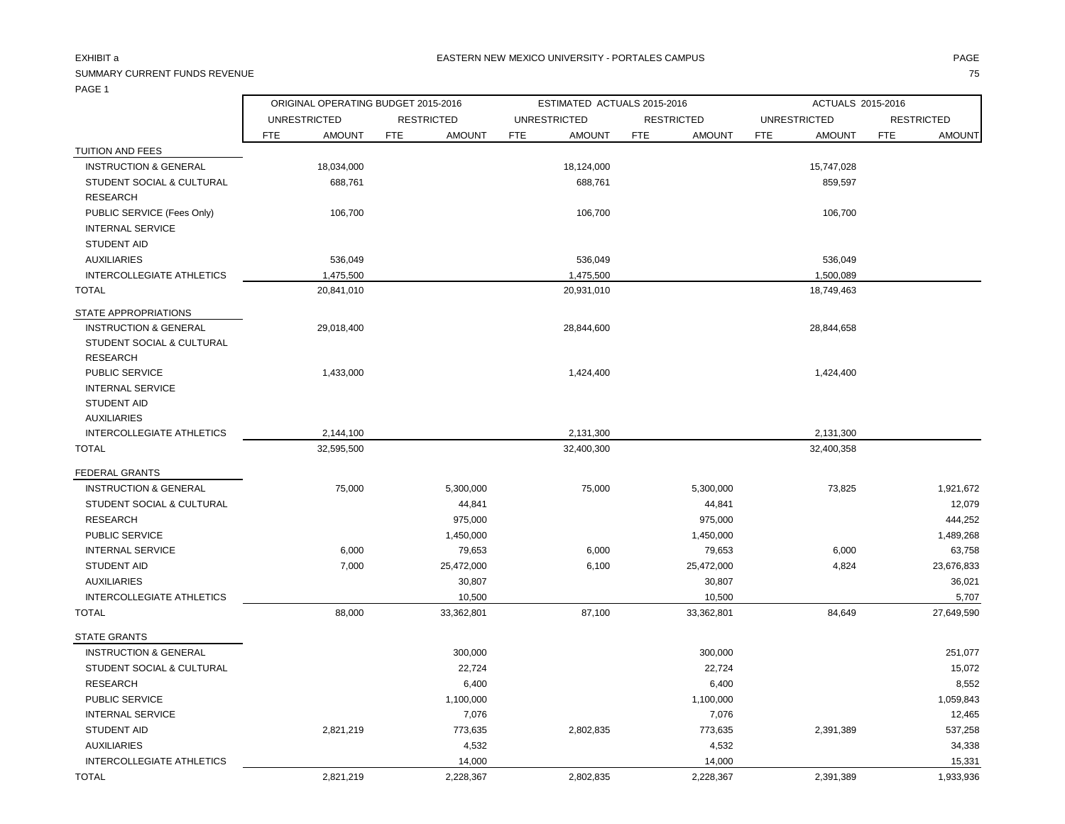EXHIBIT a

SUMMARY CURRENT FUNDS REVENUE

PAGE 1

EASTERN NEW MEXICO UNIVERSITY - PORTALES CAMPUS

| | ORIGINAL OPERATING BUDGET 2015-2016 | | | | ESTIMATED ACTUALS 2015-2016 | | | | ACTUALS 2015-2016 | | | |
|---|---|---|---|---|---|---|---|---|---|---|---|---|
| | UNRESTRICTED | | RESTRICTED | | UNRESTRICTED | | RESTRICTED | | UNRESTRICTED | | RESTRICTED | |
| | FTE | AMOUNT | FTE | AMOUNT | FTE | AMOUNT | FTE | AMOUNT | FTE | AMOUNT | FTE | AMOUNT |
| TUITION AND FEES | | | | | | | | | | | | |
| INSTRUCTION & GENERAL | | 18,034,000 | | | | 18,124,000 | | | | 15,747,028 | | |
| STUDENT SOCIAL & CULTURAL | | 688,761 | | | | 688,761 | | | | 859,597 | | |
| RESEARCH | | | | | | | | | | | | |
| PUBLIC SERVICE (Fees Only) | | 106,700 | | | | 106,700 | | | | 106,700 | | |
| INTERNAL SERVICE | | | | | | | | | | | | |
| STUDENT AID | | | | | | | | | | | | |
| AUXILIARIES | | 536,049 | | | | 536,049 | | | | 536,049 | | |
| INTERCOLLEGIATE ATHLETICS | | 1,475,500 | | | | 1,475,500 | | | | 1,500,089 | | |
| TOTAL | | 20,841,010 | | | | 20,931,010 | | | | 18,749,463 | | |
| STATE APPROPRIATIONS | | | | | | | | | | | | |
| INSTRUCTION & GENERAL | | 29,018,400 | | | | 28,844,600 | | | | 28,844,658 | | |
| STUDENT SOCIAL & CULTURAL | | | | | | | | | | | | |
| RESEARCH | | | | | | | | | | | | |
| PUBLIC SERVICE | | 1,433,000 | | | | 1,424,400 | | | | 1,424,400 | | |
| INTERNAL SERVICE | | | | | | | | | | | | |
| STUDENT AID | | | | | | | | | | | | |
| AUXILIARIES | | | | | | | | | | | | |
| INTERCOLLEGIATE ATHLETICS | | 2,144,100 | | | | 2,131,300 | | | | 2,131,300 | | |
| TOTAL | | 32,595,500 | | | | 32,400,300 | | | | 32,400,358 | | |
| FEDERAL GRANTS | | | | | | | | | | | | |
| INSTRUCTION & GENERAL | | 75,000 | | 5,300,000 | | 75,000 | | 5,300,000 | | 73,825 | | 1,921,672 |
| STUDENT SOCIAL & CULTURAL | | | | 44,841 | | | | 44,841 | | | | 12,079 |
| RESEARCH | | | | 975,000 | | | | 975,000 | | | | 444,252 |
| PUBLIC SERVICE | | | | 1,450,000 | | | | 1,450,000 | | | | 1,489,268 |
| INTERNAL SERVICE | | 6,000 | | 79,653 | | 6,000 | | 79,653 | | 6,000 | | 63,758 |
| STUDENT AID | | 7,000 | | 25,472,000 | | 6,100 | | 25,472,000 | | 4,824 | | 23,676,833 |
| AUXILIARIES | | | | 30,807 | | | | 30,807 | | | | 36,021 |
| INTERCOLLEGIATE ATHLETICS | | | | 10,500 | | | | 10,500 | | | | 5,707 |
| TOTAL | | 88,000 | | 33,362,801 | | 87,100 | | 33,362,801 | | 84,649 | | 27,649,590 |
| STATE GRANTS | | | | | | | | | | | | |
| INSTRUCTION & GENERAL | | | | 300,000 | | | | 300,000 | | | | 251,077 |
| STUDENT SOCIAL & CULTURAL | | | | 22,724 | | | | 22,724 | | | | 15,072 |
| RESEARCH | | | | 6,400 | | | | 6,400 | | | | 8,552 |
| PUBLIC SERVICE | | | | 1,100,000 | | | | 1,100,000 | | | | 1,059,843 |
| INTERNAL SERVICE | | | | 7,076 | | | | 7,076 | | | | 12,465 |
| STUDENT AID | | 2,821,219 | | 773,635 | | 2,802,835 | | 773,635 | | 2,391,389 | | 537,258 |
| AUXILIARIES | | | | 4,532 | | | | 4,532 | | | | 34,338 |
| INTERCOLLEGIATE ATHLETICS | | | | 14,000 | | | | 14,000 | | | | 15,331 |
| TOTAL | | 2,821,219 | | 2,228,367 | | 2,802,835 | | 2,228,367 | | 2,391,389 | | 1,933,936 |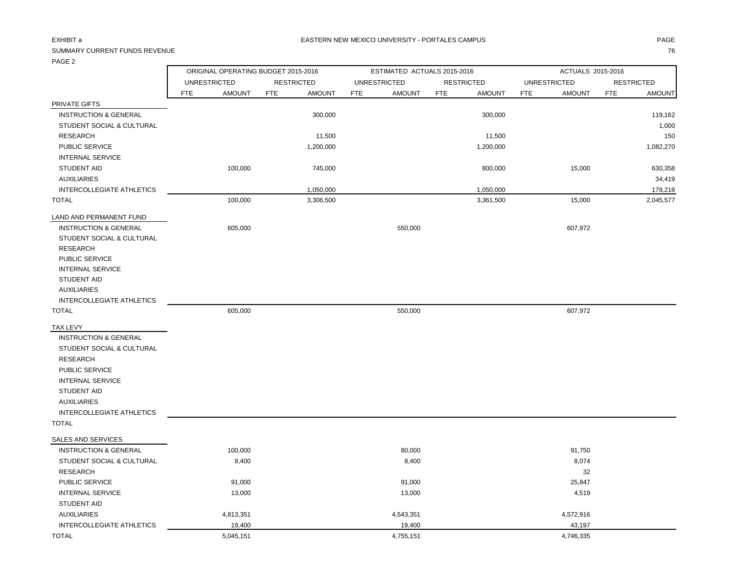EXHIBIT a

EASTERN NEW MEXICO UNIVERSITY - PORTALES CAMPUS

SUMMARY CURRENT FUNDS REVENUE

PAGE 2

| | ORIGINAL OPERATING BUDGET 2015-2016 | | | | ESTIMATED ACTUALS 2015-2016 | | | | ACTUALS 2015-2016 | | | |
|---|---|---|---|---|---|---|---|---|---|---|---|---|
| | UNRESTRICTED | | RESTRICTED | | UNRESTRICTED | | RESTRICTED | | UNRESTRICTED | | RESTRICTED | |
| | FTE | AMOUNT | FTE | AMOUNT | FTE | AMOUNT | FTE | AMOUNT | FTE | AMOUNT | FTE | AMOUNT |
| **PRIVATE GIFTS** | | | | | | | | | | | | |
| INSTRUCTION & GENERAL | | | | 300,000 | | | | 300,000 | | | | 119,162 |
| STUDENT SOCIAL & CULTURAL | | | | | | | | | | | | 1,000 |
| RESEARCH | | | | 11,500 | | | | 11,500 | | | | 150 |
| PUBLIC SERVICE | | | | 1,200,000 | | | | 1,200,000 | | | | 1,082,270 |
| INTERNAL SERVICE | | | | | | | | | | | | |
| STUDENT AID | | 100,000 | | 745,000 | | | | 800,000 | | 15,000 | | 630,358 |
| AUXILIARIES | | | | | | | | | | | | 34,419 |
| INTERCOLLEGIATE ATHLETICS | | | | 1,050,000 | | | | 1,050,000 | | | | 178,218 |
| TOTAL | | 100,000 | | 3,306,500 | | | | 3,361,500 | | 15,000 | | 2,045,577 |
| **LAND AND PERMANENT FUND** | | | | | | | | | | | | |
| INSTRUCTION & GENERAL | | 605,000 | | | | 550,000 | | | | 607,972 | | |
| STUDENT SOCIAL & CULTURAL | | | | | | | | | | | | |
| RESEARCH | | | | | | | | | | | | |
| PUBLIC SERVICE | | | | | | | | | | | | |
| INTERNAL SERVICE | | | | | | | | | | | | |
| STUDENT AID | | | | | | | | | | | | |
| AUXILIARIES | | | | | | | | | | | | |
| INTERCOLLEGIATE ATHLETICS | | | | | | | | | | | | |
| TOTAL | | 605,000 | | | | 550,000 | | | | 607,972 | | |
| **TAX LEVY** | | | | | | | | | | | | |
| INSTRUCTION & GENERAL | | | | | | | | | | | | |
| STUDENT SOCIAL & CULTURAL | | | | | | | | | | | | |
| RESEARCH | | | | | | | | | | | | |
| PUBLIC SERVICE | | | | | | | | | | | | |
| INTERNAL SERVICE | | | | | | | | | | | | |
| STUDENT AID | | | | | | | | | | | | |
| AUXILIARIES | | | | | | | | | | | | |
| INTERCOLLEGIATE ATHLETICS | | | | | | | | | | | | |
| TOTAL | | | | | | | | | | | | |
| **SALES AND SERVICES** | | | | | | | | | | | | |
| INSTRUCTION & GENERAL | | 100,000 | | | | 80,000 | | | | 91,750 | | |
| STUDENT SOCIAL & CULTURAL | | 8,400 | | | | 8,400 | | | | 8,074 | | |
| RESEARCH | | | | | | | | | | 32 | | |
| PUBLIC SERVICE | | 91,000 | | | | 91,000 | | | | 25,847 | | |
| INTERNAL SERVICE | | 13,000 | | | | 13,000 | | | | 4,519 | | |
| STUDENT AID | | | | | | | | | | | | |
| AUXILIARIES | | 4,813,351 | | | | 4,543,351 | | | | 4,572,916 | | |
| INTERCOLLEGIATE ATHLETICS | | 19,400 | | | | 19,400 | | | | 43,197 | | |
| TOTAL | | 5,045,151 | | | | 4,755,151 | | | | 4,746,335 | | |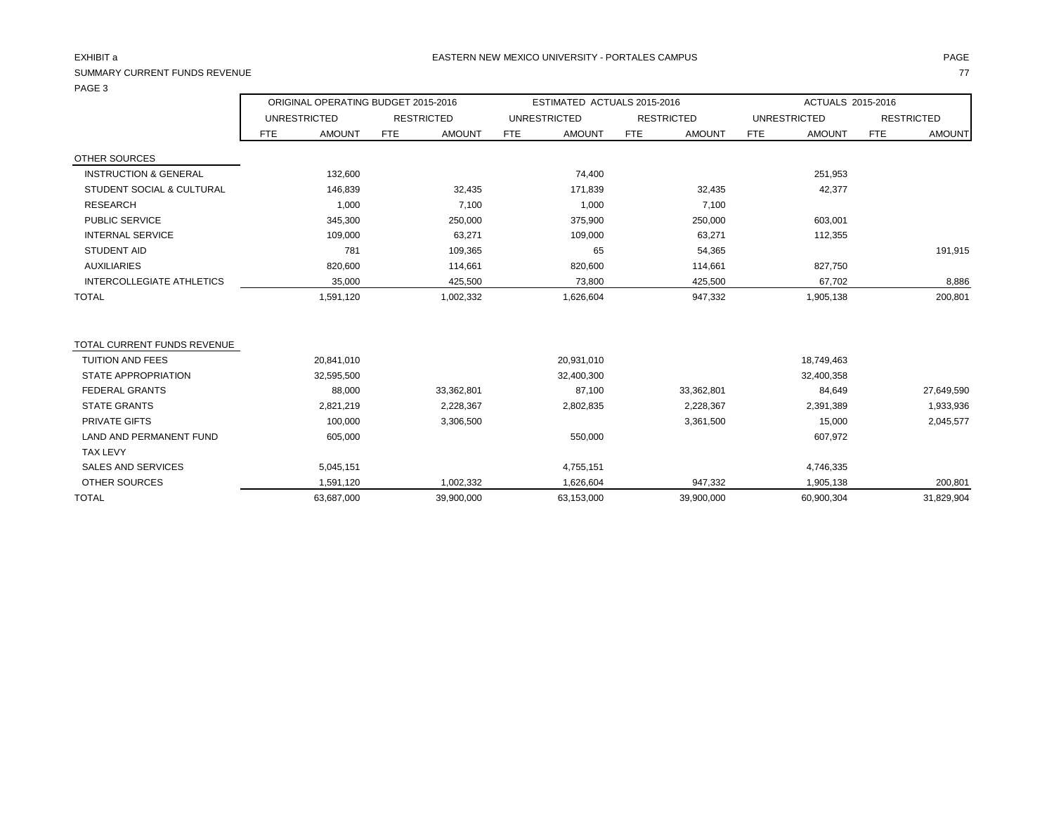EXHIBIT a

SUMMARY CURRENT FUNDS REVENUE

PAGE 3

EASTERN NEW MEXICO UNIVERSITY - PORTALES CAMPUS

| | ORIGINAL OPERATING BUDGET 2015-2016 | | | | ESTIMATED ACTUALS 2015-2016 | | | | ACTUALS 2015-2016 | | | |
|---|---|---|---|---|---|---|---|---|---|---|---|---|
| | UNRESTRICTED | | RESTRICTED | | UNRESTRICTED | | RESTRICTED | | UNRESTRICTED | | RESTRICTED | |
| | FTE | AMOUNT | FTE | AMOUNT | FTE | AMOUNT | FTE | AMOUNT | FTE | AMOUNT | FTE | AMOUNT |
| **OTHER SOURCES** | | | | | | | | | | | | |
| INSTRUCTION & GENERAL | | 132,600 | | | | 74,400 | | | | 251,953 | | |
| STUDENT SOCIAL & CULTURAL | | 146,839 | | 32,435 | | 171,839 | | 32,435 | | 42,377 | | |
| RESEARCH | | 1,000 | | 7,100 | | 1,000 | | 7,100 | | | | |
| PUBLIC SERVICE | | 345,300 | | 250,000 | | 375,900 | | 250,000 | | 603,001 | | |
| INTERNAL SERVICE | | 109,000 | | 63,271 | | 109,000 | | 63,271 | | 112,355 | | |
| STUDENT AID | | 781 | | 109,365 | | 65 | | 54,365 | | | | 191,915 |
| AUXILIARIES | | 820,600 | | 114,661 | | 820,600 | | 114,661 | | 827,750 | | |
| INTERCOLLEGIATE ATHLETICS | | 35,000 | | 425,500 | | 73,800 | | 425,500 | | 67,702 | | 8,886 |
| TOTAL | | 1,591,120 | | 1,002,332 | | 1,626,604 | | 947,332 | | 1,905,138 | | 200,801 |
| | | | | | | | | | | | | |
| **TOTAL CURRENT FUNDS REVENUE** | | | | | | | | | | | | |
| TUITION AND FEES | | 20,841,010 | | | | 20,931,010 | | | | 18,749,463 | | |
| STATE APPROPRIATION | | 32,595,500 | | | | 32,400,300 | | | | 32,400,358 | | |
| FEDERAL GRANTS | | 88,000 | | 33,362,801 | | 87,100 | | 33,362,801 | | 84,649 | | 27,649,590 |
| STATE GRANTS | | 2,821,219 | | 2,228,367 | | 2,802,835 | | 2,228,367 | | 2,391,389 | | 1,933,936 |
| PRIVATE GIFTS | | 100,000 | | 3,306,500 | | | | 3,361,500 | | 15,000 | | 2,045,577 |
| LAND AND PERMANENT FUND | | 605,000 | | | | 550,000 | | | | 607,972 | | |
| TAX LEVY | | | | | | | | | | | | |
| SALES AND SERVICES | | 5,045,151 | | | | 4,755,151 | | | | 4,746,335 | | |
| OTHER SOURCES | | 1,591,120 | | 1,002,332 | | 1,626,604 | | 947,332 | | 1,905,138 | | 200,801 |
| TOTAL | | 63,687,000 | | 39,900,000 | | 63,153,000 | | 39,900,000 | | 60,900,304 | | 31,829,904 |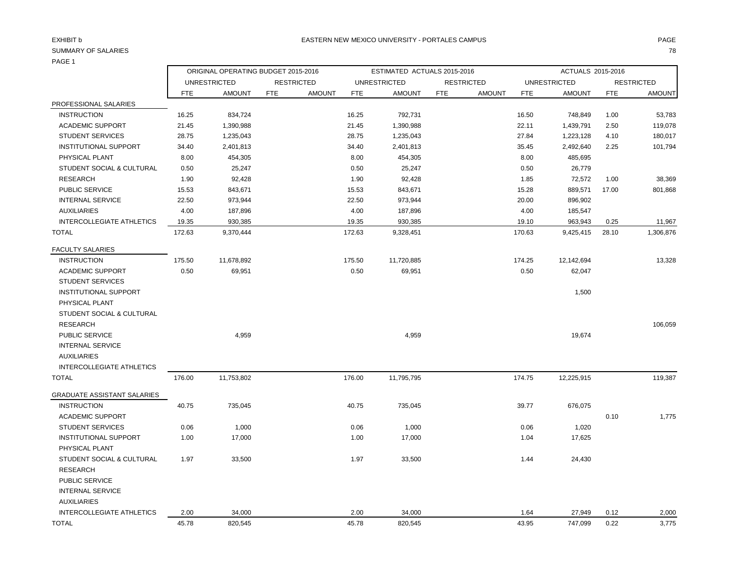EXHIBIT b

EASTERN NEW MEXICO UNIVERSITY - PORTALES CAMPUS

SUMMARY OF SALARIES

PAGE 1

| | ORIGINAL OPERATING BUDGET 2015-2016 | | | | ESTIMATED ACTUALS 2015-2016 | | | | ACTUALS 2015-2016 | | | |
|---|---|---|---|---|---|---|---|---|---|---|---|---|
| | UNRESTRICTED | | RESTRICTED | | UNRESTRICTED | | RESTRICTED | | UNRESTRICTED | | RESTRICTED | |
| | FTE | AMOUNT | FTE | AMOUNT | FTE | AMOUNT | FTE | AMOUNT | FTE | AMOUNT | FTE | AMOUNT |
| PROFESSIONAL SALARIES | | | | | | | | | | | | |
| INSTRUCTION | 16.25 | 834,724 | | | 16.25 | 792,731 | | | 16.50 | 748,849 | 1.00 | 53,783 |
| ACADEMIC SUPPORT | 21.45 | 1,390,988 | | | 21.45 | 1,390,988 | | | 22.11 | 1,439,791 | 2.50 | 119,078 |
| STUDENT SERVICES | 28.75 | 1,235,043 | | | 28.75 | 1,235,043 | | | 27.84 | 1,223,128 | 4.10 | 180,017 |
| INSTITUTIONAL SUPPORT | 34.40 | 2,401,813 | | | 34.40 | 2,401,813 | | | 35.45 | 2,492,640 | 2.25 | 101,794 |
| PHYSICAL PLANT | 8.00 | 454,305 | | | 8.00 | 454,305 | | | 8.00 | 485,695 | | |
| STUDENT SOCIAL & CULTURAL | 0.50 | 25,247 | | | 0.50 | 25,247 | | | 0.50 | 26,779 | | |
| RESEARCH | 1.90 | 92,428 | | | 1.90 | 92,428 | | | 1.85 | 72,572 | 1.00 | 38,369 |
| PUBLIC SERVICE | 15.53 | 843,671 | | | 15.53 | 843,671 | | | 15.28 | 889,571 | 17.00 | 801,868 |
| INTERNAL SERVICE | 22.50 | 973,944 | | | 22.50 | 973,944 | | | 20.00 | 896,902 | | |
| AUXILIARIES | 4.00 | 187,896 | | | 4.00 | 187,896 | | | 4.00 | 185,547 | | |
| INTERCOLLEGIATE ATHLETICS | 19.35 | 930,385 | | | 19.35 | 930,385 | | | 19.10 | 963,943 | 0.25 | 11,967 |
| TOTAL | 172.63 | 9,370,444 | | | 172.63 | 9,328,451 | | | 170.63 | 9,425,415 | 28.10 | 1,306,876 |
| FACULTY SALARIES | | | | | | | | | | | | |
| INSTRUCTION | 175.50 | 11,678,892 | | | 175.50 | 11,720,885 | | | 174.25 | 12,142,694 | | 13,328 |
| ACADEMIC SUPPORT | 0.50 | 69,951 | | | 0.50 | 69,951 | | | 0.50 | 62,047 | | |
| STUDENT SERVICES | | | | | | | | | | | | |
| INSTITUTIONAL SUPPORT | | | | | | | | | | 1,500 | | |
| PHYSICAL PLANT | | | | | | | | | | | | |
| STUDENT SOCIAL & CULTURAL | | | | | | | | | | | | |
| RESEARCH | | | | | | | | | | | | 106,059 |
| PUBLIC SERVICE | | 4,959 | | | | 4,959 | | | | 19,674 | | |
| INTERNAL SERVICE | | | | | | | | | | | | |
| AUXILIARIES | | | | | | | | | | | | |
| INTERCOLLEGIATE ATHLETICS | | | | | | | | | | | | |
| TOTAL | 176.00 | 11,753,802 | | | 176.00 | 11,795,795 | | | 174.75 | 12,225,915 | | 119,387 |
| GRADUATE ASSISTANT SALARIES | | | | | | | | | | | | |
| INSTRUCTION | 40.75 | 735,045 | | | 40.75 | 735,045 | | | 39.77 | 676,075 | | |
| ACADEMIC SUPPORT | | | | | | | | | | | 0.10 | 1,775 |
| STUDENT SERVICES | 0.06 | 1,000 | | | 0.06 | 1,000 | | | 0.06 | 1,020 | | |
| INSTITUTIONAL SUPPORT | 1.00 | 17,000 | | | 1.00 | 17,000 | | | 1.04 | 17,625 | | |
| PHYSICAL PLANT | | | | | | | | | | | | |
| STUDENT SOCIAL & CULTURAL | 1.97 | 33,500 | | | 1.97 | 33,500 | | | 1.44 | 24,430 | | |
| RESEARCH | | | | | | | | | | | | |
| PUBLIC SERVICE | | | | | | | | | | | | |
| INTERNAL SERVICE | | | | | | | | | | | | |
| AUXILIARIES | | | | | | | | | | | | |
| INTERCOLLEGIATE ATHLETICS | 2.00 | 34,000 | | | 2.00 | 34,000 | | | 1.64 | 27,949 | 0.12 | 2,000 |
| TOTAL | 45.78 | 820,545 | | | 45.78 | 820,545 | | | 43.95 | 747,099 | 0.22 | 3,775 |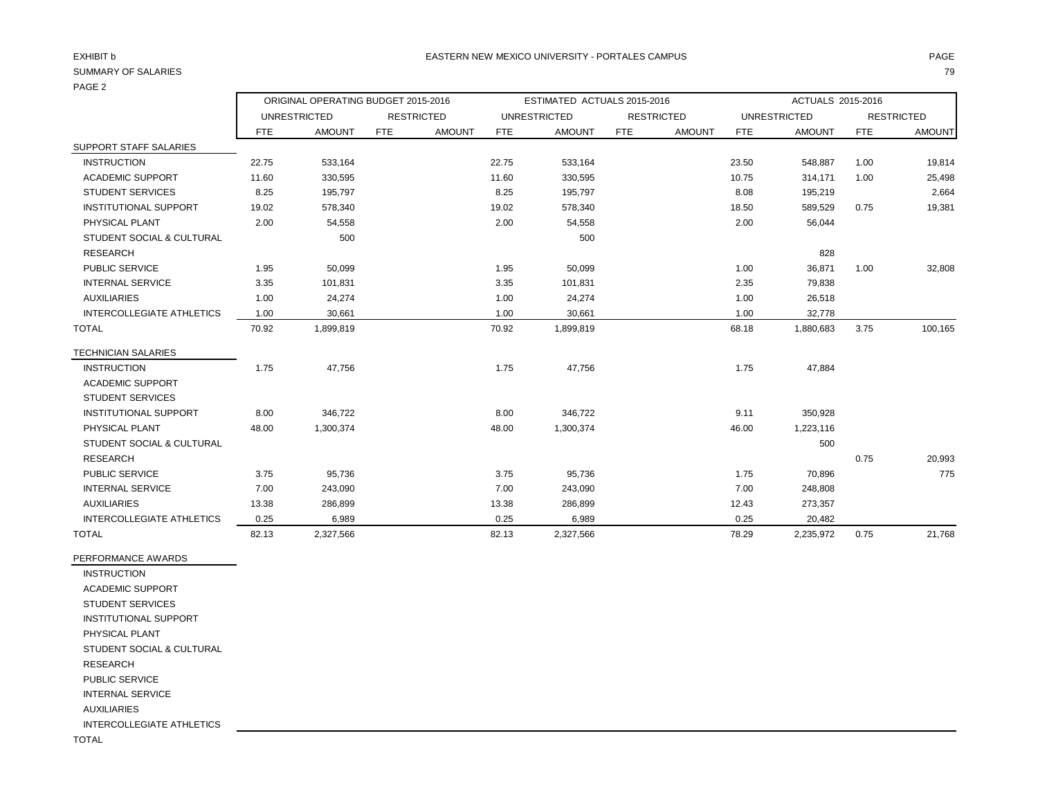EXHIBIT b

SUMMARY OF SALARIES

PAGE 2

EASTERN NEW MEXICO UNIVERSITY - PORTALES CAMPUS

| | ORIGINAL OPERATING BUDGET 2015-2016 | | | | ESTIMATED ACTUALS 2015-2016 | | | | ACTUALS 2015-2016 | | | |
|---|---|---|---|---|---|---|---|---|---|---|---|---|
| | UNRESTRICTED | | RESTRICTED | | UNRESTRICTED | | RESTRICTED | | UNRESTRICTED | | RESTRICTED | |
| | FTE | AMOUNT | FTE | AMOUNT | FTE | AMOUNT | FTE | AMOUNT | FTE | AMOUNT | FTE | AMOUNT |
| SUPPORT STAFF SALARIES | | | | | | | | | | | | |
| INSTRUCTION | 22.75 | 533,164 | | | 22.75 | 533,164 | | | 23.50 | 548,887 | 1.00 | 19,814 |
| ACADEMIC SUPPORT | 11.60 | 330,595 | | | 11.60 | 330,595 | | | 10.75 | 314,171 | 1.00 | 25,498 |
| STUDENT SERVICES | 8.25 | 195,797 | | | 8.25 | 195,797 | | | 8.08 | 195,219 | | 2,664 |
| INSTITUTIONAL SUPPORT | 19.02 | 578,340 | | | 19.02 | 578,340 | | | 18.50 | 589,529 | 0.75 | 19,381 |
| PHYSICAL PLANT | 2.00 | 54,558 | | | 2.00 | 54,558 | | | 2.00 | 56,044 | | |
| STUDENT SOCIAL & CULTURAL | | 500 | | | | 500 | | | | | | |
| RESEARCH | | | | | | | | | | 828 | | |
| PUBLIC SERVICE | 1.95 | 50,099 | | | 1.95 | 50,099 | | | 1.00 | 36,871 | 1.00 | 32,808 |
| INTERNAL SERVICE | 3.35 | 101,831 | | | 3.35 | 101,831 | | | 2.35 | 79,838 | | |
| AUXILIARIES | 1.00 | 24,274 | | | 1.00 | 24,274 | | | 1.00 | 26,518 | | |
| INTERCOLLEGIATE ATHLETICS | 1.00 | 30,661 | | | 1.00 | 30,661 | | | 1.00 | 32,778 | | |
| TOTAL | 70.92 | 1,899,819 | | | 70.92 | 1,899,819 | | | 68.18 | 1,880,683 | 3.75 | 100,165 |
| TECHNICIAN SALARIES | | | | | | | | | | | | |
| INSTRUCTION | 1.75 | 47,756 | | | 1.75 | 47,756 | | | 1.75 | 47,884 | | |
| ACADEMIC SUPPORT | | | | | | | | | | | | |
| STUDENT SERVICES | | | | | | | | | | | | |
| INSTITUTIONAL SUPPORT | 8.00 | 346,722 | | | 8.00 | 346,722 | | | 9.11 | 350,928 | | |
| PHYSICAL PLANT | 48.00 | 1,300,374 | | | 48.00 | 1,300,374 | | | 46.00 | 1,223,116 | | |
| STUDENT SOCIAL & CULTURAL | | | | | | | | | | 500 | | |
| RESEARCH | | | | | | | | | | | 0.75 | 20,993 |
| PUBLIC SERVICE | 3.75 | 95,736 | | | 3.75 | 95,736 | | | 1.75 | 70,896 | | 775 |
| INTERNAL SERVICE | 7.00 | 243,090 | | | 7.00 | 243,090 | | | 7.00 | 248,808 | | |
| AUXILIARIES | 13.38 | 286,899 | | | 13.38 | 286,899 | | | 12.43 | 273,357 | | |
| INTERCOLLEGIATE ATHLETICS | 0.25 | 6,989 | | | 0.25 | 6,989 | | | 0.25 | 20,482 | | |
| TOTAL | 82.13 | 2,327,566 | | | 82.13 | 2,327,566 | | | 78.29 | 2,235,972 | 0.75 | 21,768 |
| PERFORMANCE AWARDS | | | | | | | | | | | | |
| INSTRUCTION | | | | | | | | | | | | |
| ACADEMIC SUPPORT | | | | | | | | | | | | |
| STUDENT SERVICES | | | | | | | | | | | | |
| INSTITUTIONAL SUPPORT | | | | | | | | | | | | |
| PHYSICAL PLANT | | | | | | | | | | | | |
| STUDENT SOCIAL & CULTURAL | | | | | | | | | | | | |
| RESEARCH | | | | | | | | | | | | |
| PUBLIC SERVICE | | | | | | | | | | | | |
| INTERNAL SERVICE | | | | | | | | | | | | |
| AUXILIARIES | | | | | | | | | | | | |
| INTERCOLLEGIATE ATHLETICS | | | | | | | | | | | | |
| TOTAL | | | | | | | | | | | | |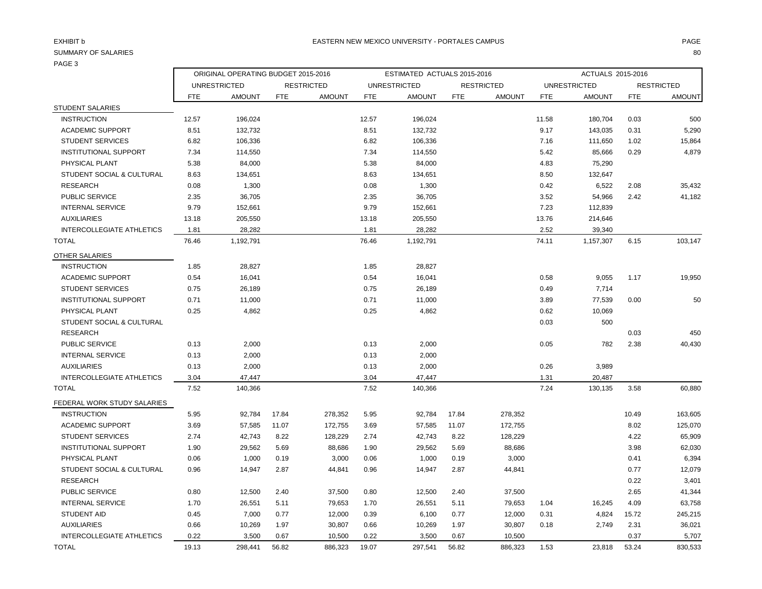EXHIBIT b

SUMMARY OF SALARIES

PAGE 3

EASTERN NEW MEXICO UNIVERSITY - PORTALES CAMPUS

| | ORIGINAL OPERATING BUDGET 2015-2016 | | | | ESTIMATED ACTUALS 2015-2016 | | | | ACTUALS 2015-2016 | | | |
|---|---|---|---|---|---|---|---|---|---|---|---|---|
| | UNRESTRICTED | | RESTRICTED | | UNRESTRICTED | | RESTRICTED | | UNRESTRICTED | | RESTRICTED | |
| | FTE | AMOUNT | FTE | AMOUNT | FTE | AMOUNT | FTE | AMOUNT | FTE | AMOUNT | FTE | AMOUNT |
| STUDENT SALARIES | | | | | | | | | | | | |
| INSTRUCTION | 12.57 | 196,024 | | | 12.57 | 196,024 | | | 11.58 | 180,704 | 0.03 | 500 |
| ACADEMIC SUPPORT | 8.51 | 132,732 | | | 8.51 | 132,732 | | | 9.17 | 143,035 | 0.31 | 5,290 |
| STUDENT SERVICES | 6.82 | 106,336 | | | 6.82 | 106,336 | | | 7.16 | 111,650 | 1.02 | 15,864 |
| INSTITUTIONAL SUPPORT | 7.34 | 114,550 | | | 7.34 | 114,550 | | | 5.42 | 85,666 | 0.29 | 4,879 |
| PHYSICAL PLANT | 5.38 | 84,000 | | | 5.38 | 84,000 | | | 4.83 | 75,290 | | |
| STUDENT SOCIAL & CULTURAL | 8.63 | 134,651 | | | 8.63 | 134,651 | | | 8.50 | 132,647 | | |
| RESEARCH | 0.08 | 1,300 | | | 0.08 | 1,300 | | | 0.42 | 6,522 | 2.08 | 35,432 |
| PUBLIC SERVICE | 2.35 | 36,705 | | | 2.35 | 36,705 | | | 3.52 | 54,966 | 2.42 | 41,182 |
| INTERNAL SERVICE | 9.79 | 152,661 | | | 9.79 | 152,661 | | | 7.23 | 112,839 | | |
| AUXILIARIES | 13.18 | 205,550 | | | 13.18 | 205,550 | | | 13.76 | 214,646 | | |
| INTERCOLLEGIATE ATHLETICS | 1.81 | 28,282 | | | 1.81 | 28,282 | | | 2.52 | 39,340 | | |
| TOTAL | 76.46 | 1,192,791 | | | 76.46 | 1,192,791 | | | 74.11 | 1,157,307 | 6.15 | 103,147 |
| OTHER SALARIES | | | | | | | | | | | | |
| INSTRUCTION | 1.85 | 28,827 | | | 1.85 | 28,827 | | | | | | |
| ACADEMIC SUPPORT | 0.54 | 16,041 | | | 0.54 | 16,041 | | | 0.58 | 9,055 | 1.17 | 19,950 |
| STUDENT SERVICES | 0.75 | 26,189 | | | 0.75 | 26,189 | | | 0.49 | 7,714 | | |
| INSTITUTIONAL SUPPORT | 0.71 | 11,000 | | | 0.71 | 11,000 | | | 3.89 | 77,539 | 0.00 | 50 |
| PHYSICAL PLANT | 0.25 | 4,862 | | | 0.25 | 4,862 | | | 0.62 | 10,069 | | |
| STUDENT SOCIAL & CULTURAL | | | | | | | | | 0.03 | 500 | | |
| RESEARCH | | | | | | | | | | | 0.03 | 450 |
| PUBLIC SERVICE | 0.13 | 2,000 | | | 0.13 | 2,000 | | | 0.05 | 782 | 2.38 | 40,430 |
| INTERNAL SERVICE | 0.13 | 2,000 | | | 0.13 | 2,000 | | | | | | |
| AUXILIARIES | 0.13 | 2,000 | | | 0.13 | 2,000 | | | 0.26 | 3,989 | | |
| INTERCOLLEGIATE ATHLETICS | 3.04 | 47,447 | | | 3.04 | 47,447 | | | 1.31 | 20,487 | | |
| TOTAL | 7.52 | 140,366 | | | 7.52 | 140,366 | | | 7.24 | 130,135 | 3.58 | 60,880 |
| FEDERAL WORK STUDY SALARIES | | | | | | | | | | | | |
| INSTRUCTION | 5.95 | 92,784 | 17.84 | 278,352 | 5.95 | 92,784 | 17.84 | 278,352 | | | 10.49 | 163,605 |
| ACADEMIC SUPPORT | 3.69 | 57,585 | 11.07 | 172,755 | 3.69 | 57,585 | 11.07 | 172,755 | | | 8.02 | 125,070 |
| STUDENT SERVICES | 2.74 | 42,743 | 8.22 | 128,229 | 2.74 | 42,743 | 8.22 | 128,229 | | | 4.22 | 65,909 |
| INSTITUTIONAL SUPPORT | 1.90 | 29,562 | 5.69 | 88,686 | 1.90 | 29,562 | 5.69 | 88,686 | | | 3.98 | 62,030 |
| PHYSICAL PLANT | 0.06 | 1,000 | 0.19 | 3,000 | 0.06 | 1,000 | 0.19 | 3,000 | | | 0.41 | 6,394 |
| STUDENT SOCIAL & CULTURAL | 0.96 | 14,947 | 2.87 | 44,841 | 0.96 | 14,947 | 2.87 | 44,841 | | | 0.77 | 12,079 |
| RESEARCH | | | | | | | | | | | 0.22 | 3,401 |
| PUBLIC SERVICE | 0.80 | 12,500 | 2.40 | 37,500 | 0.80 | 12,500 | 2.40 | 37,500 | | | 2.65 | 41,344 |
| INTERNAL SERVICE | 1.70 | 26,551 | 5.11 | 79,653 | 1.70 | 26,551 | 5.11 | 79,653 | 1.04 | 16,245 | 4.09 | 63,758 |
| STUDENT AID | 0.45 | 7,000 | 0.77 | 12,000 | 0.39 | 6,100 | 0.77 | 12,000 | 0.31 | 4,824 | 15.72 | 245,215 |
| AUXILIARIES | 0.66 | 10,269 | 1.97 | 30,807 | 0.66 | 10,269 | 1.97 | 30,807 | 0.18 | 2,749 | 2.31 | 36,021 |
| INTERCOLLEGIATE ATHLETICS | 0.22 | 3,500 | 0.67 | 10,500 | 0.22 | 3,500 | 0.67 | 10,500 | | | 0.37 | 5,707 |
| TOTAL | 19.13 | 298,441 | 56.82 | 886,323 | 19.07 | 297,541 | 56.82 | 886,323 | 1.53 | 23,818 | 53.24 | 830,533 |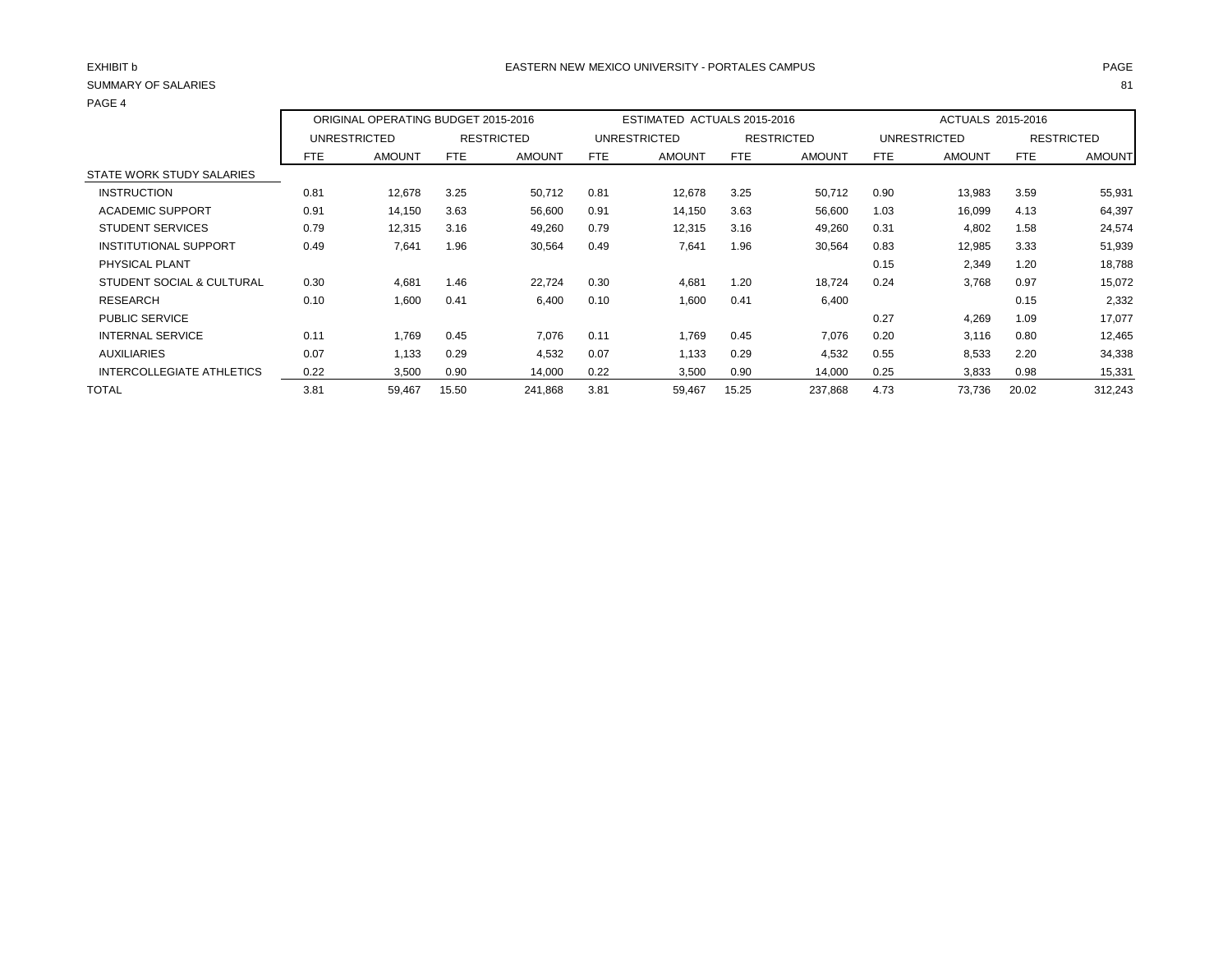EXHIBIT b

EASTERN NEW MEXICO UNIVERSITY - PORTALES CAMPUS

SUMMARY OF SALARIES

PAGE 4

| | ORIGINAL OPERATING BUDGET 2015-2016 | | | | ESTIMATED ACTUALS 2015-2016 | | | | ACTUALS 2015-2016 | | | |
|---|---|---|---|---|---|---|---|---|---|---|---|---|
| | UNRESTRICTED | | RESTRICTED | | UNRESTRICTED | | RESTRICTED | | UNRESTRICTED | | RESTRICTED | |
| | FTE | AMOUNT | FTE | AMOUNT | FTE | AMOUNT | FTE | AMOUNT | FTE | AMOUNT | FTE | AMOUNT |
| STATE WORK STUDY SALARIES | | | | | | | | | | | | |
| INSTRUCTION | 0.81 | 12,678 | 3.25 | 50,712 | 0.81 | 12,678 | 3.25 | 50,712 | 0.90 | 13,983 | 3.59 | 55,931 |
| ACADEMIC SUPPORT | 0.91 | 14,150 | 3.63 | 56,600 | 0.91 | 14,150 | 3.63 | 56,600 | 1.03 | 16,099 | 4.13 | 64,397 |
| STUDENT SERVICES | 0.79 | 12,315 | 3.16 | 49,260 | 0.79 | 12,315 | 3.16 | 49,260 | 0.31 | 4,802 | 1.58 | 24,574 |
| INSTITUTIONAL SUPPORT | 0.49 | 7,641 | 1.96 | 30,564 | 0.49 | 7,641 | 1.96 | 30,564 | 0.83 | 12,985 | 3.33 | 51,939 |
| PHYSICAL PLANT | | | | | | | | | 0.15 | 2,349 | 1.20 | 18,788 |
| STUDENT SOCIAL & CULTURAL | 0.30 | 4,681 | 1.46 | 22,724 | 0.30 | 4,681 | 1.20 | 18,724 | 0.24 | 3,768 | 0.97 | 15,072 |
| RESEARCH | 0.10 | 1,600 | 0.41 | 6,400 | 0.10 | 1,600 | 0.41 | 6,400 | | | 0.15 | 2,332 |
| PUBLIC SERVICE | | | | | | | | | 0.27 | 4,269 | 1.09 | 17,077 |
| INTERNAL SERVICE | 0.11 | 1,769 | 0.45 | 7,076 | 0.11 | 1,769 | 0.45 | 7,076 | 0.20 | 3,116 | 0.80 | 12,465 |
| AUXILIARIES | 0.07 | 1,133 | 0.29 | 4,532 | 0.07 | 1,133 | 0.29 | 4,532 | 0.55 | 8,533 | 2.20 | 34,338 |
| INTERCOLLEGIATE ATHLETICS | 0.22 | 3,500 | 0.90 | 14,000 | 0.22 | 3,500 | 0.90 | 14,000 | 0.25 | 3,833 | 0.98 | 15,331 |
| TOTAL | 3.81 | 59,467 | 15.50 | 241,868 | 3.81 | 59,467 | 15.25 | 237,868 | 4.73 | 73,736 | 20.02 | 312,243 |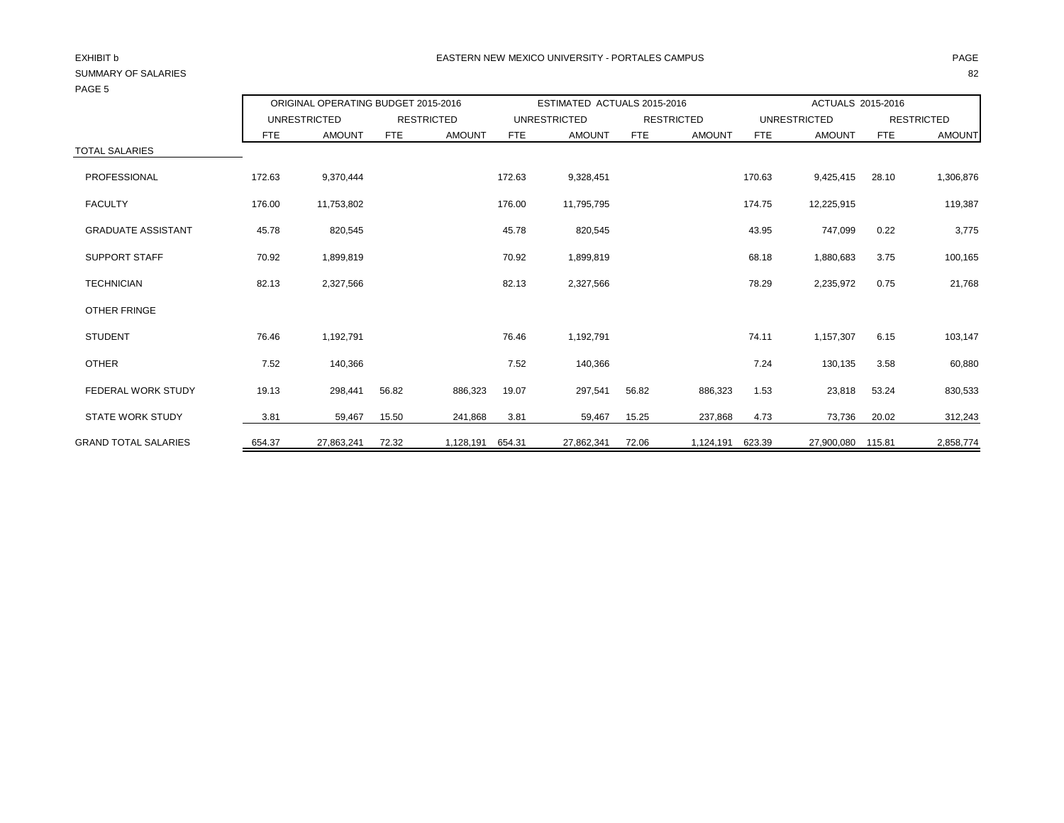EXHIBIT b

SUMMARY OF SALARIES

PAGE 5

EASTERN NEW MEXICO UNIVERSITY - PORTALES CAMPUS

| | ORIGINAL OPERATING BUDGET 2015-2016 | | | | ESTIMATED ACTUALS 2015-2016 | | | | ACTUALS 2015-2016 | | | |
|---|---|---|---|---|---|---|---|---|---|---|---|---|
| | UNRESTRICTED | | RESTRICTED | | UNRESTRICTED | | RESTRICTED | | UNRESTRICTED | | RESTRICTED | |
| | FTE | AMOUNT | FTE | AMOUNT | FTE | AMOUNT | FTE | AMOUNT | FTE | AMOUNT | FTE | AMOUNT |
| TOTAL SALARIES | | | | | | | | | | | | |
| PROFESSIONAL | 172.63 | 9,370,444 | | | 172.63 | 9,328,451 | | | 170.63 | 9,425,415 | 28.10 | 1,306,876 |
| FACULTY | 176.00 | 11,753,802 | | | 176.00 | 11,795,795 | | | 174.75 | 12,225,915 | | 119,387 |
| GRADUATE ASSISTANT | 45.78 | 820,545 | | | 45.78 | 820,545 | | | 43.95 | 747,099 | 0.22 | 3,775 |
| SUPPORT STAFF | 70.92 | 1,899,819 | | | 70.92 | 1,899,819 | | | 68.18 | 1,880,683 | 3.75 | 100,165 |
| TECHNICIAN | 82.13 | 2,327,566 | | | 82.13 | 2,327,566 | | | 78.29 | 2,235,972 | 0.75 | 21,768 |
| OTHER FRINGE | | | | | | | | | | | | |
| STUDENT | 76.46 | 1,192,791 | | | 76.46 | 1,192,791 | | | 74.11 | 1,157,307 | 6.15 | 103,147 |
| OTHER | 7.52 | 140,366 | | | 7.52 | 140,366 | | | 7.24 | 130,135 | 3.58 | 60,880 |
| FEDERAL WORK STUDY | 19.13 | 298,441 | 56.82 | 886,323 | 19.07 | 297,541 | 56.82 | 886,323 | 1.53 | 23,818 | 53.24 | 830,533 |
| STATE WORK STUDY | 3.81 | 59,467 | 15.50 | 241,868 | 3.81 | 59,467 | 15.25 | 237,868 | 4.73 | 73,736 | 20.02 | 312,243 |
| GRAND TOTAL SALARIES | 654.37 | 27,863,241 | 72.32 | 1,128,191 | 654.31 | 27,862,341 | 72.06 | 1,124,191 | 623.39 | 27,900,080 | 115.81 | 2,858,774 |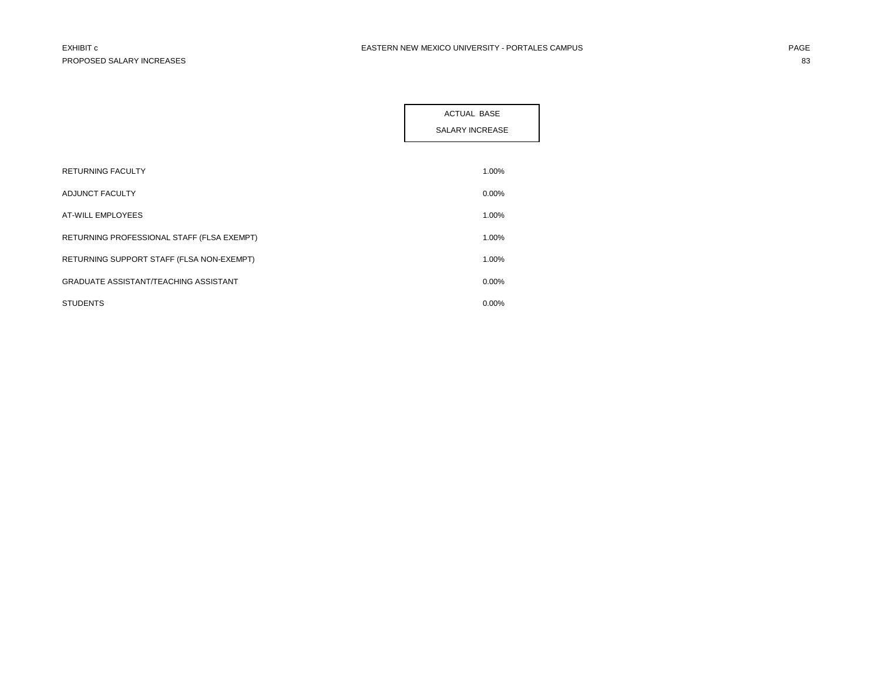EXHIBIT c
PROPOSED SALARY INCREASES

EASTERN NEW MEXICO UNIVERSITY - PORTALES CAMPUS

| | ACTUAL BASE SALARY INCREASE |
|---|---|
| RETURNING FACULTY | 1.00% |
| ADJUNCT FACULTY | 0.00% |
| AT-WILL EMPLOYEES | 1.00% |
| RETURNING PROFESSIONAL STAFF (FLSA EXEMPT) | 1.00% |
| RETURNING SUPPORT STAFF (FLSA NON-EXEMPT) | 1.00% |
| GRADUATE ASSISTANT/TEACHING ASSISTANT | 0.00% |
| STUDENTS | 0.00% |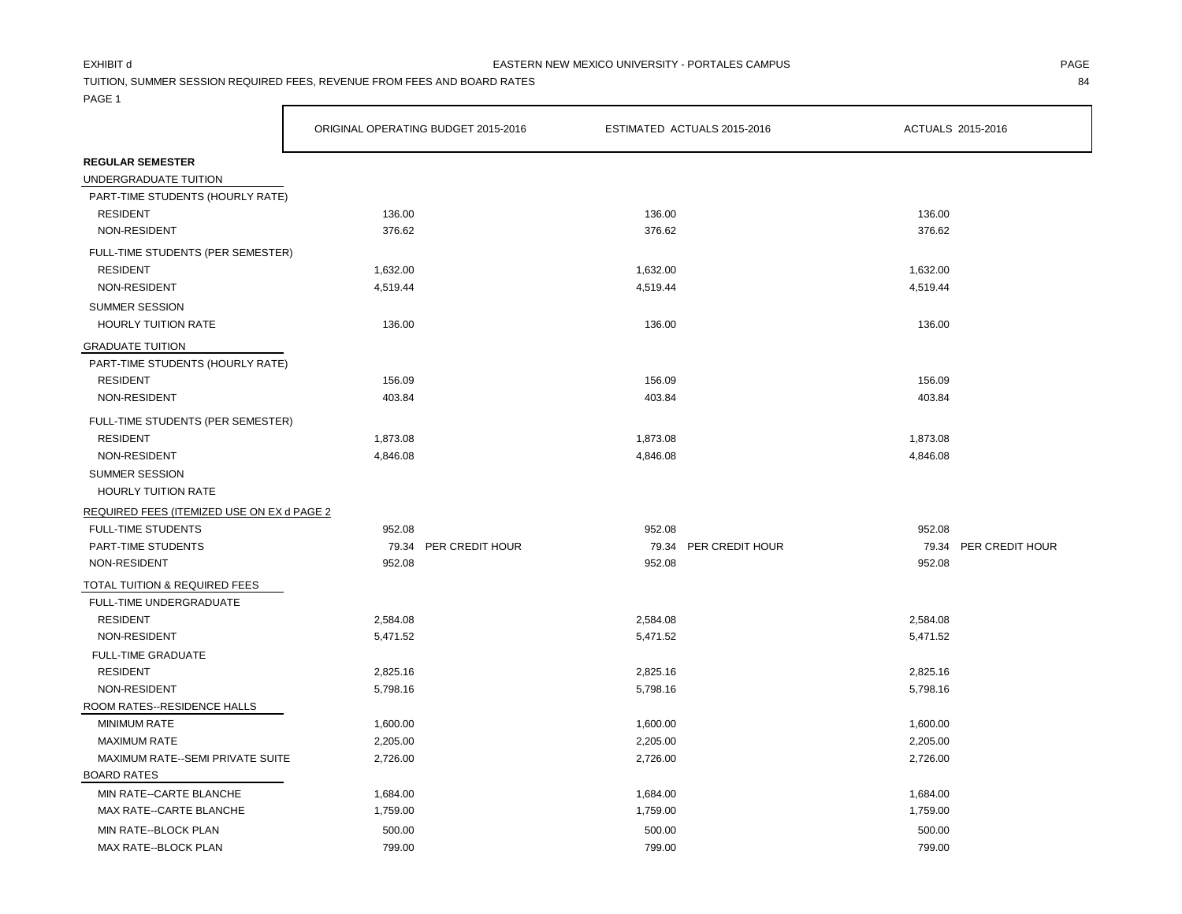EXHIBIT d

EASTERN NEW MEXICO UNIVERSITY - PORTALES CAMPUS

TUITION, SUMMER SESSION REQUIRED FEES, REVENUE FROM FEES AND BOARD RATES

PAGE 1

| | ORIGINAL OPERATING BUDGET 2015-2016 | ESTIMATED ACTUALS 2015-2016 | ACTUALS 2015-2016 |
|---|---|---|---|
| **REGULAR SEMESTER** | | | |
| UNDERGRADUATE TUITION | | | |
| PART-TIME STUDENTS (HOURLY RATE) | | | |
| RESIDENT | 136.00 | 136.00 | 136.00 |
| NON-RESIDENT | 376.62 | 376.62 | 376.62 |
| FULL-TIME STUDENTS (PER SEMESTER) | | | |
| RESIDENT | 1,632.00 | 1,632.00 | 1,632.00 |
| NON-RESIDENT | 4,519.44 | 4,519.44 | 4,519.44 |
| SUMMER SESSION | | | |
| HOURLY TUITION RATE | 136.00 | 136.00 | 136.00 |
| GRADUATE TUITION | | | |
| PART-TIME STUDENTS (HOURLY RATE) | | | |
| RESIDENT | 156.09 | 156.09 | 156.09 |
| NON-RESIDENT | 403.84 | 403.84 | 403.84 |
| FULL-TIME STUDENTS (PER SEMESTER) | | | |
| RESIDENT | 1,873.08 | 1,873.08 | 1,873.08 |
| NON-RESIDENT | 4,846.08 | 4,846.08 | 4,846.08 |
| SUMMER SESSION | | | |
| HOURLY TUITION RATE | | | |
| REQUIRED FEES (ITEMIZED USE ON EX d PAGE 2 | | | |
| FULL-TIME STUDENTS | 952.08 | 952.08 | 952.08 |
| PART-TIME STUDENTS | 79.34 PER CREDIT HOUR | 79.34 PER CREDIT HOUR | 79.34 PER CREDIT HOUR |
| NON-RESIDENT | 952.08 | 952.08 | 952.08 |
| TOTAL TUITION & REQUIRED FEES | | | |
| FULL-TIME UNDERGRADUATE | | | |
| RESIDENT | 2,584.08 | 2,584.08 | 2,584.08 |
| NON-RESIDENT | 5,471.52 | 5,471.52 | 5,471.52 |
| FULL-TIME GRADUATE | | | |
| RESIDENT | 2,825.16 | 2,825.16 | 2,825.16 |
| NON-RESIDENT | 5,798.16 | 5,798.16 | 5,798.16 |
| ROOM RATES--RESIDENCE HALLS | | | |
| MINIMUM RATE | 1,600.00 | 1,600.00 | 1,600.00 |
| MAXIMUM RATE | 2,205.00 | 2,205.00 | 2,205.00 |
| MAXIMUM RATE--SEMI PRIVATE SUITE | 2,726.00 | 2,726.00 | 2,726.00 |
| BOARD RATES | | | |
| MIN RATE--CARTE BLANCHE | 1,684.00 | 1,684.00 | 1,684.00 |
| MAX RATE--CARTE BLANCHE | 1,759.00 | 1,759.00 | 1,759.00 |
| MIN RATE--BLOCK PLAN | 500.00 | 500.00 | 500.00 |
| MAX RATE--BLOCK PLAN | 799.00 | 799.00 | 799.00 |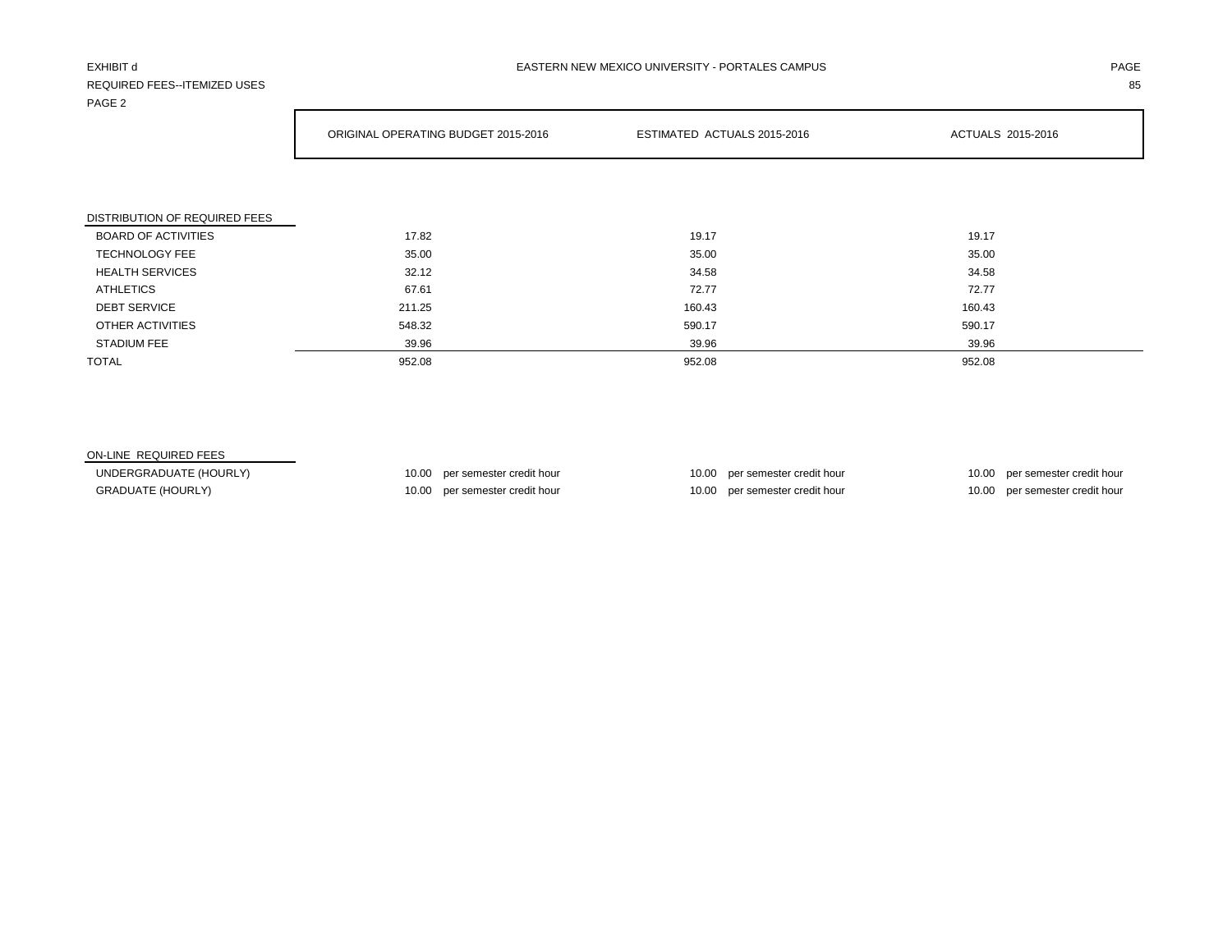EXHIBIT d
REQUIRED FEES--ITEMIZED USES
PAGE 2

EASTERN NEW MEXICO UNIVERSITY - PORTALES CAMPUS

| | ORIGINAL OPERATING BUDGET 2015-2016 | ESTIMATED ACTUALS 2015-2016 | ACTUALS 2015-2016 |
|---|---|---|---|
| **DISTRIBUTION OF REQUIRED FEES** | | | |
| BOARD OF ACTIVITIES | 17.82 | 19.17 | 19.17 |
| TECHNOLOGY FEE | 35.00 | 35.00 | 35.00 |
| HEALTH SERVICES | 32.12 | 34.58 | 34.58 |
| ATHLETICS | 67.61 | 72.77 | 72.77 |
| DEBT SERVICE | 211.25 | 160.43 | 160.43 |
| OTHER ACTIVITIES | 548.32 | 590.17 | 590.17 |
| STADIUM FEE | 39.96 | 39.96 | 39.96 |
| TOTAL | 952.08 | 952.08 | 952.08 |

| ON-LINE REQUIRED FEES | ORIGINAL OPERATING BUDGET 2015-2016 | ESTIMATED ACTUALS 2015-2016 | ACTUALS 2015-2016 |
|---|---|---|---|
| UNDERGRADUATE (HOURLY) | 10.00 per semester credit hour | 10.00 per semester credit hour | 10.00 per semester credit hour |
| GRADUATE (HOURLY) | 10.00 per semester credit hour | 10.00 per semester credit hour | 10.00 per semester credit hour |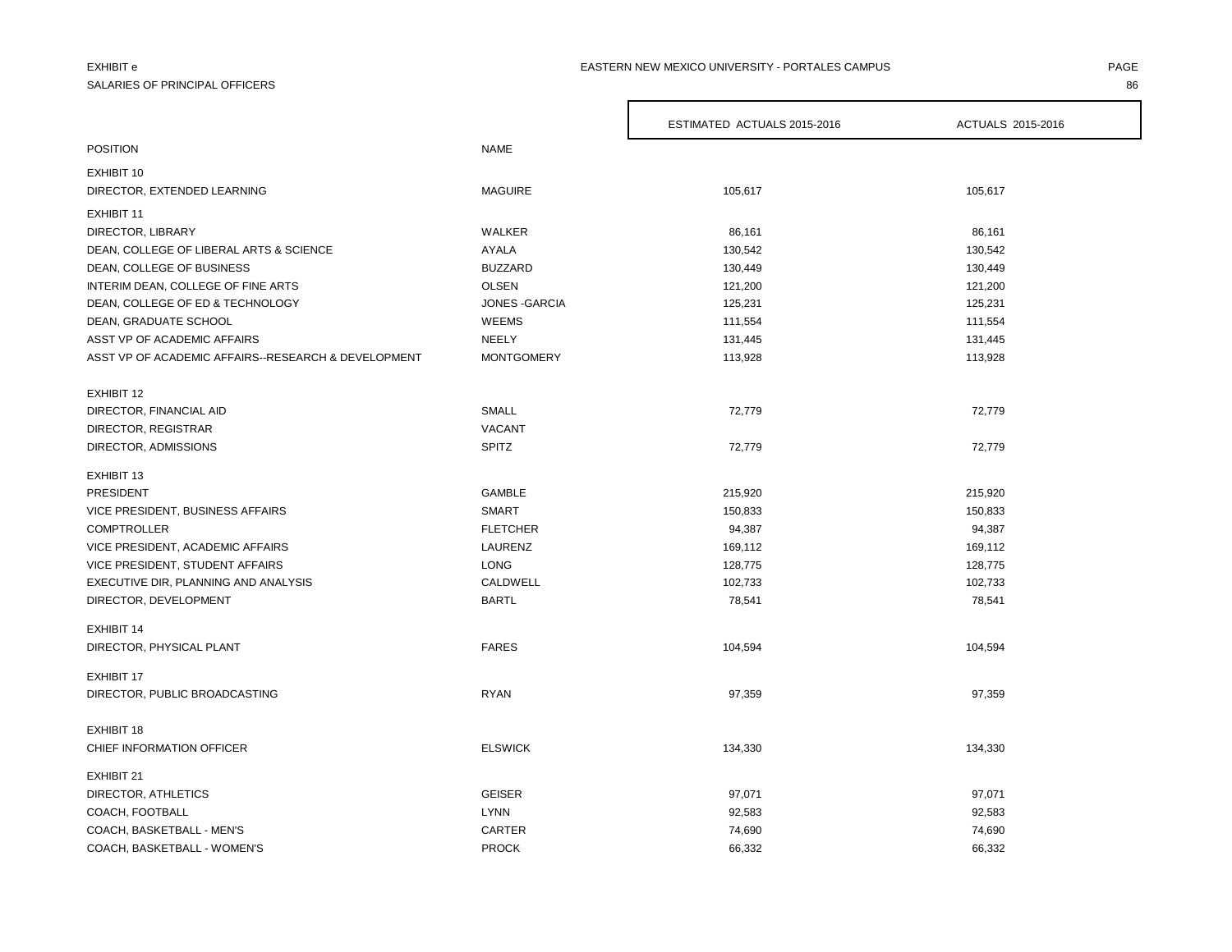EXHIBIT e
SALARIES OF PRINCIPAL OFFICERS

EASTERN NEW MEXICO UNIVERSITY - PORTALES CAMPUS

| POSITION | NAME | ESTIMATED ACTUALS 2015-2016 | ACTUALS 2015-2016 |
|---|---|---|---|
| EXHIBIT 10 | | | |
| DIRECTOR, EXTENDED LEARNING | MAGUIRE | 105,617 | 105,617 |
| EXHIBIT 11 | | | |
| DIRECTOR, LIBRARY | WALKER | 86,161 | 86,161 |
| DEAN, COLLEGE OF LIBERAL ARTS & SCIENCE | AYALA | 130,542 | 130,542 |
| DEAN, COLLEGE OF BUSINESS | BUZZARD | 130,449 | 130,449 |
| INTERIM DEAN, COLLEGE OF FINE ARTS | OLSEN | 121,200 | 121,200 |
| DEAN, COLLEGE OF ED & TECHNOLOGY | JONES -GARCIA | 125,231 | 125,231 |
| DEAN, GRADUATE SCHOOL | WEEMS | 111,554 | 111,554 |
| ASST VP OF ACADEMIC AFFAIRS | NEELY | 131,445 | 131,445 |
| ASST VP OF ACADEMIC AFFAIRS--RESEARCH & DEVELOPMENT | MONTGOMERY | 113,928 | 113,928 |
| EXHIBIT 12 | | | |
| DIRECTOR, FINANCIAL AID | SMALL | 72,779 | 72,779 |
| DIRECTOR, REGISTRAR | VACANT | | |
| DIRECTOR, ADMISSIONS | SPITZ | 72,779 | 72,779 |
| EXHIBIT 13 | | | |
| PRESIDENT | GAMBLE | 215,920 | 215,920 |
| VICE PRESIDENT, BUSINESS AFFAIRS | SMART | 150,833 | 150,833 |
| COMPTROLLER | FLETCHER | 94,387 | 94,387 |
| VICE PRESIDENT, ACADEMIC AFFAIRS | LAURENZ | 169,112 | 169,112 |
| VICE PRESIDENT, STUDENT AFFAIRS | LONG | 128,775 | 128,775 |
| EXECUTIVE DIR, PLANNING AND ANALYSIS | CALDWELL | 102,733 | 102,733 |
| DIRECTOR, DEVELOPMENT | BARTL | 78,541 | 78,541 |
| EXHIBIT 14 | | | |
| DIRECTOR, PHYSICAL PLANT | FARES | 104,594 | 104,594 |
| EXHIBIT 17 | | | |
| DIRECTOR, PUBLIC BROADCASTING | RYAN | 97,359 | 97,359 |
| EXHIBIT 18 | | | |
| CHIEF INFORMATION OFFICER | ELSWICK | 134,330 | 134,330 |
| EXHIBIT 21 | | | |
| DIRECTOR, ATHLETICS | GEISER | 97,071 | 97,071 |
| COACH, FOOTBALL | LYNN | 92,583 | 92,583 |
| COACH, BASKETBALL - MEN'S | CARTER | 74,690 | 74,690 |
| COACH, BASKETBALL - WOMEN'S | PROCK | 66,332 | 66,332 |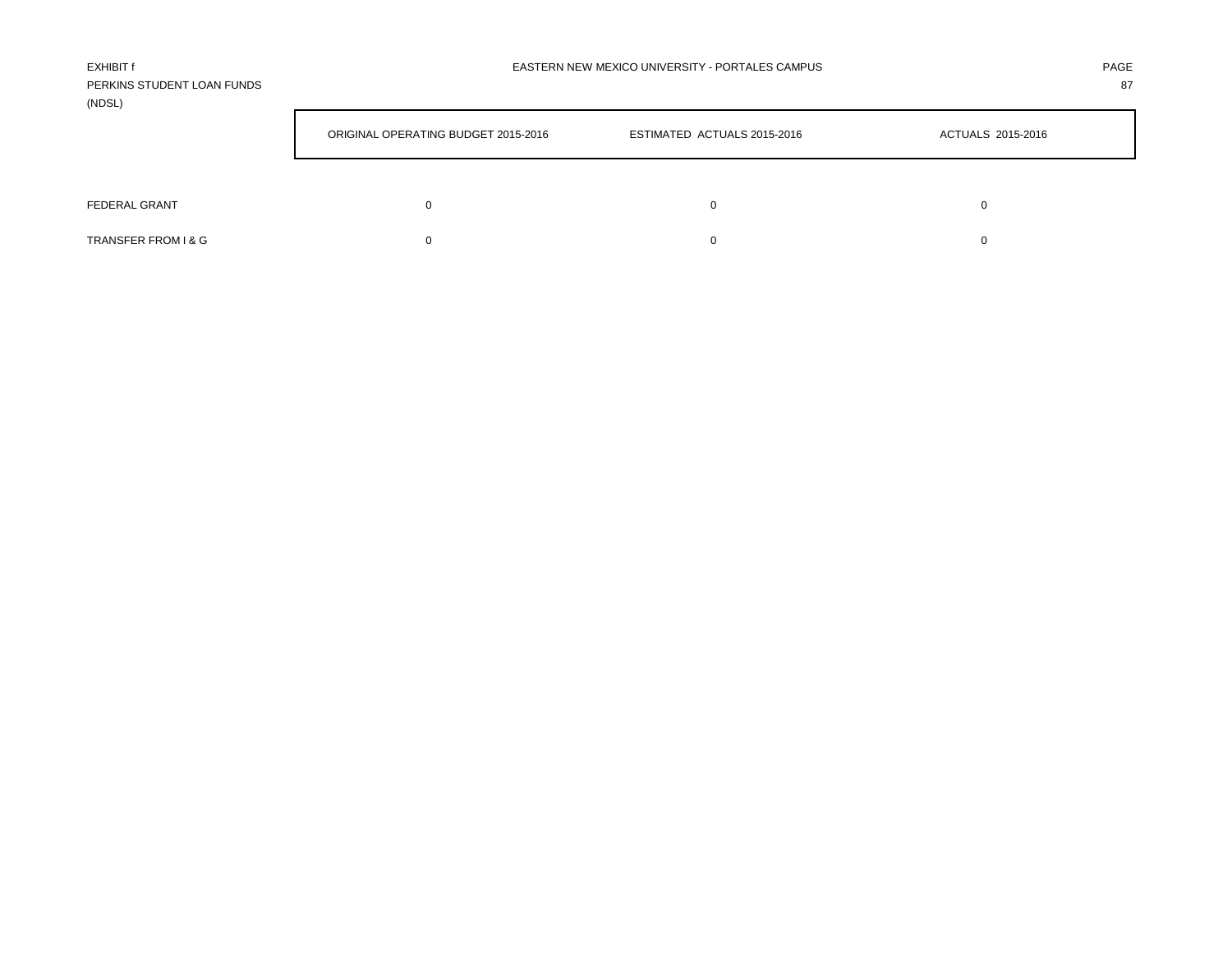EXHIBIT f

PERKINS STUDENT LOAN FUNDS
(NDSL)

EASTERN NEW MEXICO UNIVERSITY - PORTALES CAMPUS

| | ORIGINAL OPERATING BUDGET 2015-2016 | ESTIMATED ACTUALS 2015-2016 | ACTUALS 2015-2016 |
|---|---|---|---|
| FEDERAL GRANT | 0 | 0 | 0 |
| TRANSFER FROM I & G | 0 | 0 | 0 |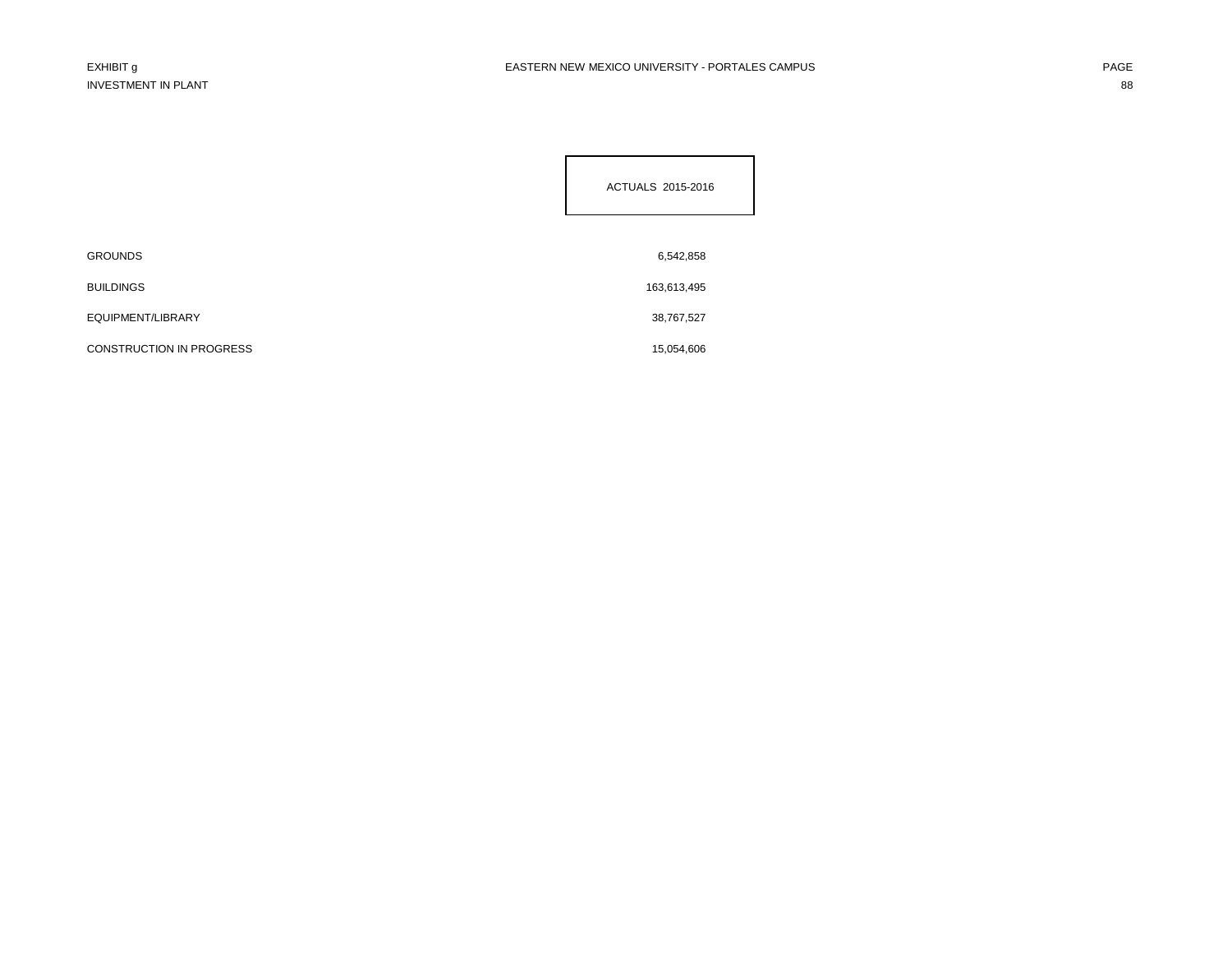EXHIBIT g

INVESTMENT IN PLANT

EASTERN NEW MEXICO UNIVERSITY - PORTALES CAMPUS

| | ACTUALS 2015-2016 |
|---|---|
| GROUNDS | 6,542,858 |
| BUILDINGS | 163,613,495 |
| EQUIPMENT/LIBRARY | 38,767,527 |
| CONSTRUCTION IN PROGRESS | 15,054,606 |